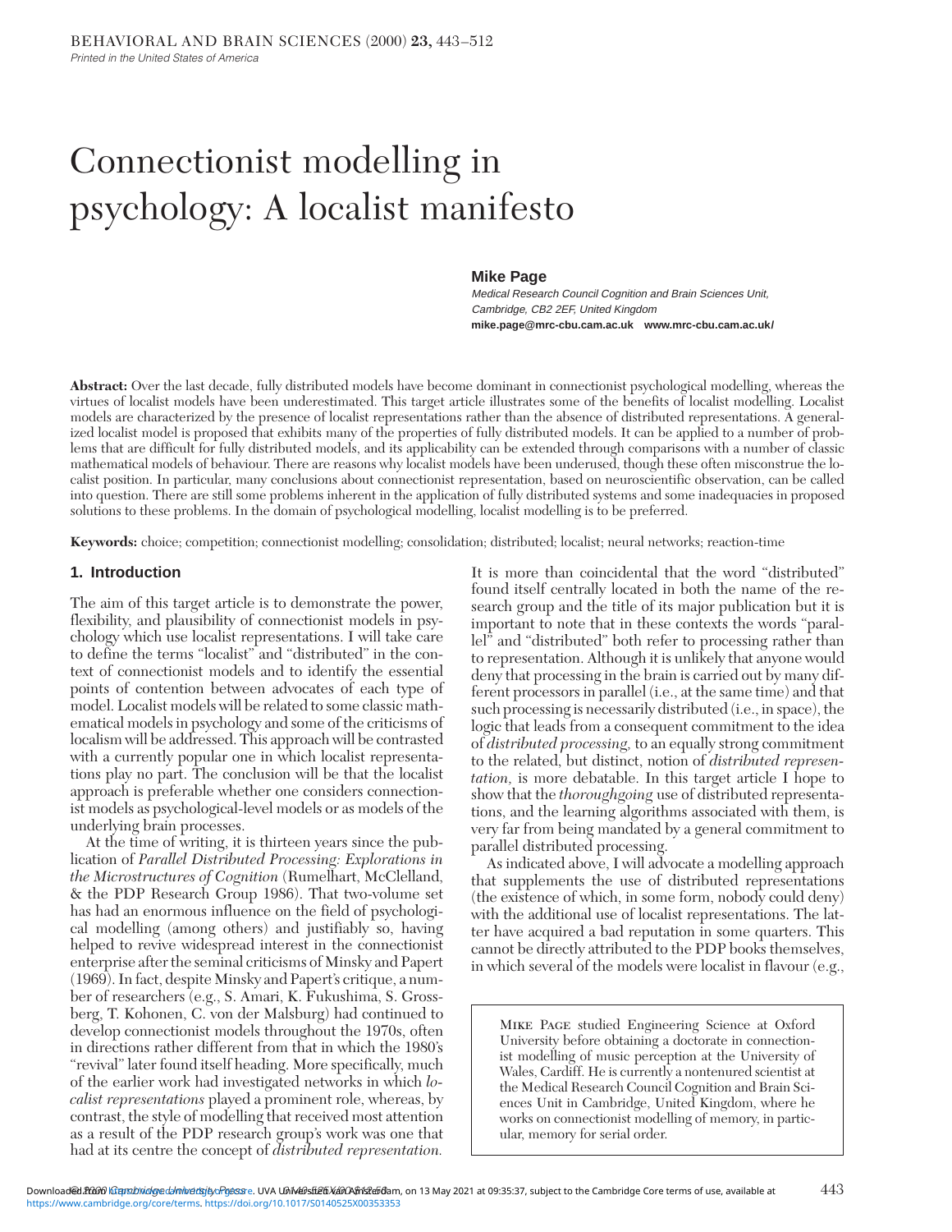# Connectionist modelling in psychology: A localist manifesto

**Mike Page**

*Medical Research Council Cognition and Brain Sciences Unit, Cambridge, CB2 2EF, United Kingdom*
**mike.page@mrc-cbu.cam.ac.uk www.mrc-cbu.cam.ac.uk/**

**Abstract:** Over the last decade, fully distributed models have become dominant in connectionist psychological modelling, whereas the virtues of localist models have been underestimated. This target article illustrates some of the benefits of localist modelling. Localist models are characterized by the presence of localist representations rather than the absence of distributed representations. A generalized localist model is proposed that exhibits many of the properties of fully distributed models. It can be applied to a number of problems that are difficult for fully distributed models, and its applicability can be extended through comparisons with a number of classic mathematical models of behaviour. There are reasons why localist models have been underused, though these often misconstrue the localist position. In particular, many conclusions about connectionist representation, based on neuroscientific observation, can be called into question. There are still some problems inherent in the application of fully distributed systems and some inadequacies in proposed solutions to these problems. In the domain of psychological modelling, localist modelling is to be preferred.

**Keywords:** choice; competition; connectionist modelling; consolidation; distributed; localist; neural networks; reaction-time

## 1. Introduction

The aim of this target article is to demonstrate the power, flexibility, and plausibility of connectionist models in psychology which use localist representations. I will take care to define the terms "localist" and "distributed" in the context of connectionist models and to identify the essential points of contention between advocates of each type of model. Localist models will be related to some classic mathematical models in psychology and some of the criticisms of localism will be addressed. This approach will be contrasted with a currently popular one in which localist representations play no part. The conclusion will be that the localist approach is preferable whether one considers connectionist models as psychological-level models or as models of the underlying brain processes.

At the time of writing, it is thirteen years since the publication of *Parallel Distributed Processing: Explorations in the Microstructures of Cognition* (Rumelhart, McClelland, & the PDP Research Group 1986). That two-volume set has had an enormous influence on the field of psychological modelling (among others) and justifiably so, having helped to revive widespread interest in the connectionist enterprise after the seminal criticisms of Minsky and Papert (1969). In fact, despite Minsky and Papert's critique, a number of researchers (e.g., S. Amari, K. Fukushima, S. Grossberg, T. Kohonen, C. von der Malsburg) had continued to develop connectionist models throughout the 1970s, often in directions rather different from that in which the 1980's "revival" later found itself heading. More specifically, much of the earlier work had investigated networks in which *localist representations* played a prominent role, whereas, by contrast, the style of modelling that received most attention as a result of the PDP research group's work was one that had at its centre the concept of *distributed representation.*

It is more than coincidental that the word "distributed" found itself centrally located in both the name of the research group and the title of its major publication but it is important to note that in these contexts the words "parallel" and "distributed" both refer to processing rather than to representation. Although it is unlikely that anyone would deny that processing in the brain is carried out by many different processors in parallel (i.e., at the same time) and that such processing is necessarily distributed (i.e., in space), the logic that leads from a consequent commitment to the idea of *distributed processing,* to an equally strong commitment to the related, but distinct, notion of *distributed representation,* is more debatable. In this target article I hope to show that the *thoroughgoing* use of distributed representations, and the learning algorithms associated with them, is very far from being mandated by a general commitment to parallel distributed processing.

As indicated above, I will advocate a modelling approach that supplements the use of distributed representations (the existence of which, in some form, nobody could deny) with the additional use of localist representations. The latter have acquired a bad reputation in some quarters. This cannot be directly attributed to the PDP books themselves, in which several of the models were localist in flavour (e.g.,

MIKE PAGE studied Engineering Science at Oxford University before obtaining a doctorate in connectionist modelling of music perception at the University of Wales, Cardiff. He is currently a nontenured scientist at the Medical Research Council Cognition and Brain Sciences Unit in Cambridge, United Kingdom, where he works on connectionist modelling of memory, in particular, memory for serial order.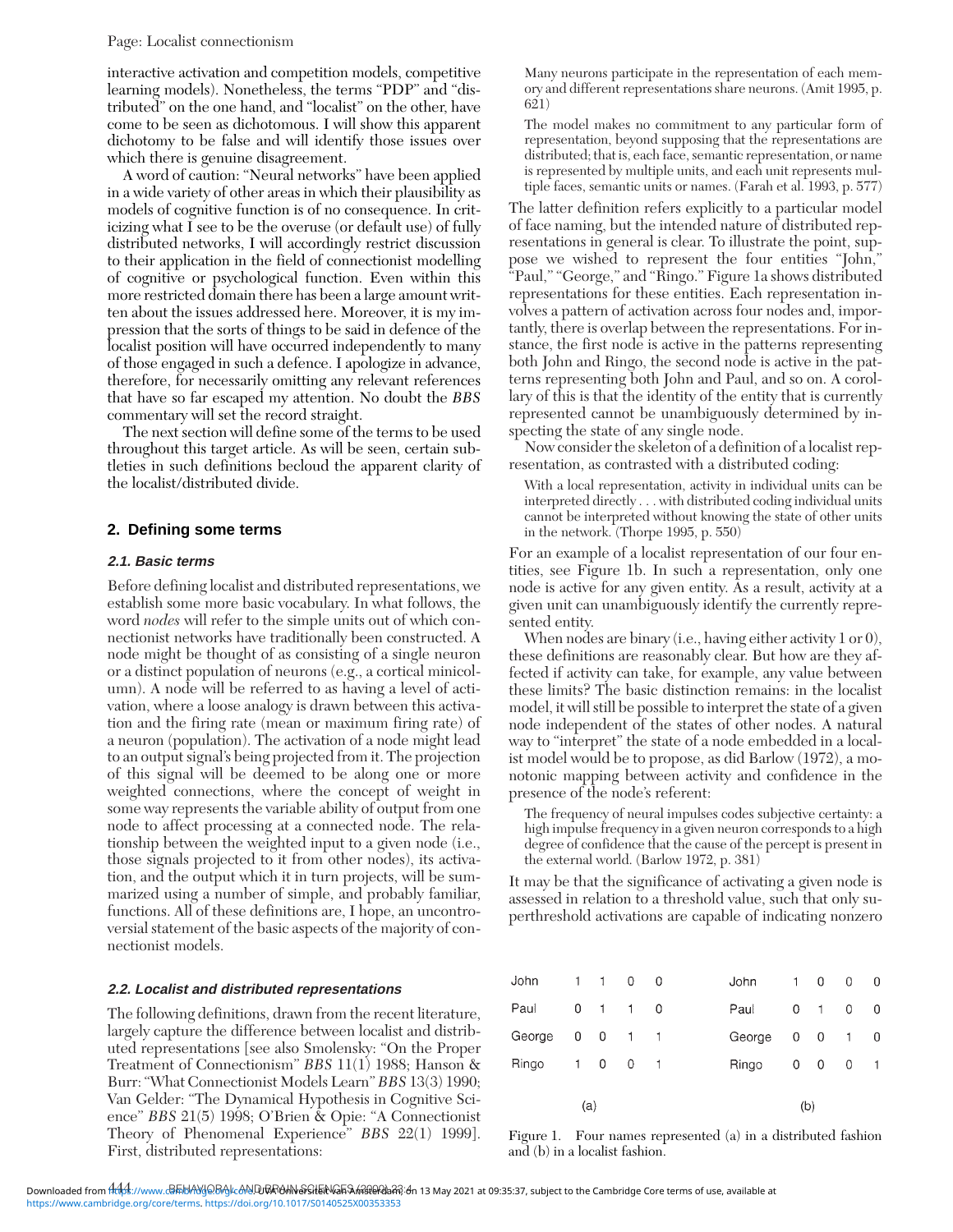interactive activation and competition models, competitive learning models). Nonetheless, the terms "PDP" and "distributed" on the one hand, and "localist" on the other, have come to be seen as dichotomous. I will show this apparent dichotomy to be false and will identify those issues over which there is genuine disagreement.

A word of caution: "Neural networks" have been applied in a wide variety of other areas in which their plausibility as models of cognitive function is of no consequence. In criticizing what I see to be the overuse (or default use) of fully distributed networks, I will accordingly restrict discussion to their application in the field of connectionist modelling of cognitive or psychological function. Even within this more restricted domain there has been a large amount written about the issues addressed here. Moreover, it is my impression that the sorts of things to be said in defence of the localist position will have occurred independently to many of those engaged in such a defence. I apologize in advance, therefore, for necessarily omitting any relevant references that have so far escaped my attention. No doubt the *BBS* commentary will set the record straight.

The next section will define some of the terms to be used throughout this target article. As will be seen, certain subtleties in such definitions becloud the apparent clarity of the localist/distributed divide.

## 2. Defining some terms

### 2.1. Basic terms

Before defining localist and distributed representations, we establish some more basic vocabulary. In what follows, the word *nodes* will refer to the simple units out of which connectionist networks have traditionally been constructed. A node might be thought of as consisting of a single neuron or a distinct population of neurons (e.g., a cortical minicolumn). A node will be referred to as having a level of activation, where a loose analogy is drawn between this activation and the firing rate (mean or maximum firing rate) of a neuron (population). The activation of a node might lead to an output signal's being projected from it. The projection of this signal will be deemed to be along one or more weighted connections, where the concept of weight in some way represents the variable ability of output from one node to affect processing at a connected node. The relationship between the weighted input to a given node (i.e., those signals projected to it from other nodes), its activation, and the output which it in turn projects, will be summarized using a number of simple, and probably familiar, functions. All of these definitions are, I hope, an uncontroversial statement of the basic aspects of the majority of connectionist models.

### 2.2. Localist and distributed representations

The following definitions, drawn from the recent literature, largely capture the difference between localist and distributed representations [see also Smolensky: "On the Proper Treatment of Connectionism" *BBS* 11(1) 1988; Hanson & Burr: "What Connectionist Models Learn" *BBS* 13(3) 1990; Van Gelder: "The Dynamical Hypothesis in Cognitive Science" *BBS* 21(5) 1998; O'Brien & Opie: "A Connectionist Theory of Phenomenal Experience" *BBS* 22(1) 1999]. First, distributed representations:

> Many neurons participate in the representation of each memory and different representations share neurons. (Amit 1995, p. 621)

> The model makes no commitment to any particular form of representation, beyond supposing that the representations are distributed; that is, each face, semantic representation, or name is represented by multiple units, and each unit represents multiple faces, semantic units or names. (Farah et al. 1993, p. 577)

The latter definition refers explicitly to a particular model of face naming, but the intended nature of distributed representations in general is clear. To illustrate the point, suppose we wished to represent the four entities "John," "Paul," "George," and "Ringo." Figure 1a shows distributed representations for these entities. Each representation involves a pattern of activation across four nodes and, importantly, there is overlap between the representations. For instance, the first node is active in the patterns representing both John and Ringo, the second node is active in the patterns representing both John and Paul, and so on. A corollary of this is that the identity of the entity that is currently represented cannot be unambiguously determined by inspecting the state of any single node.

Now consider the skeleton of a definition of a localist representation, as contrasted with a distributed coding:

> With a local representation, activity in individual units can be interpreted directly . . . with distributed coding individual units cannot be interpreted without knowing the state of other units in the network. (Thorpe 1995, p. 550)

For an example of a localist representation of our four entities, see Figure 1b. In such a representation, only one node is active for any given entity. As a result, activity at a given unit can unambiguously identify the currently represented entity.

When nodes are binary (i.e., having either activity 1 or 0), these definitions are reasonably clear. But how are they affected if activity can take, for example, any value between these limits? The basic distinction remains: in the localist model, it will still be possible to interpret the state of a given node independent of the states of other nodes. A natural way to "interpret" the state of a node embedded in a localist model would be to propose, as did Barlow (1972), a monotonic mapping between activity and confidence in the presence of the node's referent:

> The frequency of neural impulses codes subjective certainty: a high impulse frequency in a given neuron corresponds to a high degree of confidence that the cause of the percept is present in the external world. (Barlow 1972, p. 381)

It may be that the significance of activating a given node is assessed in relation to a threshold value, such that only superthreshold activations are capable of indicating nonzero

(a)

| | | | | |
|---|---|---|---|---|
| John | 1 | 1 | 0 | 0 |
| Paul | 0 | 1 | 1 | 0 |
| George | 0 | 0 | 1 | 1 |
| Ringo | 1 | 0 | 0 | 1 |

(b)

| | | | | |
|---|---|---|---|---|
| John | 1 | 0 | 0 | 0 |
| Paul | 0 | 1 | 0 | 0 |
| George | 0 | 0 | 1 | 0 |
| Ringo | 0 | 0 | 0 | 1 |

Figure 1. Four names represented (a) in a distributed fashion and (b) in a localist fashion.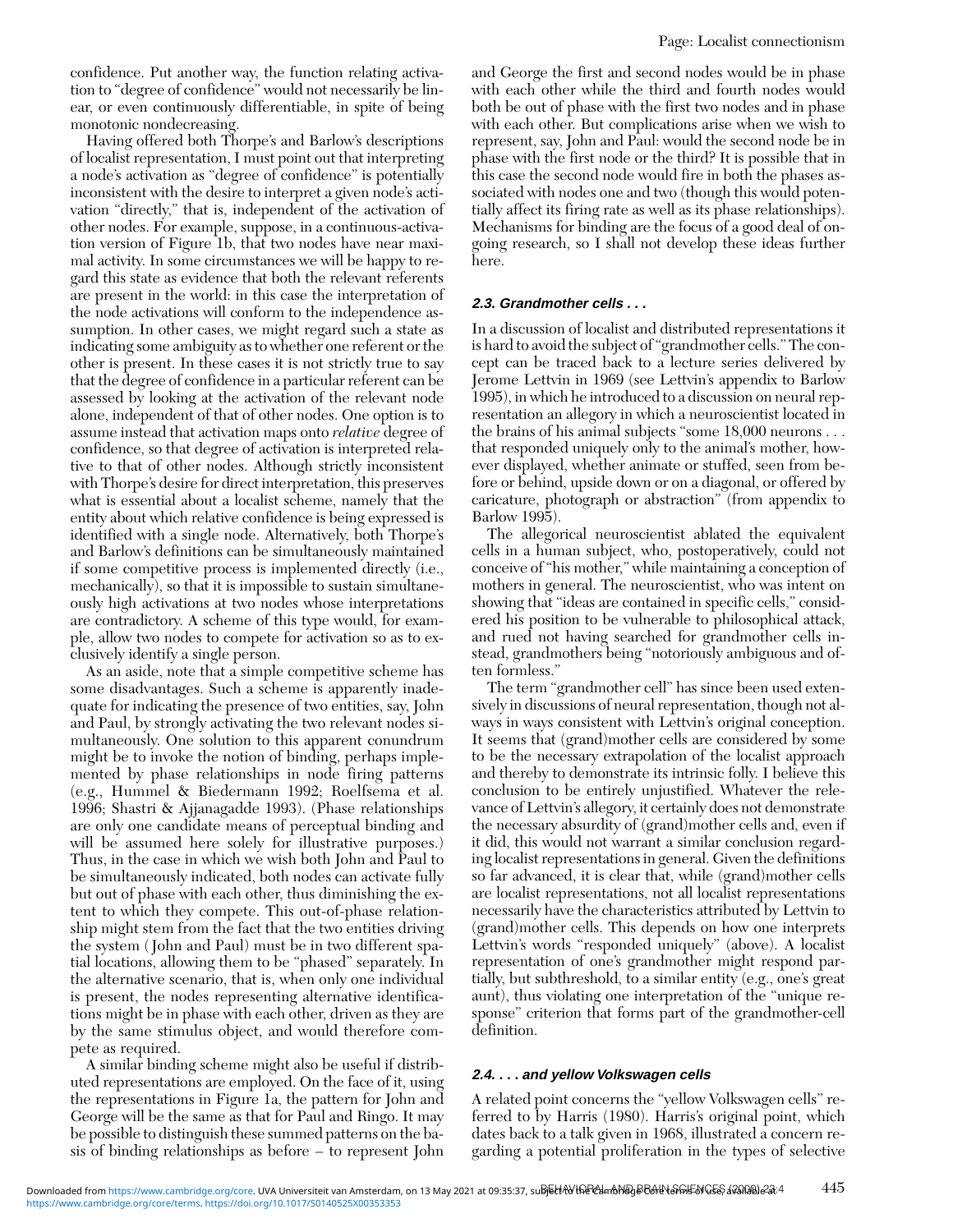confidence. Put another way, the function relating activation to "degree of confidence" would not necessarily be linear, or even continuously differentiable, in spite of being monotonic nondecreasing.

Having offered both Thorpe's and Barlow's descriptions of localist representation, I must point out that interpreting a node's activation as "degree of confidence" is potentially inconsistent with the desire to interpret a given node's activation "directly," that is, independent of the activation of other nodes. For example, suppose, in a continuous-activation version of Figure 1b, that two nodes have near maximal activity. In some circumstances we will be happy to regard this state as evidence that both the relevant referents are present in the world: in this case the interpretation of the node activations will conform to the independence assumption. In other cases, we might regard such a state as indicating some ambiguity as to whether one referent or the other is present. In these cases it is not strictly true to say that the degree of confidence in a particular referent can be assessed by looking at the activation of the relevant node alone, independent of that of other nodes. One option is to assume instead that activation maps onto *relative* degree of confidence, so that degree of activation is interpreted relative to that of other nodes. Although strictly inconsistent with Thorpe's desire for direct interpretation, this preserves what is essential about a localist scheme, namely that the entity about which relative confidence is being expressed is identified with a single node. Alternatively, both Thorpe's and Barlow's definitions can be simultaneously maintained if some competitive process is implemented directly (i.e., mechanically), so that it is impossible to sustain simultaneously high activations at two nodes whose interpretations are contradictory. A scheme of this type would, for example, allow two nodes to compete for activation so as to exclusively identify a single person.

As an aside, note that a simple competitive scheme has some disadvantages. Such a scheme is apparently inadequate for indicating the presence of two entities, say, John and Paul, by strongly activating the two relevant nodes simultaneously. One solution to this apparent conundrum might be to invoke the notion of binding, perhaps implemented by phase relationships in node firing patterns (e.g., Hummel & Biedermann 1992; Roelfsema et al. 1996; Shastri & Ajjanagadde 1993). (Phase relationships are only one candidate means of perceptual binding and will be assumed here solely for illustrative purposes.) Thus, in the case in which we wish both John and Paul to be simultaneously indicated, both nodes can activate fully but out of phase with each other, thus diminishing the extent to which they compete. This out-of-phase relationship might stem from the fact that the two entities driving the system (John and Paul) must be in two different spatial locations, allowing them to be "phased" separately. In the alternative scenario, that is, when only one individual is present, the nodes representing alternative identifications might be in phase with each other, driven as they are by the same stimulus object, and would therefore compete as required.

A similar binding scheme might also be useful if distributed representations are employed. On the face of it, using the representations in Figure 1a, the pattern for John and George will be the same as that for Paul and Ringo. It may be possible to distinguish these summed patterns on the basis of binding relationships as before – to represent John and George the first and second nodes would be in phase with each other while the third and fourth nodes would both be out of phase with the first two nodes and in phase with each other. But complications arise when we wish to represent, say, John and Paul: would the second node be in phase with the first node or the third? It is possible that in this case the second node would fire in both the phases associated with nodes one and two (though this would potentially affect its firing rate as well as its phase relationships). Mechanisms for binding are the focus of a good deal of ongoing research, so I shall not develop these ideas further here.

### 2.3. Grandmother cells . . .

In a discussion of localist and distributed representations it is hard to avoid the subject of "grandmother cells." The concept can be traced back to a lecture series delivered by Jerome Lettvin in 1969 (see Lettvin's appendix to Barlow 1995), in which he introduced to a discussion on neural representation an allegory in which a neuroscientist located in the brains of his animal subjects "some 18,000 neurons . . . that responded uniquely only to the animal's mother, however displayed, whether animate or stuffed, seen from before or behind, upside down or on a diagonal, or offered by caricature, photograph or abstraction" (from appendix to Barlow 1995).

The allegorical neuroscientist ablated the equivalent cells in a human subject, who, postoperatively, could not conceive of "his mother," while maintaining a conception of mothers in general. The neuroscientist, who was intent on showing that "ideas are contained in specific cells," considered his position to be vulnerable to philosophical attack, and rued not having searched for grandmother cells instead, grandmothers being "notoriously ambiguous and often formless."

The term "grandmother cell" has since been used extensively in discussions of neural representation, though not always in ways consistent with Lettvin's original conception. It seems that (grand)mother cells are considered by some to be the necessary extrapolation of the localist approach and thereby to demonstrate its intrinsic folly. I believe this conclusion to be entirely unjustified. Whatever the relevance of Lettvin's allegory, it certainly does not demonstrate the necessary absurdity of (grand)mother cells and, even if it did, this would not warrant a similar conclusion regarding localist representations in general. Given the definitions so far advanced, it is clear that, while (grand)mother cells are localist representations, not all localist representations necessarily have the characteristics attributed by Lettvin to (grand)mother cells. This depends on how one interprets Lettvin's words "responded uniquely" (above). A localist representation of one's grandmother might respond partially, but subthreshold, to a similar entity (e.g., one's great aunt), thus violating one interpretation of the "unique response" criterion that forms part of the grandmother-cell definition.

### 2.4. . . . and yellow Volkswagen cells

A related point concerns the "yellow Volkswagen cells" referred to by Harris (1980). Harris's original point, which dates back to a talk given in 1968, illustrated a concern regarding a potential proliferation in the types of selective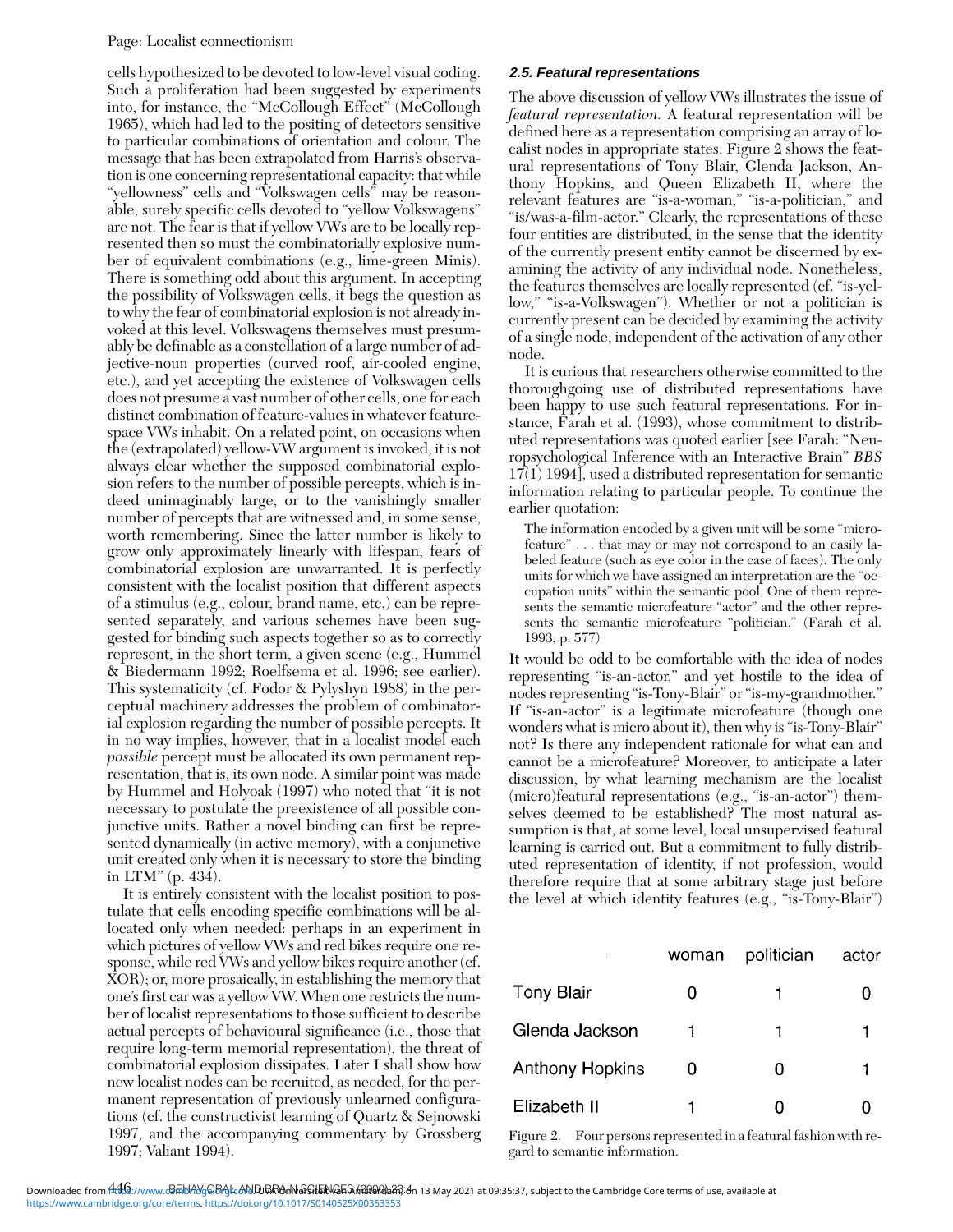cells hypothesized to be devoted to low-level visual coding. Such a proliferation had been suggested by experiments into, for instance, the "McCollough Effect" (McCollough 1965), which had led to the positing of detectors sensitive to particular combinations of orientation and colour. The message that has been extrapolated from Harris's observation is one concerning representational capacity: that while "yellowness" cells and "Volkswagen cells" may be reasonable, surely specific cells devoted to "yellow Volkswagens" are not. The fear is that if yellow VWs are to be locally represented then so must the combinatorially explosive number of equivalent combinations (e.g., lime-green Minis). There is something odd about this argument. In accepting the possibility of Volkswagen cells, it begs the question as to why the fear of combinatorial explosion is not already invoked at this level. Volkswagens themselves must presumably be definable as a constellation of a large number of adjective-noun properties (curved roof, air-cooled engine, etc.), and yet accepting the existence of Volkswagen cells does not presume a vast number of other cells, one for each distinct combination of feature-values in whatever feature-space VWs inhabit. On a related point, on occasions when the (extrapolated) yellow-VW argument is invoked, it is not always clear whether the supposed combinatorial explosion refers to the number of possible percepts, which is indeed unimaginably large, or to the vanishingly smaller number of percepts that are witnessed and, in some sense, worth remembering. Since the latter number is likely to grow only approximately linearly with lifespan, fears of combinatorial explosion are unwarranted. It is perfectly consistent with the localist position that different aspects of a stimulus (e.g., colour, brand name, etc.) can be represented separately, and various schemes have been suggested for binding such aspects together so as to correctly represent, in the short term, a given scene (e.g., Hummel & Biedermann 1992; Roelfsema et al. 1996; see earlier). This systematicity (cf. Fodor & Pylyshyn 1988) in the perceptual machinery addresses the problem of combinatorial explosion regarding the number of possible percepts. It in no way implies, however, that in a localist model each *possible* percept must be allocated its own permanent representation, that is, its own node. A similar point was made by Hummel and Holyoak (1997) who noted that "it is not necessary to postulate the preexistence of all possible conjunctive units. Rather a novel binding can first be represented dynamically (in active memory), with a conjunctive unit created only when it is necessary to store the binding in LTM" (p. 434).

It is entirely consistent with the localist position to postulate that cells encoding specific combinations will be allocated only when needed: perhaps in an experiment in which pictures of yellow VWs and red bikes require one response, while red VWs and yellow bikes require another (cf. XOR); or, more prosaically, in establishing the memory that one's first car was a yellow VW. When one restricts the number of localist representations to those sufficient to describe actual percepts of behavioural significance (i.e., those that require long-term memorial representation), the threat of combinatorial explosion dissipates. Later I shall show how new localist nodes can be recruited, as needed, for the permanent representation of previously unlearned configurations (cf. the constructivist learning of Quartz & Sejnowski 1997, and the accompanying commentary by Grossberg 1997; Valiant 1994).

### 2.5. Featural representations

The above discussion of yellow VWs illustrates the issue of *featural representation.* A featural representation will be defined here as a representation comprising an array of localist nodes in appropriate states. Figure 2 shows the featural representations of Tony Blair, Glenda Jackson, Anthony Hopkins, and Queen Elizabeth II, where the relevant features are "is-a-woman," "is-a-politician," and "is/was-a-film-actor." Clearly, the representations of these four entities are distributed, in the sense that the identity of the currently present entity cannot be discerned by examining the activity of any individual node. Nonetheless, the features themselves are locally represented (cf. "is-yellow," "is-a-Volkswagen"). Whether or not a politician is currently present can be decided by examining the activity of a single node, independent of the activation of any other node.

It is curious that researchers otherwise committed to the thoroughgoing use of distributed representations have been happy to use such featural representations. For instance, Farah et al. (1993), whose commitment to distributed representations was quoted earlier [see Farah: "Neuropsychological Inference with an Interactive Brain" *BBS* 17(1) 1994], used a distributed representation for semantic information relating to particular people. To continue the earlier quotation:

> The information encoded by a given unit will be some "microfeature" . . . that may or may not correspond to an easily labeled feature (such as eye color in the case of faces). The only units for which we have assigned an interpretation are the "occupation units" within the semantic pool. One of them represents the semantic microfeature "actor" and the other represents the semantic microfeature "politician." (Farah et al. 1993, p. 577)

It would be odd to be comfortable with the idea of nodes representing "is-an-actor," and yet hostile to the idea of nodes representing "is-Tony-Blair" or "is-my-grandmother." If "is-an-actor" is a legitimate microfeature (though one wonders what is micro about it), then why is "is-Tony-Blair" not? Is there any independent rationale for what can and cannot be a microfeature? Moreover, to anticipate a later discussion, by what learning mechanism are the localist (micro)featural representations (e.g., "is-an-actor") themselves deemed to be established? The most natural assumption is that, at some level, local unsupervised featural learning is carried out. But a commitment to fully distributed representation of identity, if not profession, would therefore require that at some arbitrary stage just before the level at which identity features (e.g., "is-Tony-Blair")

| | woman | politician | actor |
|---|---|---|---|
| Tony Blair | 0 | 1 | 0 |
| Glenda Jackson | 1 | 1 | 1 |
| Anthony Hopkins | 0 | 0 | 1 |
| Elizabeth II | 1 | 0 | 0 |

Figure 2. Four persons represented in a featural fashion with regard to semantic information.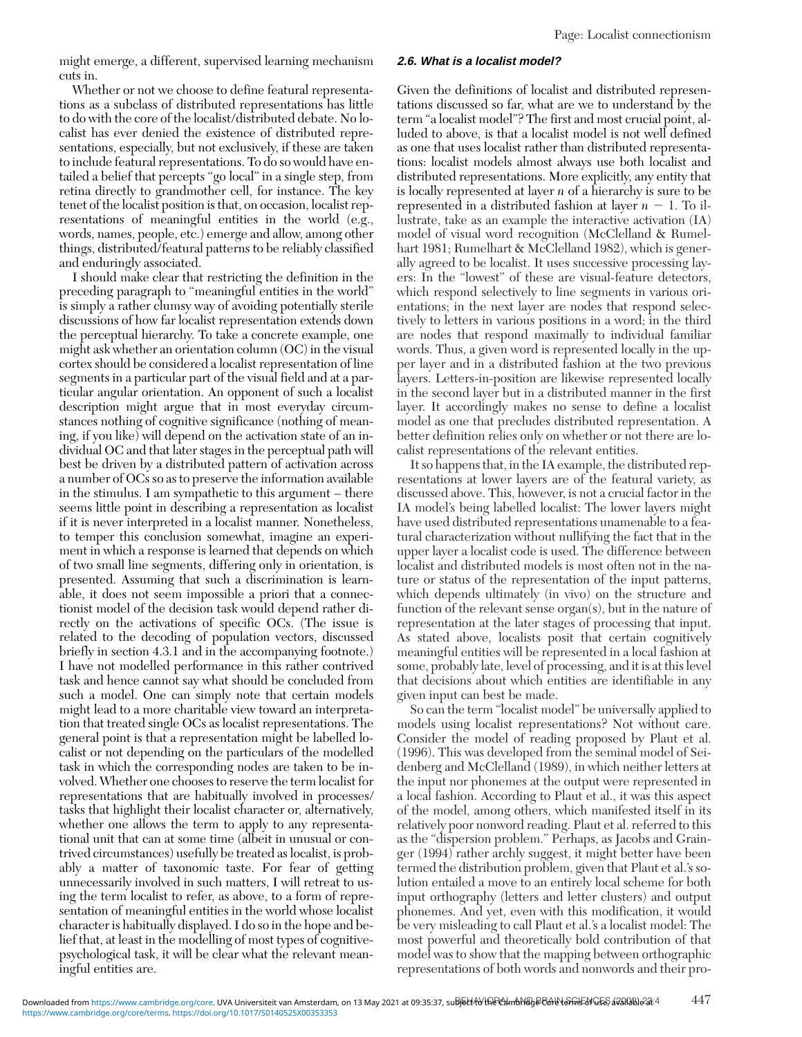might emerge, a different, supervised learning mechanism cuts in.

Whether or not we choose to define featural representations as a subclass of distributed representations has little to do with the core of the localist/distributed debate. No localist has ever denied the existence of distributed representations, especially, but not exclusively, if these are taken to include featural representations. To do so would have entailed a belief that percepts "go local" in a single step, from retina directly to grandmother cell, for instance. The key tenet of the localist position is that, on occasion, localist representations of meaningful entities in the world (e.g., words, names, people, etc.) emerge and allow, among other things, distributed/featural patterns to be reliably classified and enduringly associated.

I should make clear that restricting the definition in the preceding paragraph to "meaningful entities in the world" is simply a rather clumsy way of avoiding potentially sterile discussions of how far localist representation extends down the perceptual hierarchy. To take a concrete example, one might ask whether an orientation column (OC) in the visual cortex should be considered a localist representation of line segments in a particular part of the visual field and at a particular angular orientation. An opponent of such a localist description might argue that in most everyday circumstances nothing of cognitive significance (nothing of meaning, if you like) will depend on the activation state of an individual OC and that later stages in the perceptual path will best be driven by a distributed pattern of activation across a number of OCs so as to preserve the information available in the stimulus. I am sympathetic to this argument – there seems little point in describing a representation as localist if it is never interpreted in a localist manner. Nonetheless, to temper this conclusion somewhat, imagine an experiment in which a response is learned that depends on which of two small line segments, differing only in orientation, is presented. Assuming that such a discrimination is learnable, it does not seem impossible a priori that a connectionist model of the decision task would depend rather directly on the activations of specific OCs. (The issue is related to the decoding of population vectors, discussed briefly in section 4.3.1 and in the accompanying footnote.) I have not modelled performance in this rather contrived task and hence cannot say what should be concluded from such a model. One can simply note that certain models might lead to a more charitable view toward an interpretation that treated single OCs as localist representations. The general point is that a representation might be labelled localist or not depending on the particulars of the modelled task in which the corresponding nodes are taken to be involved. Whether one chooses to reserve the term localist for representations that are habitually involved in processes/tasks that highlight their localist character or, alternatively, whether one allows the term to apply to any representational unit that can at some time (albeit in unusual or contrived circumstances) usefully be treated as localist, is probably a matter of taxonomic taste. For fear of getting unnecessarily involved in such matters, I will retreat to using the term localist to refer, as above, to a form of representation of meaningful entities in the world whose localist character is habitually displayed. I do so in the hope and belief that, at least in the modelling of most types of cognitive-psychological task, it will be clear what the relevant meaningful entities are.

### 2.6. What is a localist model?

Given the definitions of localist and distributed representations discussed so far, what are we to understand by the term "a localist model"? The first and most crucial point, alluded to above, is that a localist model is not well defined as one that uses localist rather than distributed representations: localist models almost always use both localist and distributed representations. More explicitly, any entity that is locally represented at layer $n$ of a hierarchy is sure to be represented in a distributed fashion at layer $n - 1$. To illustrate, take as an example the interactive activation (IA) model of visual word recognition (McClelland & Rumelhart 1981; Rumelhart & McClelland 1982), which is generally agreed to be localist. It uses successive processing layers: In the "lowest" of these are visual-feature detectors, which respond selectively to line segments in various orientations; in the next layer are nodes that respond selectively to letters in various positions in a word; in the third are nodes that respond maximally to individual familiar words. Thus, a given word is represented locally in the upper layer and in a distributed fashion at the two previous layers. Letters-in-position are likewise represented locally in the second layer but in a distributed manner in the first layer. It accordingly makes no sense to define a localist model as one that precludes distributed representation. A better definition relies only on whether or not there are localist representations of the relevant entities.

It so happens that, in the IA example, the distributed representations at lower layers are of the featural variety, as discussed above. This, however, is not a crucial factor in the IA model's being labelled localist: The lower layers might have used distributed representations unamenable to a featural characterization without nullifying the fact that in the upper layer a localist code is used. The difference between localist and distributed models is most often not in the nature or status of the representation of the input patterns, which depends ultimately (in vivo) on the structure and function of the relevant sense organ(s), but in the nature of representation at the later stages of processing that input. As stated above, localists posit that certain cognitively meaningful entities will be represented in a local fashion at some, probably late, level of processing, and it is at this level that decisions about which entities are identifiable in any given input can best be made.

So can the term "localist model" be universally applied to models using localist representations? Not without care. Consider the model of reading proposed by Plaut et al. (1996). This was developed from the seminal model of Seidenberg and McClelland (1989), in which neither letters at the input nor phonemes at the output were represented in a local fashion. According to Plaut et al., it was this aspect of the model, among others, which manifested itself in its relatively poor nonword reading. Plaut et al. referred to this as the "dispersion problem." Perhaps, as Jacobs and Grainger (1994) rather archly suggest, it might better have been termed the distribution problem, given that Plaut et al.'s solution entailed a move to an entirely local scheme for both input orthography (letters and letter clusters) and output phonemes. And yet, even with this modification, it would be very misleading to call Plaut et al.'s a localist model: The most powerful and theoretically bold contribution of that model was to show that the mapping between orthographic representations of both words and nonwords and their pro-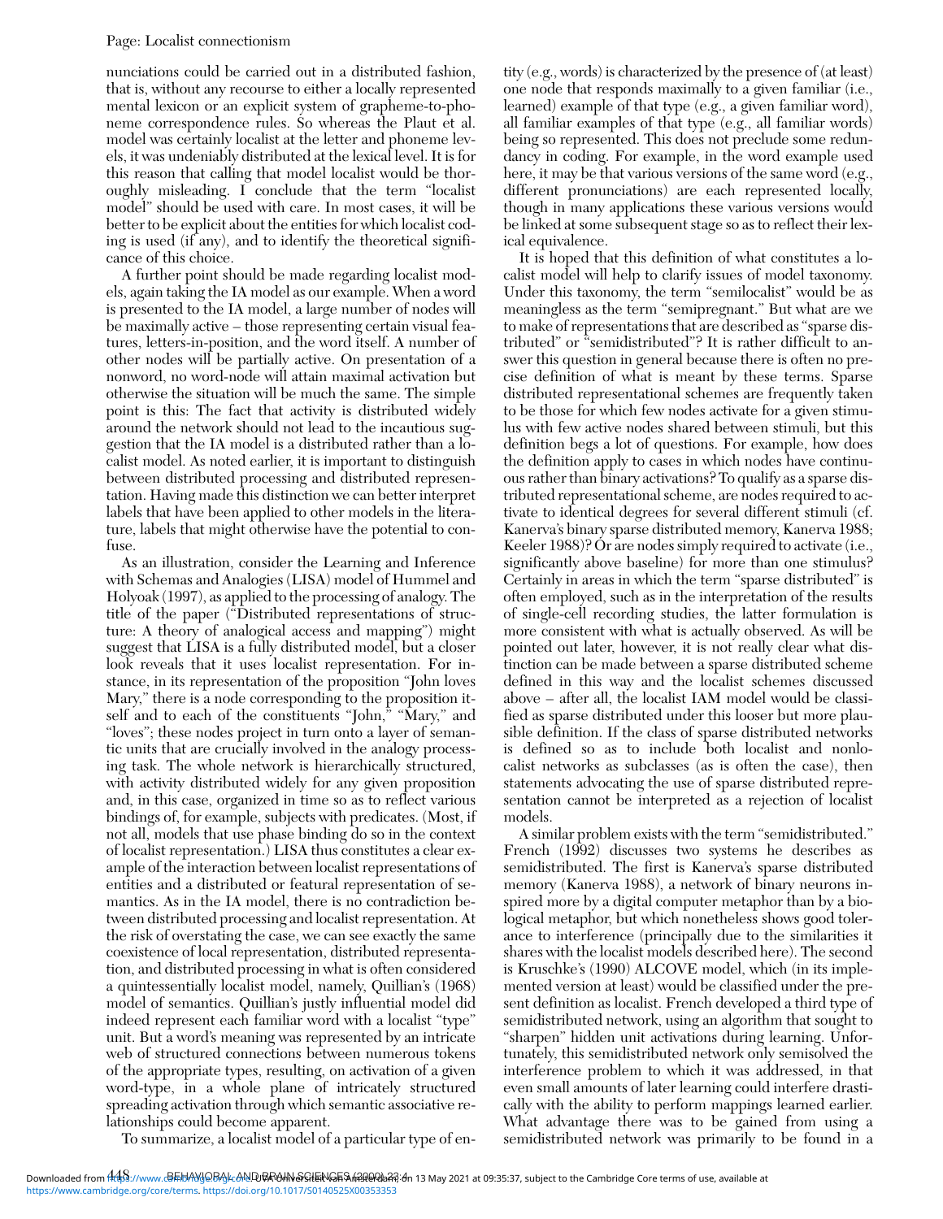nunciations could be carried out in a distributed fashion, that is, without any recourse to either a locally represented mental lexicon or an explicit system of grapheme-to-phoneme correspondence rules. So whereas the Plaut et al. model was certainly localist at the letter and phoneme levels, it was undeniably distributed at the lexical level. It is for this reason that calling that model localist would be thoroughly misleading. I conclude that the term "localist model" should be used with care. In most cases, it will be better to be explicit about the entities for which localist coding is used (if any), and to identify the theoretical significance of this choice.

A further point should be made regarding localist models, again taking the IA model as our example. When a word is presented to the IA model, a large number of nodes will be maximally active – those representing certain visual features, letters-in-position, and the word itself. A number of other nodes will be partially active. On presentation of a nonword, no word-node will attain maximal activation but otherwise the situation will be much the same. The simple point is this: The fact that activity is distributed widely around the network should not lead to the incautious suggestion that the IA model is a distributed rather than a localist model. As noted earlier, it is important to distinguish between distributed processing and distributed representation. Having made this distinction we can better interpret labels that have been applied to other models in the literature, labels that might otherwise have the potential to confuse.

As an illustration, consider the Learning and Inference with Schemas and Analogies (LISA) model of Hummel and Holyoak (1997), as applied to the processing of analogy. The title of the paper ("Distributed representations of structure: A theory of analogical access and mapping") might suggest that LISA is a fully distributed model, but a closer look reveals that it uses localist representation. For instance, in its representation of the proposition "John loves Mary," there is a node corresponding to the proposition itself and to each of the constituents "John," "Mary," and "loves"; these nodes project in turn onto a layer of semantic units that are crucially involved in the analogy processing task. The whole network is hierarchically structured, with activity distributed widely for any given proposition and, in this case, organized in time so as to reflect various bindings of, for example, subjects with predicates. (Most, if not all, models that use phase binding do so in the context of localist representation.) LISA thus constitutes a clear example of the interaction between localist representations of entities and a distributed or featural representation of semantics. As in the IA model, there is no contradiction between distributed processing and localist representation. At the risk of overstating the case, we can see exactly the same coexistence of local representation, distributed representation, and distributed processing in what is often considered a quintessentially localist model, namely, Quillian's (1968) model of semantics. Quillian's justly influential model did indeed represent each familiar word with a localist "type" unit. But a word's meaning was represented by an intricate web of structured connections between numerous tokens of the appropriate types, resulting, on activation of a given word-type, in a whole plane of intricately structured spreading activation through which semantic associative relationships could become apparent.

To summarize, a localist model of a particular type of entity (e.g., words) is characterized by the presence of (at least) one node that responds maximally to a given familiar (i.e., learned) example of that type (e.g., a given familiar word), all familiar examples of that type (e.g., all familiar words) being so represented. This does not preclude some redundancy in coding. For example, in the word example used here, it may be that various versions of the same word (e.g., different pronunciations) are each represented locally, though in many applications these various versions would be linked at some subsequent stage so as to reflect their lexical equivalence.

It is hoped that this definition of what constitutes a localist model will help to clarify issues of model taxonomy. Under this taxonomy, the term "semilocalist" would be as meaningless as the term "semipregnant." But what are we to make of representations that are described as "sparse distributed" or "semidistributed"? It is rather difficult to answer this question in general because there is often no precise definition of what is meant by these terms. Sparse distributed representational schemes are frequently taken to be those for which few nodes activate for a given stimulus with few active nodes shared between stimuli, but this definition begs a lot of questions. For example, how does the definition apply to cases in which nodes have continuous rather than binary activations? To qualify as a sparse distributed representational scheme, are nodes required to activate to identical degrees for several different stimuli (cf. Kanerva's binary sparse distributed memory, Kanerva 1988; Keeler 1988)? Or are nodes simply required to activate (i.e., significantly above baseline) for more than one stimulus? Certainly in areas in which the term "sparse distributed" is often employed, such as in the interpretation of the results of single-cell recording studies, the latter formulation is more consistent with what is actually observed. As will be pointed out later, however, it is not really clear what distinction can be made between a sparse distributed scheme defined in this way and the localist schemes discussed above – after all, the localist IAM model would be classified as sparse distributed under this looser but more plausible definition. If the class of sparse distributed networks is defined so as to include both localist and nonlocalist networks as subclasses (as is often the case), then statements advocating the use of sparse distributed representation cannot be interpreted as a rejection of localist models.

A similar problem exists with the term "semidistributed." French (1992) discusses two systems he describes as semidistributed. The first is Kanerva's sparse distributed memory (Kanerva 1988), a network of binary neurons inspired more by a digital computer metaphor than by a biological metaphor, but which nonetheless shows good tolerance to interference (principally due to the similarities it shares with the localist models described here). The second is Kruschke's (1990) ALCOVE model, which (in its implemented version at least) would be classified under the present definition as localist. French developed a third type of semidistributed network, using an algorithm that sought to "sharpen" hidden unit activations during learning. Unfortunately, this semidistributed network only semisolved the interference problem to which it was addressed, in that even small amounts of later learning could interfere drastically with the ability to perform mappings learned earlier. What advantage there was to be gained from using a semidistributed network was primarily to be found in a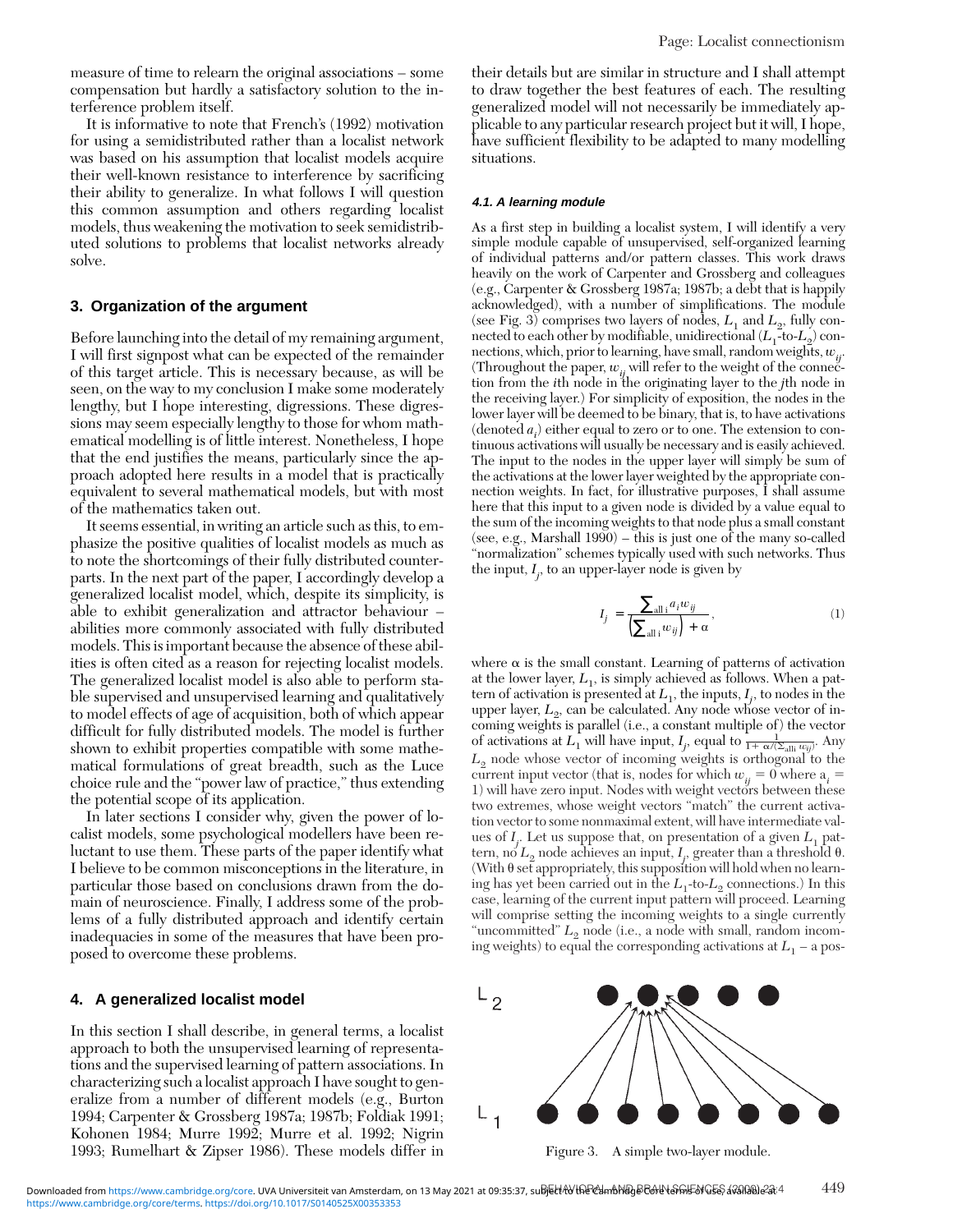measure of time to relearn the original associations – some compensation but hardly a satisfactory solution to the interference problem itself.

It is informative to note that French's (1992) motivation for using a semidistributed rather than a localist network was based on his assumption that localist models acquire their well-known resistance to interference by sacrificing their ability to generalize. In what follows I will question this common assumption and others regarding localist models, thus weakening the motivation to seek semidistributed solutions to problems that localist networks already solve.

## 3. Organization of the argument

Before launching into the detail of my remaining argument, I will first signpost what can be expected of the remainder of this target article. This is necessary because, as will be seen, on the way to my conclusion I make some moderately lengthy, but I hope interesting, digressions. These digressions may seem especially lengthy to those for whom mathematical modelling is of little interest. Nonetheless, I hope that the end justifies the means, particularly since the approach adopted here results in a model that is practically equivalent to several mathematical models, but with most of the mathematics taken out.

It seems essential, in writing an article such as this, to emphasize the positive qualities of localist models as much as to note the shortcomings of their fully distributed counterparts. In the next part of the paper, I accordingly develop a generalized localist model, which, despite its simplicity, is able to exhibit generalization and attractor behaviour – abilities more commonly associated with fully distributed models. This is important because the absence of these abilities is often cited as a reason for rejecting localist models. The generalized localist model is also able to perform stable supervised and unsupervised learning and qualitatively to model effects of age of acquisition, both of which appear difficult for fully distributed models. The model is further shown to exhibit properties compatible with some mathematical formulations of great breadth, such as the Luce choice rule and the "power law of practice," thus extending the potential scope of its application.

In later sections I consider why, given the power of localist models, some psychological modellers have been reluctant to use them. These parts of the paper identify what I believe to be common misconceptions in the literature, in particular those based on conclusions drawn from the domain of neuroscience. Finally, I address some of the problems of a fully distributed approach and identify certain inadequacies in some of the measures that have been proposed to overcome these problems.

## 4. A generalized localist model

In this section I shall describe, in general terms, a localist approach to both the unsupervised learning of representations and the supervised learning of pattern associations. In characterizing such a localist approach I have sought to generalize from a number of different models (e.g., Burton 1994; Carpenter & Grossberg 1987a; 1987b; Foldiak 1991; Kohonen 1984; Murre 1992; Murre et al. 1992; Nigrin 1993; Rumelhart & Zipser 1986). These models differ in their details but are similar in structure and I shall attempt to draw together the best features of each. The resulting generalized model will not necessarily be immediately applicable to any particular research project but it will, I hope, have sufficient flexibility to be adapted to many modelling situations.

### 4.1. A learning module

As a first step in building a localist system, I will identify a very simple module capable of unsupervised, self-organized learning of individual patterns and/or pattern classes. This work draws heavily on the work of Carpenter and Grossberg and colleagues (e.g., Carpenter & Grossberg 1987a; 1987b; a debt that is happily acknowledged), with a number of simplifications. The module (see Fig. 3) comprises two layers of nodes, $L_1$ and $L_2$, fully connected to each other by modifiable, unidirectional ($L_1$-to-$L_2$) connections, which, prior to learning, have small, random weights, $w_{ij}$. (Throughout the paper, $w_{ij}$ will refer to the weight of the connection from the $i$th node in the originating layer to the $j$th node in the receiving layer.) For simplicity of exposition, the nodes in the lower layer will be deemed to be binary, that is, to have activations (denoted $a_i$) either equal to zero or to one. The extension to continuous activations will usually be necessary and is easily achieved. The input to the nodes in the upper layer will simply be sum of the activations at the lower layer weighted by the appropriate connection weights. In fact, for illustrative purposes, I shall assume here that this input to a given node is divided by a value equal to the sum of the incoming weights to that node plus a small constant (see, e.g., Marshall 1990) – this is just one of the many so-called "normalization" schemes typically used with such networks. Thus the input, $I_j$, to an upper-layer node is given by

$$I_j = \frac{\sum_{\text{all } i} a_i w_{ij}}{\left(\sum_{\text{all } i} w_{ij}\right) + \alpha}, \tag{1}$$

where $\alpha$ is the small constant. Learning of patterns of activation at the lower layer, $L_1$, is simply achieved as follows. When a pattern of activation is presented at $L_1$, the inputs, $I_j$, to nodes in the upper layer, $L_2$, can be calculated. Any node whose vector of incoming weights is parallel (i.e., a constant multiple of) the vector of activations at $L_1$ will have input, $I_j$, equal to $\frac{1}{1+\alpha/(\sum_{\text{all } i} w_{ij})}$. Any $L_2$ node whose vector of incoming weights is orthogonal to the current input vector (that is, nodes for which $w_{ij} = 0$ where $a_i = 1$) will have zero input. Nodes with weight vectors between these two extremes, whose weight vectors "match" the current activation vector to some nonmaximal extent, will have intermediate values of $I_j$. Let us suppose that, on presentation of a given $L_1$ pattern, no $L_2$ node achieves an input, $I_j$, greater than a threshold $\theta$. (With $\theta$ set appropriately, this supposition will hold when no learning has yet been carried out in the $L_1$-to-$L_2$ connections.) In this case, learning of the current input pattern will proceed. Learning will comprise setting the incoming weights to a single currently "uncommitted" $L_2$ node (i.e., a node with small, random incoming weights) to equal the corresponding activations at $L_1$ – a pos-

Figure 3. A simple two-layer module.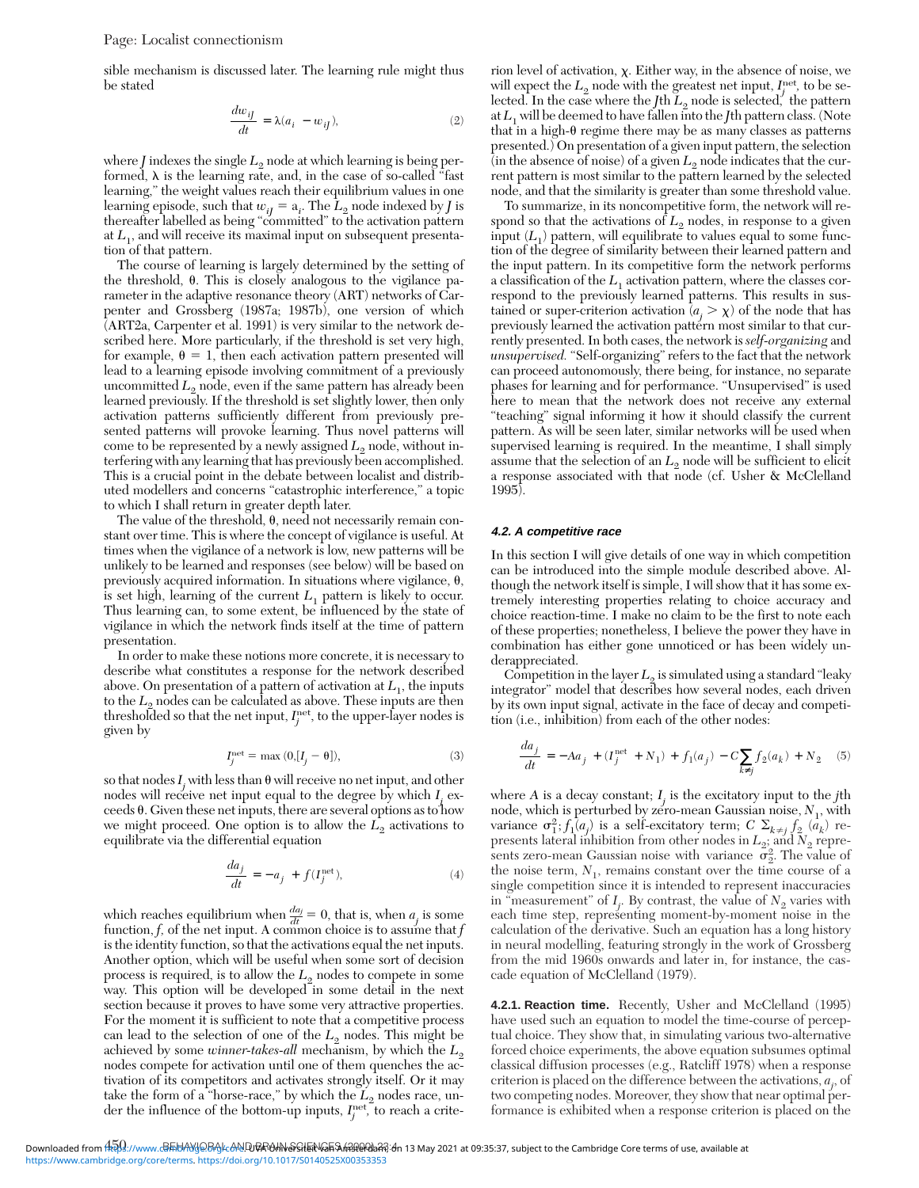sible mechanism is discussed later. The learning rule might thus be stated

$$\frac{dw_{iJ}}{dt} = \lambda(a_i - w_{iJ}), \tag{2}$$

where $J$ indexes the single $L_2$ node at which learning is being performed, $\lambda$ is the learning rate, and, in the case of so-called "fast learning," the weight values reach their equilibrium values in one learning episode, such that $w_{iJ} = a_i$. The $L_2$ node indexed by $J$ is thereafter labelled as being "committed" to the activation pattern at $L_1$, and will receive its maximal input on subsequent presentation of that pattern.

The course of learning is largely determined by the setting of the threshold, $\theta$. This is closely analogous to the vigilance parameter in the adaptive resonance theory (ART) networks of Carpenter and Grossberg (1987a; 1987b), one version of which (ART2a, Carpenter et al. 1991) is very similar to the network described here. More particularly, if the threshold is set very high, for example, $\theta = 1$, then each activation pattern presented will lead to a learning episode involving commitment of a previously uncommitted $L_2$ node, even if the same pattern has already been learned previously. If the threshold is set slightly lower, then only activation patterns sufficiently different from previously presented patterns will provoke learning. Thus novel patterns will come to be represented by a newly assigned $L_2$ node, without interfering with any learning that has previously been accomplished. This is a crucial point in the debate between localist and distributed modellers and concerns "catastrophic interference," a topic to which I shall return in greater depth later.

The value of the threshold, $\theta$, need not necessarily remain constant over time. This is where the concept of vigilance is useful. At times when the vigilance of a network is low, new patterns will be unlikely to be learned and responses (see below) will be based on previously acquired information. In situations where vigilance, $\theta$, is set high, learning of the current $L_1$ pattern is likely to occur. Thus learning can, to some extent, be influenced by the state of vigilance in which the network finds itself at the time of pattern presentation.

In order to make these notions more concrete, it is necessary to describe what constitutes a response for the network described above. On presentation of a pattern of activation at $L_1$, the inputs to the $L_2$ nodes can be calculated as above. These inputs are then thresholded so that the net input, $I_j^{\text{net}}$, to the upper-layer nodes is given by

$$I_j^{\text{net}} = \max(0, [I_j - \theta]), \tag{3}$$

so that nodes $I_j$ with less than $\theta$ will receive no net input, and other nodes will receive net input equal to the degree by which $I_j$ exceeds $\theta$. Given these net inputs, there are several options as to how we might proceed. One option is to allow the $L_2$ activations to equilibrate via the differential equation

$$\frac{da_j}{dt} = -a_j + f(I_j^{\text{net}}), \tag{4}$$

which reaches equilibrium when $\frac{da_j}{dt} = 0$, that is, when $a_j$ is some function, $f$, of the net input. A common choice is to assume that $f$ is the identity function, so that the activations equal the net inputs. Another option, which will be useful when some sort of decision process is required, is to allow the $L_2$ nodes to compete in some way. This option will be developed in some detail in the next section because it proves to have some very attractive properties. For the moment it is sufficient to note that a competitive process can lead to the selection of one of the $L_2$ nodes. This might be achieved by some *winner-takes-all* mechanism, by which the $L_2$ nodes compete for activation until one of them quenches the activation of its competitors and activates strongly itself. Or it may take the form of a "horse-race," by which the $L_2$ nodes race, under the influence of the bottom-up inputs, $I_j^{\text{net}}$, to reach a criterion level of activation, $\chi$. Either way, in the absence of noise, we will expect the $L_2$ node with the greatest net input, $I_j^{\text{net}}$, to be selected. In the case where the $J$th $L_2$ node is selected, the pattern at $L_1$ will be deemed to have fallen into the $J$th pattern class. (Note that in a high-$\theta$ regime there may be as many classes as patterns presented.) On presentation of a given input pattern, the selection (in the absence of noise) of a given $L_2$ node indicates that the current pattern is most similar to the pattern learned by the selected node, and that the similarity is greater than some threshold value.

To summarize, in its noncompetitive form, the network will respond so that the activations of $L_2$ nodes, in response to a given input ($L_1$) pattern, will equilibrate to values equal to some function of the degree of similarity between their learned pattern and the input pattern. In its competitive form the network performs a classification of the $L_1$ activation pattern, where the classes correspond to the previously learned patterns. This results in sustained or super-criterion activation ($a_j > \chi$) of the node that has previously learned the activation pattern most similar to that currently presented. In both cases, the network is *self-organizing* and *unsupervised*. "Self-organizing" refers to the fact that the network can proceed autonomously, there being, for instance, no separate phases for learning and for performance. "Unsupervised" is used here to mean that the network does not receive any external "teaching" signal informing it how it should classify the current pattern. As will be seen later, similar networks will be used when supervised learning is required. In the meantime, I shall simply assume that the selection of an $L_2$ node will be sufficient to elicit a response associated with that node (cf. Usher & McClelland 1995).

### 4.2. A competitive race

In this section I will give details of one way in which competition can be introduced into the simple module described above. Although the network itself is simple, I will show that it has some extremely interesting properties relating to choice accuracy and choice reaction-time. I make no claim to be the first to note each of these properties; nonetheless, I believe the power they have in combination has either gone unnoticed or has been widely underappreciated.

Competition in the layer $L_2$ is simulated using a standard "leaky integrator" model that describes how several nodes, each driven by its own input signal, activate in the face of decay and competition (i.e., inhibition) from each of the other nodes:

$$\frac{da_j}{dt} = -Aa_j + (I_j^{\text{net}} + N_1) + f_1(a_j) - C\sum_{k \neq j} f_2(a_k) + N_2 \tag{5}$$

where $A$ is a decay constant; $I_j$ is the excitatory input to the $j$th node, which is perturbed by zero-mean Gaussian noise, $N_1$, with variance $\sigma_1^2$; $f_1(a_j)$ is a self-excitatory term; $C\ \Sigma_{k \neq j} f_2(a_k)$ represents lateral inhibition from other nodes in $L_2$; and $N_2$ represents zero-mean Gaussian noise with variance $\sigma_2^2$. The value of the noise term, $N_1$, remains constant over the time course of a single competition since it is intended to represent inaccuracies in "measurement" of $I_j$. By contrast, the value of $N_2$ varies with each time step, representing moment-by-moment noise in the calculation of the derivative. Such an equation has a long history in neural modelling, featuring strongly in the work of Grossberg from the mid 1960s onwards and later in, for instance, the cascade equation of McClelland (1979).

**4.2.1. Reaction time.** Recently, Usher and McClelland (1995) have used such an equation to model the time-course of perceptual choice. They show that, in simulating various two-alternative forced choice experiments, the above equation subsumes optimal classical diffusion processes (e.g., Ratcliff 1978) when a response criterion is placed on the difference between the activations, $a_j$, of two competing nodes. Moreover, they show that near optimal performance is exhibited when a response criterion is placed on the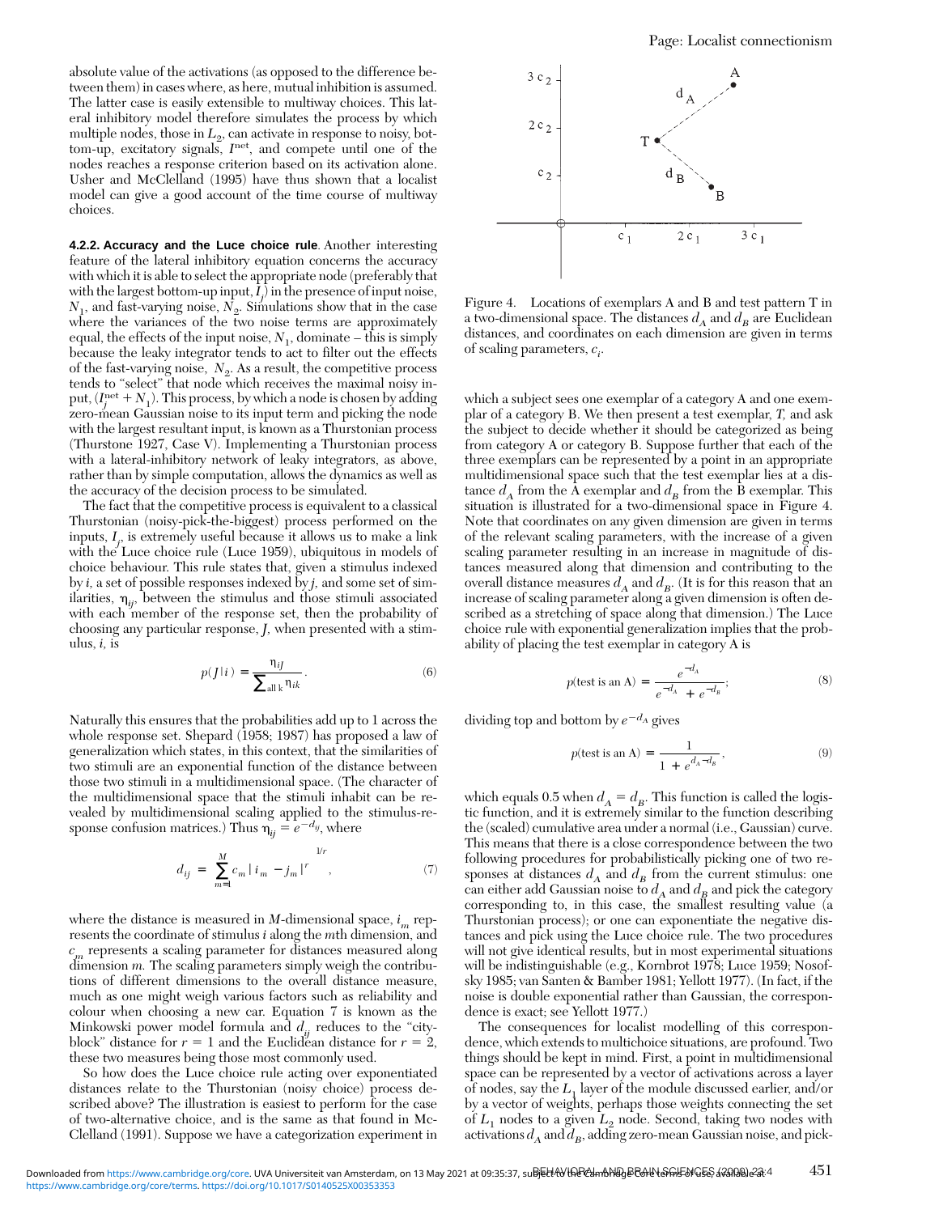absolute value of the activations (as opposed to the difference between them) in cases where, as here, mutual inhibition is assumed. The latter case is easily extensible to multiway choices. This lateral inhibitory model therefore simulates the process by which multiple nodes, those in $L_2$, can activate in response to noisy, bottom-up, excitatory signals, $I^{net}$, and compete until one of the nodes reaches a response criterion based on its activation alone. Usher and McClelland (1995) have thus shown that a localist model can give a good account of the time course of multiway choices.

**4.2.2. Accuracy and the Luce choice rule**. Another interesting feature of the lateral inhibitory equation concerns the accuracy with which it is able to select the appropriate node (preferably that with the largest bottom-up input, $I_j$) in the presence of input noise, $N_1$, and fast-varying noise, $N_2$. Simulations show that in the case where the variances of the two noise terms are approximately equal, the effects of the input noise, $N_1$, dominate – this is simply because the leaky integrator tends to act to filter out the effects of the fast-varying noise, $N_2$. As a result, the competitive process tends to "select" that node which receives the maximal noisy input, $(I_j^{net} + N_1)$. This process, by which a node is chosen by adding zero-mean Gaussian noise to its input term and picking the node with the largest resultant input, is known as a Thurstonian process (Thurstone 1927, Case V). Implementing a Thurstonian process with a lateral-inhibitory network of leaky integrators, as above, rather than by simple computation, allows the dynamics as well as the accuracy of the decision process to be simulated.

The fact that the competitive process is equivalent to a classical Thurstonian (noisy-pick-the-biggest) process performed on the inputs, $I_j$, is extremely useful because it allows us to make a link with the Luce choice rule (Luce 1959), ubiquitous in models of choice behaviour. This rule states that, given a stimulus indexed by $i$, a set of possible responses indexed by $j$, and some set of similarities, $\eta_{ij}$, between the stimulus and those stimuli associated with each member of the response set, then the probability of choosing any particular response, $J$, when presented with a stimulus, $i$, is

$$p(J|i) = \frac{\eta_{iJ}}{\sum_{\text{all } k} \eta_{ik}}. \tag{6}$$

Naturally this ensures that the probabilities add up to 1 across the whole response set. Shepard (1958; 1987) has proposed a law of generalization which states, in this context, that the similarities of two stimuli are an exponential function of the distance between those two stimuli in a multidimensional space. (The character of the multidimensional space that the stimuli inhabit can be revealed by multidimensional scaling applied to the stimulus-response confusion matrices.) Thus $\eta_{ij} = e^{-d_{ij}}$, where

$$d_{ij} = \left( \sum_{m=1}^{M} c_m \left| i_m - j_m \right|^r \right)^{1/r}, \tag{7}$$

where the distance is measured in $M$-dimensional space, $i_m$ represents the coordinate of stimulus $i$ along the $m$th dimension, and $c_m$ represents a scaling parameter for distances measured along dimension $m$. The scaling parameters simply weigh the contributions of different dimensions to the overall distance measure, much as one might weigh various factors such as reliability and colour when choosing a new car. Equation 7 is known as the Minkowski power model formula and $d_{ij}$ reduces to the "city-block" distance for $r = 1$ and the Euclidean distance for $r = 2$, these two measures being those most commonly used.

So how does the Luce choice rule acting over exponentiated distances relate to the Thurstonian (noisy choice) process described above? The illustration is easiest to perform for the case of two-alternative choice, and is the same as that found in McClelland (1991). Suppose we have a categorization experiment in which a subject sees one exemplar of a category A and one exemplar of a category B. We then present a test exemplar, $T$, and ask the subject to decide whether it should be categorized as being from category A or category B. Suppose further that each of the three exemplars can be represented by a point in an appropriate multidimensional space such that the test exemplar lies at a distance $d_A$ from the A exemplar and $d_B$ from the B exemplar. This situation is illustrated for a two-dimensional space in Figure 4. Note that coordinates on any given dimension are given in terms of the relevant scaling parameters, with the increase of a given scaling parameter resulting in an increase in magnitude of distances measured along that dimension and contributing to the overall distance measures $d_A$ and $d_B$. (It is for this reason that an increase of scaling parameter along a given dimension is often described as a stretching of space along that dimension.) The Luce choice rule with exponential generalization implies that the probability of placing the test exemplar in category A is

Figure 4. Locations of exemplars A and B and test pattern T in a two-dimensional space. The distances $d_A$ and $d_B$ are Euclidean distances, and coordinates on each dimension are given in terms of scaling parameters, $c_i$.

$$p(\text{test is an A}) = \frac{e^{-d_A}}{e^{-d_A} + e^{-d_B}}; \tag{8}$$

dividing top and bottom by $e^{-d_A}$ gives

$$p(\text{test is an A}) = \frac{1}{1 + e^{d_A - d_B}}, \tag{9}$$

which equals 0.5 when $d_A = d_B$. This function is called the logistic function, and it is extremely similar to the function describing the (scaled) cumulative area under a normal (i.e., Gaussian) curve. This means that there is a close correspondence between the two following procedures for probabilistically picking one of two responses at distances $d_A$ and $d_B$ from the current stimulus: one can either add Gaussian noise to $d_A$ and $d_B$ and pick the category corresponding to, in this case, the smallest resulting value (a Thurstonian process); or one can exponentiate the negative distances and pick using the Luce choice rule. The two procedures will not give identical results, but in most experimental situations will be indistinguishable (e.g., Kornbrot 1978; Luce 1959; Nosofsky 1985; van Santen & Bamber 1981; Yellott 1977). (In fact, if the noise is double exponential rather than Gaussian, the correspondence is exact; see Yellott 1977.)

The consequences for localist modelling of this correspondence, which extends to multichoice situations, are profound. Two things should be kept in mind. First, a point in multidimensional space can be represented by a vector of activations across a layer of nodes, say the $L_1$ layer of the module discussed earlier, and/or by a vector of weights, perhaps those weights connecting the set of $L_1$ nodes to a given $L_2$ node. Second, taking two nodes with activations $d_A$ and $d_B$, adding zero-mean Gaussian noise, and pick-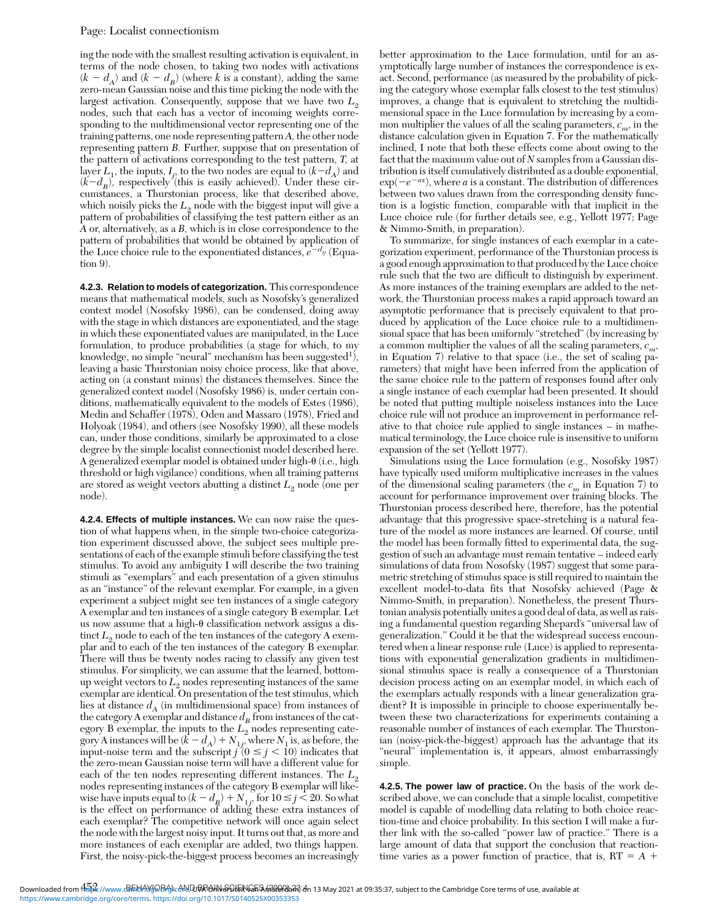ing the node with the smallest resulting activation is equivalent, in terms of the node chosen, to taking two nodes with activations $(k - d_A)$ and $(k - d_B)$ (where $k$ is a constant), adding the same zero-mean Gaussian noise and this time picking the node with the largest activation. Consequently, suppose that we have two $L_2$ nodes, such that each has a vector of incoming weights corresponding to the multidimensional vector representing one of the training patterns, one node representing pattern $A$, the other node representing pattern $B$. Further, suppose that on presentation of the pattern of activations corresponding to the test pattern, $T$, at layer $L_1$, the inputs, $I_j$, to the two nodes are equal to $(k-d_A)$ and $(k-d_B)$, respectively (this is easily achieved). Under these circumstances, a Thurstonian process, like that described above, which noisily picks the $L_2$ node with the biggest input will give a pattern of probabilities of classifying the test pattern either as an $A$ or, alternatively, as a $B$, which is in close correspondence to the pattern of probabilities that would be obtained by application of the Luce choice rule to the exponentiated distances, $e^{-d_{ij}}$ (Equation 9).

**4.2.3. Relation to models of categorization.** This correspondence means that mathematical models, such as Nosofsky's generalized context model (Nosofsky 1986), can be condensed, doing away with the stage in which distances are exponentiated, and the stage in which these exponentiated values are manipulated, in the Luce formulation, to produce probabilities (a stage for which, to my knowledge, no simple "neural" mechanism has been suggested[1]), leaving a basic Thurstonian noisy choice process, like that above, acting on (a constant minus) the distances themselves. Since the generalized context model (Nosofsky 1986) is, under certain conditions, mathematically equivalent to the models of Estes (1986), Medin and Schaffer (1978), Oden and Massaro (1978), Fried and Holyoak (1984), and others (see Nosofsky 1990), all these models can, under those conditions, similarly be approximated to a close degree by the simple localist connectionist model described here. A generalized exemplar model is obtained under high-θ (i.e., high threshold or high vigilance) conditions, when all training patterns are stored as weight vectors abutting a distinct $L_2$ node (one per node).

**4.2.4. Effects of multiple instances.** We can now raise the question of what happens when, in the simple two-choice categorization experiment discussed above, the subject sees multiple presentations of each of the example stimuli before classifying the test stimulus. To avoid any ambiguity I will describe the two training stimuli as "exemplars" and each presentation of a given stimulus as an "instance" of the relevant exemplar. For example, in a given experiment a subject might see ten instances of a single category A exemplar and ten instances of a single category B exemplar. Let us now assume that a high-θ classification network assigns a distinct $L_2$ node to each of the ten instances of the category A exemplar and to each of the ten instances of the category B exemplar. There will thus be twenty nodes racing to classify any given test stimulus. For simplicity, we can assume that the learned, bottom-up weight vectors to $L_2$ nodes representing instances of the same exemplar are identical. On presentation of the test stimulus, which lies at distance $d_A$ (in multidimensional space) from instances of the category A exemplar and distance $d_B$ from instances of the category B exemplar, the inputs to the $L_2$ nodes representing category A instances will be $(k - d_A) + N_{1j}$, where $N_1$ is, as before, the input-noise term and the subscript $j$ $(0 \leq j < 10)$ indicates that the zero-mean Gaussian noise term will have a different value for each of the ten nodes representing different instances. The $L_2$ nodes representing instances of the category B exemplar will likewise have inputs equal to $(k - d_B) + N_{1j}$, for $10 \leq j < 20$. So what is the effect on performance of adding these extra instances of each exemplar? The competitive network will once again select the node with the largest noisy input. It turns out that, as more and more instances of each exemplar are added, two things happen. First, the noisy-pick-the-biggest process becomes an increasingly better approximation to the Luce formulation, until for an asymptotically large number of instances the correspondence is exact. Second, performance (as measured by the probability of picking the category whose exemplar falls closest to the test stimulus) improves, a change that is equivalent to stretching the multidimensional space in the Luce formulation by increasing by a common multiplier the values of all the scaling parameters, $c_m$, in the distance calculation given in Equation 7. For the mathematically inclined, I note that both these effects come about owing to the fact that the maximum value out of $N$ samples from a Gaussian distribution is itself cumulatively distributed as a double exponential, $\exp(-e^{-ax})$, where $a$ is a constant. The distribution of differences between two values drawn from the corresponding density function is a logistic function, comparable with that implicit in the Luce choice rule (for further details see, e.g., Yellott 1977; Page & Nimmo-Smith, in preparation).

To summarize, for single instances of each exemplar in a categorization experiment, performance of the Thurstonian process is a good enough approximation to that produced by the Luce choice rule such that the two are difficult to distinguish by experiment. As more instances of the training exemplars are added to the network, the Thurstonian process makes a rapid approach toward an asymptotic performance that is precisely equivalent to that produced by application of the Luce choice rule to a multidimensional space that has been uniformly "stretched" (by increasing by a common multiplier the values of all the scaling parameters, $c_m$, in Equation 7) relative to that space (i.e., the set of scaling parameters) that might have been inferred from the application of the same choice rule to the pattern of responses found after only a single instance of each exemplar had been presented. It should be noted that putting multiple noiseless instances into the Luce choice rule will not produce an improvement in performance relative to that choice rule applied to single instances – in mathematical terminology, the Luce choice rule is insensitive to uniform expansion of the set (Yellott 1977).

Simulations using the Luce formulation (e.g., Nosofsky 1987) have typically used uniform multiplicative increases in the values of the dimensional scaling parameters (the $c_m$ in Equation 7) to account for performance improvement over training blocks. The Thurstonian process described here, therefore, has the potential advantage that this progressive space-stretching is a natural feature of the model as more instances are learned. Of course, until the model has been formally fitted to experimental data, the suggestion of such an advantage must remain tentative – indeed early simulations of data from Nosofsky (1987) suggest that some parametric stretching of stimulus space is still required to maintain the excellent model-to-data fits that Nosofsky achieved (Page & Nimmo-Smith, in preparation). Nonetheless, the present Thurstonian analysis potentially unites a good deal of data, as well as raising a fundamental question regarding Shepard's "universal law of generalization." Could it be that the widespread success encountered when a linear response rule (Luce) is applied to representations with exponential generalization gradients in multidimensional stimulus space is really a consequence of a Thurstonian decision process acting on an exemplar model, in which each of the exemplars actually responds with a linear generalization gradient? It is impossible in principle to choose experimentally between these two characterizations for experiments containing a reasonable number of instances of each exemplar. The Thurstonian (noisy-pick-the-biggest) approach has the advantage that its "neural" implementation is, it appears, almost embarrassingly simple.

**4.2.5. The power law of practice.** On the basis of the work described above, we can conclude that a simple localist, competitive model is capable of modelling data relating to both choice reaction-time and choice probability. In this section I will make a further link with the so-called "power law of practice." There is a large amount of data that support the conclusion that reaction-time varies as a power function of practice, that is, RT = $A$ +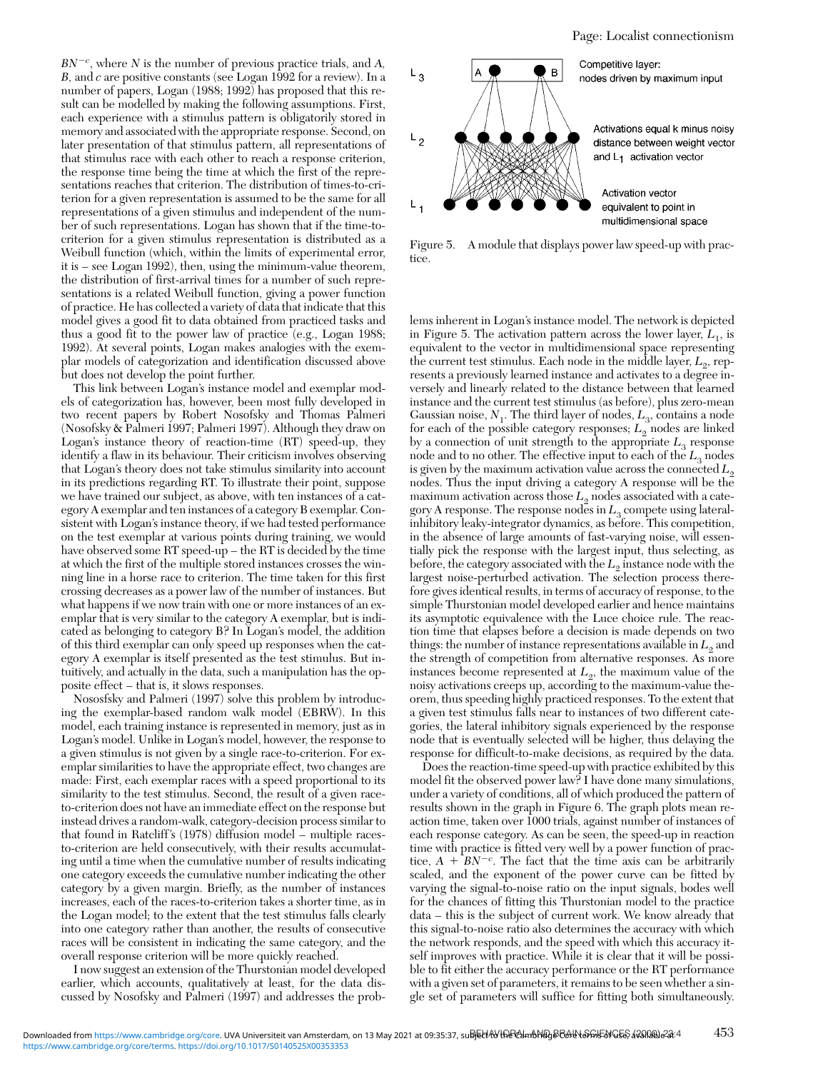$BN^{-c}$, where $N$ is the number of previous practice trials, and $A$, $B$, and $c$ are positive constants (see Logan 1992 for a review). In a number of papers, Logan (1988; 1992) has proposed that this result can be modelled by making the following assumptions. First, each experience with a stimulus pattern is obligatorily stored in memory and associated with the appropriate response. Second, on later presentation of that stimulus pattern, all representations of that stimulus race with each other to reach a response criterion, the response time being the time at which the first of the representations reaches that criterion. The distribution of times-to-criterion for a given representation is assumed to be the same for all representations of a given stimulus and independent of the number of such representations. Logan has shown that if the time-to-criterion for a given stimulus representation is distributed as a Weibull function (which, within the limits of experimental error, it is – see Logan 1992), then, using the minimum-value theorem, the distribution of first-arrival times for a number of such representations is a related Weibull function, giving a power function of practice. He has collected a variety of data that indicate that this model gives a good fit to data obtained from practiced tasks and thus a good fit to the power law of practice (e.g., Logan 1988; 1992). At several points, Logan makes analogies with the exemplar models of categorization and identification discussed above but does not develop the point further.

This link between Logan's instance model and exemplar models of categorization has, however, been most fully developed in two recent papers by Robert Nosofsky and Thomas Palmeri (Nosofsky & Palmeri 1997; Palmeri 1997). Although they draw on Logan's instance theory of reaction-time (RT) speed-up, they identify a flaw in its behaviour. Their criticism involves observing that Logan's theory does not take stimulus similarity into account in its predictions regarding RT. To illustrate their point, suppose we have trained our subject, as above, with ten instances of a category A exemplar and ten instances of a category B exemplar. Consistent with Logan's instance theory, if we had tested performance on the test exemplar at various points during training, we would have observed some RT speed-up – the RT is decided by the time at which the first of the multiple stored instances crosses the winning line in a horse race to criterion. The time taken for this first crossing decreases as a power law of the number of instances. But what happens if we now train with one or more instances of an exemplar that is very similar to the category A exemplar, but is indicated as belonging to category B? In Logan's model, the addition of this third exemplar can only speed up responses when the category A exemplar is itself presented as the test stimulus. But intuitively, and actually in the data, such a manipulation has the opposite effect – that is, it slows responses.

Nososfsky and Palmeri (1997) solve this problem by introducing the exemplar-based random walk model (EBRW). In this model, each training instance is represented in memory, just as in Logan's model. Unlike in Logan's model, however, the response to a given stimulus is not given by a single race-to-criterion. For exemplar similarities to have the appropriate effect, two changes are made: First, each exemplar races with a speed proportional to its similarity to the test stimulus. Second, the result of a given race-to-criterion does not have an immediate effect on the response but instead drives a random-walk, category-decision process similar to that found in Ratcliff's (1978) diffusion model – multiple races-to-criterion are held consecutively, with their results accumulating until a time when the cumulative number of results indicating one category exceeds the cumulative number indicating the other category by a given margin. Briefly, as the number of instances increases, each of the races-to-criterion takes a shorter time, as in the Logan model; to the extent that the test stimulus falls clearly into one category rather than another, the results of consecutive races will be consistent in indicating the same category, and the overall response criterion will be more quickly reached.

I now suggest an extension of the Thurstonian model developed earlier, which accounts, qualitatively at least, for the data discussed by Nosofsky and Palmeri (1997) and addresses the problems inherent in Logan's instance model. The network is depicted in Figure 5. The activation pattern across the lower layer, $L_1$, is equivalent to the vector in multidimensional space representing the current test stimulus. Each node in the middle layer, $L_2$, represents a previously learned instance and activates to a degree inversely and linearly related to the distance between that learned instance and the current test stimulus (as before), plus zero-mean Gaussian noise, $N_1$. The third layer of nodes, $L_3$, contains a node for each of the possible category responses; $L_2$ nodes are linked by a connection of unit strength to the appropriate $L_3$ response node and to no other. The effective input to each of the $L_3$ nodes is given by the maximum activation value across the connected $L_2$ nodes. Thus the input driving a category A response will be the maximum activation across those $L_2$ nodes associated with a category A response. The response nodes in $L_3$ compete using lateral-inhibitory leaky-integrator dynamics, as before. This competition, in the absence of large amounts of fast-varying noise, will essentially pick the response with the largest input, thus selecting, as before, the category associated with the $L_2$ instance node with the largest noise-perturbed activation. The selection process therefore gives identical results, in terms of accuracy of response, to the simple Thurstonian model developed earlier and hence maintains its asymptotic equivalence with the Luce choice rule. The reaction time that elapses before a decision is made depends on two things: the number of instance representations available in $L_2$ and the strength of competition from alternative responses. As more instances become represented at $L_2$, the maximum value of the noisy activations creeps up, according to the maximum-value theorem, thus speeding highly practiced responses. To the extent that a given test stimulus falls near to instances of two different categories, the lateral inhibitory signals experienced by the response node that is eventually selected will be higher, thus delaying the response for difficult-to-make decisions, as required by the data.

Figure 5. A module that displays power law speed-up with practice.

Does the reaction-time speed-up with practice exhibited by this model fit the observed power law? I have done many simulations, under a variety of conditions, all of which produced the pattern of results shown in the graph in Figure 6. The graph plots mean reaction time, taken over 1000 trials, against number of instances of each response category. As can be seen, the speed-up in reaction time with practice is fitted very well by a power function of practice, $A + BN^{-c}$. The fact that the time axis can be arbitrarily scaled, and the exponent of the power curve can be fitted by varying the signal-to-noise ratio on the input signals, bodes well for the chances of fitting this Thurstonian model to the practice data – this is the subject of current work. We know already that this signal-to-noise ratio also determines the accuracy with which the network responds, and the speed with which this accuracy itself improves with practice. While it is clear that it will be possible to fit either the accuracy performance or the RT performance with a given set of parameters, it remains to be seen whether a single set of parameters will suffice for fitting both simultaneously.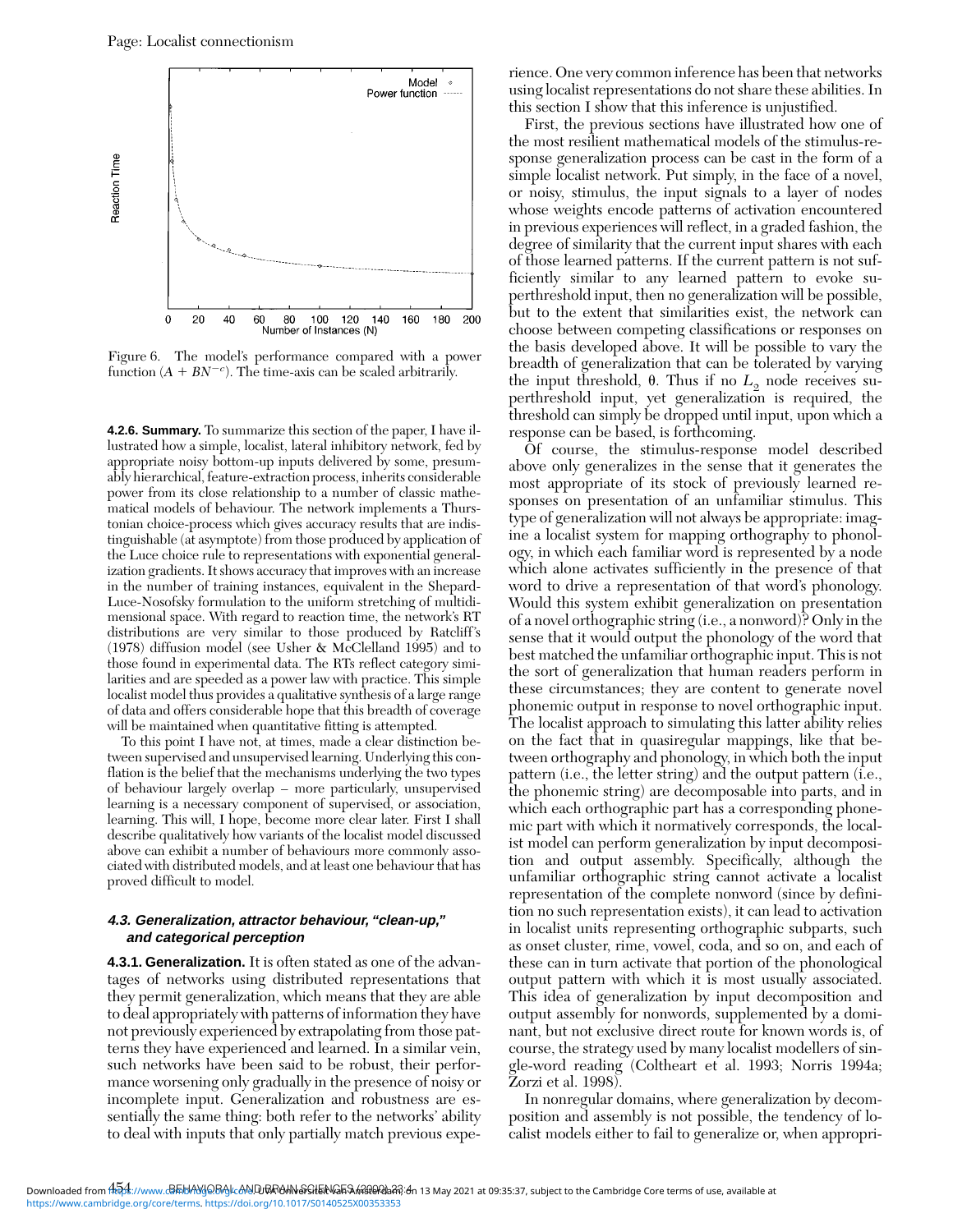Figure 6. The model's performance compared with a power function ($A + BN^{-c}$). The time-axis can be scaled arbitrarily.

**4.2.6. Summary.** To summarize this section of the paper, I have illustrated how a simple, localist, lateral inhibitory network, fed by appropriate noisy bottom-up inputs delivered by some, presumably hierarchical, feature-extraction process, inherits considerable power from its close relationship to a number of classic mathematical models of behaviour. The network implements a Thurstonian choice-process which gives accuracy results that are indistinguishable (at asymptote) from those produced by application of the Luce choice rule to representations with exponential generalization gradients. It shows accuracy that improves with an increase in the number of training instances, equivalent in the Shepard-Luce-Nosofsky formulation to the uniform stretching of multidimensional space. With regard to reaction time, the network's RT distributions are very similar to those produced by Ratcliff's (1978) diffusion model (see Usher & McClelland 1995) and to those found in experimental data. The RTs reflect category similarities and are speeded as a power law with practice. This simple localist model thus provides a qualitative synthesis of a large range of data and offers considerable hope that this breadth of coverage will be maintained when quantitative fitting is attempted.

To this point I have not, at times, made a clear distinction between supervised and unsupervised learning. Underlying this conflation is the belief that the mechanisms underlying the two types of behaviour largely overlap – more particularly, unsupervised learning is a necessary component of supervised, or association, learning. This will, I hope, become more clear later. First I shall describe qualitatively how variants of the localist model discussed above can exhibit a number of behaviours more commonly associated with distributed models, and at least one behaviour that has proved difficult to model.

### 4.3. Generalization, attractor behaviour, "clean-up," and categorical perception

**4.3.1. Generalization.** It is often stated as one of the advantages of networks using distributed representations that they permit generalization, which means that they are able to deal appropriately with patterns of information they have not previously experienced by extrapolating from those patterns they have experienced and learned. In a similar vein, such networks have been said to be robust, their performance worsening only gradually in the presence of noisy or incomplete input. Generalization and robustness are essentially the same thing: both refer to the networks' ability to deal with inputs that only partially match previous experience. One very common inference has been that networks using localist representations do not share these abilities. In this section I show that this inference is unjustified.

First, the previous sections have illustrated how one of the most resilient mathematical models of the stimulus-response generalization process can be cast in the form of a simple localist network. Put simply, in the face of a novel, or noisy, stimulus, the input signals to a layer of nodes whose weights encode patterns of activation encountered in previous experiences will reflect, in a graded fashion, the degree of similarity that the current input shares with each of those learned patterns. If the current pattern is not sufficiently similar to any learned pattern to evoke superthreshold input, then no generalization will be possible, but to the extent that similarities exist, the network can choose between competing classifications or responses on the basis developed above. It will be possible to vary the breadth of generalization that can be tolerated by varying the input threshold, θ. Thus if no $L_2$ node receives superthreshold input, yet generalization is required, the threshold can simply be dropped until input, upon which a response can be based, is forthcoming.

Of course, the stimulus-response model described above only generalizes in the sense that it generates the most appropriate of its stock of previously learned responses on presentation of an unfamiliar stimulus. This type of generalization will not always be appropriate: imagine a localist system for mapping orthography to phonology, in which each familiar word is represented by a node which alone activates sufficiently in the presence of that word to drive a representation of that word's phonology. Would this system exhibit generalization on presentation of a novel orthographic string (i.e., a nonword)? Only in the sense that it would output the phonology of the word that best matched the unfamiliar orthographic input. This is not the sort of generalization that human readers perform in these circumstances; they are content to generate novel phonemic output in response to novel orthographic input. The localist approach to simulating this latter ability relies on the fact that in quasiregular mappings, like that between orthography and phonology, in which both the input pattern (i.e., the letter string) and the output pattern (i.e., the phonemic string) are decomposable into parts, and in which each orthographic part has a corresponding phonemic part with which it normatively corresponds, the localist model can perform generalization by input decomposition and output assembly. Specifically, although the unfamiliar orthographic string cannot activate a localist representation of the complete nonword (since by definition no such representation exists), it can lead to activation in localist units representing orthographic subparts, such as onset cluster, rime, vowel, coda, and so on, and each of these can in turn activate that portion of the phonological output pattern with which it is most usually associated. This idea of generalization by input decomposition and output assembly for nonwords, supplemented by a dominant, but not exclusive direct route for known words is, of course, the strategy used by many localist modellers of single-word reading (Coltheart et al. 1993; Norris 1994a; Zorzi et al. 1998).

In nonregular domains, where generalization by decomposition and assembly is not possible, the tendency of localist models either to fail to generalize or, when appropri-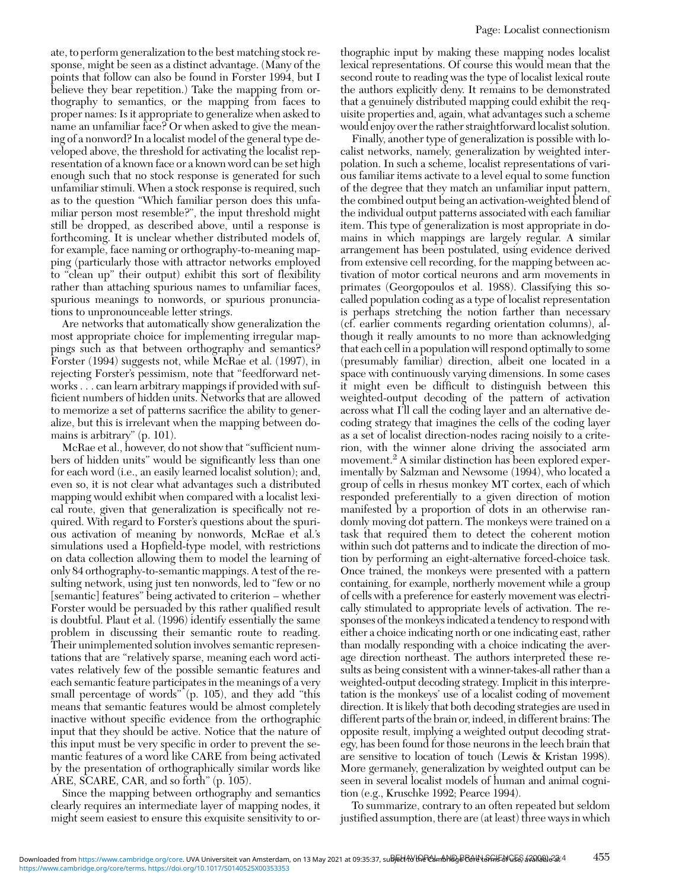ate, to perform generalization to the best matching stock response, might be seen as a distinct advantage. (Many of the points that follow can also be found in Forster 1994, but I believe they bear repetition.) Take the mapping from orthography to semantics, or the mapping from faces to proper names: Is it appropriate to generalize when asked to name an unfamiliar face? Or when asked to give the meaning of a nonword? In a localist model of the general type developed above, the threshold for activating the localist representation of a known face or a known word can be set high enough such that no stock response is generated for such unfamiliar stimuli. When a stock response is required, such as to the question "Which familiar person does this unfamiliar person most resemble?", the input threshold might still be dropped, as described above, until a response is forthcoming. It is unclear whether distributed models of, for example, face naming or orthography-to-meaning mapping (particularly those with attractor networks employed to "clean up" their output) exhibit this sort of flexibility rather than attaching spurious names to unfamiliar faces, spurious meanings to nonwords, or spurious pronunciations to unpronounceable letter strings.

Are networks that automatically show generalization the most appropriate choice for implementing irregular mappings such as that between orthography and semantics? Forster (1994) suggests not, while McRae et al. (1997), in rejecting Forster's pessimism, note that "feedforward networks . . . can learn arbitrary mappings if provided with sufficient numbers of hidden units. Networks that are allowed to memorize a set of patterns sacrifice the ability to generalize, but this is irrelevant when the mapping between domains is arbitrary" (p. 101).

McRae et al., however, do not show that "sufficient numbers of hidden units" would be significantly less than one for each word (i.e., an easily learned localist solution); and, even so, it is not clear what advantages such a distributed mapping would exhibit when compared with a localist lexical route, given that generalization is specifically not required. With regard to Forster's questions about the spurious activation of meaning by nonwords, McRae et al.'s simulations used a Hopfield-type model, with restrictions on data collection allowing them to model the learning of only 84 orthography-to-semantic mappings. A test of the resulting network, using just ten nonwords, led to "few or no [semantic] features" being activated to criterion – whether Forster would be persuaded by this rather qualified result is doubtful. Plaut et al. (1996) identify essentially the same problem in discussing their semantic route to reading. Their unimplemented solution involves semantic representations that are "relatively sparse, meaning each word activates relatively few of the possible semantic features and each semantic feature participates in the meanings of a very small percentage of words" (p. 105), and they add "this means that semantic features would be almost completely inactive without specific evidence from the orthographic input that they should be active. Notice that the nature of this input must be very specific in order to prevent the semantic features of a word like CARE from being activated by the presentation of orthographically similar words like ARE, SCARE, CAR, and so forth" (p. 105).

Since the mapping between orthography and semantics clearly requires an intermediate layer of mapping nodes, it might seem easiest to ensure this exquisite sensitivity to orthographic input by making these mapping nodes localist lexical representations. Of course this would mean that the second route to reading was the type of localist lexical route the authors explicitly deny. It remains to be demonstrated that a genuinely distributed mapping could exhibit the requisite properties and, again, what advantages such a scheme would enjoy over the rather straightforward localist solution.

Finally, another type of generalization is possible with localist networks, namely, generalization by weighted interpolation. In such a scheme, localist representations of various familiar items activate to a level equal to some function of the degree that they match an unfamiliar input pattern, the combined output being an activation-weighted blend of the individual output patterns associated with each familiar item. This type of generalization is most appropriate in domains in which mappings are largely regular. A similar arrangement has been postulated, using evidence derived from extensive cell recording, for the mapping between activation of motor cortical neurons and arm movements in primates (Georgopoulos et al. 1988). Classifying this so-called population coding as a type of localist representation is perhaps stretching the notion farther than necessary (cf. earlier comments regarding orientation columns), although it really amounts to no more than acknowledging that each cell in a population will respond optimally to some (presumably familiar) direction, albeit one located in a space with continuously varying dimensions. In some cases it might even be difficult to distinguish between this weighted-output decoding of the pattern of activation across what I'll call the coding layer and an alternative decoding strategy that imagines the cells of the coding layer as a set of localist direction-nodes racing noisily to a criterion, with the winner alone driving the associated arm movement.[2] A similar distinction has been explored experimentally by Salzman and Newsome (1994), who located a group of cells in rhesus monkey MT cortex, each of which responded preferentially to a given direction of motion manifested by a proportion of dots in an otherwise randomly moving dot pattern. The monkeys were trained on a task that required them to detect the coherent motion within such dot patterns and to indicate the direction of motion by performing an eight-alternative forced-choice task. Once trained, the monkeys were presented with a pattern containing, for example, northerly movement while a group of cells with a preference for easterly movement was electrically stimulated to appropriate levels of activation. The responses of the monkeys indicated a tendency to respond with either a choice indicating north or one indicating east, rather than modally responding with a choice indicating the average direction northeast. The authors interpreted these results as being consistent with a winner-takes-all rather than a weighted-output decoding strategy. Implicit in this interpretation is the monkeys' use of a localist coding of movement direction. It is likely that both decoding strategies are used in different parts of the brain or, indeed, in different brains: The opposite result, implying a weighted output decoding strategy, has been found for those neurons in the leech brain that are sensitive to location of touch (Lewis & Kristan 1998). More germanely, generalization by weighted output can be seen in several localist models of human and animal cognition (e.g., Kruschke 1992; Pearce 1994).

To summarize, contrary to an often repeated but seldom justified assumption, there are (at least) three ways in which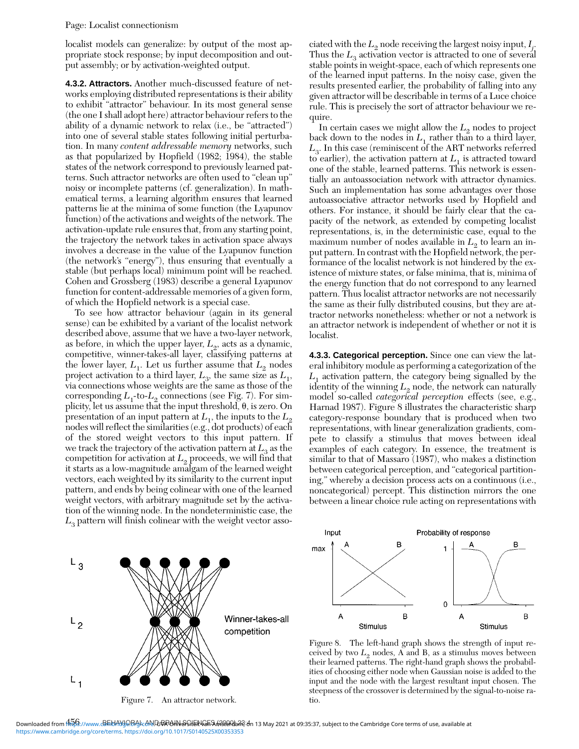localist models can generalize: by output of the most appropriate stock response; by input decomposition and output assembly; or by activation-weighted output.

**4.3.2. Attractors.** Another much-discussed feature of networks employing distributed representations is their ability to exhibit "attractor" behaviour. In its most general sense (the one I shall adopt here) attractor behaviour refers to the ability of a dynamic network to relax (i.e., be "attracted") into one of several stable states following initial perturbation. In many *content addressable memory* networks, such as that popularized by Hopfield (1982; 1984), the stable states of the network correspond to previously learned patterns. Such attractor networks are often used to "clean up" noisy or incomplete patterns (cf. generalization). In mathematical terms, a learning algorithm ensures that learned patterns lie at the minima of some function (the Lyapunov function) of the activations and weights of the network. The activation-update rule ensures that, from any starting point, the trajectory the network takes in activation space always involves a decrease in the value of the Lyapunov function (the network's "energy"), thus ensuring that eventually a stable (but perhaps local) minimum point will be reached. Cohen and Grossberg (1983) describe a general Lyapunov function for content-addressable memories of a given form, of which the Hopfield network is a special case.

To see how attractor behaviour (again in its general sense) can be exhibited by a variant of the localist network described above, assume that we have a two-layer network, as before, in which the upper layer, $L_2$, acts as a dynamic, competitive, winner-takes-all layer, classifying patterns at the lower layer, $L_1$. Let us further assume that $L_2$ nodes project activation to a third layer, $L_3$, the same size as $L_1$, via connections whose weights are the same as those of the corresponding $L_1$-to-$L_2$ connections (see Fig. 7). For simplicity, let us assume that the input threshold, $\theta$, is zero. On presentation of an input pattern at $L_1$, the inputs to the $L_2$ nodes will reflect the similarities (e.g., dot products) of each of the stored weight vectors to this input pattern. If we track the trajectory of the activation pattern at $L_3$ as the competition for activation at $L_2$ proceeds, we will find that it starts as a low-magnitude amalgam of the learned weight vectors, each weighted by its similarity to the current input pattern, and ends by being colinear with one of the learned weight vectors, with arbitrary magnitude set by the activation of the winning node. In the nondeterministic case, the $L_3$ pattern will finish colinear with the weight vector associated with the $L_2$ node receiving the largest noisy input, $I_j$. Thus the $L_3$ activation vector is attracted to one of several stable points in weight-space, each of which represents one of the learned input patterns. In the noisy case, given the results presented earlier, the probability of falling into any given attractor will be describable in terms of a Luce choice rule. This is precisely the sort of attractor behaviour we require.

In certain cases we might allow the $L_2$ nodes to project back down to the nodes in $L_1$ rather than to a third layer, $L_3$. In this case (reminiscent of the ART networks referred to earlier), the activation pattern at $L_1$ is attracted toward one of the stable, learned patterns. This network is essentially an autoassociation network with attractor dynamics. Such an implementation has some advantages over those autoassociative attractor networks used by Hopfield and others. For instance, it should be fairly clear that the capacity of the network, as extended by competing localist representations, is, in the deterministic case, equal to the maximum number of nodes available in $L_2$ to learn an input pattern. In contrast with the Hopfield network, the performance of the localist network is not hindered by the existence of mixture states, or false minima, that is, minima of the energy function that do not correspond to any learned pattern. Thus localist attractor networks are not necessarily the same as their fully distributed cousins, but they are attractor networks nonetheless: whether or not a network is an attractor network is independent of whether or not it is localist.

**4.3.3. Categorical perception.** Since one can view the lateral inhibitory module as performing a categorization of the $L_1$ activation pattern, the category being signalled by the identity of the winning $L_2$ node, the network can naturally model so-called *categorical perception* effects (see, e.g., Harnad 1987). Figure 8 illustrates the characteristic sharp category-response boundary that is produced when two representations, with linear generalization gradients, compete to classify a stimulus that moves between ideal examples of each category. In essence, the treatment is similar to that of Massaro (1987), who makes a distinction between categorical perception, and "categorical partitioning," whereby a decision process acts on a continuous (i.e., noncategorical) percept. This distinction mirrors the one between a linear choice rule acting on representations with

Figure 7. An attractor network.

Figure 8. The left-hand graph shows the strength of input received by two $L_2$ nodes, A and B, as a stimulus moves between their learned patterns. The right-hand graph shows the probabilities of choosing either node when Gaussian noise is added to the input and the node with the largest resultant input chosen. The steepness of the crossover is determined by the signal-to-noise ratio.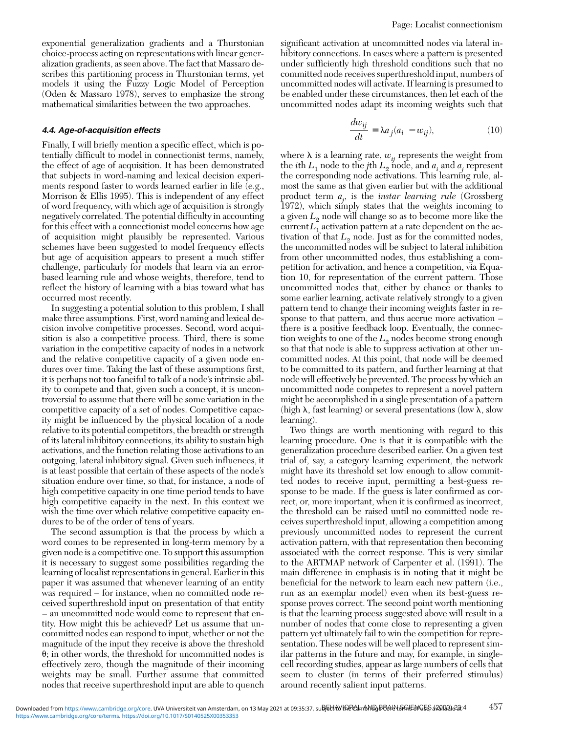exponential generalization gradients and a Thurstonian choice-process acting on representations with linear generalization gradients, as seen above. The fact that Massaro describes this partitioning process in Thurstonian terms, yet models it using the Fuzzy Logic Model of Perception (Oden & Massaro 1978), serves to emphasize the strong mathematical similarities between the two approaches.

### 4.4. Age-of-acquisition effects

Finally, I will briefly mention a specific effect, which is potentially difficult to model in connectionist terms, namely, the effect of age of acquisition. It has been demonstrated that subjects in word-naming and lexical decision experiments respond faster to words learned earlier in life (e.g., Morrison & Ellis 1995). This is independent of any effect of word frequency, with which age of acquisition is strongly negatively correlated. The potential difficulty in accounting for this effect with a connectionist model concerns how age of acquisition might plausibly be represented. Various schemes have been suggested to model frequency effects but age of acquisition appears to present a much stiffer challenge, particularly for models that learn via an error-based learning rule and whose weights, therefore, tend to reflect the history of learning with a bias toward what has occurred most recently.

In suggesting a potential solution to this problem, I shall make three assumptions. First, word naming and lexical decision involve competitive processes. Second, word acquisition is also a competitive process. Third, there is some variation in the competitive capacity of nodes in a network and the relative competitive capacity of a given node endures over time. Taking the last of these assumptions first, it is perhaps not too fanciful to talk of a node's intrinsic ability to compete and that, given such a concept, it is uncontroversial to assume that there will be some variation in the competitive capacity of a set of nodes. Competitive capacity might be influenced by the physical location of a node relative to its potential competitors, the breadth or strength of its lateral inhibitory connections, its ability to sustain high activations, and the function relating those activations to an outgoing, lateral inhibitory signal. Given such influences, it is at least possible that certain of these aspects of the node's situation endure over time, so that, for instance, a node of high competitive capacity in one time period tends to have high competitive capacity in the next. In this context we wish the time over which relative competitive capacity endures to be of the order of tens of years.

The second assumption is that the process by which a word comes to be represented in long-term memory by a given node is a competitive one. To support this assumption it is necessary to suggest some possibilities regarding the learning of localist representations in general. Earlier in this paper it was assumed that whenever learning of an entity was required – for instance, when no committed node received superthreshold input on presentation of that entity – an uncommitted node would come to represent that entity. How might this be achieved? Let us assume that uncommitted nodes can respond to input, whether or not the magnitude of the input they receive is above the threshold $\theta$; in other words, the threshold for uncommitted nodes is effectively zero, though the magnitude of their incoming weights may be small. Further assume that committed nodes that receive superthreshold input are able to quench significant activation at uncommitted nodes via lateral inhibitory connections. In cases where a pattern is presented under sufficiently high threshold conditions such that no committed node receives superthreshold input, numbers of uncommitted nodes will activate. If learning is presumed to be enabled under these circumstances, then let each of the uncommitted nodes adapt its incoming weights such that

$$\frac{dw_{ij}}{dt} = \lambda a_j(a_i - w_{ij}), \tag{10}$$

where $\lambda$ is a learning rate, $w_{ij}$ represents the weight from the $i$th $L_1$ node to the $j$th $L_2$ node, and $a_i$ and $a_j$ represent the corresponding node activations. This learning rule, almost the same as that given earlier but with the additional product term $a_j$, is the *instar learning rule* (Grossberg 1972), which simply states that the weights incoming to a given $L_2$ node will change so as to become more like the current $L_1$ activation pattern at a rate dependent on the activation of that $L_2$ node. Just as for the committed nodes, the uncommitted nodes will be subject to lateral inhibition from other uncommitted nodes, thus establishing a competition for activation, and hence a competition, via Equation 10, for representation of the current pattern. Those uncommitted nodes that, either by chance or thanks to some earlier learning, activate relatively strongly to a given pattern tend to change their incoming weights faster in response to that pattern, and thus accrue more activation – there is a positive feedback loop. Eventually, the connection weights to one of the $L_2$ nodes become strong enough so that that node is able to suppress activation at other uncommitted nodes. At this point, that node will be deemed to be committed to its pattern, and further learning at that node will effectively be prevented. The process by which an uncommitted node competes to represent a novel pattern might be accomplished in a single presentation of a pattern (high $\lambda$, fast learning) or several presentations (low $\lambda$, slow learning).

Two things are worth mentioning with regard to this learning procedure. One is that it is compatible with the generalization procedure described earlier. On a given test trial of, say, a category learning experiment, the network might have its threshold set low enough to allow committed nodes to receive input, permitting a best-guess response to be made. If the guess is later confirmed as correct, or, more important, when it is confirmed as incorrect, the threshold can be raised until no committed node receives superthreshold input, allowing a competition among previously uncommitted nodes to represent the current activation pattern, with that representation then becoming associated with the correct response. This is very similar to the ARTMAP network of Carpenter et al. (1991). The main difference in emphasis is in noting that it might be beneficial for the network to learn each new pattern (i.e., run as an exemplar model) even when its best-guess response proves correct. The second point worth mentioning is that the learning process suggested above will result in a number of nodes that come close to representing a given pattern yet ultimately fail to win the competition for representation. These nodes will be well placed to represent similar patterns in the future and may, for example, in single-cell recording studies, appear as large numbers of cells that seem to cluster (in terms of their preferred stimulus) around recently salient input patterns.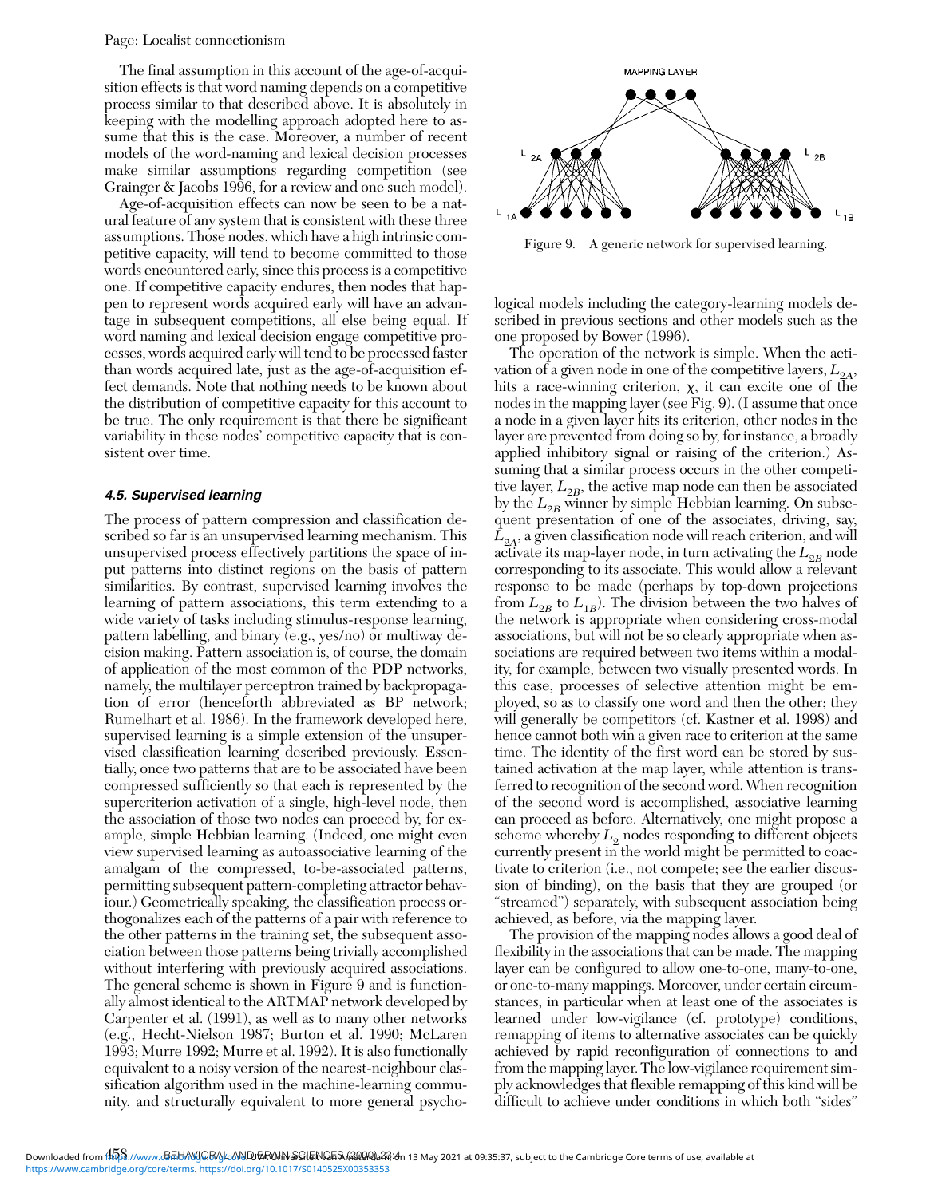The final assumption in this account of the age-of-acquisition effects is that word naming depends on a competitive process similar to that described above. It is absolutely in keeping with the modelling approach adopted here to assume that this is the case. Moreover, a number of recent models of the word-naming and lexical decision processes make similar assumptions regarding competition (see Grainger & Jacobs 1996, for a review and one such model).

Age-of-acquisition effects can now be seen to be a natural feature of any system that is consistent with these three assumptions. Those nodes, which have a high intrinsic competitive capacity, will tend to become committed to those words encountered early, since this process is a competitive one. If competitive capacity endures, then nodes that happen to represent words acquired early will have an advantage in subsequent competitions, all else being equal. If word naming and lexical decision engage competitive processes, words acquired early will tend to be processed faster than words acquired late, just as the age-of-acquisition effect demands. Note that nothing needs to be known about the distribution of competitive capacity for this account to be true. The only requirement is that there be significant variability in these nodes' competitive capacity that is consistent over time.

### 4.5. Supervised learning

The process of pattern compression and classification described so far is an unsupervised learning mechanism. This unsupervised process effectively partitions the space of input patterns into distinct regions on the basis of pattern similarities. By contrast, supervised learning involves the learning of pattern associations, this term extending to a wide variety of tasks including stimulus-response learning, pattern labelling, and binary (e.g., yes/no) or multiway decision making. Pattern association is, of course, the domain of application of the most common of the PDP networks, namely, the multilayer perceptron trained by backpropagation of error (henceforth abbreviated as BP network; Rumelhart et al. 1986). In the framework developed here, supervised learning is a simple extension of the unsupervised classification learning described previously. Essentially, once two patterns that are to be associated have been compressed sufficiently so that each is represented by the supercriterion activation of a single, high-level node, then the association of those two nodes can proceed by, for example, simple Hebbian learning. (Indeed, one might even view supervised learning as autoassociative learning of the amalgam of the compressed, to-be-associated patterns, permitting subsequent pattern-completing attractor behaviour.) Geometrically speaking, the classification process orthogonalizes each of the patterns of a pair with reference to the other patterns in the training set, the subsequent association between those patterns being trivially accomplished without interfering with previously acquired associations. The general scheme is shown in Figure 9 and is functionally almost identical to the ARTMAP network developed by Carpenter et al. (1991), as well as to many other networks (e.g., Hecht-Nielson 1987; Burton et al. 1990; McLaren 1993; Murre 1992; Murre et al. 1992). It is also functionally equivalent to a noisy version of the nearest-neighbour classification algorithm used in the machine-learning community, and structurally equivalent to more general psychological models including the category-learning models described in previous sections and other models such as the one proposed by Bower (1996).

Figure 9. A generic network for supervised learning.

The operation of the network is simple. When the activation of a given node in one of the competitive layers, $L_{2A}$, hits a race-winning criterion, $\chi$, it can excite one of the nodes in the mapping layer (see Fig. 9). (I assume that once a node in a given layer hits its criterion, other nodes in the layer are prevented from doing so by, for instance, a broadly applied inhibitory signal or raising of the criterion.) Assuming that a similar process occurs in the other competitive layer, $L_{2B}$, the active map node can then be associated by the $L_{2B}$ winner by simple Hebbian learning. On subsequent presentation of one of the associates, driving, say, $L_{2A}$, a given classification node will reach criterion, and will activate its map-layer node, in turn activating the $L_{2B}$ node corresponding to its associate. This would allow a relevant response to be made (perhaps by top-down projections from $L_{2B}$ to $L_{1B}$). The division between the two halves of the network is appropriate when considering cross-modal associations, but will not be so clearly appropriate when associations are required between two items within a modality, for example, between two visually presented words. In this case, processes of selective attention might be employed, so as to classify one word and then the other; they will generally be competitors (cf. Kastner et al. 1998) and hence cannot both win a given race to criterion at the same time. The identity of the first word can be stored by sustained activation at the map layer, while attention is transferred to recognition of the second word. When recognition of the second word is accomplished, associative learning can proceed as before. Alternatively, one might propose a scheme whereby $L_2$ nodes responding to different objects currently present in the world might be permitted to coactivate to criterion (i.e., not compete; see the earlier discussion of binding), on the basis that they are grouped (or "streamed") separately, with subsequent association being achieved, as before, via the mapping layer.

The provision of the mapping nodes allows a good deal of flexibility in the associations that can be made. The mapping layer can be configured to allow one-to-one, many-to-one, or one-to-many mappings. Moreover, under certain circumstances, in particular when at least one of the associates is learned under low-vigilance (cf. prototype) conditions, remapping of items to alternative associates can be quickly achieved by rapid reconfiguration of connections to and from the mapping layer. The low-vigilance requirement simply acknowledges that flexible remapping of this kind will be difficult to achieve under conditions in which both "sides"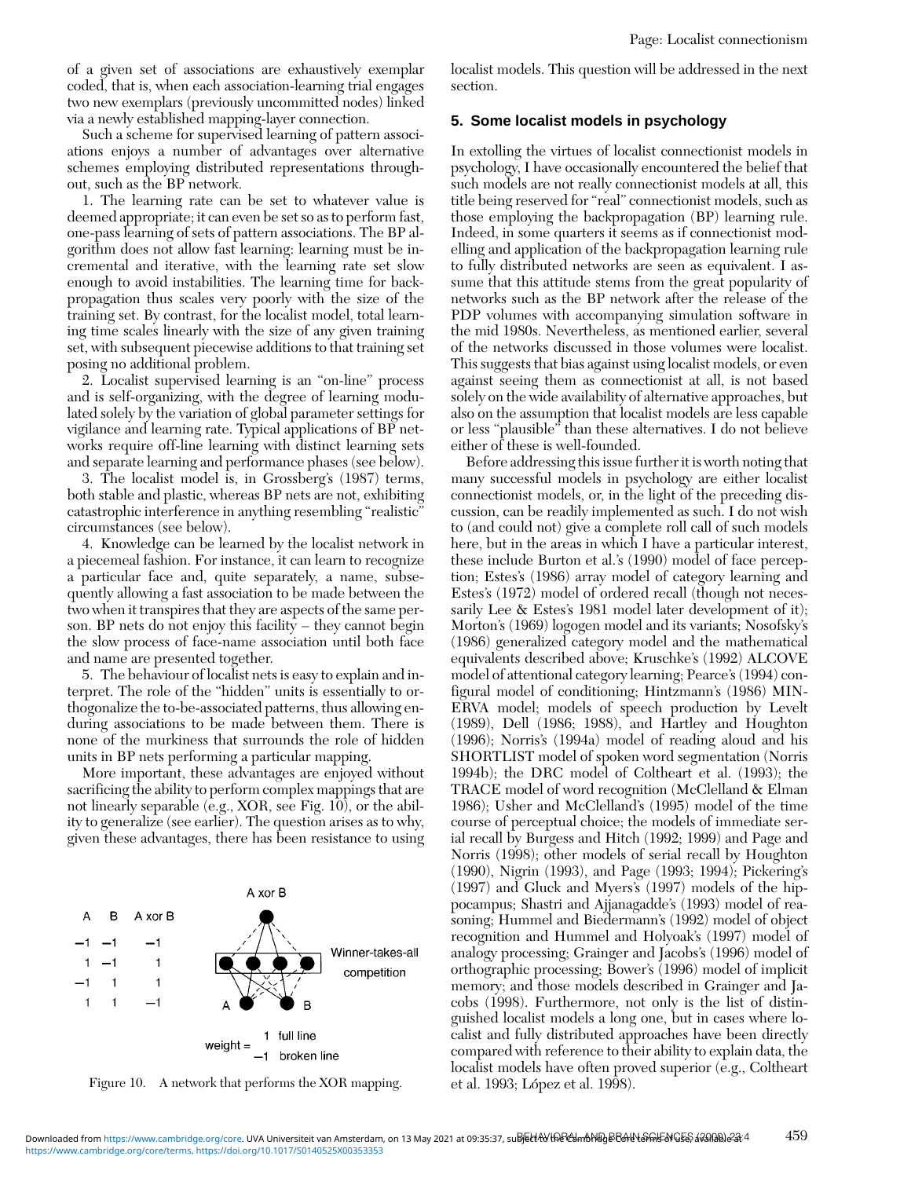of a given set of associations are exhaustively exemplar coded, that is, when each association-learning trial engages two new exemplars (previously uncommitted nodes) linked via a newly established mapping-layer connection.

Such a scheme for supervised learning of pattern associations enjoys a number of advantages over alternative schemes employing distributed representations throughout, such as the BP network.

1. The learning rate can be set to whatever value is deemed appropriate; it can even be set so as to perform fast, one-pass learning of sets of pattern associations. The BP algorithm does not allow fast learning: learning must be incremental and iterative, with the learning rate set slow enough to avoid instabilities. The learning time for backpropagation thus scales very poorly with the size of the training set. By contrast, for the localist model, total learning time scales linearly with the size of any given training set, with subsequent piecewise additions to that training set posing no additional problem.

2. Localist supervised learning is an "on-line" process and is self-organizing, with the degree of learning modulated solely by the variation of global parameter settings for vigilance and learning rate. Typical applications of BP networks require off-line learning with distinct learning sets and separate learning and performance phases (see below).

3. The localist model is, in Grossberg's (1987) terms, both stable and plastic, whereas BP nets are not, exhibiting catastrophic interference in anything resembling "realistic" circumstances (see below).

4. Knowledge can be learned by the localist network in a piecemeal fashion. For instance, it can learn to recognize a particular face and, quite separately, a name, subsequently allowing a fast association to be made between the two when it transpires that they are aspects of the same person. BP nets do not enjoy this facility – they cannot begin the slow process of face-name association until both face and name are presented together.

5. The behaviour of localist nets is easy to explain and interpret. The role of the "hidden" units is essentially to orthogonalize the to-be-associated patterns, thus allowing enduring associations to be made between them. There is none of the murkiness that surrounds the role of hidden units in BP nets performing a particular mapping.

More important, these advantages are enjoyed without sacrificing the ability to perform complex mappings that are not linearly separable (e.g., XOR, see Fig. 10), or the ability to generalize (see earlier). The question arises as to why, given these advantages, there has been resistance to using localist models. This question will be addressed in the next section.

| A | B | A xor B |
|---|---|---|
| −1 | −1 | −1 |
| 1 | −1 | 1 |
| −1 | 1 | 1 |
| 1 | 1 | −1 |

Winner-takes-all competition

weight = 1 full line, −1 broken line

Figure 10. A network that performs the XOR mapping.

## 5. Some localist models in psychology

In extolling the virtues of localist connectionist models in psychology, I have occasionally encountered the belief that such models are not really connectionist models at all, this title being reserved for "real" connectionist models, such as those employing the backpropagation (BP) learning rule. Indeed, in some quarters it seems as if connectionist modelling and application of the backpropagation learning rule to fully distributed networks are seen as equivalent. I assume that this attitude stems from the great popularity of networks such as the BP network after the release of the PDP volumes with accompanying simulation software in the mid 1980s. Nevertheless, as mentioned earlier, several of the networks discussed in those volumes were localist. This suggests that bias against using localist models, or even against seeing them as connectionist at all, is not based solely on the wide availability of alternative approaches, but also on the assumption that localist models are less capable or less "plausible" than these alternatives. I do not believe either of these is well-founded.

Before addressing this issue further it is worth noting that many successful models in psychology are either localist connectionist models, or, in the light of the preceding discussion, can be readily implemented as such. I do not wish to (and could not) give a complete roll call of such models here, but in the areas in which I have a particular interest, these include Burton et al.'s (1990) model of face perception; Estes's (1986) array model of category learning and Estes's (1972) model of ordered recall (though not necessarily Lee & Estes's 1981 model later development of it); Morton's (1969) logogen model and its variants; Nosofsky's (1986) generalized category model and the mathematical equivalents described above; Kruschke's (1992) ALCOVE model of attentional category learning; Pearce's (1994) configural model of conditioning; Hintzmann's (1986) MINERVA model; models of speech production by Levelt (1989), Dell (1986; 1988), and Hartley and Houghton (1996); Norris's (1994a) model of reading aloud and his SHORTLIST model of spoken word segmentation (Norris 1994b); the DRC model of Coltheart et al. (1993); the TRACE model of word recognition (McClelland & Elman 1986); Usher and McClelland's (1995) model of the time course of perceptual choice; the models of immediate serial recall by Burgess and Hitch (1992; 1999) and Page and Norris (1998); other models of serial recall by Houghton (1990), Nigrin (1993), and Page (1993; 1994); Pickering's (1997) and Gluck and Myers's (1997) models of the hippocampus; Shastri and Ajjanagadde's (1993) model of reasoning; Hummel and Biedermann's (1992) model of object recognition and Hummel and Holyoak's (1997) model of analogy processing; Grainger and Jacobs's (1996) model of orthographic processing; Bower's (1996) model of implicit memory; and those models described in Grainger and Jacobs (1998). Furthermore, not only is the list of distinguished localist models a long one, but in cases where localist and fully distributed approaches have been directly compared with reference to their ability to explain data, the localist models have often proved superior (e.g., Coltheart et al. 1993; López et al. 1998).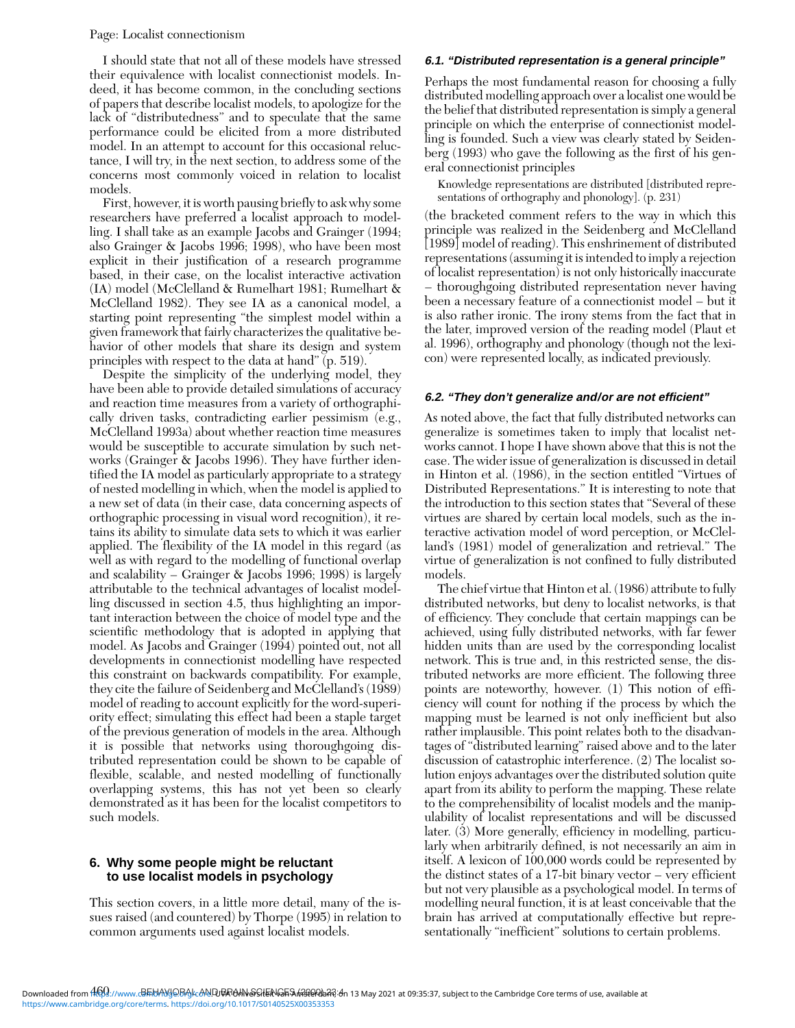I should state that not all of these models have stressed their equivalence with localist connectionist models. Indeed, it has become common, in the concluding sections of papers that describe localist models, to apologize for the lack of "distributedness" and to speculate that the same performance could be elicited from a more distributed model. In an attempt to account for this occasional reluctance, I will try, in the next section, to address some of the concerns most commonly voiced in relation to localist models.

First, however, it is worth pausing briefly to ask why some researchers have preferred a localist approach to modelling. I shall take as an example Jacobs and Grainger (1994; also Grainger & Jacobs 1996; 1998), who have been most explicit in their justification of a research programme based, in their case, on the localist interactive activation (IA) model (McClelland & Rumelhart 1981; Rumelhart & McClelland 1982). They see IA as a canonical model, a starting point representing "the simplest model within a given framework that fairly characterizes the qualitative behavior of other models that share its design and system principles with respect to the data at hand" (p. 519).

Despite the simplicity of the underlying model, they have been able to provide detailed simulations of accuracy and reaction time measures from a variety of orthographically driven tasks, contradicting earlier pessimism (e.g., McClelland 1993a) about whether reaction time measures would be susceptible to accurate simulation by such networks (Grainger & Jacobs 1996). They have further identified the IA model as particularly appropriate to a strategy of nested modelling in which, when the model is applied to a new set of data (in their case, data concerning aspects of orthographic processing in visual word recognition), it retains its ability to simulate data sets to which it was earlier applied. The flexibility of the IA model in this regard (as well as with regard to the modelling of functional overlap and scalability – Grainger & Jacobs 1996; 1998) is largely attributable to the technical advantages of localist modelling discussed in section 4.5, thus highlighting an important interaction between the choice of model type and the scientific methodology that is adopted in applying that model. As Jacobs and Grainger (1994) pointed out, not all developments in connectionist modelling have respected this constraint on backwards compatibility. For example, they cite the failure of Seidenberg and McClelland's (1989) model of reading to account explicitly for the word-superiority effect; simulating this effect had been a staple target of the previous generation of models in the area. Although it is possible that networks using thoroughgoing distributed representation could be shown to be capable of flexible, scalable, and nested modelling of functionally overlapping systems, this has not yet been so clearly demonstrated as it has been for the localist competitors to such models.

## 6. Why some people might be reluctant to use localist models in psychology

This section covers, in a little more detail, many of the issues raised (and countered) by Thorpe (1995) in relation to common arguments used against localist models.

### 6.1. "Distributed representation is a general principle"

Perhaps the most fundamental reason for choosing a fully distributed modelling approach over a localist one would be the belief that distributed representation is simply a general principle on which the enterprise of connectionist modelling is founded. Such a view was clearly stated by Seidenberg (1993) who gave the following as the first of his general connectionist principles

> Knowledge representations are distributed [distributed representations of orthography and phonology]. (p. 231)

(the bracketed comment refers to the way in which this principle was realized in the Seidenberg and McClelland [1989] model of reading). This enshrinement of distributed representations (assuming it is intended to imply a rejection of localist representation) is not only historically inaccurate – thoroughgoing distributed representation never having been a necessary feature of a connectionist model – but it is also rather ironic. The irony stems from the fact that in the later, improved version of the reading model (Plaut et al. 1996), orthography and phonology (though not the lexicon) were represented locally, as indicated previously.

### 6.2. "They don't generalize and/or are not efficient"

As noted above, the fact that fully distributed networks can generalize is sometimes taken to imply that localist networks cannot. I hope I have shown above that this is not the case. The wider issue of generalization is discussed in detail in Hinton et al. (1986), in the section entitled "Virtues of Distributed Representations." It is interesting to note that the introduction to this section states that "Several of these virtues are shared by certain local models, such as the interactive activation model of word perception, or McClelland's (1981) model of generalization and retrieval." The virtue of generalization is not confined to fully distributed models.

The chief virtue that Hinton et al. (1986) attribute to fully distributed networks, but deny to localist networks, is that of efficiency. They conclude that certain mappings can be achieved, using fully distributed networks, with far fewer hidden units than are used by the corresponding localist network. This is true and, in this restricted sense, the distributed networks are more efficient. The following three points are noteworthy, however. (1) This notion of efficiency will count for nothing if the process by which the mapping must be learned is not only inefficient but also rather implausible. This point relates both to the disadvantages of "distributed learning" raised above and to the later discussion of catastrophic interference. (2) The localist solution enjoys advantages over the distributed solution quite apart from its ability to perform the mapping. These relate to the comprehensibility of localist models and the manipulability of localist representations and will be discussed later. (3) More generally, efficiency in modelling, particularly when arbitrarily defined, is not necessarily an aim in itself. A lexicon of 100,000 words could be represented by the distinct states of a 17-bit binary vector – very efficient but not very plausible as a psychological model. In terms of modelling neural function, it is at least conceivable that the brain has arrived at computationally effective but representationally "inefficient" solutions to certain problems.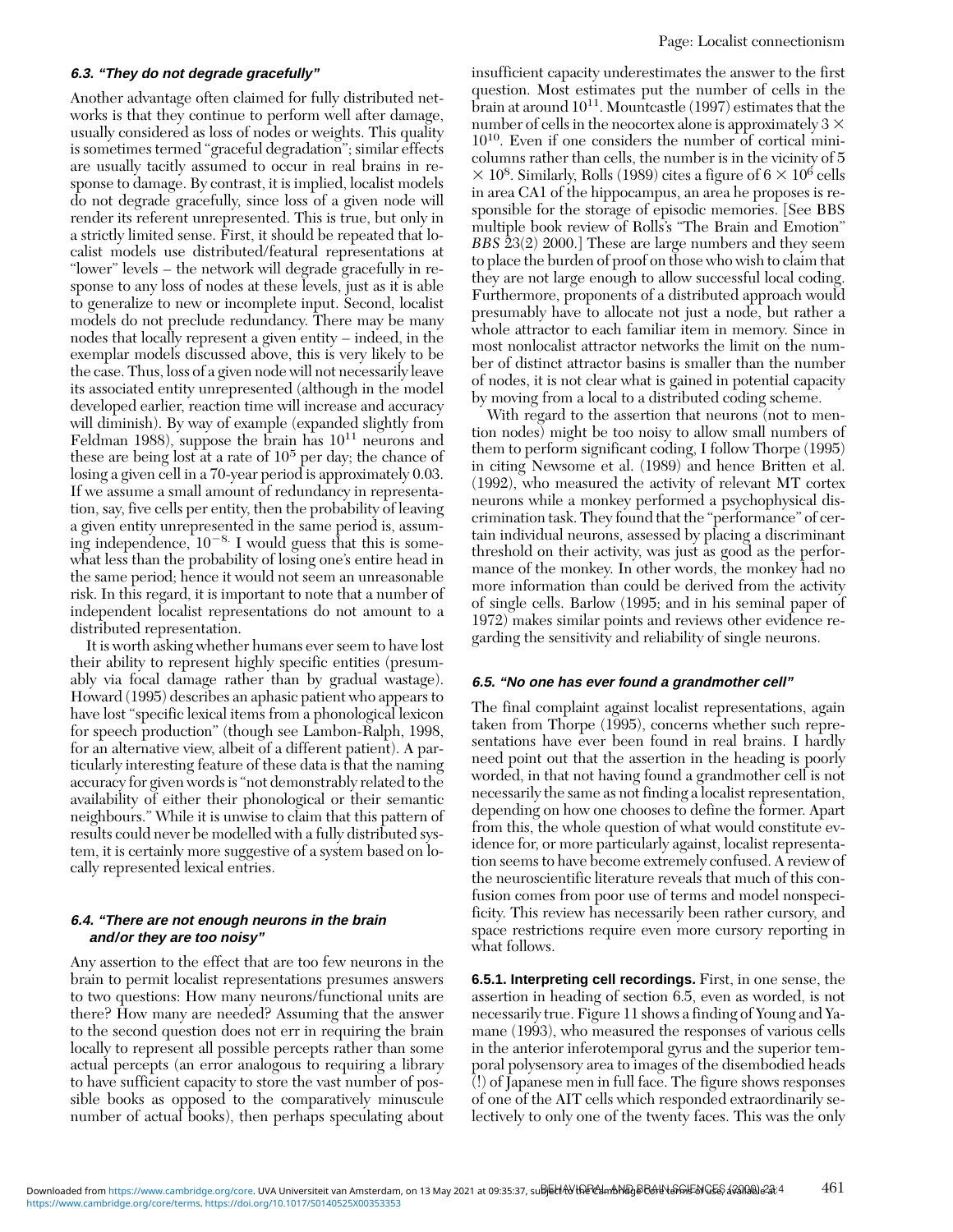### 6.3. "They do not degrade gracefully"

Another advantage often claimed for fully distributed networks is that they continue to perform well after damage, usually considered as loss of nodes or weights. This quality is sometimes termed "graceful degradation"; similar effects are usually tacitly assumed to occur in real brains in response to damage. By contrast, it is implied, localist models do not degrade gracefully, since loss of a given node will render its referent unrepresented. This is true, but only in a strictly limited sense. First, it should be repeated that localist models use distributed/featural representations at "lower" levels – the network will degrade gracefully in response to any loss of nodes at these levels, just as it is able to generalize to new or incomplete input. Second, localist models do not preclude redundancy. There may be many nodes that locally represent a given entity – indeed, in the exemplar models discussed above, this is very likely to be the case. Thus, loss of a given node will not necessarily leave its associated entity unrepresented (although in the model developed earlier, reaction time will increase and accuracy will diminish). By way of example (expanded slightly from Feldman 1988), suppose the brain has $10^{11}$ neurons and these are being lost at a rate of $10^5$ per day; the chance of losing a given cell in a 70-year period is approximately 0.03. If we assume a small amount of redundancy in representation, say, five cells per entity, then the probability of leaving a given entity unrepresented in the same period is, assuming independence, $10^{-8}$. I would guess that this is somewhat less than the probability of losing one's entire head in the same period; hence it would not seem an unreasonable risk. In this regard, it is important to note that a number of independent localist representations do not amount to a distributed representation.

It is worth asking whether humans ever seem to have lost their ability to represent highly specific entities (presumably via focal damage rather than by gradual wastage). Howard (1995) describes an aphasic patient who appears to have lost "specific lexical items from a phonological lexicon for speech production" (though see Lambon-Ralph, 1998, for an alternative view, albeit of a different patient). A particularly interesting feature of these data is that the naming accuracy for given words is "not demonstrably related to the availability of either their phonological or their semantic neighbours." While it is unwise to claim that this pattern of results could never be modelled with a fully distributed system, it is certainly more suggestive of a system based on locally represented lexical entries.

### 6.4. "There are not enough neurons in the brain and/or they are too noisy"

Any assertion to the effect that are too few neurons in the brain to permit localist representations presumes answers to two questions: How many neurons/functional units are there? How many are needed? Assuming that the answer to the second question does not err in requiring the brain locally to represent all possible percepts rather than some actual percepts (an error analogous to requiring a library to have sufficient capacity to store the vast number of possible books as opposed to the comparatively minuscule number of actual books), then perhaps speculating about insufficient capacity underestimates the answer to the first question. Most estimates put the number of cells in the brain at around $10^{11}$. Mountcastle (1997) estimates that the number of cells in the neocortex alone is approximately $3 \times 10^{10}$. Even if one considers the number of cortical minicolumns rather than cells, the number is in the vicinity of $5 \times 10^8$. Similarly, Rolls (1989) cites a figure of $6 \times 10^6$ cells in area CA1 of the hippocampus, an area he proposes is responsible for the storage of episodic memories. [See BBS multiple book review of Rolls's "The Brain and Emotion" *BBS* 23(2) 2000.] These are large numbers and they seem to place the burden of proof on those who wish to claim that they are not large enough to allow successful local coding. Furthermore, proponents of a distributed approach would presumably have to allocate not just a node, but rather a whole attractor to each familiar item in memory. Since in most nonlocalist attractor networks the limit on the number of distinct attractor basins is smaller than the number of nodes, it is not clear what is gained in potential capacity by moving from a local to a distributed coding scheme.

With regard to the assertion that neurons (not to mention nodes) might be too noisy to allow small numbers of them to perform significant coding, I follow Thorpe (1995) in citing Newsome et al. (1989) and hence Britten et al. (1992), who measured the activity of relevant MT cortex neurons while a monkey performed a psychophysical discrimination task. They found that the "performance" of certain individual neurons, assessed by placing a discriminant threshold on their activity, was just as good as the performance of the monkey. In other words, the monkey had no more information than could be derived from the activity of single cells. Barlow (1995; and in his seminal paper of 1972) makes similar points and reviews other evidence regarding the sensitivity and reliability of single neurons.

### 6.5. "No one has ever found a grandmother cell"

The final complaint against localist representations, again taken from Thorpe (1995), concerns whether such representations have ever been found in real brains. I hardly need point out that the assertion in the heading is poorly worded, in that not having found a grandmother cell is not necessarily the same as not finding a localist representation, depending on how one chooses to define the former. Apart from this, the whole question of what would constitute evidence for, or more particularly against, localist representation seems to have become extremely confused. A review of the neuroscientific literature reveals that much of this confusion comes from poor use of terms and model nonspecificity. This review has necessarily been rather cursory, and space restrictions require even more cursory reporting in what follows.

**6.5.1. Interpreting cell recordings.** First, in one sense, the assertion in heading of section 6.5, even as worded, is not necessarily true. Figure 11 shows a finding of Young and Yamane (1993), who measured the responses of various cells in the anterior inferotemporal gyrus and the superior temporal polysensory area to images of the disembodied heads (!) of Japanese men in full face. The figure shows responses of one of the AIT cells which responded extraordinarily selectively to only one of the twenty faces. This was the only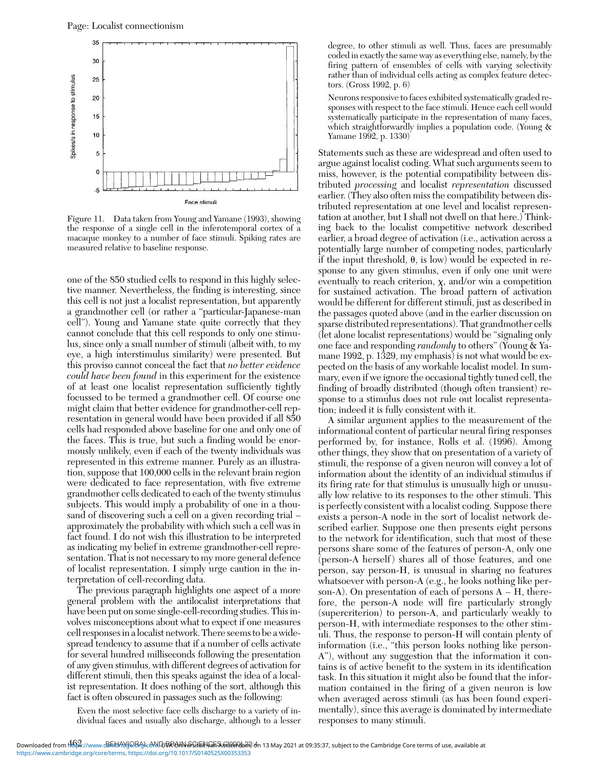35

30

25

20

15

10

5

0

-5

Spikes/s in response to stimulus

Face stimuli

Figure 11. Data taken from Young and Yamane (1993), showing the response of a single cell in the inferotemporal cortex of a macaque monkey to a number of face stimuli. Spiking rates are measured relative to baseline response.

one of the 850 studied cells to respond in this highly selective manner. Nevertheless, the finding is interesting, since this cell is not just a localist representation, but apparently a grandmother cell (or rather a "particular-Japanese-man cell"). Young and Yamane state quite correctly that they cannot conclude that this cell responds to only one stimulus, since only a small number of stimuli (albeit with, to my eye, a high interstimulus similarity) were presented. But this proviso cannot conceal the fact that *no better evidence could have been found* in this experiment for the existence of at least one localist representation sufficiently tightly focussed to be termed a grandmother cell. Of course one might claim that better evidence for grandmother-cell representation in general would have been provided if all 850 cells had responded above baseline for one and only one of the faces. This is true, but such a finding would be enormously unlikely, even if each of the twenty individuals was represented in this extreme manner. Purely as an illustration, suppose that 100,000 cells in the relevant brain region were dedicated to face representation, with five extreme grandmother cells dedicated to each of the twenty stimulus subjects. This would imply a probability of one in a thousand of discovering such a cell on a given recording trial – approximately the probability with which such a cell was in fact found. I do not wish this illustration to be interpreted as indicating my belief in extreme grandmother-cell representation. That is not necessary to my more general defence of localist representation. I simply urge caution in the interpretation of cell-recording data.

The previous paragraph highlights one aspect of a more general problem with the antilocalist interpretations that have been put on some single-cell-recording studies. This involves misconceptions about what to expect if one measures cell responses in a localist network. There seems to be a widespread tendency to assume that if a number of cells activate for several hundred milliseconds following the presentation of any given stimulus, with different degrees of activation for different stimuli, then this speaks against the idea of a localist representation. It does nothing of the sort, although this fact is often obscured in passages such as the following:

> Even the most selective face cells discharge to a variety of individual faces and usually also discharge, although to a lesser degree, to other stimuli as well. Thus, faces are presumably coded in exactly the same way as everything else, namely, by the firing pattern of ensembles of cells with varying selectivity rather than of individual cells acting as complex feature detectors. (Gross 1992, p. 6)

> Neurons responsive to faces exhibited systematically graded responses with respect to the face stimuli. Hence each cell would systematically participate in the representation of many faces, which straightforwardly implies a population code. (Young & Yamane 1992, p. 1330)

Statements such as these are widespread and often used to argue against localist coding. What such arguments seem to miss, however, is the potential compatibility between distributed *processing* and localist *representation* discussed earlier. (They also often miss the compatibility between distributed representation at one level and localist representation at another, but I shall not dwell on that here.) Thinking back to the localist competitive network described earlier, a broad degree of activation (i.e., activation across a potentially large number of competing nodes, particularly if the input threshold, $\theta$, is low) would be expected in response to any given stimulus, even if only one unit were eventually to reach criterion, $\chi$, and/or win a competition for sustained activation. The broad pattern of activation would be different for different stimuli, just as described in the passages quoted above (and in the earlier discussion on sparse distributed representations). That grandmother cells (let alone localist representations) would be "signaling only one face and responding *randomly* to others" (Young & Yamane 1992, p. 1329, my emphasis) is not what would be expected on the basis of any workable localist model. In summary, even if we ignore the occasional tightly tuned cell, the finding of broadly distributed (though often transient) response to a stimulus does not rule out localist representation; indeed it is fully consistent with it.

A similar argument applies to the measurement of the informational content of particular neural firing responses performed by, for instance, Rolls et al. (1996). Among other things, they show that on presentation of a variety of stimuli, the response of a given neuron will convey a lot of information about the identity of an individual stimulus if its firing rate for that stimulus is unusually high or unusually low relative to its responses to the other stimuli. This is perfectly consistent with a localist coding. Suppose there exists a person-A node in the sort of localist network described earlier. Suppose one then presents eight persons to the network for identification, such that most of these persons share some of the features of person-A, only one (person-A herself) shares all of those features, and one person, say person-H, is unusual in sharing no features whatsoever with person-A (e.g., he looks nothing like person-A). On presentation of each of persons A – H, therefore, the person-A node will fire particularly strongly (supercriterion) to person-A, and particularly weakly to person-H, with intermediate responses to the other stimuli. Thus, the response to person-H will contain plenty of information (i.e., "this person looks nothing like person-A"), without any suggestion that the information it contains is of active benefit to the system in its identification task. In this situation it might also be found that the information contained in the firing of a given neuron is low when averaged across stimuli (as has been found experimentally), since this average is dominated by intermediate responses to many stimuli.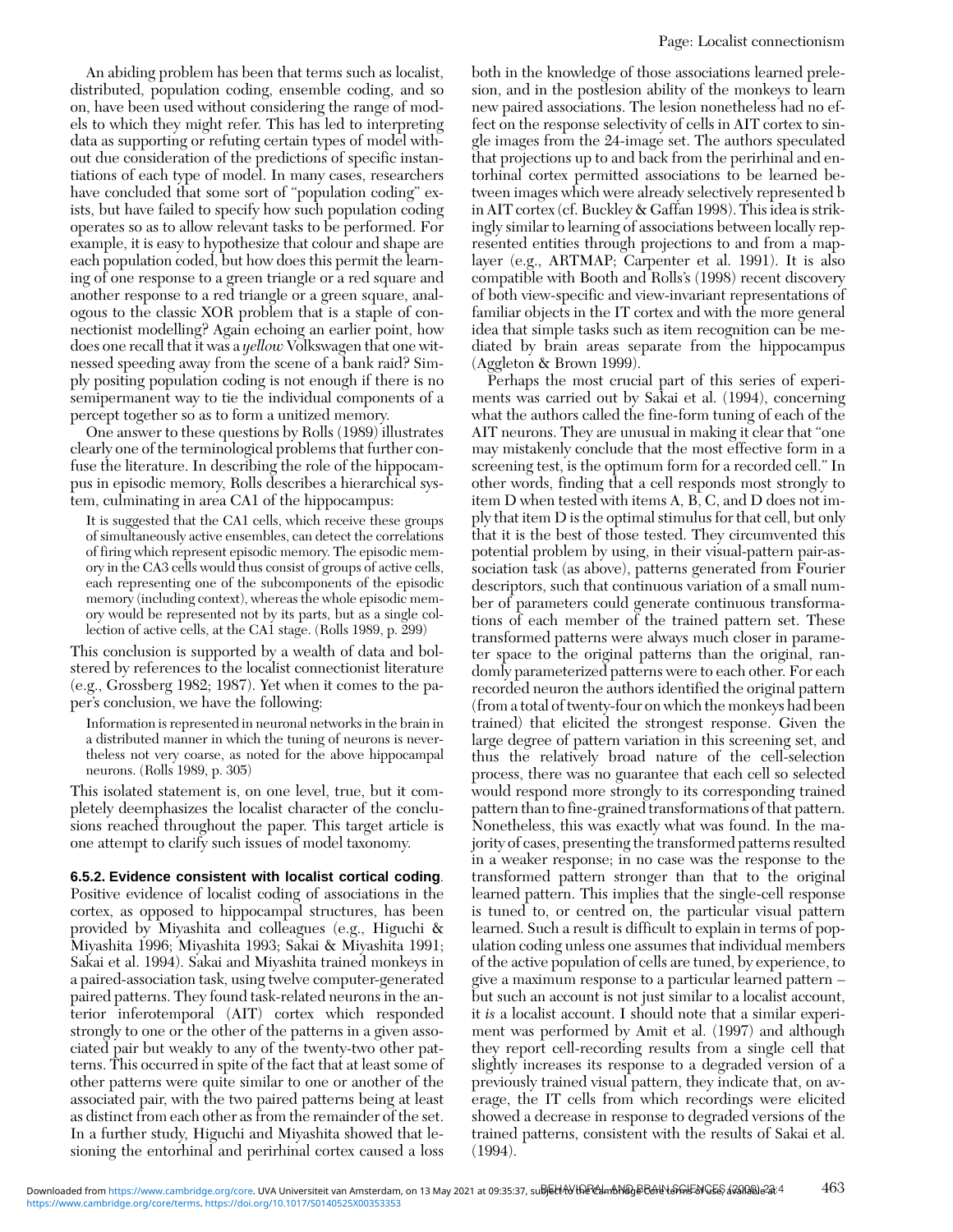An abiding problem has been that terms such as localist, distributed, population coding, ensemble coding, and so on, have been used without considering the range of models to which they might refer. This has led to interpreting data as supporting or refuting certain types of model without due consideration of the predictions of specific instantiations of each type of model. In many cases, researchers have concluded that some sort of "population coding" exists, but have failed to specify how such population coding operates so as to allow relevant tasks to be performed. For example, it is easy to hypothesize that colour and shape are each population coded, but how does this permit the learning of one response to a green triangle or a red square and another response to a red triangle or a green square, analogous to the classic XOR problem that is a staple of connectionist modelling? Again echoing an earlier point, how does one recall that it was a *yellow* Volkswagen that one witnessed speeding away from the scene of a bank raid? Simply positing population coding is not enough if there is no semipermanent way to tie the individual components of a percept together so as to form a unitized memory.

One answer to these questions by Rolls (1989) illustrates clearly one of the terminological problems that further confuse the literature. In describing the role of the hippocampus in episodic memory, Rolls describes a hierarchical system, culminating in area CA1 of the hippocampus:

> It is suggested that the CA1 cells, which receive these groups of simultaneously active ensembles, can detect the correlations of firing which represent episodic memory. The episodic memory in the CA3 cells would thus consist of groups of active cells, each representing one of the subcomponents of the episodic memory (including context), whereas the whole episodic memory would be represented not by its parts, but as a single collection of active cells, at the CA1 stage. (Rolls 1989, p. 299)

This conclusion is supported by a wealth of data and bolstered by references to the localist connectionist literature (e.g., Grossberg 1982; 1987). Yet when it comes to the paper's conclusion, we have the following:

> Information is represented in neuronal networks in the brain in a distributed manner in which the tuning of neurons is nevertheless not very coarse, as noted for the above hippocampal neurons. (Rolls 1989, p. 305)

This isolated statement is, on one level, true, but it completely deemphasizes the localist character of the conclusions reached throughout the paper. This target article is one attempt to clarify such issues of model taxonomy.

#### 6.5.2. Evidence consistent with localist cortical coding.

Positive evidence of localist coding of associations in the cortex, as opposed to hippocampal structures, has been provided by Miyashita and colleagues (e.g., Higuchi & Miyashita 1996; Miyashita 1993; Sakai & Miyashita 1991; Sakai et al. 1994). Sakai and Miyashita trained monkeys in a paired-association task, using twelve computer-generated paired patterns. They found task-related neurons in the anterior inferotemporal (AIT) cortex which responded strongly to one or the other of the patterns in a given associated pair but weakly to any of the twenty-two other patterns. This occurred in spite of the fact that at least some of other patterns were quite similar to one or another of the associated pair, with the two paired patterns being at least as distinct from each other as from the remainder of the set. In a further study, Higuchi and Miyashita showed that lesioning the entorhinal and perirhinal cortex caused a loss both in the knowledge of those associations learned prelesion, and in the postlesion ability of the monkeys to learn new paired associations. The lesion nonetheless had no effect on the response selectivity of cells in AIT cortex to single images from the 24-image set. The authors speculated that projections up to and back from the perirhinal and entorhinal cortex permitted associations to be learned between images which were already selectively represented b in AIT cortex (cf. Buckley & Gaffan 1998). This idea is strikingly similar to learning of associations between locally represented entities through projections to and from a map-layer (e.g., ARTMAP; Carpenter et al. 1991). It is also compatible with Booth and Rolls's (1998) recent discovery of both view-specific and view-invariant representations of familiar objects in the IT cortex and with the more general idea that simple tasks such as item recognition can be mediated by brain areas separate from the hippocampus (Aggleton & Brown 1999).

Perhaps the most crucial part of this series of experiments was carried out by Sakai et al. (1994), concerning what the authors called the fine-form tuning of each of the AIT neurons. They are unusual in making it clear that "one may mistakenly conclude that the most effective form in a screening test, is the optimum form for a recorded cell." In other words, finding that a cell responds most strongly to item D when tested with items A, B, C, and D does not imply that item D is the optimal stimulus for that cell, but only that it is the best of those tested. They circumvented this potential problem by using, in their visual-pattern pair-association task (as above), patterns generated from Fourier descriptors, such that continuous variation of a small number of parameters could generate continuous transformations of each member of the trained pattern set. These transformed patterns were always much closer in parameter space to the original patterns than the original, randomly parameterized patterns were to each other. For each recorded neuron the authors identified the original pattern (from a total of twenty-four on which the monkeys had been trained) that elicited the strongest response. Given the large degree of pattern variation in this screening set, and thus the relatively broad nature of the cell-selection process, there was no guarantee that each cell so selected would respond more strongly to its corresponding trained pattern than to fine-grained transformations of that pattern. Nonetheless, this was exactly what was found. In the majority of cases, presenting the transformed patterns resulted in a weaker response; in no case was the response to the transformed pattern stronger than that to the original learned pattern. This implies that the single-cell response is tuned to, or centred on, the particular visual pattern learned. Such a result is difficult to explain in terms of population coding unless one assumes that individual members of the active population of cells are tuned, by experience, to give a maximum response to a particular learned pattern – but such an account is not just similar to a localist account, it *is* a localist account. I should note that a similar experiment was performed by Amit et al. (1997) and although they report cell-recording results from a single cell that slightly increases its response to a degraded version of a previously trained visual pattern, they indicate that, on average, the IT cells from which recordings were elicited showed a decrease in response to degraded versions of the trained patterns, consistent with the results of Sakai et al. (1994).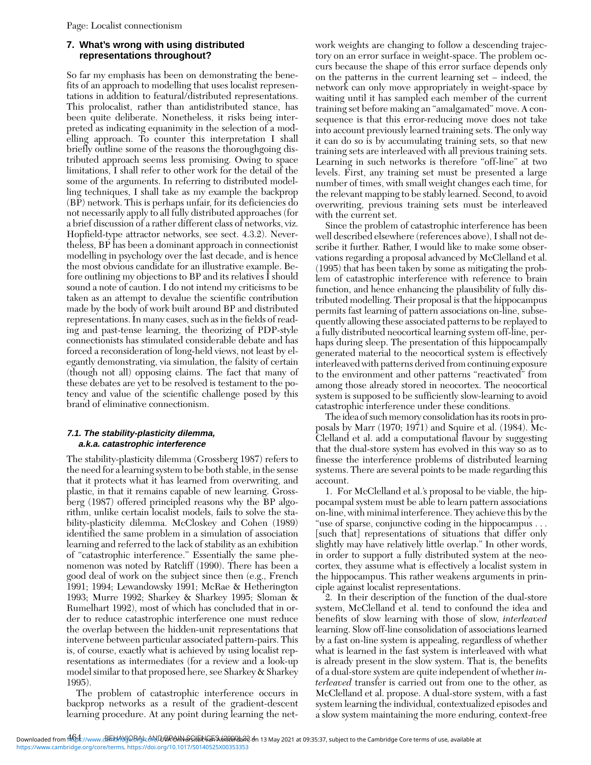## 7. What's wrong with using distributed representations throughout?

So far my emphasis has been on demonstrating the benefits of an approach to modelling that uses localist representations in addition to featural/distributed representations. This prolocalist, rather than antidistributed stance, has been quite deliberate. Nonetheless, it risks being interpreted as indicating equanimity in the selection of a modelling approach. To counter this interpretation I shall briefly outline some of the reasons the thoroughgoing distributed approach seems less promising. Owing to space limitations, I shall refer to other work for the detail of the some of the arguments. In referring to distributed modelling techniques, I shall take as my example the backprop (BP) network. This is perhaps unfair, for its deficiencies do not necessarily apply to all fully distributed approaches (for a brief discussion of a rather different class of networks, viz. Hopfield-type attractor networks, see sect. 4.3.2). Nevertheless, BP has been a dominant approach in connectionist modelling in psychology over the last decade, and is hence the most obvious candidate for an illustrative example. Before outlining my objections to BP and its relatives I should sound a note of caution. I do not intend my criticisms to be taken as an attempt to devalue the scientific contribution made by the body of work built around BP and distributed representations. In many cases, such as in the fields of reading and past-tense learning, the theorizing of PDP-style connectionists has stimulated considerable debate and has forced a reconsideration of long-held views, not least by elegantly demonstrating, via simulation, the falsity of certain (though not all) opposing claims. The fact that many of these debates are yet to be resolved is testament to the potency and value of the scientific challenge posed by this brand of eliminative connectionism.

### 7.1. The stability-plasticity dilemma, a.k.a. catastrophic interference

The stability-plasticity dilemma (Grossberg 1987) refers to the need for a learning system to be both stable, in the sense that it protects what it has learned from overwriting, and plastic, in that it remains capable of new learning. Grossberg (1987) offered principled reasons why the BP algorithm, unlike certain localist models, fails to solve the stability-plasticity dilemma. McCloskey and Cohen (1989) identified the same problem in a simulation of association learning and referred to the lack of stability as an exhibition of "catastrophic interference." Essentially the same phenomenon was noted by Ratcliff (1990). There has been a good deal of work on the subject since then (e.g., French 1991; 1994; Lewandowsky 1991; McRae & Hetherington 1993; Murre 1992; Sharkey & Sharkey 1995; Sloman & Rumelhart 1992), most of which has concluded that in order to reduce catastrophic interference one must reduce the overlap between the hidden-unit representations that intervene between particular associated pattern-pairs. This is, of course, exactly what is achieved by using localist representations as intermediates (for a review and a look-up model similar to that proposed here, see Sharkey & Sharkey 1995).

The problem of catastrophic interference occurs in backprop networks as a result of the gradient-descent learning procedure. At any point during learning the network weights are changing to follow a descending trajectory on an error surface in weight-space. The problem occurs because the shape of this error surface depends only on the patterns in the current learning set – indeed, the network can only move appropriately in weight-space by waiting until it has sampled each member of the current training set before making an "amalgamated" move. A consequence is that this error-reducing move does not take into account previously learned training sets. The only way it can do so is by accumulating training sets, so that new training sets are interleaved with all previous training sets. Learning in such networks is therefore "off-line" at two levels. First, any training set must be presented a large number of times, with small weight changes each time, for the relevant mapping to be stably learned. Second, to avoid overwriting, previous training sets must be interleaved with the current set.

Since the problem of catastrophic interference has been well described elsewhere (references above), I shall not describe it further. Rather, I would like to make some observations regarding a proposal advanced by McClelland et al. (1995) that has been taken by some as mitigating the problem of catastrophic interference with reference to brain function, and hence enhancing the plausibility of fully distributed modelling. Their proposal is that the hippocampus permits fast learning of pattern associations on-line, subsequently allowing these associated patterns to be replayed to a fully distributed neocortical learning system off-line, perhaps during sleep. The presentation of this hippocampally generated material to the neocortical system is effectively interleaved with patterns derived from continuing exposure to the environment and other patterns "reactivated" from among those already stored in neocortex. The neocortical system is supposed to be sufficiently slow-learning to avoid catastrophic interference under these conditions.

The idea of such memory consolidation has its roots in proposals by Marr (1970; 1971) and Squire et al. (1984). McClelland et al. add a computational flavour by suggesting that the dual-store system has evolved in this way so as to finesse the interference problems of distributed learning systems. There are several points to be made regarding this account.

1. For McClelland et al.'s proposal to be viable, the hippocampal system must be able to learn pattern associations on-line, with minimal interference. They achieve this by the "use of sparse, conjunctive coding in the hippocampus . . . [such that] representations of situations that differ only slightly may have relatively little overlap." In other words, in order to support a fully distributed system at the neocortex, they assume what is effectively a localist system in the hippocampus. This rather weakens arguments in principle against localist representations.

2. In their description of the function of the dual-store system, McClelland et al. tend to confound the idea and benefits of slow learning with those of slow, *interleaved* learning. Slow off-line consolidation of associations learned by a fast on-line system is appealing, regardless of whether what is learned in the fast system is interleaved with what is already present in the slow system. That is, the benefits of a dual-store system are quite independent of whether *interleaved* transfer is carried out from one to the other, as McClelland et al. propose. A dual-store system, with a fast system learning the individual, contextualized episodes and a slow system maintaining the more enduring, context-free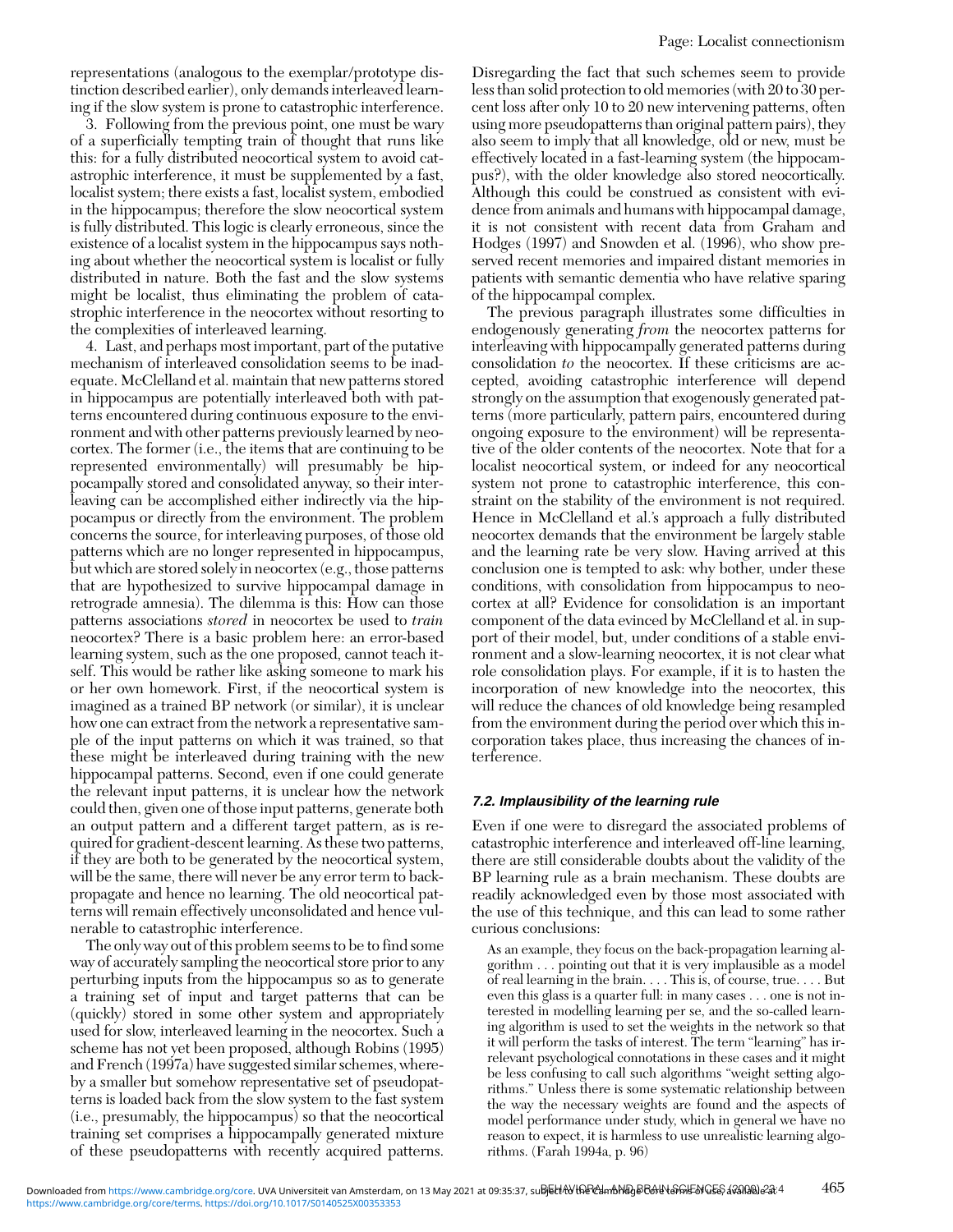representations (analogous to the exemplar/prototype distinction described earlier), only demands interleaved learning if the slow system is prone to catastrophic interference.

3. Following from the previous point, one must be wary of a superficially tempting train of thought that runs like this: for a fully distributed neocortical system to avoid catastrophic interference, it must be supplemented by a fast, localist system; there exists a fast, localist system, embodied in the hippocampus; therefore the slow neocortical system is fully distributed. This logic is clearly erroneous, since the existence of a localist system in the hippocampus says nothing about whether the neocortical system is localist or fully distributed in nature. Both the fast and the slow systems might be localist, thus eliminating the problem of catastrophic interference in the neocortex without resorting to the complexities of interleaved learning.

4. Last, and perhaps most important, part of the putative mechanism of interleaved consolidation seems to be inadequate. McClelland et al. maintain that new patterns stored in hippocampus are potentially interleaved both with patterns encountered during continuous exposure to the environment and with other patterns previously learned by neocortex. The former (i.e., the items that are continuing to be represented environmentally) will presumably be hippocampally stored and consolidated anyway, so their interleaving can be accomplished either indirectly via the hippocampus or directly from the environment. The problem concerns the source, for interleaving purposes, of those old patterns which are no longer represented in hippocampus, but which are stored solely in neocortex (e.g., those patterns that are hypothesized to survive hippocampal damage in retrograde amnesia). The dilemma is this: How can those patterns associations *stored* in neocortex be used to *train* neocortex? There is a basic problem here: an error-based learning system, such as the one proposed, cannot teach itself. This would be rather like asking someone to mark his or her own homework. First, if the neocortical system is imagined as a trained BP network (or similar), it is unclear how one can extract from the network a representative sample of the input patterns on which it was trained, so that these might be interleaved during training with the new hippocampal patterns. Second, even if one could generate the relevant input patterns, it is unclear how the network could then, given one of those input patterns, generate both an output pattern and a different target pattern, as is required for gradient-descent learning. As these two patterns, if they are both to be generated by the neocortical system, will be the same, there will never be any error term to backpropagate and hence no learning. The old neocortical patterns will remain effectively unconsolidated and hence vulnerable to catastrophic interference.

The only way out of this problem seems to be to find some way of accurately sampling the neocortical store prior to any perturbing inputs from the hippocampus so as to generate a training set of input and target patterns that can be (quickly) stored in some other system and appropriately used for slow, interleaved learning in the neocortex. Such a scheme has not yet been proposed, although Robins (1995) and French (1997a) have suggested similar schemes, whereby a smaller but somehow representative set of pseudopatterns is loaded back from the slow system to the fast system (i.e., presumably, the hippocampus) so that the neocortical training set comprises a hippocampally generated mixture of these pseudopatterns with recently acquired patterns. Disregarding the fact that such schemes seem to provide less than solid protection to old memories (with 20 to 30 percent loss after only 10 to 20 new intervening patterns, often using more pseudopatterns than original pattern pairs), they also seem to imply that all knowledge, old or new, must be effectively located in a fast-learning system (the hippocampus?), with the older knowledge also stored neocortically. Although this could be construed as consistent with evidence from animals and humans with hippocampal damage, it is not consistent with recent data from Graham and Hodges (1997) and Snowden et al. (1996), who show preserved recent memories and impaired distant memories in patients with semantic dementia who have relative sparing of the hippocampal complex.

The previous paragraph illustrates some difficulties in endogenously generating *from* the neocortex patterns for interleaving with hippocampally generated patterns during consolidation *to* the neocortex. If these criticisms are accepted, avoiding catastrophic interference will depend strongly on the assumption that exogenously generated patterns (more particularly, pattern pairs, encountered during ongoing exposure to the environment) will be representative of the older contents of the neocortex. Note that for a localist neocortical system, or indeed for any neocortical system not prone to catastrophic interference, this constraint on the stability of the environment is not required. Hence in McClelland et al.'s approach a fully distributed neocortex demands that the environment be largely stable and the learning rate be very slow. Having arrived at this conclusion one is tempted to ask: why bother, under these conditions, with consolidation from hippocampus to neocortex at all? Evidence for consolidation is an important component of the data evinced by McClelland et al. in support of their model, but, under conditions of a stable environment and a slow-learning neocortex, it is not clear what role consolidation plays. For example, if it is to hasten the incorporation of new knowledge into the neocortex, this will reduce the chances of old knowledge being resampled from the environment during the period over which this incorporation takes place, thus increasing the chances of interference.

### 7.2. Implausibility of the learning rule

Even if one were to disregard the associated problems of catastrophic interference and interleaved off-line learning, there are still considerable doubts about the validity of the BP learning rule as a brain mechanism. These doubts are readily acknowledged even by those most associated with the use of this technique, and this can lead to some rather curious conclusions:

> As an example, they focus on the back-propagation learning algorithm . . . pointing out that it is very implausible as a model of real learning in the brain. . . . This is, of course, true. . . . But even this glass is a quarter full: in many cases . . . one is not interested in modelling learning per se, and the so-called learning algorithm is used to set the weights in the network so that it will perform the tasks of interest. The term "learning" has irrelevant psychological connotations in these cases and it might be less confusing to call such algorithms "weight setting algorithms." Unless there is some systematic relationship between the way the necessary weights are found and the aspects of model performance under study, which in general we have no reason to expect, it is harmless to use unrealistic learning algorithms. (Farah 1994a, p. 96)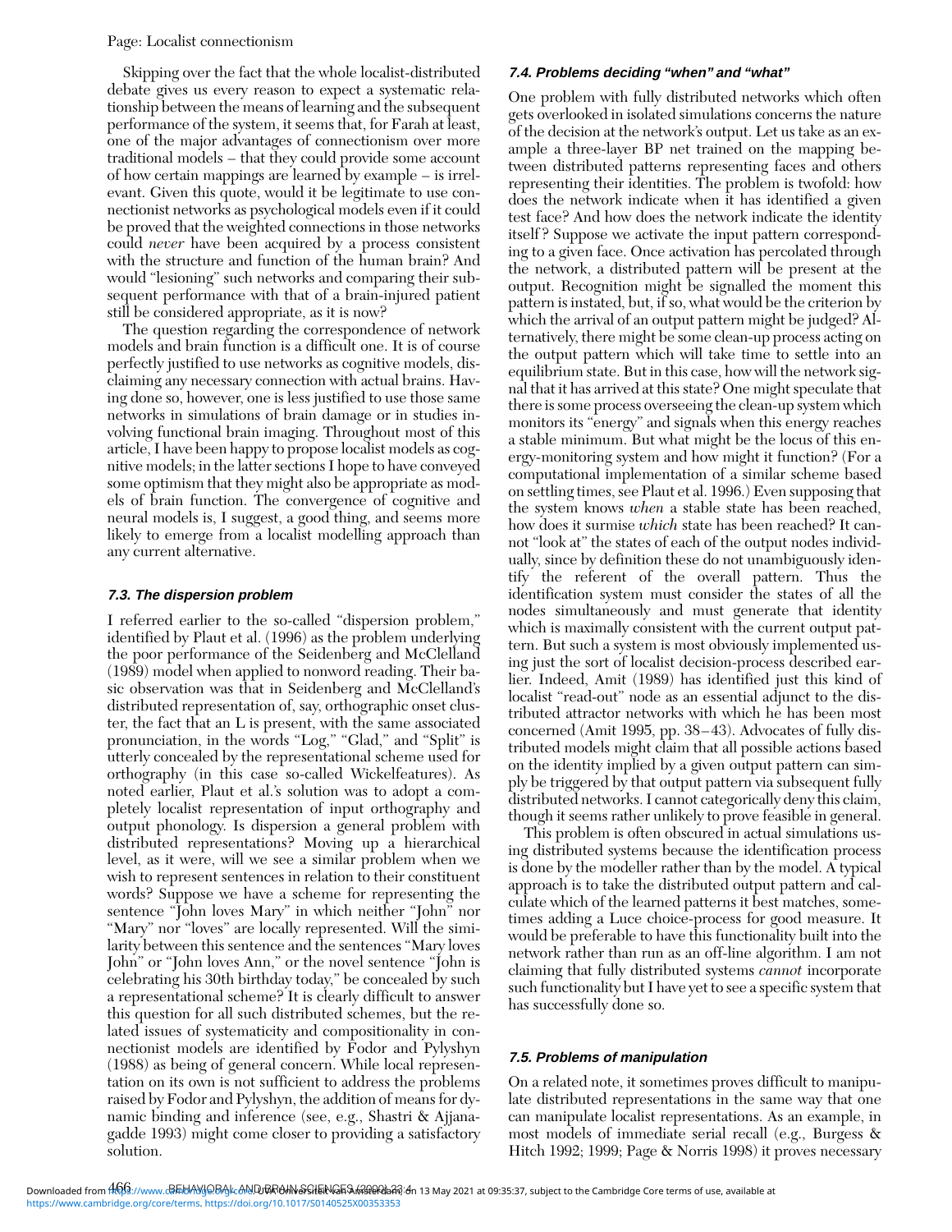Skipping over the fact that the whole localist-distributed debate gives us every reason to expect a systematic relationship between the means of learning and the subsequent performance of the system, it seems that, for Farah at least, one of the major advantages of connectionism over more traditional models – that they could provide some account of how certain mappings are learned by example – is irrelevant. Given this quote, would it be legitimate to use connectionist networks as psychological models even if it could be proved that the weighted connections in those networks could *never* have been acquired by a process consistent with the structure and function of the human brain? And would "lesioning" such networks and comparing their subsequent performance with that of a brain-injured patient still be considered appropriate, as it is now?

The question regarding the correspondence of network models and brain function is a difficult one. It is of course perfectly justified to use networks as cognitive models, disclaiming any necessary connection with actual brains. Having done so, however, one is less justified to use those same networks in simulations of brain damage or in studies involving functional brain imaging. Throughout most of this article, I have been happy to propose localist models as cognitive models; in the latter sections I hope to have conveyed some optimism that they might also be appropriate as models of brain function. The convergence of cognitive and neural models is, I suggest, a good thing, and seems more likely to emerge from a localist modelling approach than any current alternative.

### 7.3. The dispersion problem

I referred earlier to the so-called "dispersion problem," identified by Plaut et al. (1996) as the problem underlying the poor performance of the Seidenberg and McClelland (1989) model when applied to nonword reading. Their basic observation was that in Seidenberg and McClelland's distributed representation of, say, orthographic onset cluster, the fact that an L is present, with the same associated pronunciation, in the words "Log," "Glad," and "Split" is utterly concealed by the representational scheme used for orthography (in this case so-called Wickelfeatures). As noted earlier, Plaut et al.'s solution was to adopt a completely localist representation of input orthography and output phonology. Is dispersion a general problem with distributed representations? Moving up a hierarchical level, as it were, will we see a similar problem when we wish to represent sentences in relation to their constituent words? Suppose we have a scheme for representing the sentence "John loves Mary" in which neither "John" nor "Mary" nor "loves" are locally represented. Will the similarity between this sentence and the sentences "Mary loves John" or "John loves Ann," or the novel sentence "John is celebrating his 30th birthday today," be concealed by such a representational scheme? It is clearly difficult to answer this question for all such distributed schemes, but the related issues of systematicity and compositionality in connectionist models are identified by Fodor and Pylyshyn (1988) as being of general concern. While local representation on its own is not sufficient to address the problems raised by Fodor and Pylyshyn, the addition of means for dynamic binding and inference (see, e.g., Shastri & Ajjanagadde 1993) might come closer to providing a satisfactory solution.

### 7.4. Problems deciding "when" and "what"

One problem with fully distributed networks which often gets overlooked in isolated simulations concerns the nature of the decision at the network's output. Let us take as an example a three-layer BP net trained on the mapping between distributed patterns representing faces and others representing their identities. The problem is twofold: how does the network indicate when it has identified a given test face? And how does the network indicate the identity itself? Suppose we activate the input pattern corresponding to a given face. Once activation has percolated through the network, a distributed pattern will be present at the output. Recognition might be signalled the moment this pattern is instated, but, if so, what would be the criterion by which the arrival of an output pattern might be judged? Alternatively, there might be some clean-up process acting on the output pattern which will take time to settle into an equilibrium state. But in this case, how will the network signal that it has arrived at this state? One might speculate that there is some process overseeing the clean-up system which monitors its "energy" and signals when this energy reaches a stable minimum. But what might be the locus of this energy-monitoring system and how might it function? (For a computational implementation of a similar scheme based on settling times, see Plaut et al. 1996.) Even supposing that the system knows *when* a stable state has been reached, how does it surmise *which* state has been reached? It cannot "look at" the states of each of the output nodes individually, since by definition these do not unambiguously identify the referent of the overall pattern. Thus the identification system must consider the states of all the nodes simultaneously and must generate that identity which is maximally consistent with the current output pattern. But such a system is most obviously implemented using just the sort of localist decision-process described earlier. Indeed, Amit (1989) has identified just this kind of localist "read-out" node as an essential adjunct to the distributed attractor networks with which he has been most concerned (Amit 1995, pp. 38–43). Advocates of fully distributed models might claim that all possible actions based on the identity implied by a given output pattern can simply be triggered by that output pattern via subsequent fully distributed networks. I cannot categorically deny this claim, though it seems rather unlikely to prove feasible in general.

This problem is often obscured in actual simulations using distributed systems because the identification process is done by the modeller rather than by the model. A typical approach is to take the distributed output pattern and calculate which of the learned patterns it best matches, sometimes adding a Luce choice-process for good measure. It would be preferable to have this functionality built into the network rather than run as an off-line algorithm. I am not claiming that fully distributed systems *cannot* incorporate such functionality but I have yet to see a specific system that has successfully done so.

### 7.5. Problems of manipulation

On a related note, it sometimes proves difficult to manipulate distributed representations in the same way that one can manipulate localist representations. As an example, in most models of immediate serial recall (e.g., Burgess & Hitch 1992; 1999; Page & Norris 1998) it proves necessary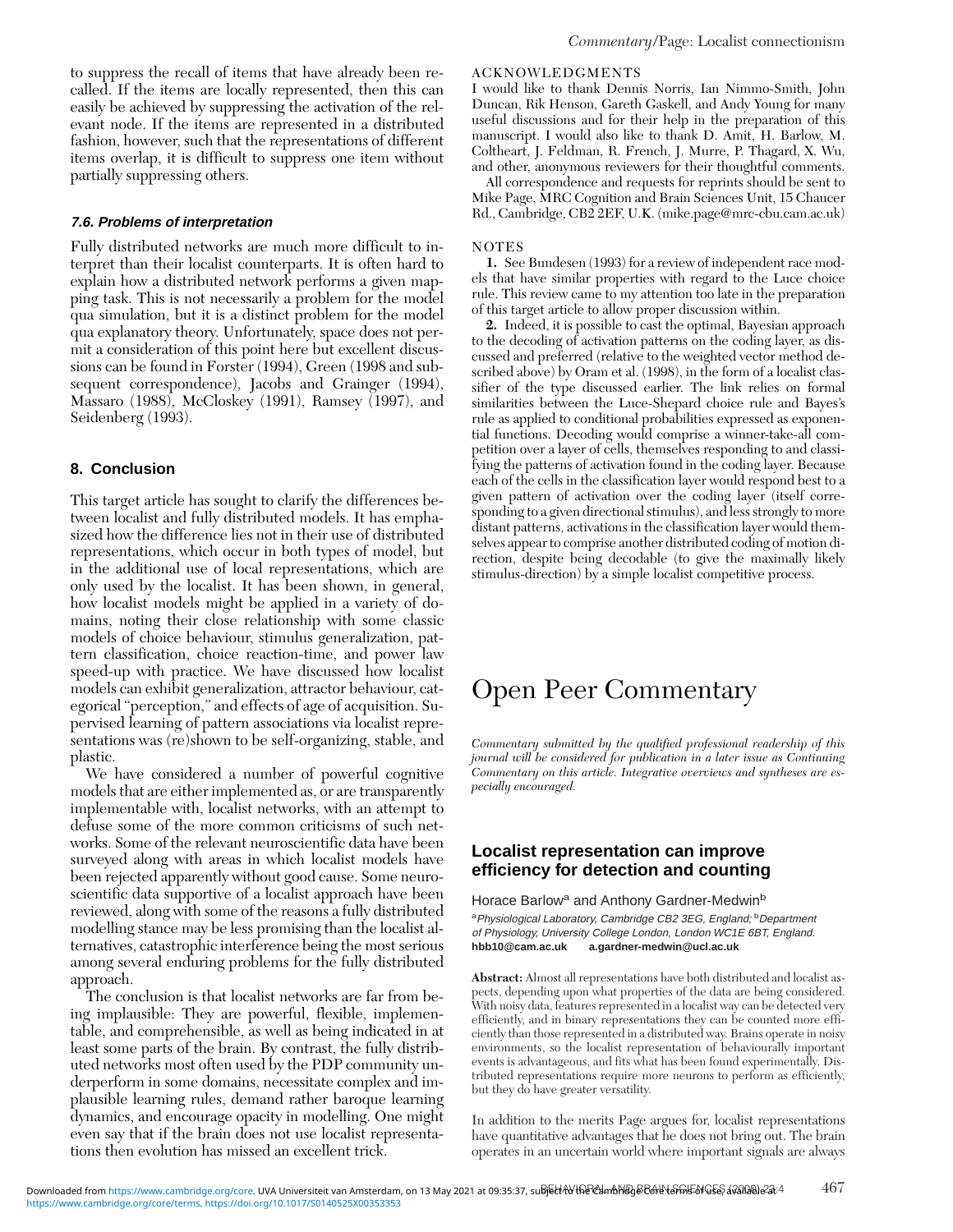to suppress the recall of items that have already been recalled. If the items are locally represented, then this can easily be achieved by suppressing the activation of the relevant node. If the items are represented in a distributed fashion, however, such that the representations of different items overlap, it is difficult to suppress one item without partially suppressing others.

### 7.6. Problems of interpretation

Fully distributed networks are much more difficult to interpret than their localist counterparts. It is often hard to explain how a distributed network performs a given mapping task. This is not necessarily a problem for the model qua simulation, but it is a distinct problem for the model qua explanatory theory. Unfortunately, space does not permit a consideration of this point here but excellent discussions can be found in Forster (1994), Green (1998 and subsequent correspondence), Jacobs and Grainger (1994), Massaro (1988), McCloskey (1991), Ramsey (1997), and Seidenberg (1993).

## 8. Conclusion

This target article has sought to clarify the differences between localist and fully distributed models. It has emphasized how the difference lies not in their use of distributed representations, which occur in both types of model, but in the additional use of local representations, which are only used by the localist. It has been shown, in general, how localist models might be applied in a variety of domains, noting their close relationship with some classic models of choice behaviour, stimulus generalization, pattern classification, choice reaction-time, and power law speed-up with practice. We have discussed how localist models can exhibit generalization, attractor behaviour, categorical "perception," and effects of age of acquisition. Supervised learning of pattern associations via localist representations was (re)shown to be self-organizing, stable, and plastic.

We have considered a number of powerful cognitive models that are either implemented as, or are transparently implementable with, localist networks, with an attempt to defuse some of the more common criticisms of such networks. Some of the relevant neuroscientific data have been surveyed along with areas in which localist models have been rejected apparently without good cause. Some neuroscientific data supportive of a localist approach have been reviewed, along with some of the reasons a fully distributed modelling stance may be less promising than the localist alternatives, catastrophic interference being the most serious among several enduring problems for the fully distributed approach.

The conclusion is that localist networks are far from being implausible: They are powerful, flexible, implementable, and comprehensible, as well as being indicated in at least some parts of the brain. By contrast, the fully distributed networks most often used by the PDP community underperform in some domains, necessitate complex and implausible learning rules, demand rather baroque learning dynamics, and encourage opacity in modelling. One might even say that if the brain does not use localist representations then evolution has missed an excellent trick.

ACKNOWLEDGMENTS

I would like to thank Dennis Norris, Ian Nimmo-Smith, John Duncan, Rik Henson, Gareth Gaskell, and Andy Young for many useful discussions and for their help in the preparation of this manuscript. I would also like to thank D. Amit, H. Barlow, M. Coltheart, J. Feldman, R. French, J. Murre, P. Thagard, X. Wu, and other, anonymous reviewers for their thoughtful comments.

All correspondence and requests for reprints should be sent to Mike Page, MRC Cognition and Brain Sciences Unit, 15 Chaucer Rd., Cambridge, CB2 2EF, U.K. (mike.page@mrc-cbu.cam.ac.uk)

NOTES

**1.** See Bundesen (1993) for a review of independent race models that have similar properties with regard to the Luce choice rule. This review came to my attention too late in the preparation of this target article to allow proper discussion within.

**2.** Indeed, it is possible to cast the optimal, Bayesian approach to the decoding of activation patterns on the coding layer, as discussed and preferred (relative to the weighted vector method described above) by Oram et al. (1998), in the form of a localist classifier of the type discussed earlier. The link relies on formal similarities between the Luce-Shepard choice rule and Bayes's rule as applied to conditional probabilities expressed as exponential functions. Decoding would comprise a winner-take-all competition over a layer of cells, themselves responding to and classifying the patterns of activation found in the coding layer. Because each of the cells in the classification layer would respond best to a given pattern of activation over the coding layer (itself corresponding to a given directional stimulus), and less strongly to more distant patterns, activations in the classification layer would themselves appear to comprise another distributed coding of motion direction, despite being decodable (to give the maximally likely stimulus-direction) by a simple localist competitive process.

# Open Peer Commentary

*Commentary submitted by the qualified professional readership of this journal will be considered for publication in a later issue as Continuing Commentary on this article. Integrative overviews and syntheses are especially encouraged.*

## Localist representation can improve efficiency for detection and counting

Horace Barlow[a] and Anthony Gardner-Medwin[b]

[a]*Physiological Laboratory, Cambridge CB2 3EG, England;* [b]*Department of Physiology, University College London, London WC1E 6BT, England.*
**hbb10@cam.ac.uk** **a.gardner-medwin@ucl.ac.uk**

**Abstract:** Almost all representations have both distributed and localist aspects, depending upon what properties of the data are being considered. With noisy data, features represented in a localist way can be detected very efficiently, and in binary representations they can be counted more efficiently than those represented in a distributed way. Brains operate in noisy environments, so the localist representation of behaviourally important events is advantageous, and fits what has been found experimentally. Distributed representations require more neurons to perform as efficiently, but they do have greater versatility.

In addition to the merits Page argues for, localist representations have quantitative advantages that he does not bring out. The brain operates in an uncertain world where important signals are always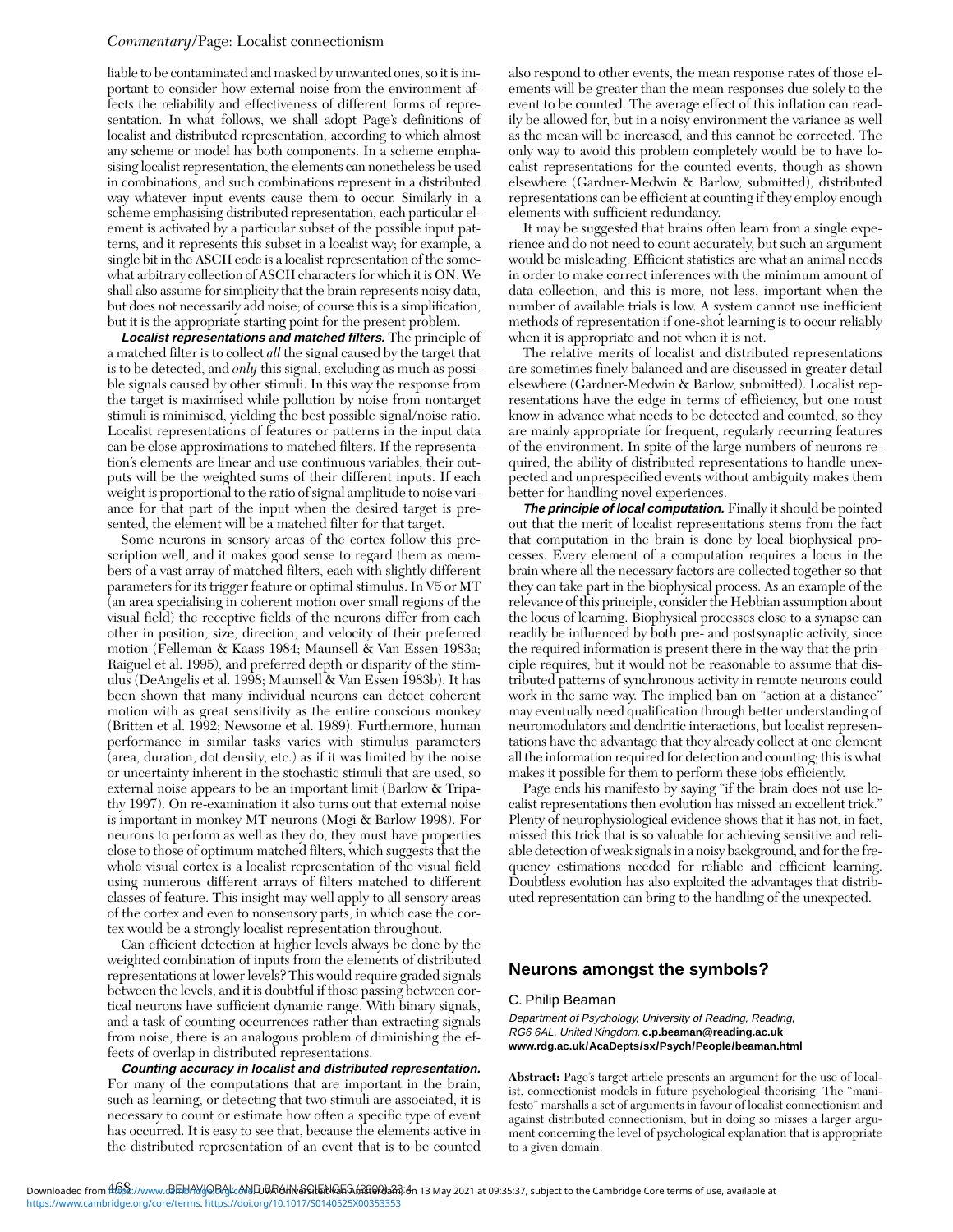liable to be contaminated and masked by unwanted ones, so it is important to consider how external noise from the environment affects the reliability and effectiveness of different forms of representation. In what follows, we shall adopt Page's definitions of localist and distributed representation, according to which almost any scheme or model has both components. In a scheme emphasising localist representation, the elements can nonetheless be used in combinations, and such combinations represent in a distributed way whatever input events cause them to occur. Similarly in a scheme emphasising distributed representation, each particular element is activated by a particular subset of the possible input patterns, and it represents this subset in a localist way; for example, a single bit in the ASCII code is a localist representation of the somewhat arbitrary collection of ASCII characters for which it is ON. We shall also assume for simplicity that the brain represents noisy data, but does not necessarily add noise; of course this is a simplification, but it is the appropriate starting point for the present problem.

***Localist representations and matched filters.*** The principle of a matched filter is to collect *all* the signal caused by the target that is to be detected, and *only* this signal, excluding as much as possible signals caused by other stimuli. In this way the response from the target is maximised while pollution by noise from nontarget stimuli is minimised, yielding the best possible signal/noise ratio. Localist representations of features or patterns in the input data can be close approximations to matched filters. If the representation's elements are linear and use continuous variables, their outputs will be the weighted sums of their different inputs. If each weight is proportional to the ratio of signal amplitude to noise variance for that part of the input when the desired target is presented, the element will be a matched filter for that target.

Some neurons in sensory areas of the cortex follow this prescription well, and it makes good sense to regard them as members of a vast array of matched filters, each with slightly different parameters for its trigger feature or optimal stimulus. In V5 or MT (an area specialising in coherent motion over small regions of the visual field) the receptive fields of the neurons differ from each other in position, size, direction, and velocity of their preferred motion (Felleman & Kaass 1984; Maunsell & Van Essen 1983a; Raiguel et al. 1995), and preferred depth or disparity of the stimulus (DeAngelis et al. 1998; Maunsell & Van Essen 1983b). It has been shown that many individual neurons can detect coherent motion with as great sensitivity as the entire conscious monkey (Britten et al. 1992; Newsome et al. 1989). Furthermore, human performance in similar tasks varies with stimulus parameters (area, duration, dot density, etc.) as if it was limited by the noise or uncertainty inherent in the stochastic stimuli that are used, so external noise appears to be an important limit (Barlow & Tripathy 1997). On re-examination it also turns out that external noise is important in monkey MT neurons (Mogi & Barlow 1998). For neurons to perform as well as they do, they must have properties close to those of optimum matched filters, which suggests that the whole visual cortex is a localist representation of the visual field using numerous different arrays of filters matched to different classes of feature. This insight may well apply to all sensory areas of the cortex and even to nonsensory parts, in which case the cortex would be a strongly localist representation throughout.

Can efficient detection at higher levels always be done by the weighted combination of inputs from the elements of distributed representations at lower levels? This would require graded signals between the levels, and it is doubtful if those passing between cortical neurons have sufficient dynamic range. With binary signals, and a task of counting occurrences rather than extracting signals from noise, there is an analogous problem of diminishing the effects of overlap in distributed representations.

***Counting accuracy in localist and distributed representation.*** For many of the computations that are important in the brain, such as learning, or detecting that two stimuli are associated, it is necessary to count or estimate how often a specific type of event has occurred. It is easy to see that, because the elements active in the distributed representation of an event that is to be counted also respond to other events, the mean response rates of those elements will be greater than the mean responses due solely to the event to be counted. The average effect of this inflation can readily be allowed for, but in a noisy environment the variance as well as the mean will be increased, and this cannot be corrected. The only way to avoid this problem completely would be to have localist representations for the counted events, though as shown elsewhere (Gardner-Medwin & Barlow, submitted), distributed representations can be efficient at counting if they employ enough elements with sufficient redundancy.

It may be suggested that brains often learn from a single experience and do not need to count accurately, but such an argument would be misleading. Efficient statistics are what an animal needs in order to make correct inferences with the minimum amount of data collection, and this is more, not less, important when the number of available trials is low. A system cannot use inefficient methods of representation if one-shot learning is to occur reliably when it is appropriate and not when it is not.

The relative merits of localist and distributed representations are sometimes finely balanced and are discussed in greater detail elsewhere (Gardner-Medwin & Barlow, submitted). Localist representations have the edge in terms of efficiency, but one must know in advance what needs to be detected and counted, so they are mainly appropriate for frequent, regularly recurring features of the environment. In spite of the large numbers of neurons required, the ability of distributed representations to handle unexpected and unprespecified events without ambiguity makes them better for handling novel experiences.

***The principle of local computation.*** Finally it should be pointed out that the merit of localist representations stems from the fact that computation in the brain is done by local biophysical processes. Every element of a computation requires a locus in the brain where all the necessary factors are collected together so that they can take part in the biophysical process. As an example of the relevance of this principle, consider the Hebbian assumption about the locus of learning. Biophysical processes close to a synapse can readily be influenced by both pre- and postsynaptic activity, since the required information is present there in the way that the principle requires, but it would not be reasonable to assume that distributed patterns of synchronous activity in remote neurons could work in the same way. The implied ban on "action at a distance" may eventually need qualification through better understanding of neuromodulators and dendritic interactions, but localist representations have the advantage that they already collect at one element all the information required for detection and counting; this is what makes it possible for them to perform these jobs efficiently.

Page ends his manifesto by saying "if the brain does not use localist representations then evolution has missed an excellent trick." Plenty of neurophysiological evidence shows that it has not, in fact, missed this trick that is so valuable for achieving sensitive and reliable detection of weak signals in a noisy background, and for the frequency estimations needed for reliable and efficient learning. Doubtless evolution has also exploited the advantages that distributed representation can bring to the handling of the unexpected.

## Neurons amongst the symbols?

C. Philip Beaman

*Department of Psychology, University of Reading, Reading, RG6 6AL, United Kingdom.* **c.p.beaman@reading.ac.uk**
**www.rdg.ac.uk/AcaDepts/sx/Psych/People/beaman.html**

**Abstract:** Page's target article presents an argument for the use of localist, connectionist models in future psychological theorising. The "manifesto" marshalls a set of arguments in favour of localist connectionism and against distributed connectionism, but in doing so misses a larger argument concerning the level of psychological explanation that is appropriate to a given domain.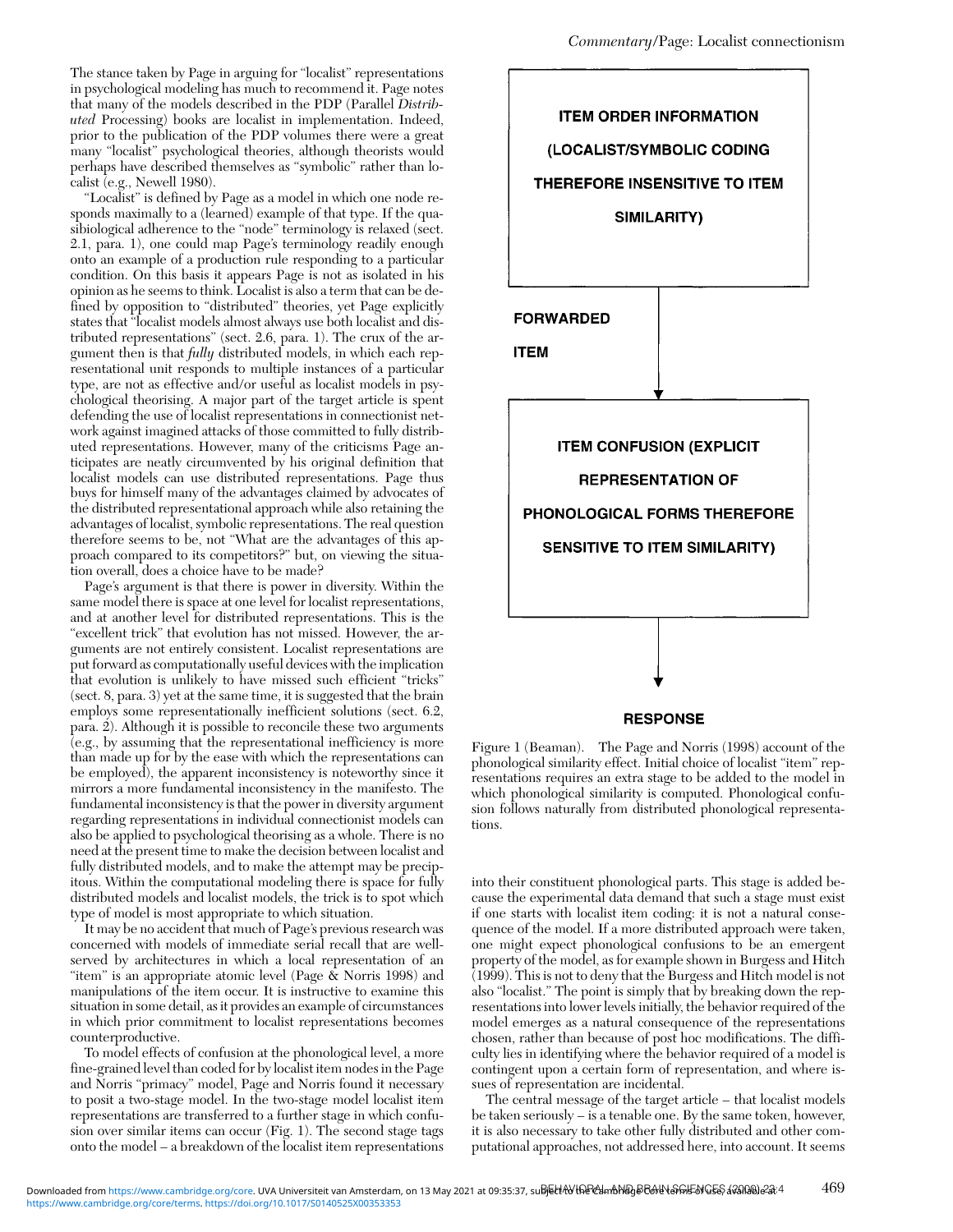The stance taken by Page in arguing for "localist" representations in psychological modeling has much to recommend it. Page notes that many of the models described in the PDP (Parallel *Distributed* Processing) books are localist in implementation. Indeed, prior to the publication of the PDP volumes there were a great many "localist" psychological theories, although theorists would perhaps have described themselves as "symbolic" rather than localist (e.g., Newell 1980).

"Localist" is defined by Page as a model in which one node responds maximally to a (learned) example of that type. If the quasibiological adherence to the "node" terminology is relaxed (sect. 2.1, para. 1), one could map Page's terminology readily enough onto an example of a production rule responding to a particular condition. On this basis it appears Page is not as isolated in his opinion as he seems to think. Localist is also a term that can be defined by opposition to "distributed" theories, yet Page explicitly states that "localist models almost always use both localist and distributed representations" (sect. 2.6, para. 1). The crux of the argument then is that *fully* distributed models, in which each representational unit responds to multiple instances of a particular type, are not as effective and/or useful as localist models in psychological theorising. A major part of the target article is spent defending the use of localist representations in connectionist network against imagined attacks of those committed to fully distributed representations. However, many of the criticisms Page anticipates are neatly circumvented by his original definition that localist models can use distributed representations. Page thus buys for himself many of the advantages claimed by advocates of the distributed representational approach while also retaining the advantages of localist, symbolic representations. The real question therefore seems to be, not "What are the advantages of this approach compared to its competitors?" but, on viewing the situation overall, does a choice have to be made?

Page's argument is that there is power in diversity. Within the same model there is space at one level for localist representations, and at another level for distributed representations. This is the "excellent trick" that evolution has not missed. However, the arguments are not entirely consistent. Localist representations are put forward as computationally useful devices with the implication that evolution is unlikely to have missed such efficient "tricks" (sect. 8, para. 3) yet at the same time, it is suggested that the brain employs some representationally inefficient solutions (sect. 6.2, para. 2). Although it is possible to reconcile these two arguments (e.g., by assuming that the representational inefficiency is more than made up for by the ease with which the representations can be employed), the apparent inconsistency is noteworthy since it mirrors a more fundamental inconsistency in the manifesto. The fundamental inconsistency is that the power in diversity argument regarding representations in individual connectionist models can also be applied to psychological theorising as a whole. There is no need at the present time to make the decision between localist and fully distributed models, and to make the attempt may be precipitous. Within the computational modeling there is space for fully distributed models and localist models, the trick is to spot which type of model is most appropriate to which situation.

It may be no accident that much of Page's previous research was concerned with models of immediate serial recall that are well-served by architectures in which a local representation of an "item" is an appropriate atomic level (Page & Norris 1998) and manipulations of the item occur. It is instructive to examine this situation in some detail, as it provides an example of circumstances in which prior commitment to localist representations becomes counterproductive.

To model effects of confusion at the phonological level, a more fine-grained level than coded for by localist item nodes in the Page and Norris "primacy" model, Page and Norris found it necessary to posit a two-stage model. In the two-stage model localist item representations are transferred to a further stage in which confusion over similar items can occur (Fig. 1). The second stage tags onto the model – a breakdown of the localist item representations into their constituent phonological parts. This stage is added because the experimental data demand that such a stage must exist if one starts with localist item coding: it is not a natural consequence of the model. If a more distributed approach were taken, one might expect phonological confusions to be an emergent property of the model, as for example shown in Burgess and Hitch (1999). This is not to deny that the Burgess and Hitch model is not also "localist." The point is simply that by breaking down the representations into lower levels initially, the behavior required of the model emerges as a natural consequence of the representations chosen, rather than because of post hoc modifications. The difficulty lies in identifying where the behavior required of a model is contingent upon a certain form of representation, and where issues of representation are incidental.

The central message of the target article – that localist models be taken seriously – is a tenable one. By the same token, however, it is also necessary to take other fully distributed and other computational approaches, not addressed here, into account. It seems

ITEM ORDER INFORMATION (LOCALIST/SYMBOLIC CODING THEREFORE INSENSITIVE TO ITEM SIMILARITY)

FORWARDED ITEM

ITEM CONFUSION (EXPLICIT REPRESENTATION OF PHONOLOGICAL FORMS THEREFORE SENSITIVE TO ITEM SIMILARITY)

RESPONSE

Figure 1 (Beaman). The Page and Norris (1998) account of the phonological similarity effect. Initial choice of localist "item" representations requires an extra stage to be added to the model in which phonological similarity is computed. Phonological confusion follows naturally from distributed phonological representations.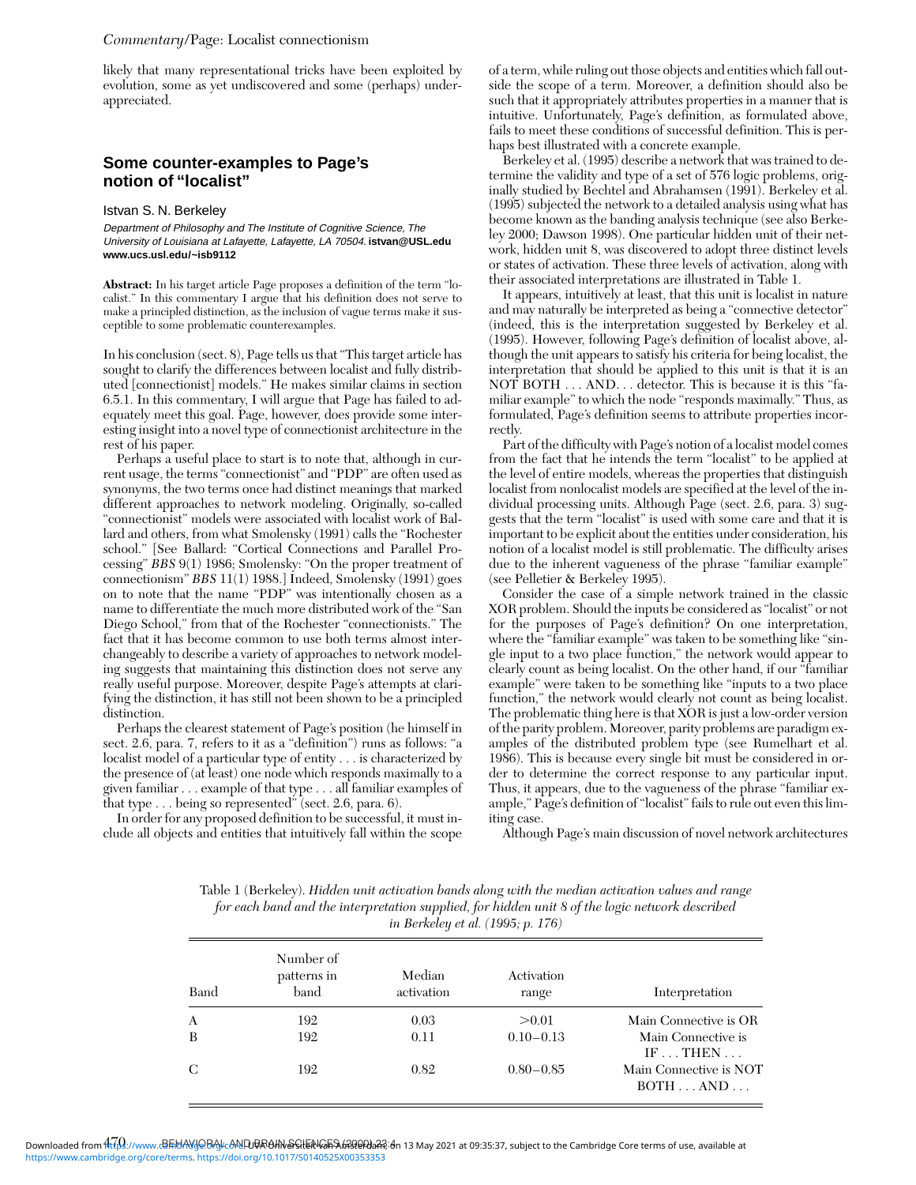likely that many representational tricks have been exploited by evolution, some as yet undiscovered and some (perhaps) underappreciated.

## Some counter-examples to Page's notion of "localist"

Istvan S. N. Berkeley

*Department of Philosophy and The Institute of Cognitive Science, The University of Louisiana at Lafayette, Lafayette, LA 70504.* **istvan@USL.edu** **www.ucs.usl.edu/~isb9112**

**Abstract:** In his target article Page proposes a definition of the term "localist." In this commentary I argue that his definition does not serve to make a principled distinction, as the inclusion of vague terms make it susceptible to some problematic counterexamples.

In his conclusion (sect. 8), Page tells us that "This target article has sought to clarify the differences between localist and fully distributed [connectionist] models." He makes similar claims in section 6.5.1. In this commentary, I will argue that Page has failed to adequately meet this goal. Page, however, does provide some interesting insight into a novel type of connectionist architecture in the rest of his paper.

Perhaps a useful place to start is to note that, although in current usage, the terms "connectionist" and "PDP" are often used as synonyms, the two terms once had distinct meanings that marked different approaches to network modeling. Originally, so-called "connectionist" models were associated with localist work of Ballard and others, from what Smolensky (1991) calls the "Rochester school." [See Ballard: "Cortical Connections and Parallel Processing" *BBS* 9(1) 1986; Smolensky: "On the proper treatment of connectionism" *BBS* 11(1) 1988.] Indeed, Smolensky (1991) goes on to note that the name "PDP" was intentionally chosen as a name to differentiate the much more distributed work of the "San Diego School," from that of the Rochester "connectionists." The fact that it has become common to use both terms almost interchangeably to describe a variety of approaches to network modeling suggests that maintaining this distinction does not serve any really useful purpose. Moreover, despite Page's attempts at clarifying the distinction, it has still not been shown to be a principled distinction.

Perhaps the clearest statement of Page's position (he himself in sect. 2.6, para. 7, refers to it as a "definition") runs as follows: "a localist model of a particular type of entity . . . is characterized by the presence of (at least) one node which responds maximally to a given familiar . . . example of that type . . . all familiar examples of that type . . . being so represented" (sect. 2.6, para. 6).

In order for any proposed definition to be successful, it must include all objects and entities that intuitively fall within the scope of a term, while ruling out those objects and entities which fall outside the scope of a term. Moreover, a definition should also be such that it appropriately attributes properties in a manner that is intuitive. Unfortunately, Page's definition, as formulated above, fails to meet these conditions of successful definition. This is perhaps best illustrated with a concrete example.

Berkeley et al. (1995) describe a network that was trained to determine the validity and type of a set of 576 logic problems, originally studied by Bechtel and Abrahamsen (1991). Berkeley et al. (1995) subjected the network to a detailed analysis using what has become known as the banding analysis technique (see also Berkeley 2000; Dawson 1998). One particular hidden unit of their network, hidden unit 8, was discovered to adopt three distinct levels or states of activation. These three levels of activation, along with their associated interpretations are illustrated in Table 1.

It appears, intuitively at least, that this unit is localist in nature and may naturally be interpreted as being a "connective detector" (indeed, this is the interpretation suggested by Berkeley et al. (1995). However, following Page's definition of localist above, although the unit appears to satisfy his criteria for being localist, the interpretation that should be applied to this unit is that it is an NOT BOTH . . . AND. . . detector. This is because it is this "familiar example" to which the node "responds maximally." Thus, as formulated, Page's definition seems to attribute properties incorrectly.

Part of the difficulty with Page's notion of a localist model comes from the fact that he intends the term "localist" to be applied at the level of entire models, whereas the properties that distinguish localist from nonlocalist models are specified at the level of the individual processing units. Although Page (sect. 2.6, para. 3) suggests that the term "localist" is used with some care and that it is important to be explicit about the entities under consideration, his notion of a localist model is still problematic. The difficulty arises due to the inherent vagueness of the phrase "familiar example" (see Pelletier & Berkeley 1995).

Consider the case of a simple network trained in the classic XOR problem. Should the inputs be considered as "localist" or not for the purposes of Page's definition? On one interpretation, where the "familiar example" was taken to be something like "single input to a two place function," the network would appear to clearly count as being localist. On the other hand, if our "familiar example" were taken to be something like "inputs to a two place function," the network would clearly not count as being localist. The problematic thing here is that XOR is just a low-order version of the parity problem. Moreover, parity problems are paradigm examples of the distributed problem type (see Rumelhart et al. 1986). This is because every single bit must be considered in order to determine the correct response to any particular input. Thus, it appears, due to the vagueness of the phrase "familiar example," Page's definition of "localist" fails to rule out even this limiting case.

Although Page's main discussion of novel network architectures

Table 1 (Berkeley). *Hidden unit activation bands along with the median activation values and range for each band and the interpretation supplied, for hidden unit 8 of the logic network described in Berkeley et al. (1995; p. 176)*

| Band | Number of patterns in band | Median activation | Activation range | Interpretation |
|---|---|---|---|---|
| A | 192 | 0.03 | >0.01 | Main Connective is OR |
| B | 192 | 0.11 | 0.10–0.13 | Main Connective is IF . . . THEN . . . |
| C | 192 | 0.82 | 0.80–0.85 | Main Connective is NOT BOTH . . . AND . . . |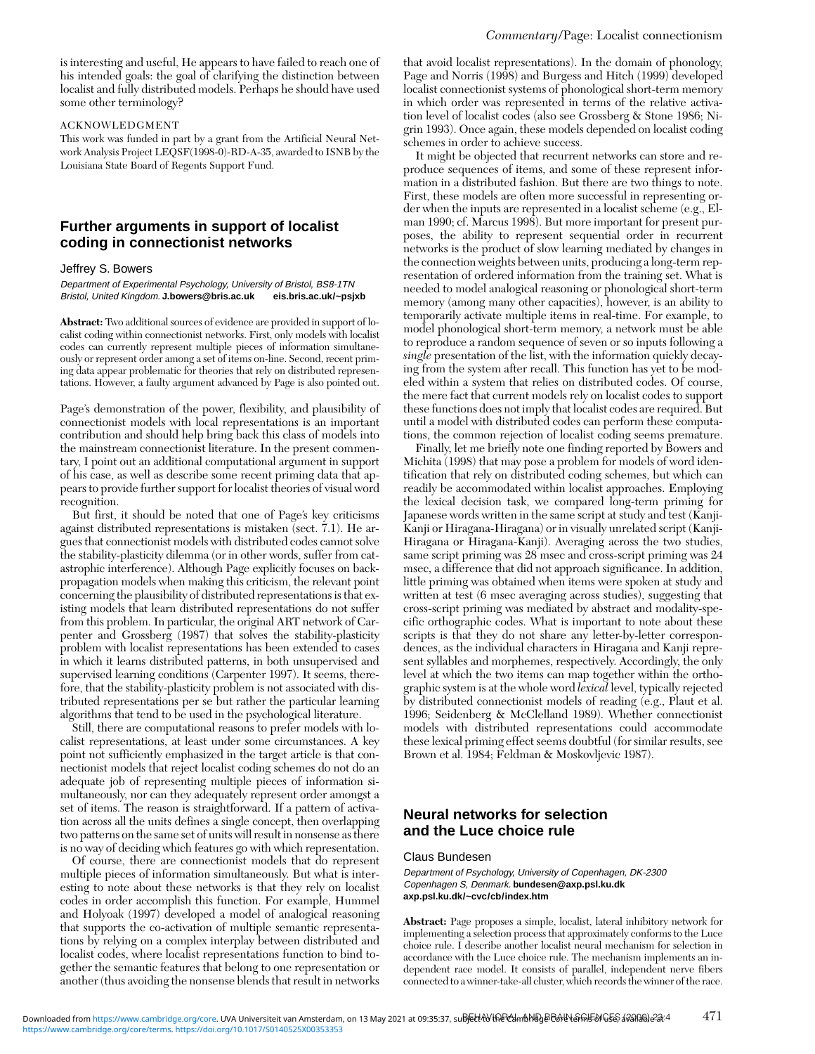is interesting and useful, He appears to have failed to reach one of his intended goals: the goal of clarifying the distinction between localist and fully distributed models. Perhaps he should have used some other terminology?

ACKNOWLEDGMENT

This work was funded in part by a grant from the Artificial Neural Network Analysis Project LEQSF(1998-0)-RD-A-35, awarded to ISNB by the Louisiana State Board of Regents Support Fund.

## Further arguments in support of localist coding in connectionist networks

Jeffrey S. Bowers

*Department of Experimental Psychology, University of Bristol, BS8-1TN Bristol, United Kingdom.* **J.bowers@bris.ac.uk** **eis.bris.ac.uk/~psjxb**

**Abstract:** Two additional sources of evidence are provided in support of localist coding within connectionist networks. First, only models with localist codes can currently represent multiple pieces of information simultaneously or represent order among a set of items on-line. Second, recent priming data appear problematic for theories that rely on distributed representations. However, a faulty argument advanced by Page is also pointed out.

Page's demonstration of the power, flexibility, and plausibility of connectionist models with local representations is an important contribution and should help bring back this class of models into the mainstream connectionist literature. In the present commentary, I point out an additional computational argument in support of his case, as well as describe some recent priming data that appears to provide further support for localist theories of visual word recognition.

But first, it should be noted that one of Page's key criticisms against distributed representations is mistaken (sect. 7.1). He argues that connectionist models with distributed codes cannot solve the stability-plasticity dilemma (or in other words, suffer from catastrophic interference). Although Page explicitly focuses on backpropagation models when making this criticism, the relevant point concerning the plausibility of distributed representations is that existing models that learn distributed representations do not suffer from this problem. In particular, the original ART network of Carpenter and Grossberg (1987) that solves the stability-plasticity problem with localist representations has been extended to cases in which it learns distributed patterns, in both unsupervised and supervised learning conditions (Carpenter 1997). It seems, therefore, that the stability-plasticity problem is not associated with distributed representations per se but rather the particular learning algorithms that tend to be used in the psychological literature.

Still, there are computational reasons to prefer models with localist representations, at least under some circumstances. A key point not sufficiently emphasized in the target article is that connectionist models that reject localist coding schemes do not do an adequate job of representing multiple pieces of information simultaneously, nor can they adequately represent order amongst a set of items. The reason is straightforward. If a pattern of activation across all the units defines a single concept, then overlapping two patterns on the same set of units will result in nonsense as there is no way of deciding which features go with which representation.

Of course, there are connectionist models that do represent multiple pieces of information simultaneously. But what is interesting to note about these networks is that they rely on localist codes in order accomplish this function. For example, Hummel and Holyoak (1997) developed a model of analogical reasoning that supports the co-activation of multiple semantic representations by relying on a complex interplay between distributed and localist codes, where localist representations function to bind together the semantic features that belong to one representation or another (thus avoiding the nonsense blends that result in networks that avoid localist representations). In the domain of phonology, Page and Norris (1998) and Burgess and Hitch (1999) developed localist connectionist systems of phonological short-term memory in which order was represented in terms of the relative activation level of localist codes (also see Grossberg & Stone 1986; Nigrin 1993). Once again, these models depended on localist coding schemes in order to achieve success.

It might be objected that recurrent networks can store and reproduce sequences of items, and some of these represent information in a distributed fashion. But there are two things to note. First, these models are often more successful in representing order when the inputs are represented in a localist scheme (e.g., Elman 1990; cf. Marcus 1998). But more important for present purposes, the ability to represent sequential order in recurrent networks is the product of slow learning mediated by changes in the connection weights between units, producing a long-term representation of ordered information from the training set. What is needed to model analogical reasoning or phonological short-term memory (among many other capacities), however, is an ability to temporarily activate multiple items in real-time. For example, to model phonological short-term memory, a network must be able to reproduce a random sequence of seven or so inputs following a *single* presentation of the list, with the information quickly decaying from the system after recall. This function has yet to be modeled within a system that relies on distributed codes. Of course, the mere fact that current models rely on localist codes to support these functions does not imply that localist codes are required. But until a model with distributed codes can perform these computations, the common rejection of localist coding seems premature.

Finally, let me briefly note one finding reported by Bowers and Michita (1998) that may pose a problem for models of word identification that rely on distributed coding schemes, but which can readily be accommodated within localist approaches. Employing the lexical decision task, we compared long-term priming for Japanese words written in the same script at study and test (Kanji-Kanji or Hiragana-Hiragana) or in visually unrelated script (Kanji-Hiragana or Hiragana-Kanji). Averaging across the two studies, same script priming was 28 msec and cross-script priming was 24 msec, a difference that did not approach significance. In addition, little priming was obtained when items were spoken at study and written at test (6 msec averaging across studies), suggesting that cross-script priming was mediated by abstract and modality-specific orthographic codes. What is important to note about these scripts is that they do not share any letter-by-letter correspondences, as the individual characters in Hiragana and Kanji represent syllables and morphemes, respectively. Accordingly, the only level at which the two items can map together within the orthographic system is at the whole word *lexical* level, typically rejected by distributed connectionist models of reading (e.g., Plaut et al. 1996; Seidenberg & McClelland 1989). Whether connectionist models with distributed representations could accommodate these lexical priming effect seems doubtful (for similar results, see Brown et al. 1984; Feldman & Moskovljevic 1987).

## Neural networks for selection and the Luce choice rule

Claus Bundesen

*Department of Psychology, University of Copenhagen, DK-2300 Copenhagen S, Denmark.* **bundesen@axp.psl.ku.dk** **axp.psl.ku.dk/~cvc/cb/index.htm**

**Abstract:** Page proposes a simple, localist, lateral inhibitory network for implementing a selection process that approximately conforms to the Luce choice rule. I describe another localist neural mechanism for selection in accordance with the Luce choice rule. The mechanism implements an independent race model. It consists of parallel, independent nerve fibers connected to a winner-take-all cluster, which records the winner of the race.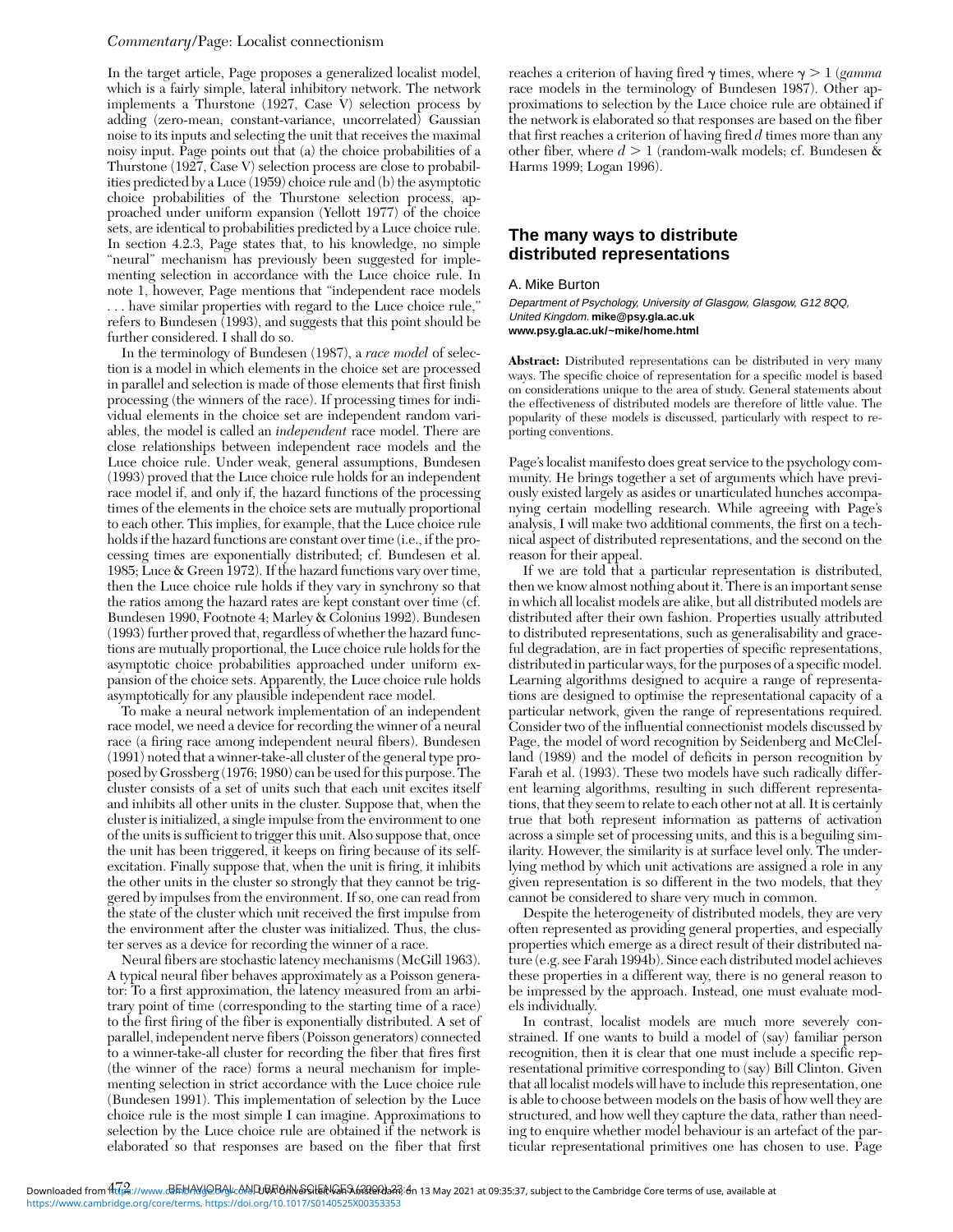In the target article, Page proposes a generalized localist model, which is a fairly simple, lateral inhibitory network. The network implements a Thurstone (1927, Case V) selection process by adding (zero-mean, constant-variance, uncorrelated) Gaussian noise to its inputs and selecting the unit that receives the maximal noisy input. Page points out that (a) the choice probabilities of a Thurstone (1927, Case V) selection process are close to probabilities predicted by a Luce (1959) choice rule and (b) the asymptotic choice probabilities of the Thurstone selection process, approached under uniform expansion (Yellott 1977) of the choice sets, are identical to probabilities predicted by a Luce choice rule. In section 4.2.3, Page states that, to his knowledge, no simple "neural" mechanism has previously been suggested for implementing selection in accordance with the Luce choice rule. In note 1, however, Page mentions that "independent race models . . . have similar properties with regard to the Luce choice rule," refers to Bundesen (1993), and suggests that this point should be further considered. I shall do so.

In the terminology of Bundesen (1987), a *race model* of selection is a model in which elements in the choice set are processed in parallel and selection is made of those elements that first finish processing (the winners of the race). If processing times for individual elements in the choice set are independent random variables, the model is called an *independent* race model. There are close relationships between independent race models and the Luce choice rule. Under weak, general assumptions, Bundesen (1993) proved that the Luce choice rule holds for an independent race model if, and only if, the hazard functions of the processing times of the elements in the choice sets are mutually proportional to each other. This implies, for example, that the Luce choice rule holds if the hazard functions are constant over time (i.e., if the processing times are exponentially distributed; cf. Bundesen et al. 1985; Luce & Green 1972). If the hazard functions vary over time, then the Luce choice rule holds if they vary in synchrony so that the ratios among the hazard rates are kept constant over time (cf. Bundesen 1990, Footnote 4; Marley & Colonius 1992). Bundesen (1993) further proved that, regardless of whether the hazard functions are mutually proportional, the Luce choice rule holds for the asymptotic choice probabilities approached under uniform expansion of the choice sets. Apparently, the Luce choice rule holds asymptotically for any plausible independent race model.

To make a neural network implementation of an independent race model, we need a device for recording the winner of a neural race (a firing race among independent neural fibers). Bundesen (1991) noted that a winner-take-all cluster of the general type proposed by Grossberg (1976; 1980) can be used for this purpose. The cluster consists of a set of units such that each unit excites itself and inhibits all other units in the cluster. Suppose that, when the cluster is initialized, a single impulse from the environment to one of the units is sufficient to trigger this unit. Also suppose that, once the unit has been triggered, it keeps on firing because of its self-excitation. Finally suppose that, when the unit is firing, it inhibits the other units in the cluster so strongly that they cannot be triggered by impulses from the environment. If so, one can read from the state of the cluster which unit received the first impulse from the environment after the cluster was initialized. Thus, the cluster serves as a device for recording the winner of a race.

Neural fibers are stochastic latency mechanisms (McGill 1963). A typical neural fiber behaves approximately as a Poisson generator: To a first approximation, the latency measured from an arbitrary point of time (corresponding to the starting time of a race) to the first firing of the fiber is exponentially distributed. A set of parallel, independent nerve fibers (Poisson generators) connected to a winner-take-all cluster for recording the fiber that fires first (the winner of the race) forms a neural mechanism for implementing selection in strict accordance with the Luce choice rule (Bundesen 1991). This implementation of selection by the Luce choice rule is the most simple I can imagine. Approximations to selection by the Luce choice rule are obtained if the network is elaborated so that responses are based on the fiber that first reaches a criterion of having fired $\gamma$ times, where $\gamma > 1$ (*gamma* race models in the terminology of Bundesen 1987). Other approximations to selection by the Luce choice rule are obtained if the network is elaborated so that responses are based on the fiber that first reaches a criterion of having fired $d$ times more than any other fiber, where $d > 1$ (random-walk models; cf. Bundesen & Harms 1999; Logan 1996).

## The many ways to distribute distributed representations

A. Mike Burton

*Department of Psychology, University of Glasgow, Glasgow, G12 8QQ, United Kingdom.* **mike@psy.gla.ac.uk**
**www.psy.gla.ac.uk/~mike/home.html**

**Abstract:** Distributed representations can be distributed in very many ways. The specific choice of representation for a specific model is based on considerations unique to the area of study. General statements about the effectiveness of distributed models are therefore of little value. The popularity of these models is discussed, particularly with respect to reporting conventions.

Page's localist manifesto does great service to the psychology community. He brings together a set of arguments which have previously existed largely as asides or unarticulated hunches accompanying certain modelling research. While agreeing with Page's analysis, I will make two additional comments, the first on a technical aspect of distributed representations, and the second on the reason for their appeal.

If we are told that a particular representation is distributed, then we know almost nothing about it. There is an important sense in which all localist models are alike, but all distributed models are distributed after their own fashion. Properties usually attributed to distributed representations, such as generalisability and graceful degradation, are in fact properties of specific representations, distributed in particular ways, for the purposes of a specific model. Learning algorithms designed to acquire a range of representations are designed to optimise the representational capacity of a particular network, given the range of representations required. Consider two of the influential connectionist models discussed by Page, the model of word recognition by Seidenberg and McClelland (1989) and the model of deficits in person recognition by Farah et al. (1993). These two models have such radically different learning algorithms, resulting in such different representations, that they seem to relate to each other not at all. It is certainly true that both represent information as patterns of activation across a simple set of processing units, and this is a beguiling similarity. However, the similarity is at surface level only. The underlying method by which unit activations are assigned a role in any given representation is so different in the two models, that they cannot be considered to share very much in common.

Despite the heterogeneity of distributed models, they are very often represented as providing general properties, and especially properties which emerge as a direct result of their distributed nature (e.g. see Farah 1994b). Since each distributed model achieves these properties in a different way, there is no general reason to be impressed by the approach. Instead, one must evaluate models individually.

In contrast, localist models are much more severely constrained. If one wants to build a model of (say) familiar person recognition, then it is clear that one must include a specific representational primitive corresponding to (say) Bill Clinton. Given that all localist models will have to include this representation, one is able to choose between models on the basis of how well they are structured, and how well they capture the data, rather than needing to enquire whether model behaviour is an artefact of the particular representational primitives one has chosen to use. Page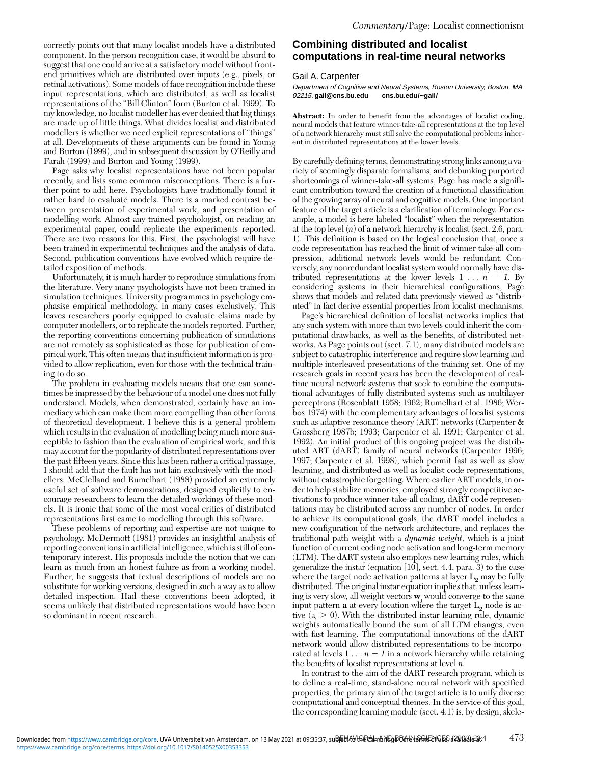correctly points out that many localist models have a distributed component. In the person recognition case, it would be absurd to suggest that one could arrive at a satisfactory model without front-end primitives which are distributed over inputs (e.g., pixels, or retinal activations). Some models of face recognition include these input representations, which are distributed, as well as localist representations of the "Bill Clinton" form (Burton et al. 1999). To my knowledge, no localist modeller has ever denied that big things are made up of little things. What divides localist and distributed modellers is whether we need explicit representations of "things" at all. Developments of these arguments can be found in Young and Burton (1999), and in subsequent discussion by O'Reilly and Farah (1999) and Burton and Young (1999).

Page asks why localist representations have not been popular recently, and lists some common misconceptions. There is a further point to add here. Psychologists have traditionally found it rather hard to evaluate models. There is a marked contrast between presentation of experimental work, and presentation of modelling work. Almost any trained psychologist, on reading an experimental paper, could replicate the experiments reported. There are two reasons for this. First, the psychologist will have been trained in experimental techniques and the analysis of data. Second, publication conventions have evolved which require detailed exposition of methods.

Unfortunately, it is much harder to reproduce simulations from the literature. Very many psychologists have not been trained in simulation techniques. University programmes in psychology emphasise empirical methodology, in many cases exclusively. This leaves researchers poorly equipped to evaluate claims made by computer modellers, or to replicate the models reported. Further, the reporting conventions concerning publication of simulations are not remotely as sophisticated as those for publication of empirical work. This often means that insufficient information is provided to allow replication, even for those with the technical training to do so.

The problem in evaluating models means that one can sometimes be impressed by the behaviour of a model one does not fully understand. Models, when demonstrated, certainly have an immediacy which can make them more compelling than other forms of theoretical development. I believe this is a general problem which results in the evaluation of modelling being much more susceptible to fashion than the evaluation of empirical work, and this may account for the popularity of distributed representations over the past fifteen years. Since this has been rather a critical passage, I should add that the fault has not lain exclusively with the modellers. McClelland and Rumelhart (1988) provided an extremely useful set of software demonstrations, designed explicitly to encourage researchers to learn the detailed workings of these models. It is ironic that some of the most vocal critics of distributed representations first came to modelling through this software.

These problems of reporting and expertise are not unique to psychology. McDermott (1981) provides an insightful analysis of reporting conventions in artificial intelligence, which is still of contemporary interest. His proposals include the notion that we can learn as much from an honest failure as from a working model. Further, he suggests that textual descriptions of models are no substitute for working versions, designed in such a way as to allow detailed inspection. Had these conventions been adopted, it seems unlikely that distributed representations would have been so dominant in recent research.

## Combining distributed and localist computations in real-time neural networks

Gail A. Carpenter

*Department of Cognitive and Neural Systems, Boston University, Boston, MA 02215.* **gail@cns.bu.edu** **cns.bu.edu/~gail/**

**Abstract:** In order to benefit from the advantages of localist coding, neural models that feature winner-take-all representations at the top level of a network hierarchy must still solve the computational problems inherent in distributed representations at the lower levels.

By carefully defining terms, demonstrating strong links among a variety of seemingly disparate formalisms, and debunking purported shortcomings of winner-take-all systems, Page has made a significant contribution toward the creation of a functional classification of the growing array of neural and cognitive models. One important feature of the target article is a clarification of terminology. For example, a model is here labeled "localist" when the representation at the top level ($n$) of a network hierarchy is localist (sect. 2.6, para. 1). This definition is based on the logical conclusion that, once a code representation has reached the limit of winner-take-all compression, additional network levels would be redundant. Conversely, any nonredundant localist system would normally have distributed representations at the lower levels $1 \ldots n - 1$. By considering systems in their hierarchical configurations, Page shows that models and related data previously viewed as "distributed" in fact derive essential properties from localist mechanisms.

Page's hierarchical definition of localist networks implies that any such system with more than two levels could inherit the computational drawbacks, as well as the benefits, of distributed networks. As Page points out (sect. 7.1), many distributed models are subject to catastrophic interference and require slow learning and multiple interleaved presentations of the training set. One of my research goals in recent years has been the development of real-time neural network systems that seek to combine the computational advantages of fully distributed systems such as multilayer perceptrons (Rosenblatt 1958; 1962; Rumelhart et al. 1986; Werbos 1974) with the complementary advantages of localist systems such as adaptive resonance theory (ART) networks (Carpenter & Grossberg 1987b; 1993; Carpenter et al. 1991; Carpenter et al. 1992). An initial product of this ongoing project was the distributed ART (dART) family of neural networks (Carpenter 1996; 1997; Carpenter et al. 1998), which permit fast as well as slow learning, and distributed as well as localist code representations, without catastrophic forgetting. Where earlier ART models, in order to help stabilize memories, employed strongly competitive activations to produce winner-take-all coding, dART code representations may be distributed across any number of nodes. In order to achieve its computational goals, the dART model includes a new configuration of the network architecture, and replaces the traditional path weight with a *dynamic weight*, which is a joint function of current coding node activation and long-term memory (LTM). The dART system also employs new learning rules, which generalize the instar (equation [10], sect. 4.4, para. 3) to the case where the target node activation patterns at layer $L_2$ may be fully distributed. The original instar equation implies that, unless learning is very slow, all weight vectors $\mathbf{w}_j$ would converge to the same input pattern $\mathbf{a}$ at every location where the target $L_2$ node is active ($a_j > 0$). With the distributed instar learning rule, dynamic weights automatically bound the sum of all LTM changes, even with fast learning. The computational innovations of the dART network would allow distributed representations to be incorporated at levels $1 \ldots n - 1$ in a network hierarchy while retaining the benefits of localist representations at level $n$.

In contrast to the aim of the dART research program, which is to define a real-time, stand-alone neural network with specified properties, the primary aim of the target article is to unify diverse computational and conceptual themes. In the service of this goal, the corresponding learning module (sect. 4.1) is, by design, skele-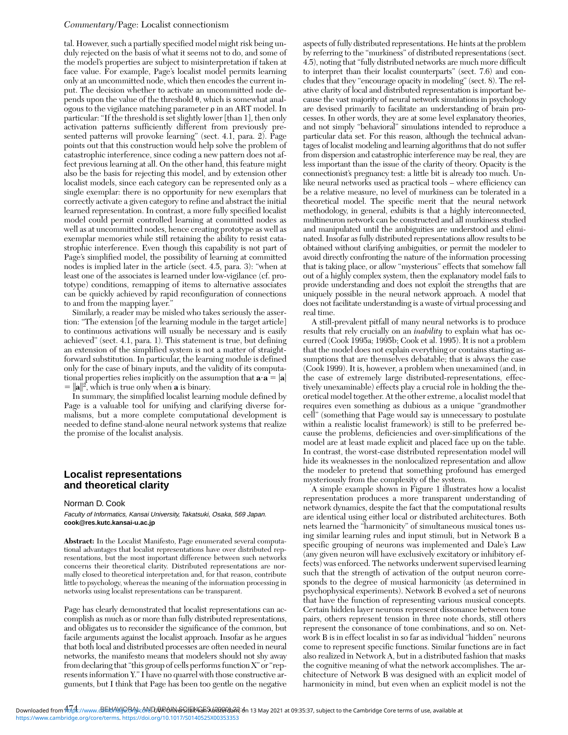tal. However, such a partially specified model might risk being unduly rejected on the basis of what it seems not to do, and some of the model's properties are subject to misinterpretation if taken at face value. For example, Page's localist model permits learning only at an uncommitted node, which then encodes the current input. The decision whether to activate an uncommitted node depends upon the value of the threshold $\theta$, which is somewhat analogous to the vigilance matching parameter $\rho$ in an ART model. In particular: "If the threshold is set slightly lower [than 1], then only activation patterns sufficiently different from previously presented patterns will provoke learning" (sect. 4.1, para. 2). Page points out that this construction would help solve the problem of catastrophic interference, since coding a new pattern does not affect previous learning at all. On the other hand, this feature might also be the basis for rejecting this model, and by extension other localist models, since each category can be represented only as a single exemplar: there is no opportunity for new exemplars that correctly activate a given category to refine and abstract the initial learned representation. In contrast, a more fully specified localist model could permit controlled learning at committed nodes as well as at uncommitted nodes, hence creating prototype as well as exemplar memories while still retaining the ability to resist catastrophic interference. Even though this capability is not part of Page's simplified model, the possibility of learning at committed nodes is implied later in the article (sect. 4.5, para. 3): "when at least one of the associates is learned under low-vigilance (cf. prototype) conditions, remapping of items to alternative associates can be quickly achieved by rapid reconfiguration of connections to and from the mapping layer."

Similarly, a reader may be misled who takes seriously the assertion: "The extension [of the learning module in the target article] to continuous activations will usually be necessary and is easily achieved" (sect. 4.1, para. 1). This statement is true, but defining an extension of the simplified system is not a matter of straightforward substitution. In particular, the learning module is defined only for the case of binary inputs, and the validity of its computational properties relies implicitly on the assumption that $\mathbf{a}\cdot\mathbf{a} = |\mathbf{a}| = \|\mathbf{a}\|^2$, which is true only when $\mathbf{a}$ is binary.

In summary, the simplified localist learning module defined by Page is a valuable tool for unifying and clarifying diverse formalisms, but a more complete computational development is needed to define stand-alone neural network systems that realize the promise of the localist analysis.

## Localist representations and theoretical clarity

Norman D. Cook

*Faculty of Informatics, Kansai University, Takatsuki, Osaka, 569 Japan.*
**cook@res.kutc.kansai-u.ac.jp**

**Abstract:** In the Localist Manifesto, Page enumerated several computational advantages that localist representations have over distributed representations, but the most important difference between such networks concerns their theoretical clarity. Distributed representations are normally closed to theoretical interpretation and, for that reason, contribute little to psychology, whereas the meaning of the information processing in networks using localist representations can be transparent.

Page has clearly demonstrated that localist representations can accomplish as much as or more than fully distributed representations, and obligates us to reconsider the significance of the common, but facile arguments against the localist approach. Insofar as he argues that both local and distributed processes are often needed in neural networks, the manifesto means that modelers should not shy away from declaring that "this group of cells performs function X" or "represents information Y." I have no quarrel with those constructive arguments, but I think that Page has been too gentle on the negative aspects of fully distributed representations. He hints at the problem by referring to the "murkiness" of distributed representations (sect. 4.5), noting that "fully distributed networks are much more difficult to interpret than their localist counterparts" (sect. 7.6) and concludes that they "encourage opacity in modeling" (sect. 8). The relative clarity of local and distributed representation is important because the vast majority of neural network simulations in psychology are devised primarily to facilitate an understanding of brain processes. In other words, they are at some level explanatory theories, and not simply "behavioral" simulations intended to reproduce a particular data set. For this reason, although the technical advantages of localist modeling and learning algorithms that do not suffer from dispersion and catastrophic interference may be real, they are less important than the issue of the clarity of theory. Opacity is the connectionist's pregnancy test: a little bit is already too much. Unlike neural networks used as practical tools – where efficiency can be a relative measure, no level of murkiness can be tolerated in a theoretical model. The specific merit that the neural network methodology, in general, exhibits is that a highly interconnected, multineuron network can be constructed and all murkiness studied and manipulated until the ambiguities are understood and eliminated. Insofar as fully distributed representations allow results to be obtained without clarifying ambiguities, or permit the modeler to avoid directly confronting the nature of the information processing that is taking place, or allow "mysterious" effects that somehow fall out of a highly complex system, then the explanatory model fails to provide understanding and does not exploit the strengths that are uniquely possible in the neural network approach. A model that does not facilitate understanding is a waste of virtual processing and real time.

A still-prevalent pitfall of many neural networks is to produce results that rely crucially on an *inability* to explain what has occurred (Cook 1995a; 1995b; Cook et al. 1995). It is not a problem that the model does not explain everything or contains starting assumptions that are themselves debatable; that is always the case (Cook 1999). It is, however, a problem when unexamined (and, in the case of extremely large distributed-representations, effectively unexaminable) effects play a crucial role in holding the theoretical model together. At the other extreme, a localist model that requires even something as dubious as a unique "grandmother cell" (something that Page would say is unnecessary to postulate within a realistic localist framework) is still to be preferred because the problems, deficiencies and over-simplifications of the model are at least made explicit and placed face up on the table. In contrast, the worst-case distributed representation model will hide its weaknesses in the nonlocalized representation and allow the modeler to pretend that something profound has emerged mysteriously from the complexity of the system.

A simple example shown in Figure 1 illustrates how a localist representation produces a more transparent understanding of network dynamics, despite the fact that the computational results are identical using either local or distributed architectures. Both nets learned the "harmonicity" of simultaneous musical tones using similar learning rules and input stimuli, but in Network B a specific grouping of neurons was implemented and Dale's Law (any given neuron will have exclusively excitatory or inhibitory effects) was enforced. The networks underwent supervised learning such that the strength of activation of the output neuron corresponds to the degree of musical harmonicity (as determined in psychophysical experiments). Network B evolved a set of neurons that have the function of representing various musical concepts. Certain hidden layer neurons represent dissonance between tone pairs, others represent tension in three note chords, still others represent the consonance of tone combinations, and so on. Network B is in effect localist in so far as individual "hidden" neurons come to represent specific functions. Similar functions are in fact also realized in Network A, but in a distributed fashion that masks the cognitive meaning of what the network accomplishes. The architecture of Network B was designed with an explicit model of harmonicity in mind, but even when an explicit model is not the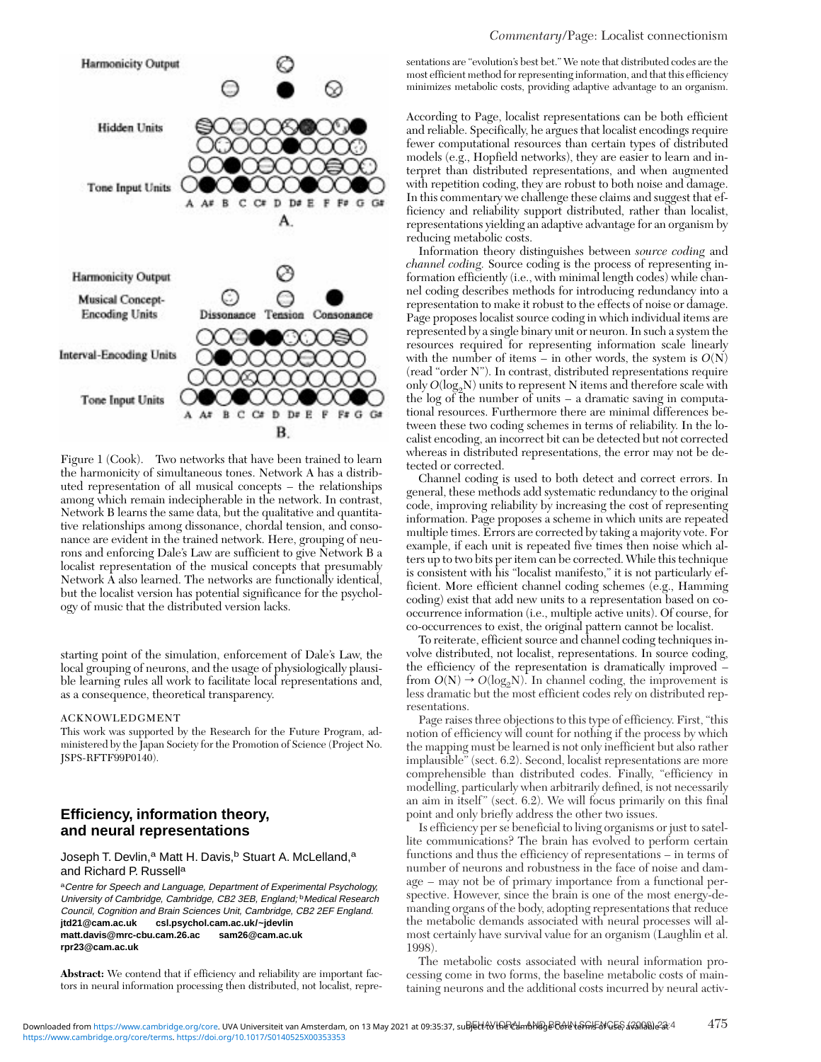Harmonicity Output

Hidden Units

Tone Input Units

A A# B C C# D D# E F F# G G#

A.

Harmonicity Output

Musical Concept-Encoding Units

Dissonance Tension Consonance

Interval-Encoding Units

Tone Input Units

A A# B C C# D D# E F F# G G#

B.

Figure 1 (Cook). Two networks that have been trained to learn the harmonicity of simultaneous tones. Network A has a distributed representation of all musical concepts – the relationships among which remain indecipherable in the network. In contrast, Network B learns the same data, but the qualitative and quantitative relationships among dissonance, chordal tension, and consonance are evident in the trained network. Here, grouping of neurons and enforcing Dale's Law are sufficient to give Network B a localist representation of the musical concepts that presumably Network A also learned. The networks are functionally identical, but the localist version has potential significance for the psychology of music that the distributed version lacks.

starting point of the simulation, enforcement of Dale's Law, the local grouping of neurons, and the usage of physiologically plausible learning rules all work to facilitate local representations and, as a consequence, theoretical transparency.

ACKNOWLEDGMENT

This work was supported by the Research for the Future Program, administered by the Japan Society for the Promotion of Science (Project No. JSPS-RFTF99P0140).

## Efficiency, information theory, and neural representations

Joseph T. Devlin,[a] Matt H. Davis,[b] Stuart A. McLelland,[a] and Richard P. Russell[a]

[a]*Centre for Speech and Language, Department of Experimental Psychology, University of Cambridge, Cambridge, CB2 3EB, England;* [b]*Medical Research Council, Cognition and Brain Sciences Unit, Cambridge, CB2 2EF England.*
**jtd21@cam.ac.uk csl.psychol.cam.ac.uk/~jdevlin**
**matt.davis@mrc-cbu.cam.26.ac sam26@cam.ac.uk**
**rpr23@cam.ac.uk**

**Abstract:** We contend that if efficiency and reliability are important factors in neural information processing then distributed, not localist, representations are "evolution's best bet." We note that distributed codes are the most efficient method for representing information, and that this efficiency minimizes metabolic costs, providing adaptive advantage to an organism.

According to Page, localist representations can be both efficient and reliable. Specifically, he argues that localist encodings require fewer computational resources than certain types of distributed models (e.g., Hopfield networks), they are easier to learn and interpret than distributed representations, and when augmented with repetition coding, they are robust to both noise and damage. In this commentary we challenge these claims and suggest that efficiency and reliability support distributed, rather than localist, representations yielding an adaptive advantage for an organism by reducing metabolic costs.

Information theory distinguishes between *source coding* and *channel coding.* Source coding is the process of representing information efficiently (i.e., with minimal length codes) while channel coding describes methods for introducing redundancy into a representation to make it robust to the effects of noise or damage. Page proposes localist source coding in which individual items are represented by a single binary unit or neuron. In such a system the resources required for representing information scale linearly with the number of items – in other words, the system is $O(N)$ (read "order N"). In contrast, distributed representations require only $O(\log_2 N)$ units to represent N items and therefore scale with the log of the number of units – a dramatic saving in computational resources. Furthermore there are minimal differences between these two coding schemes in terms of reliability. In the localist encoding, an incorrect bit can be detected but not corrected whereas in distributed representations, the error may not be detected or corrected.

Channel coding is used to both detect and correct errors. In general, these methods add systematic redundancy to the original code, improving reliability by increasing the cost of representing information. Page proposes a scheme in which units are repeated multiple times. Errors are corrected by taking a majority vote. For example, if each unit is repeated five times then noise which alters up to two bits per item can be corrected. While this technique is consistent with his "localist manifesto," it is not particularly efficient. More efficient channel coding schemes (e.g., Hamming coding) exist that add new units to a representation based on co-occurrence information (i.e., multiple active units). Of course, for co-occurrences to exist, the original pattern cannot be localist.

To reiterate, efficient source and channel coding techniques involve distributed, not localist, representations. In source coding, the efficiency of the representation is dramatically improved – from $O(N) \rightarrow O(\log_2 N)$. In channel coding, the improvement is less dramatic but the most efficient codes rely on distributed representations.

Page raises three objections to this type of efficiency. First, "this notion of efficiency will count for nothing if the process by which the mapping must be learned is not only inefficient but also rather implausible" (sect. 6.2). Second, localist representations are more comprehensible than distributed codes. Finally, "efficiency in modelling, particularly when arbitrarily defined, is not necessarily an aim in itself" (sect. 6.2). We will focus primarily on this final point and only briefly address the other two issues.

Is efficiency per se beneficial to living organisms or just to satellite communications? The brain has evolved to perform certain functions and thus the efficiency of representations – in terms of number of neurons and robustness in the face of noise and damage – may not be of primary importance from a functional perspective. However, since the brain is one of the most energy-demanding organs of the body, adopting representations that reduce the metabolic demands associated with neural processes will almost certainly have survival value for an organism (Laughlin et al. 1998).

The metabolic costs associated with neural information processing come in two forms, the baseline metabolic costs of maintaining neurons and the additional costs incurred by neural activ-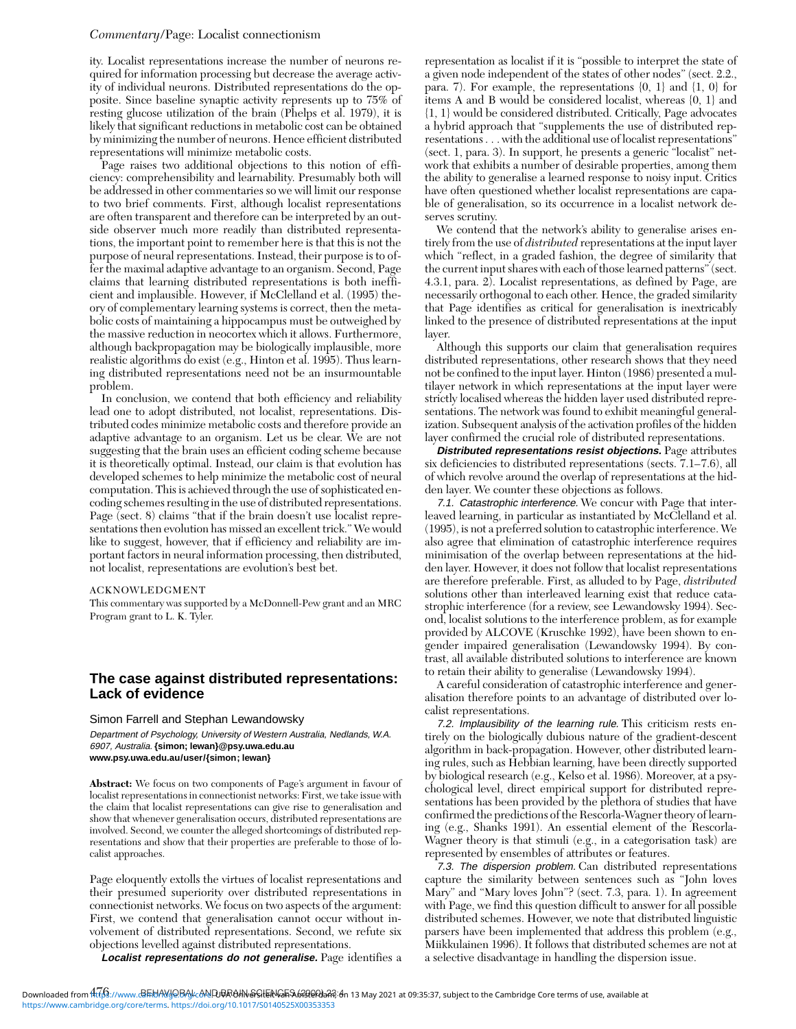ity. Localist representations increase the number of neurons required for information processing but decrease the average activity of individual neurons. Distributed representations do the opposite. Since baseline synaptic activity represents up to 75% of resting glucose utilization of the brain (Phelps et al. 1979), it is likely that significant reductions in metabolic cost can be obtained by minimizing the number of neurons. Hence efficient distributed representations will minimize metabolic costs.

Page raises two additional objections to this notion of efficiency: comprehensibility and learnability. Presumably both will be addressed in other commentaries so we will limit our response to two brief comments. First, although localist representations are often transparent and therefore can be interpreted by an outside observer much more readily than distributed representations, the important point to remember here is that this is not the purpose of neural representations. Instead, their purpose is to offer the maximal adaptive advantage to an organism. Second, Page claims that learning distributed representations is both inefficient and implausible. However, if McClelland et al. (1995) theory of complementary learning systems is correct, then the metabolic costs of maintaining a hippocampus must be outweighed by the massive reduction in neocortex which it allows. Furthermore, although backpropagation may be biologically implausible, more realistic algorithms do exist (e.g., Hinton et al. 1995). Thus learning distributed representations need not be an insurmountable problem.

In conclusion, we contend that both efficiency and reliability lead one to adopt distributed, not localist, representations. Distributed codes minimize metabolic costs and therefore provide an adaptive advantage to an organism. Let us be clear. We are not suggesting that the brain uses an efficient coding scheme because it is theoretically optimal. Instead, our claim is that evolution has developed schemes to help minimize the metabolic cost of neural computation. This is achieved through the use of sophisticated encoding schemes resulting in the use of distributed representations. Page (sect. 8) claims "that if the brain doesn't use localist representations then evolution has missed an excellent trick." We would like to suggest, however, that if efficiency and reliability are important factors in neural information processing, then distributed, not localist, representations are evolution's best bet.

ACKNOWLEDGMENT

This commentary was supported by a McDonnell-Pew grant and an MRC Program grant to L. K. Tyler.

## The case against distributed representations: Lack of evidence

Simon Farrell and Stephan Lewandowsky

*Department of Psychology, University of Western Australia, Nedlands, W.A. 6907, Australia.* **{simon; lewan}@psy.uwa.edu.au**
**www.psy.uwa.edu.au/user/{simon; lewan}**

**Abstract:** We focus on two components of Page's argument in favour of localist representations in connectionist networks: First, we take issue with the claim that localist representations can give rise to generalisation and show that whenever generalisation occurs, distributed representations are involved. Second, we counter the alleged shortcomings of distributed representations and show that their properties are preferable to those of localist approaches.

Page eloquently extolls the virtues of localist representations and their presumed superiority over distributed representations in connectionist networks. We focus on two aspects of the argument: First, we contend that generalisation cannot occur without involvement of distributed representations. Second, we refute six objections levelled against distributed representations.

***Localist representations do not generalise.*** Page identifies a representation as localist if it is "possible to interpret the state of a given node independent of the states of other nodes" (sect. 2.2., para. 7). For example, the representations {0, 1} and {1, 0} for items A and B would be considered localist, whereas {0, 1} and {1, 1} would be considered distributed. Critically, Page advocates a hybrid approach that "supplements the use of distributed representations . . . with the additional use of localist representations" (sect. 1, para. 3). In support, he presents a generic "localist" network that exhibits a number of desirable properties, among them the ability to generalise a learned response to noisy input. Critics have often questioned whether localist representations are capable of generalisation, so its occurrence in a localist network deserves scrutiny.

We contend that the network's ability to generalise arises entirely from the use of *distributed* representations at the input layer which "reflect, in a graded fashion, the degree of similarity that the current input shares with each of those learned patterns" (sect. 4.3.1, para. 2). Localist representations, as defined by Page, are necessarily orthogonal to each other. Hence, the graded similarity that Page identifies as critical for generalisation is inextricably linked to the presence of distributed representations at the input layer.

Although this supports our claim that generalisation requires distributed representations, other research shows that they need not be confined to the input layer. Hinton (1986) presented a multilayer network in which representations at the input layer were strictly localised whereas the hidden layer used distributed representations. The network was found to exhibit meaningful generalization. Subsequent analysis of the activation profiles of the hidden layer confirmed the crucial role of distributed representations.

***Distributed representations resist objections.*** Page attributes six deficiencies to distributed representations (sects. 7.1–7.6), all of which revolve around the overlap of representations at the hidden layer. We counter these objections as follows.

*7.1. Catastrophic interference.* We concur with Page that interleaved learning, in particular as instantiated by McClelland et al. (1995), is not a preferred solution to catastrophic interference. We also agree that elimination of catastrophic interference requires minimisation of the overlap between representations at the hidden layer. However, it does not follow that localist representations are therefore preferable. First, as alluded to by Page, *distributed* solutions other than interleaved learning exist that reduce catastrophic interference (for a review, see Lewandowsky 1994). Second, localist solutions to the interference problem, as for example provided by ALCOVE (Kruschke 1992), have been shown to engender impaired generalisation (Lewandowsky 1994). By contrast, all available distributed solutions to interference are known to retain their ability to generalise (Lewandowsky 1994).

A careful consideration of catastrophic interference and generalisation therefore points to an advantage of distributed over localist representations.

*7.2. Implausibility of the learning rule.* This criticism rests entirely on the biologically dubious nature of the gradient-descent algorithm in back-propagation. However, other distributed learning rules, such as Hebbian learning, have been directly supported by biological research (e.g., Kelso et al. 1986). Moreover, at a psychological level, direct empirical support for distributed representations has been provided by the plethora of studies that have confirmed the predictions of the Rescorla-Wagner theory of learning (e.g., Shanks 1991). An essential element of the Rescorla-Wagner theory is that stimuli (e.g., in a categorisation task) are represented by ensembles of attributes or features.

*7.3. The dispersion problem.* Can distributed representations capture the similarity between sentences such as "John loves Mary" and "Mary loves John"? (sect. 7.3, para. 1). In agreement with Page, we find this question difficult to answer for all possible distributed schemes. However, we note that distributed linguistic parsers have been implemented that address this problem (e.g., Miikkulainen 1996). It follows that distributed schemes are not at a selective disadvantage in handling the dispersion issue.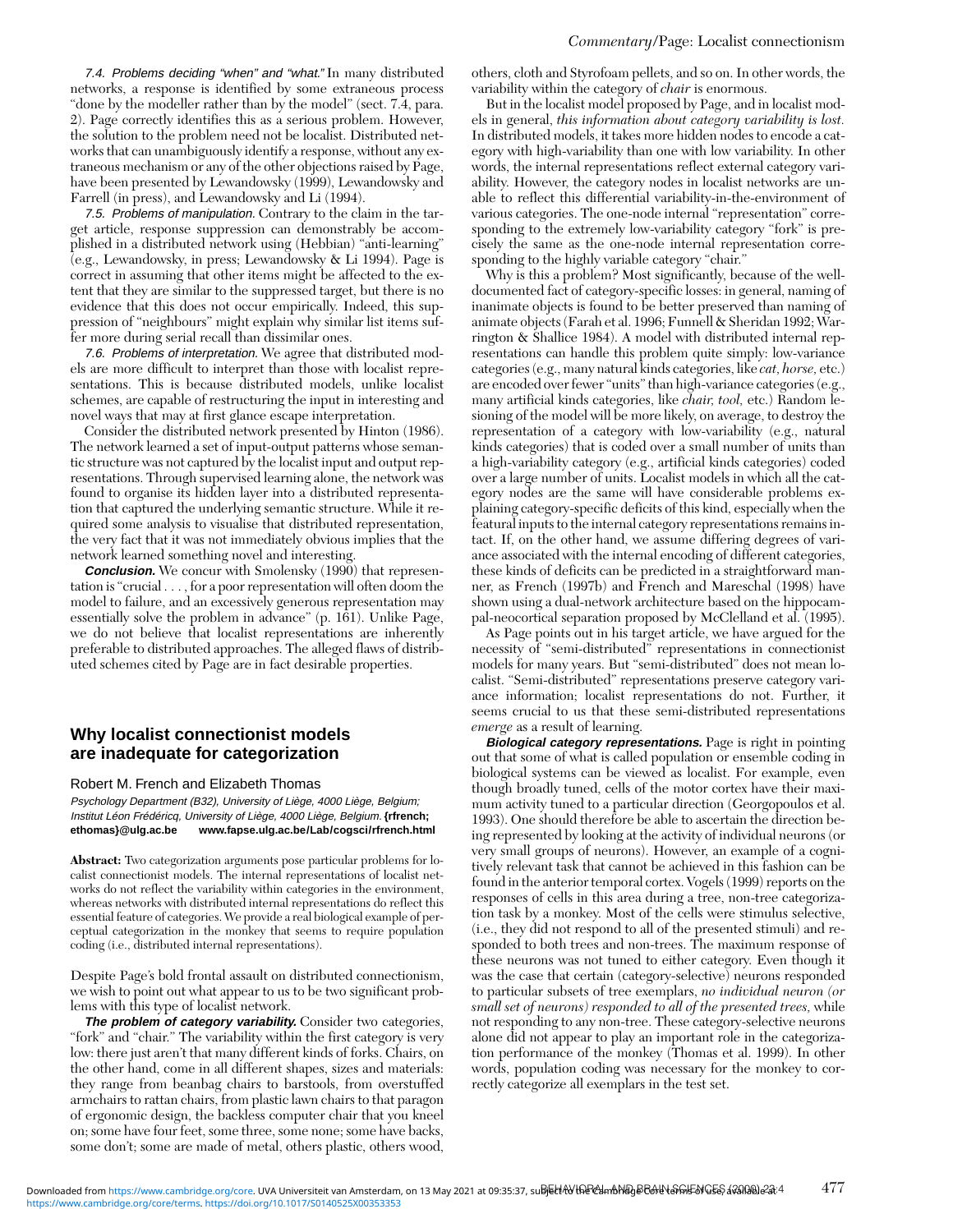*7.4. Problems deciding "when" and "what."* In many distributed networks, a response is identified by some extraneous process "done by the modeller rather than by the model" (sect. 7.4, para. 2). Page correctly identifies this as a serious problem. However, the solution to the problem need not be localist. Distributed networks that can unambiguously identify a response, without any extraneous mechanism or any of the other objections raised by Page, have been presented by Lewandowsky (1999), Lewandowsky and Farrell (in press), and Lewandowsky and Li (1994).

*7.5. Problems of manipulation.* Contrary to the claim in the target article, response suppression can demonstrably be accomplished in a distributed network using (Hebbian) "anti-learning" (e.g., Lewandowsky, in press; Lewandowsky & Li 1994). Page is correct in assuming that other items might be affected to the extent that they are similar to the suppressed target, but there is no evidence that this does not occur empirically. Indeed, this suppression of "neighbours" might explain why similar list items suffer more during serial recall than dissimilar ones.

*7.6. Problems of interpretation.* We agree that distributed models are more difficult to interpret than those with localist representations. This is because distributed models, unlike localist schemes, are capable of restructuring the input in interesting and novel ways that may at first glance escape interpretation.

Consider the distributed network presented by Hinton (1986). The network learned a set of input-output patterns whose semantic structure was not captured by the localist input and output representations. Through supervised learning alone, the network was found to organise its hidden layer into a distributed representation that captured the underlying semantic structure. While it required some analysis to visualise that distributed representation, the very fact that it was not immediately obvious implies that the network learned something novel and interesting.

***Conclusion.*** We concur with Smolensky (1990) that representation is "crucial . . . , for a poor representation will often doom the model to failure, and an excessively generous representation may essentially solve the problem in advance" (p. 161). Unlike Page, we do not believe that localist representations are inherently preferable to distributed approaches. The alleged flaws of distributed schemes cited by Page are in fact desirable properties.

## Why localist connectionist models are inadequate for categorization

Robert M. French and Elizabeth Thomas

*Psychology Department (B32), University of Liège, 4000 Liège, Belgium; Institut Léon Frédéricq, University of Liège, 4000 Liège, Belgium.* **{rfrench; ethomas}@ulg.ac.be** **www.fapse.ulg.ac.be/Lab/cogsci/rfrench.html**

**Abstract:** Two categorization arguments pose particular problems for localist connectionist models. The internal representations of localist networks do not reflect the variability within categories in the environment, whereas networks with distributed internal representations do reflect this essential feature of categories. We provide a real biological example of perceptual categorization in the monkey that seems to require population coding (i.e., distributed internal representations).

Despite Page's bold frontal assault on distributed connectionism, we wish to point out what appear to us to be two significant problems with this type of localist network.

***The problem of category variability.*** Consider two categories, "fork" and "chair." The variability within the first category is very low: there just aren't that many different kinds of forks. Chairs, on the other hand, come in all different shapes, sizes and materials: they range from beanbag chairs to barstools, from overstuffed armchairs to rattan chairs, from plastic lawn chairs to that paragon of ergonomic design, the backless computer chair that you kneel on; some have four feet, some three, some none; some have backs, some don't; some are made of metal, others plastic, others wood, others, cloth and Styrofoam pellets, and so on. In other words, the variability within the category of *chair* is enormous.

But in the localist model proposed by Page, and in localist models in general, *this information about category variability is lost.* In distributed models, it takes more hidden nodes to encode a category with high-variability than one with low variability. In other words, the internal representations reflect external category variability. However, the category nodes in localist networks are unable to reflect this differential variability-in-the-environment of various categories. The one-node internal "representation" corresponding to the extremely low-variability category "fork" is precisely the same as the one-node internal representation corresponding to the highly variable category "chair."

Why is this a problem? Most significantly, because of the well-documented fact of category-specific losses: in general, naming of inanimate objects is found to be better preserved than naming of animate objects (Farah et al. 1996; Funnell & Sheridan 1992; Warrington & Shallice 1984). A model with distributed internal representations can handle this problem quite simply: low-variance categories (e.g., many natural kinds categories, like *cat, horse,* etc.) are encoded over fewer "units" than high-variance categories (e.g., many artificial kinds categories, like *chair, tool,* etc.) Random lesioning of the model will be more likely, on average, to destroy the representation of a category with low-variability (e.g., natural kinds categories) that is coded over a small number of units than a high-variability category (e.g., artificial kinds categories) coded over a large number of units. Localist models in which all the category nodes are the same will have considerable problems explaining category-specific deficits of this kind, especially when the featural inputs to the internal category representations remains intact. If, on the other hand, we assume differing degrees of variance associated with the internal encoding of different categories, these kinds of deficits can be predicted in a straightforward manner, as French (1997b) and French and Mareschal (1998) have shown using a dual-network architecture based on the hippocampal-neocortical separation proposed by McClelland et al. (1995).

As Page points out in his target article, we have argued for the necessity of "semi-distributed" representations in connectionist models for many years. But "semi-distributed" does not mean localist. "Semi-distributed" representations preserve category variance information; localist representations do not. Further, it seems crucial to us that these semi-distributed representations *emerge* as a result of learning.

***Biological category representations.*** Page is right in pointing out that some of what is called population or ensemble coding in biological systems can be viewed as localist. For example, even though broadly tuned, cells of the motor cortex have their maximum activity tuned to a particular direction (Georgopoulos et al. 1993). One should therefore be able to ascertain the direction being represented by looking at the activity of individual neurons (or very small groups of neurons). However, an example of a cognitively relevant task that cannot be achieved in this fashion can be found in the anterior temporal cortex. Vogels (1999) reports on the responses of cells in this area during a tree, non-tree categorization task by a monkey. Most of the cells were stimulus selective, (i.e., they did not respond to all of the presented stimuli) and responded to both trees and non-trees. The maximum response of these neurons was not tuned to either category. Even though it was the case that certain (category-selective) neurons responded to particular subsets of tree exemplars, *no individual neuron (or small set of neurons) responded to all of the presented trees,* while not responding to any non-tree. These category-selective neurons alone did not appear to play an important role in the categorization performance of the monkey (Thomas et al. 1999). In other words, population coding was necessary for the monkey to correctly categorize all exemplars in the test set.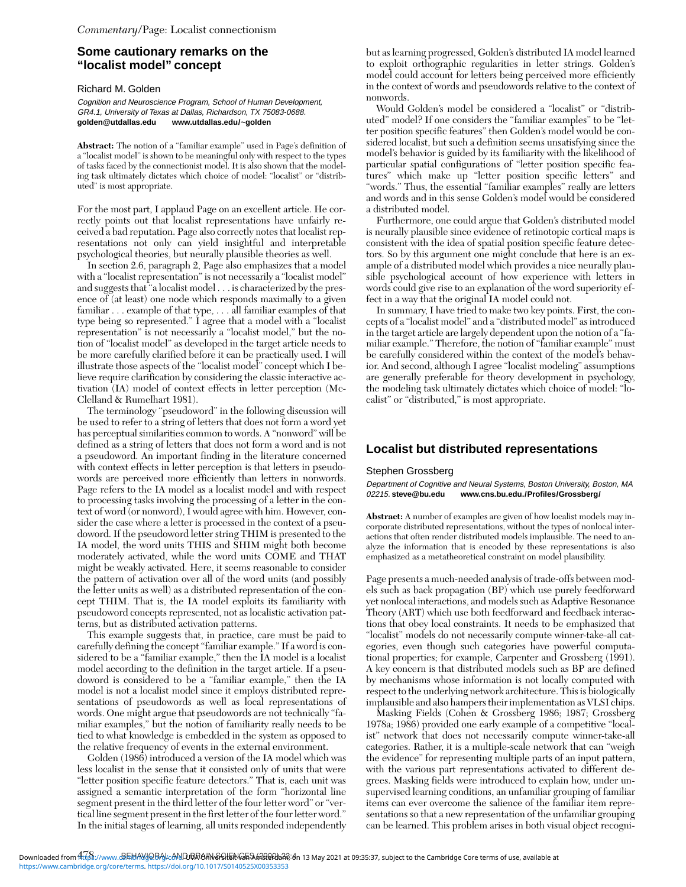## Some cautionary remarks on the "localist model" concept

Richard M. Golden

*Cognition and Neuroscience Program, School of Human Development, GR4.1, University of Texas at Dallas, Richardson, TX 75083-0688.*
**golden@utdallas.edu www.utdallas.edu/~golden**

**Abstract:** The notion of a "familiar example" used in Page's definition of a "localist model" is shown to be meaningful only with respect to the types of tasks faced by the connectionist model. It is also shown that the modeling task ultimately dictates which choice of model: "localist" or "distributed" is most appropriate.

For the most part, I applaud Page on an excellent article. He correctly points out that localist representations have unfairly received a bad reputation. Page also correctly notes that localist representations not only can yield insightful and interpretable psychological theories, but neurally plausible theories as well.

In section 2.6, paragraph 2, Page also emphasizes that a model with a "localist representation" is not necessarily a "localist model" and suggests that "a localist model . . . is characterized by the presence of (at least) one node which responds maximally to a given familiar . . . example of that type, . . . all familiar examples of that type being so represented." I agree that a model with a "localist representation" is not necessarily a "localist model," but the notion of "localist model" as developed in the target article needs to be more carefully clarified before it can be practically used. I will illustrate those aspects of the "localist model" concept which I believe require clarification by considering the classic interactive activation (IA) model of context effects in letter perception (McClelland & Rumelhart 1981).

The terminology "pseudoword" in the following discussion will be used to refer to a string of letters that does not form a word yet has perceptual similarities common to words. A "nonword" will be defined as a string of letters that does not form a word and is not a pseudoword. An important finding in the literature concerned with context effects in letter perception is that letters in pseudowords are perceived more efficiently than letters in nonwords. Page refers to the IA model as a localist model and with respect to processing tasks involving the processing of a letter in the context of word (or nonword), I would agree with him. However, consider the case where a letter is processed in the context of a pseudoword. If the pseudoword letter string THIM is presented to the IA model, the word units THIS and SHIM might both become moderately activated, while the word units COME and THAT might be weakly activated. Here, it seems reasonable to consider the pattern of activation over all of the word units (and possibly the letter units as well) as a distributed representation of the concept THIM. That is, the IA model exploits its familiarity with pseudoword concepts represented, not as localistic activation patterns, but as distributed activation patterns.

This example suggests that, in practice, care must be paid to carefully defining the concept "familiar example." If a word is considered to be a "familiar example," then the IA model is a localist model according to the definition in the target article. If a pseudoword is considered to be a "familiar example," then the IA model is not a localist model since it employs distributed representations of pseudowords as well as local representations of words. One might argue that pseudowords are not technically "familiar examples," but the notion of familiarity really needs to be tied to what knowledge is embedded in the system as opposed to the relative frequency of events in the external environment.

Golden (1986) introduced a version of the IA model which was less localist in the sense that it consisted only of units that were "letter position specific feature detectors." That is, each unit was assigned a semantic interpretation of the form "horizontal line segment present in the third letter of the four letter word" or "vertical line segment present in the first letter of the four letter word." In the initial stages of learning, all units responded independently but as learning progressed, Golden's distributed IA model learned to exploit orthographic regularities in letter strings. Golden's model could account for letters being perceived more efficiently in the context of words and pseudowords relative to the context of nonwords.

Would Golden's model be considered a "localist" or "distributed" model? If one considers the "familiar examples" to be "letter position specific features" then Golden's model would be considered localist, but such a definition seems unsatisfying since the model's behavior is guided by its familiarity with the likelihood of particular spatial configurations of "letter position specific features" which make up "letter position specific letters" and "words." Thus, the essential "familiar examples" really are letters and words and in this sense Golden's model would be considered a distributed model.

Furthermore, one could argue that Golden's distributed model is neurally plausible since evidence of retinotopic cortical maps is consistent with the idea of spatial position specific feature detectors. So by this argument one might conclude that here is an example of a distributed model which provides a nice neurally plausible psychological account of how experience with letters in words could give rise to an explanation of the word superiority effect in a way that the original IA model could not.

In summary, I have tried to make two key points. First, the concepts of a "localist model" and a "distributed model" as introduced in the target article are largely dependent upon the notion of a "familiar example." Therefore, the notion of "familiar example" must be carefully considered within the context of the model's behavior. And second, although I agree "localist modeling" assumptions are generally preferable for theory development in psychology, the modeling task ultimately dictates which choice of model: "localist" or "distributed," is most appropriate.

## Localist but distributed representations

Stephen Grossberg

*Department of Cognitive and Neural Systems, Boston University, Boston, MA 02215.* **steve@bu.edu www.cns.bu.edu./Profiles/Grossberg/**

**Abstract:** A number of examples are given of how localist models may incorporate distributed representations, without the types of nonlocal interactions that often render distributed models implausible. The need to analyze the information that is encoded by these representations is also emphasized as a metatheoretical constraint on model plausibility.

Page presents a much-needed analysis of trade-offs between models such as back propagation (BP) which use purely feedforward yet nonlocal interactions, and models such as Adaptive Resonance Theory (ART) which use both feedforward and feedback interactions that obey local constraints. It needs to be emphasized that "localist" models do not necessarily compute winner-take-all categories, even though such categories have powerful computational properties; for example, Carpenter and Grossberg (1991). A key concern is that distributed models such as BP are defined by mechanisms whose information is not locally computed with respect to the underlying network architecture. This is biologically implausible and also hampers their implementation as VLSI chips.

Masking Fields (Cohen & Grossberg 1986; 1987; Grossberg 1978a; 1986) provided one early example of a competitive "localist" network that does not necessarily compute winner-take-all categories. Rather, it is a multiple-scale network that can "weigh the evidence" for representing multiple parts of an input pattern, with the various part representations activated to different degrees. Masking fields were introduced to explain how, under unsupervised learning conditions, an unfamiliar grouping of familiar items can ever overcome the salience of the familiar item representations so that a new representation of the unfamiliar grouping can be learned. This problem arises in both visual object recogni-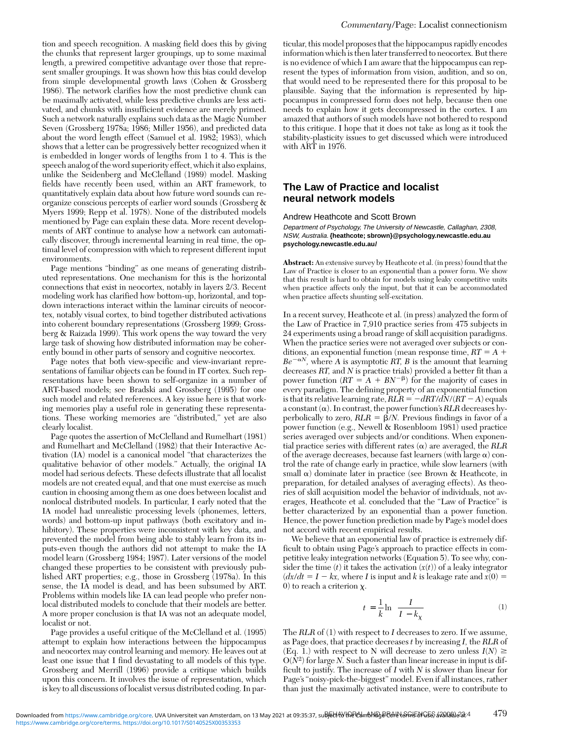tion and speech recognition. A masking field does this by giving the chunks that represent larger groupings, up to some maximal length, a prewired competitive advantage over those that represent smaller groupings. It was shown how this bias could develop from simple developmental growth laws (Cohen & Grossberg 1986). The network clarifies how the most predictive chunk can be maximally activated, while less predictive chunks are less activated, and chunks with insufficient evidence are merely primed. Such a network naturally explains such data as the Magic Number Seven (Grossberg 1978a; 1986; Miller 1956), and predicted data about the word length effect (Samuel et al. 1982; 1983), which shows that a letter can be progressively better recognized when it is embedded in longer words of lengths from 1 to 4. This is the speech analog of the word superiority effect, which it also explains, unlike the Seidenberg and McClelland (1989) model. Masking fields have recently been used, within an ART framework, to quantitatively explain data about how future word sounds can reorganize conscious percepts of earlier word sounds (Grossberg & Myers 1999; Repp et al. 1978). None of the distributed models mentioned by Page can explain these data. More recent developments of ART continue to analyse how a network can automatically discover, through incremental learning in real time, the optimal level of compression with which to represent different input environments.

Page mentions "binding" as one means of generating distributed representations. One mechanism for this is the horizontal connections that exist in neocortex, notably in layers 2/3. Recent modeling work has clarified how bottom-up, horizontal, and top-down interactions interact within the laminar circuits of neocortex, notably visual cortex, to bind together distributed activations into coherent boundary representations (Grossberg 1999; Grossberg & Raizada 1999). This work opens the way toward the very large task of showing how distributed information may be coherently bound in other parts of sensory and cognitive neocortex.

Page notes that both view-specific and view-invariant representations of familiar objects can be found in IT cortex. Such representations have been shown to self-organize in a number of ART-based models; see Bradski and Grossberg (1995) for one such model and related references. A key issue here is that working memories play a useful role in generating these representations. These working memories are "distributed," yet are also clearly localist.

Page quotes the assertion of McClelland and Rumelhart (1981) and Rumelhart and McClelland (1982) that their Interactive Activation (IA) model is a canonical model "that characterizes the qualitative behavior of other models." Actually, the original IA model had serious defects. These defects illustrate that all localist models are not created equal, and that one must exercise as much caution in choosing among them as one does between localist and nonlocal distributed models. In particular, I early noted that the IA model had unrealistic processing levels (phonemes, letters, words) and bottom-up input pathways (both excitatory and inhibitory). These properties were inconsistent with key data, and prevented the model from being able to stably learn from its inputs-even though the authors did not attempt to make the IA model learn (Grossberg 1984; 1987). Later versions of the model changed these properties to be consistent with previously published ART properties; e.g., those in Grossberg (1978a). In this sense, the IA model is dead, and has been subsumed by ART. Problems within models like IA can lead people who prefer nonlocal distributed models to conclude that their models are better. A more proper conclusion is that IA was not an adequate model, localist or not.

Page provides a useful critique of the McClelland et al. (1995) attempt to explain how interactions between the hippocampus and neocortex may control learning and memory. He leaves out at least one issue that I find devastating to all models of this type. Grossberg and Merrill (1996) provide a critique which builds upon this concern. It involves the issue of representation, which is key to all discussions of localist versus distributed coding. In particular, this model proposes that the hippocampus rapidly encodes information which is then later transferred to neocortex. But there is no evidence of which I am aware that the hippocampus can represent the types of information from vision, audition, and so on, that would need to be represented there for this proposal to be plausible. Saying that the information is represented by hippocampus in compressed form does not help, because then one needs to explain how it gets decompressed in the cortex. I am amazed that authors of such models have not bothered to respond to this critique. I hope that it does not take as long as it took the stability-plasticity issues to get discussed which were introduced with ART in 1976.

## The Law of Practice and localist neural network models

Andrew Heathcote and Scott Brown

*Department of Psychology, The University of Newcastle, Callaghan, 2308, NSW, Australia.* **{heathcote; sbrown}@psychology.newcastle.edu.au psychology.newcastle.edu.au/**

**Abstract:** An extensive survey by Heathcote et al. (in press) found that the Law of Practice is closer to an exponential than a power form. We show that this result is hard to obtain for models using leaky competitive units when practice affects only the input, but that it can be accommodated when practice affects shunting self-excitation.

In a recent survey, Heathcote et al. (in press) analyzed the form of the Law of Practice in 7,910 practice series from 475 subjects in 24 experiments using a broad range of skill acquisition paradigms. When the practice series were not averaged over subjects or conditions, an exponential function (mean response time, $RT = A + Be^{-\alpha N}$, where $A$ is asymptotic $RT$, $B$ is the amount that learning decreases $RT$, and $N$ is practice trials) provided a better fit than a power function ($RT = A + BN^{-\beta}$) for the majority of cases in every paradigm. The defining property of an exponential function is that its relative learning rate, $RLR = -dRT/dN/(RT - A)$ equals a constant ($\alpha$). In contrast, the power function's $RLR$ decreases hyperbolically to zero, $RLR = \beta/N$. Previous findings in favor of a power function (e.g., Newell & Rosenbloom 1981) used practice series averaged over subjects and/or conditions. When exponential practice series with different rates ($\alpha$) are averaged, the $RLR$ of the average decreases, because fast learners (with large $\alpha$) control the rate of change early in practice, while slow learners (with small $\alpha$) dominate later in practice (see Brown & Heathcote, in preparation, for detailed analyses of averaging effects). As theories of skill acquisition model the behavior of individuals, not averages, Heathcote et al. concluded that the "Law of Practice" is better characterized by an exponential than a power function. Hence, the power function prediction made by Page's model does not accord with recent empirical results.

We believe that an exponential law of practice is extremely difficult to obtain using Page's approach to practice effects in competitive leaky integration networks (Equation 5). To see why, consider the time ($t$) it takes the activation ($x(t)$) of a leaky integrator ($dx/dt = I - kx$, where $I$ is input and $k$ is leakage rate and $x(0) = 0$) to reach a criterion $\chi$.

$$t = \frac{1}{k}\ln\left(\frac{I}{I - k\chi}\right) \tag{1}$$

The $RLR$ of (1) with respect to $I$ decreases to zero. If we assume, as Page does, that practice decreases $t$ by increasing $I$, the $RLR$ of (Eq. 1.) with respect to N will decrease to zero unless $I(N) \geq O(N^2)$ for large $N$. Such a faster than linear increase in input is difficult to justify. The increase of $I$ with $N$ is slower than linear for Page's "noisy-pick-the-biggest" model. Even if all instances, rather than just the maximally activated instance, were to contribute to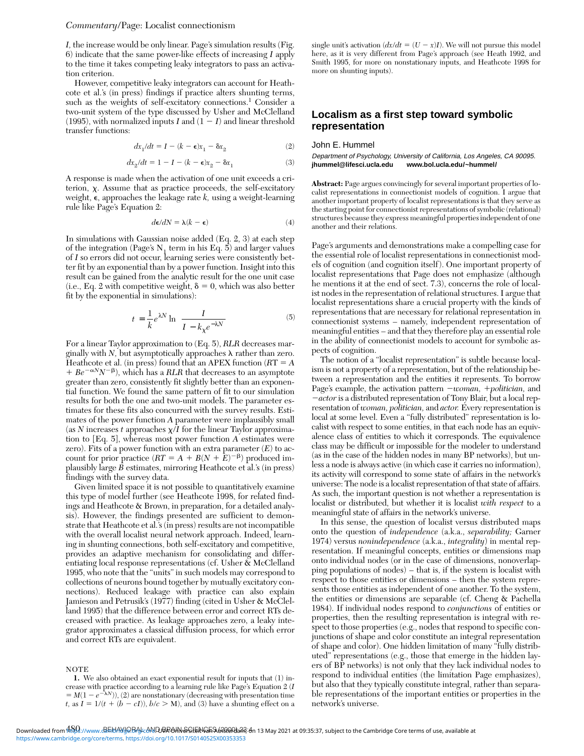*I*, the increase would be only linear. Page's simulation results (Fig. 6) indicate that the same power-like effects of increasing *I* apply to the time it takes competing leaky integrators to pass an activation criterion.

However, competitive leaky integrators can account for Heathcote et al.'s (in press) findings if practice alters shunting terms, such as the weights of self-excitatory connections.[1] Consider a two-unit system of the type discussed by Usher and McClelland (1995), with normalized inputs $I$ and $(1 - I)$ and linear threshold transfer functions:

$$dx_1/dt = I - (k - \epsilon)x_1 - \delta x_2 \tag{2}$$

$$dx_2/dt = 1 - I - (k - \epsilon)x_2 - \delta x_1 \tag{3}$$

A response is made when the activation of one unit exceeds a criterion, $\chi$. Assume that as practice proceeds, the self-excitatory weight, $\epsilon$, approaches the leakage rate $k$, using a weight-learning rule like Page's Equation 2:

$$d\epsilon/dN = \lambda(k - \epsilon) \tag{4}$$

In simulations with Gaussian noise added (Eq. 2, 3) at each step of the integration (Page's $N_1$ term in his Eq. 5) and larger values of $I$ so errors did not occur, learning series were consistently better fit by an exponential than by a power function. Insight into this result can be gained from the analytic result for the one unit case (i.e., Eq. 2 with competitive weight, $\delta = 0$, which was also better fit by the exponential in simulations):

$$t = \frac{1}{k}e^{\lambda N} \ln\left(\frac{I}{I - k\chi e^{-\lambda N}}\right) \tag{5}$$

For a linear Taylor approximation to (Eq. 5), *RLR* decreases marginally with $N$, but asymptotically approaches $\lambda$ rather than zero. Heathcote et al. (in press) found that an APEX function ($RT = A + Be^{-\alpha N}N^{-\beta}$), which has a *RLR* that decreases to an asymptote greater than zero, consistently fit slightly better than an exponential function. We found the same pattern of fit to our simulation results for both the one and two-unit models. The parameter estimates for these fits also concurred with the survey results. Estimates of the power function $A$ parameter were implausibly small (as $N$ increases $t$ approaches $\chi/I$ for the linear Taylor approximation to [Eq. 5], whereas most power function $A$ estimates were zero). Fits of a power function with an extra parameter ($E$) to account for prior practice ($RT = A + B(N + E)^{-\beta}$) produced implausibly large $B$ estimates, mirroring Heathcote et al.'s (in press) findings with the survey data.

Given limited space it is not possible to quantitatively examine this type of model further (see Heathcote 1998, for related findings and Heathcote & Brown, in preparation, for a detailed analysis). However, the findings presented are sufficient to demonstrate that Heathcote et al.'s (in press) results are not incompatible with the overall localist neural network approach. Indeed, learning in shunting connections, both self-excitatory and competitive, provides an adaptive mechanism for consolidating and differentiating local response representations (cf. Usher & McClelland 1995, who note that the "units" in such models may correspond to collections of neurons bound together by mutually excitatory connections). Reduced leakage with practice can also explain Jamieson and Petrusik's (1977) finding (cited in Usher & McClelland 1995) that the difference between error and correct RTs decreased with practice. As leakage approaches zero, a leaky integrator approximates a classical diffusion process, for which error and correct RTs are equivalent.

NOTE

1. We also obtained an exact exponential result for inputs that (1) increase with practice according to a learning rule like Page's Equation 2 ($I = M(1 - e^{-\lambda N})$), (2) are nonstationary (decreasing with presentation time $t$, as $I = 1/(t + (b - cI))$, $b/c > M$), and (3) have a shunting effect on a single unit's activation ($dx/dt = (U - x)I$). We will not pursue this model here, as it is very different from Page's approach (see Heath 1992, and Smith 1995, for more on nonstationary inputs, and Heathcote 1998 for more on shunting inputs).

## Localism as a first step toward symbolic representation

John E. Hummel

*Department of Psychology, University of California, Los Angeles, CA 90095.*
**jhummel@lifesci.ucla.edu www.bol.ucla.edu/~hummel/**

**Abstract:** Page argues convincingly for several important properties of localist representations in connectionist models of cognition. I argue that another important property of localist representations is that they serve as the starting point for connectionist representations of symbolic (relational) structures because they express meaningful properties independent of one another and their relations.

Page's arguments and demonstrations make a compelling case for the essential role of localist representations in connectionist models of cognition (and cognition itself). One important property of localist representations that Page does not emphasize (although he mentions it at the end of sect. 7.3), concerns the role of localist nodes in the representation of relational structures. I argue that localist representations share a crucial property with the kinds of representations that are necessary for relational representation in connectionist systems – namely, independent representation of meaningful entities – and that they therefore play an essential role in the ability of connectionist models to account for symbolic aspects of cognition.

The notion of a "localist representation" is subtle because localism is not a property of a representation, but of the relationship between a representation and the entities it represents. To borrow Page's example, the activation pattern −*woman*, +*politician*, and −*actor* is a distributed representation of Tony Blair, but a local representation of *woman, politician,* and *actor.* Every representation is local at some level. Even a "fully distributed" representation is localist with respect to some entities, in that each node has an equivalence class of entities to which it corresponds. The equivalence class may be difficult or impossible for the modeler to understand (as in the case of the hidden nodes in many BP networks), but unless a node is always active (in which case it carries no information), its activity will correspond to some state of affairs in the network's universe: The node is a localist representation of that state of affairs. As such, the important question is not whether a representation is localist or distributed, but whether it is localist *with respect* to a meaningful state of affairs in the network's universe.

In this sense, the question of localist versus distributed maps onto the question of *independence* (a.k.a., *separability;* Garner 1974) versus *nonindependence* (a.k.a., *integrality*) in mental representation. If meaningful concepts, entities or dimensions map onto individual nodes (or in the case of dimensions, nonoverlapping populations of nodes) – that is, if the system is localist with respect to those entities or dimensions – then the system represents those entities as independent of one another. To the system, the entities or dimensions are separable (cf. Cheng & Pachella 1984). If individual nodes respond to *conjunctions* of entities or properties, then the resulting representation is integral with respect to those properties (e.g., nodes that respond to specific conjunctions of shape and color constitute an integral representation of shape and color). One hidden limitation of many "fully distributed" representations (e.g., those that emerge in the hidden layers of BP networks) is not only that they lack individual nodes to respond to individual entities (the limitation Page emphasizes), but also that they typically constitute integral, rather than separable representations of the important entities or properties in the network's universe.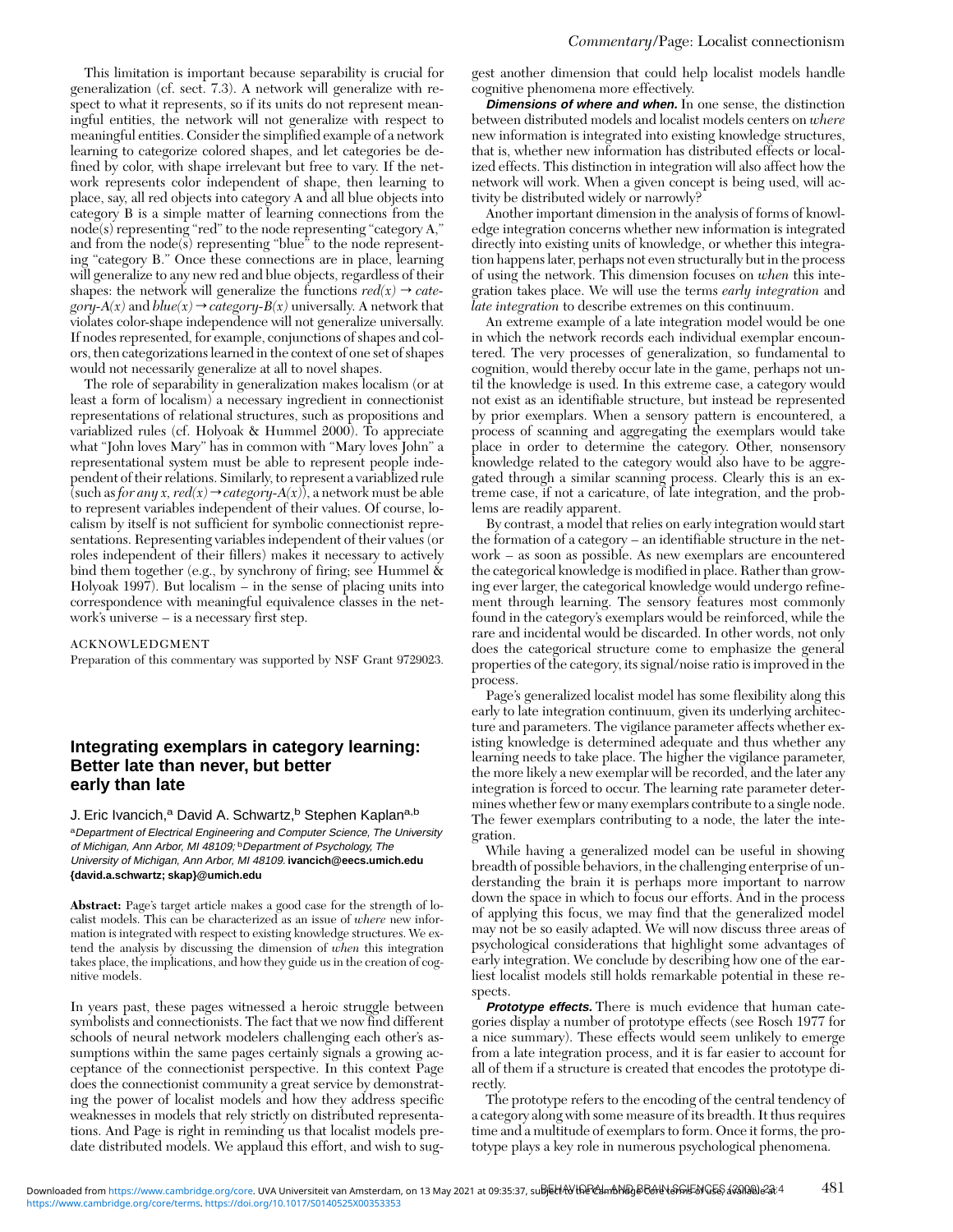This limitation is important because separability is crucial for generalization (cf. sect. 7.3). A network will generalize with respect to what it represents, so if its units do not represent meaningful entities, the network will not generalize with respect to meaningful entities. Consider the simplified example of a network learning to categorize colored shapes, and let categories be defined by color, with shape irrelevant but free to vary. If the network represents color independent of shape, then learning to place, say, all red objects into category A and all blue objects into category B is a simple matter of learning connections from the node(s) representing "red" to the node representing "category A," and from the node(s) representing "blue" to the node representing "category B." Once these connections are in place, learning will generalize to any new red and blue objects, regardless of their shapes: the network will generalize the functions $red(x) \rightarrow category\text{-}A(x)$ and $blue(x) \rightarrow category\text{-}B(x)$ universally. A network that violates color-shape independence will not generalize universally. If nodes represented, for example, conjunctions of shapes and colors, then categorizations learned in the context of one set of shapes would not necessarily generalize at all to novel shapes.

The role of separability in generalization makes localism (or at least a form of localism) a necessary ingredient in connectionist representations of relational structures, such as propositions and variablized rules (cf. Holyoak & Hummel 2000). To appreciate what "John loves Mary" has in common with "Mary loves John" a representational system must be able to represent people independent of their relations. Similarly, to represent a variablized rule (such as *for any x*, $red(x) \rightarrow category\text{-}A(x)$), a network must be able to represent variables independent of their values. Of course, localism by itself is not sufficient for symbolic connectionist representations. Representing variables independent of their values (or roles independent of their fillers) makes it necessary to actively bind them together (e.g., by synchrony of firing; see Hummel & Holyoak 1997). But localism – in the sense of placing units into correspondence with meaningful equivalence classes in the network's universe – is a necessary first step.

ACKNOWLEDGMENT

Preparation of this commentary was supported by NSF Grant 9729023.

## Integrating exemplars in category learning: Better late than never, but better early than late

J. Eric Ivancich,[a] David A. Schwartz,[b] Stephen Kaplan[a,b]

[a]*Department of Electrical Engineering and Computer Science, The University of Michigan, Ann Arbor, MI 48109;* [b]*Department of Psychology, The University of Michigan, Ann Arbor, MI 48109.* **ivancich@eecs.umich.edu {david.a.schwartz; skap}@umich.edu**

**Abstract:** Page's target article makes a good case for the strength of localist models. This can be characterized as an issue of *where* new information is integrated with respect to existing knowledge structures. We extend the analysis by discussing the dimension of *when* this integration takes place, the implications, and how they guide us in the creation of cognitive models.

In years past, these pages witnessed a heroic struggle between symbolists and connectionists. The fact that we now find different schools of neural network modelers challenging each other's assumptions within the same pages certainly signals a growing acceptance of the connectionist perspective. In this context Page does the connectionist community a great service by demonstrating the power of localist models and how they address specific weaknesses in models that rely strictly on distributed representations. And Page is right in reminding us that localist models predate distributed models. We applaud this effort, and wish to suggest another dimension that could help localist models handle cognitive phenomena more effectively.

***Dimensions of where and when.*** In one sense, the distinction between distributed models and localist models centers on *where* new information is integrated into existing knowledge structures, that is, whether new information has distributed effects or localized effects. This distinction in integration will also affect how the network will work. When a given concept is being used, will activity be distributed widely or narrowly?

Another important dimension in the analysis of forms of knowledge integration concerns whether new information is integrated directly into existing units of knowledge, or whether this integration happens later, perhaps not even structurally but in the process of using the network. This dimension focuses on *when* this integration takes place. We will use the terms *early integration* and *late integration* to describe extremes on this continuum.

An extreme example of a late integration model would be one in which the network records each individual exemplar encountered. The very processes of generalization, so fundamental to cognition, would thereby occur late in the game, perhaps not until the knowledge is used. In this extreme case, a category would not exist as an identifiable structure, but instead be represented by prior exemplars. When a sensory pattern is encountered, a process of scanning and aggregating the exemplars would take place in order to determine the category. Other, nonsensory knowledge related to the category would also have to be aggregated through a similar scanning process. Clearly this is an extreme case, if not a caricature, of late integration, and the problems are readily apparent.

By contrast, a model that relies on early integration would start the formation of a category – an identifiable structure in the network – as soon as possible. As new exemplars are encountered the categorical knowledge is modified in place. Rather than growing ever larger, the categorical knowledge would undergo refinement through learning. The sensory features most commonly found in the category's exemplars would be reinforced, while the rare and incidental would be discarded. In other words, not only does the categorical structure come to emphasize the general properties of the category, its signal/noise ratio is improved in the process.

Page's generalized localist model has some flexibility along this early to late integration continuum, given its underlying architecture and parameters. The vigilance parameter affects whether existing knowledge is determined adequate and thus whether any learning needs to take place. The higher the vigilance parameter, the more likely a new exemplar will be recorded, and the later any integration is forced to occur. The learning rate parameter determines whether few or many exemplars contribute to a single node. The fewer exemplars contributing to a node, the later the integration.

While having a generalized model can be useful in showing breadth of possible behaviors, in the challenging enterprise of understanding the brain it is perhaps more important to narrow down the space in which to focus our efforts. And in the process of applying this focus, we may find that the generalized model may not be so easily adapted. We will now discuss three areas of psychological considerations that highlight some advantages of early integration. We conclude by describing how one of the earliest localist models still holds remarkable potential in these respects.

***Prototype effects.*** There is much evidence that human categories display a number of prototype effects (see Rosch 1977 for a nice summary). These effects would seem unlikely to emerge from a late integration process, and it is far easier to account for all of them if a structure is created that encodes the prototype directly.

The prototype refers to the encoding of the central tendency of a category along with some measure of its breadth. It thus requires time and a multitude of exemplars to form. Once it forms, the prototype plays a key role in numerous psychological phenomena.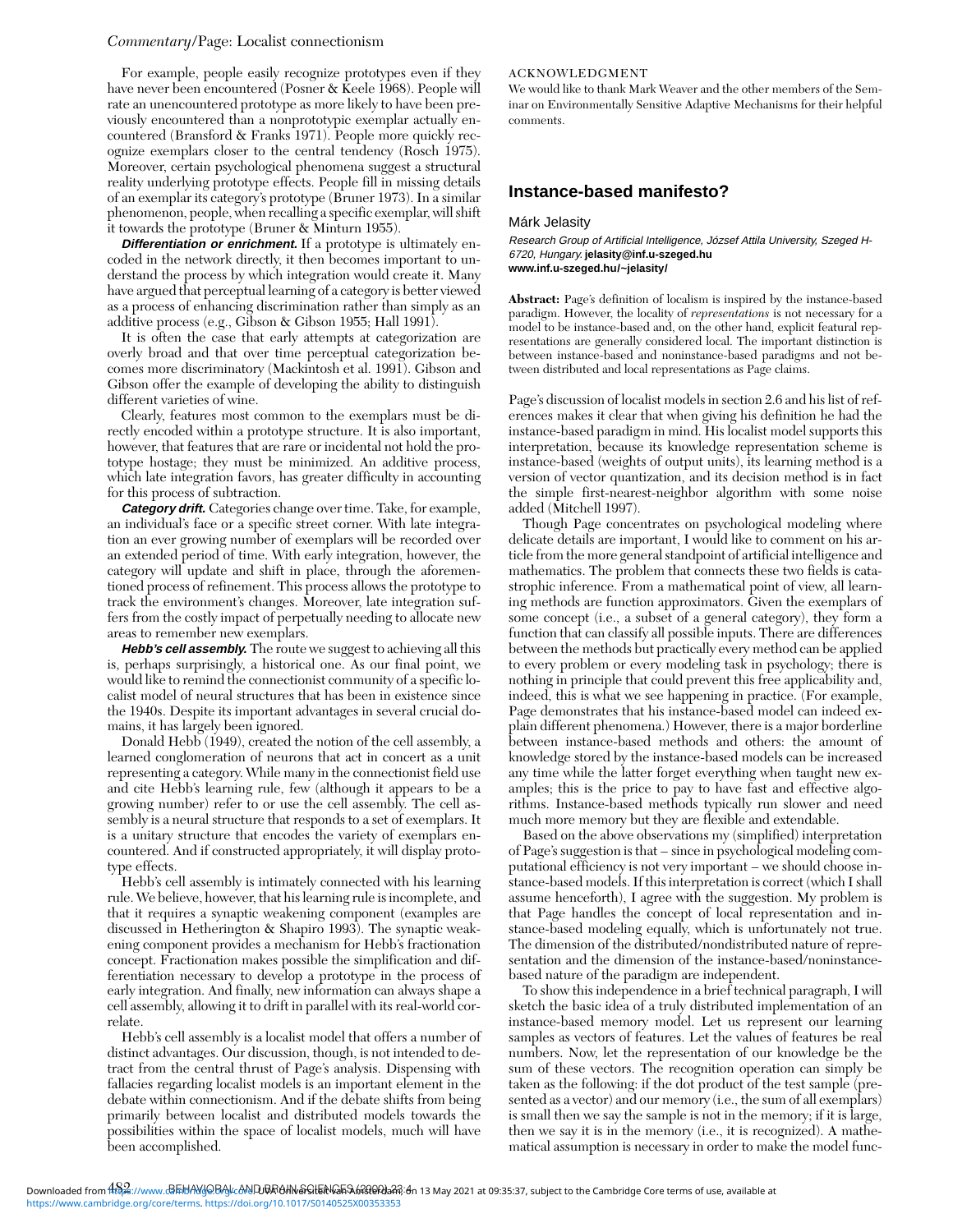For example, people easily recognize prototypes even if they have never been encountered (Posner & Keele 1968). People will rate an unencountered prototype as more likely to have been previously encountered than a nonprototypic exemplar actually encountered (Bransford & Franks 1971). People more quickly recognize exemplars closer to the central tendency (Rosch 1975). Moreover, certain psychological phenomena suggest a structural reality underlying prototype effects. People fill in missing details of an exemplar its category's prototype (Bruner 1973). In a similar phenomenon, people, when recalling a specific exemplar, will shift it towards the prototype (Bruner & Minturn 1955).

***Differentiation or enrichment.*** If a prototype is ultimately encoded in the network directly, it then becomes important to understand the process by which integration would create it. Many have argued that perceptual learning of a category is better viewed as a process of enhancing discrimination rather than simply as an additive process (e.g., Gibson & Gibson 1955; Hall 1991).

It is often the case that early attempts at categorization are overly broad and that over time perceptual categorization becomes more discriminatory (Mackintosh et al. 1991). Gibson and Gibson offer the example of developing the ability to distinguish different varieties of wine.

Clearly, features most common to the exemplars must be directly encoded within a prototype structure. It is also important, however, that features that are rare or incidental not hold the prototype hostage; they must be minimized. An additive process, which late integration favors, has greater difficulty in accounting for this process of subtraction.

***Category drift.*** Categories change over time. Take, for example, an individual's face or a specific street corner. With late integration an ever growing number of exemplars will be recorded over an extended period of time. With early integration, however, the category will update and shift in place, through the aforementioned process of refinement. This process allows the prototype to track the environment's changes. Moreover, late integration suffers from the costly impact of perpetually needing to allocate new areas to remember new exemplars.

***Hebb's cell assembly.*** The route we suggest to achieving all this is, perhaps surprisingly, a historical one. As our final point, we would like to remind the connectionist community of a specific localist model of neural structures that has been in existence since the 1940s. Despite its important advantages in several crucial domains, it has largely been ignored.

Donald Hebb (1949), created the notion of the cell assembly, a learned conglomeration of neurons that act in concert as a unit representing a category. While many in the connectionist field use and cite Hebb's learning rule, few (although it appears to be a growing number) refer to or use the cell assembly. The cell assembly is a neural structure that responds to a set of exemplars. It is a unitary structure that encodes the variety of exemplars encountered. And if constructed appropriately, it will display prototype effects.

Hebb's cell assembly is intimately connected with his learning rule. We believe, however, that his learning rule is incomplete, and that it requires a synaptic weakening component (examples are discussed in Hetherington & Shapiro 1993). The synaptic weakening component provides a mechanism for Hebb's fractionation concept. Fractionation makes possible the simplification and differentiation necessary to develop a prototype in the process of early integration. And finally, new information can always shape a cell assembly, allowing it to drift in parallel with its real-world correlate.

Hebb's cell assembly is a localist model that offers a number of distinct advantages. Our discussion, though, is not intended to detract from the central thrust of Page's analysis. Dispensing with fallacies regarding localist models is an important element in the debate within connectionism. And if the debate shifts from being primarily between localist and distributed models towards the possibilities within the space of localist models, much will have been accomplished.

ACKNOWLEDGMENT

We would like to thank Mark Weaver and the other members of the Seminar on Environmentally Sensitive Adaptive Mechanisms for their helpful comments.

## Instance-based manifesto?

Márk Jelasity

*Research Group of Artificial Intelligence, József Attila University, Szeged H-6720, Hungary.* **jelasity@inf.u-szeged.hu**
**www.inf.u-szeged.hu/~jelasity/**

**Abstract:** Page's definition of localism is inspired by the instance-based paradigm. However, the locality of *representations* is not necessary for a model to be instance-based and, on the other hand, explicit featural representations are generally considered local. The important distinction is between instance-based and noninstance-based paradigms and not between distributed and local representations as Page claims.

Page's discussion of localist models in section 2.6 and his list of references makes it clear that when giving his definition he had the instance-based paradigm in mind. His localist model supports this interpretation, because its knowledge representation scheme is instance-based (weights of output units), its learning method is a version of vector quantization, and its decision method is in fact the simple first-nearest-neighbor algorithm with some noise added (Mitchell 1997).

Though Page concentrates on psychological modeling where delicate details are important, I would like to comment on his article from the more general standpoint of artificial intelligence and mathematics. The problem that connects these two fields is catastrophic inference. From a mathematical point of view, all learning methods are function approximators. Given the exemplars of some concept (i.e., a subset of a general category), they form a function that can classify all possible inputs. There are differences between the methods but practically every method can be applied to every problem or every modeling task in psychology; there is nothing in principle that could prevent this free applicability and, indeed, this is what we see happening in practice. (For example, Page demonstrates that his instance-based model can indeed explain different phenomena.) However, there is a major borderline between instance-based methods and others: the amount of knowledge stored by the instance-based models can be increased any time while the latter forget everything when taught new examples; this is the price to pay to have fast and effective algorithms. Instance-based methods typically run slower and need much more memory but they are flexible and extendable.

Based on the above observations my (simplified) interpretation of Page's suggestion is that – since in psychological modeling computational efficiency is not very important – we should choose instance-based models. If this interpretation is correct (which I shall assume henceforth), I agree with the suggestion. My problem is that Page handles the concept of local representation and instance-based modeling equally, which is unfortunately not true. The dimension of the distributed/nondistributed nature of representation and the dimension of the instance-based/noninstance-based nature of the paradigm are independent.

To show this independence in a brief technical paragraph, I will sketch the basic idea of a truly distributed implementation of an instance-based memory model. Let us represent our learning samples as vectors of features. Let the values of features be real numbers. Now, let the representation of our knowledge be the sum of these vectors. The recognition operation can simply be taken as the following: if the dot product of the test sample (presented as a vector) and our memory (i.e., the sum of all exemplars) is small then we say the sample is not in the memory; if it is large, then we say it is in the memory (i.e., it is recognized). A mathematical assumption is necessary in order to make the model func-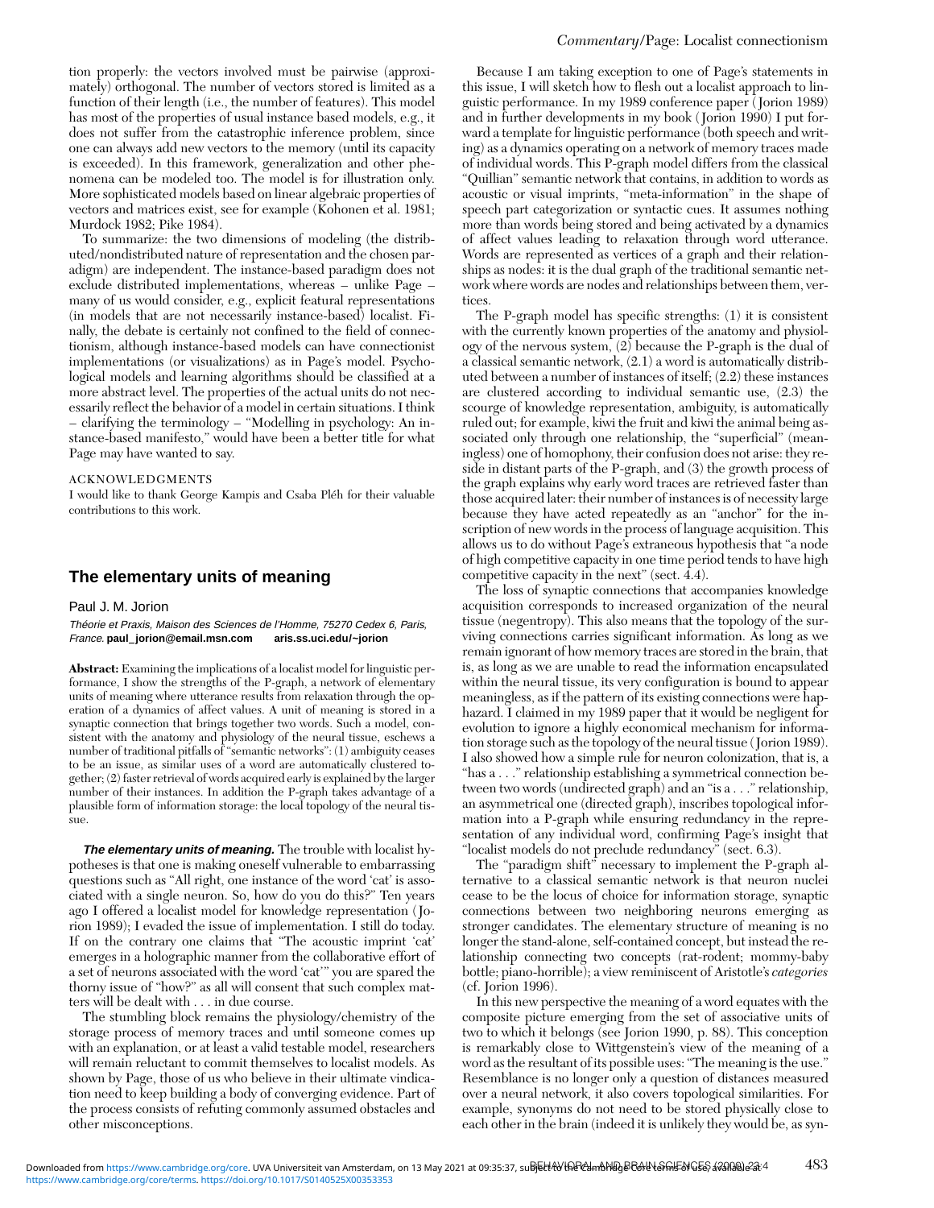tion properly: the vectors involved must be pairwise (approximately) orthogonal. The number of vectors stored is limited as a function of their length (i.e., the number of features). This model has most of the properties of usual instance based models, e.g., it does not suffer from the catastrophic inference problem, since one can always add new vectors to the memory (until its capacity is exceeded). In this framework, generalization and other phenomena can be modeled too. The model is for illustration only. More sophisticated models based on linear algebraic properties of vectors and matrices exist, see for example (Kohonen et al. 1981; Murdock 1982; Pike 1984).

To summarize: the two dimensions of modeling (the distributed/nondistributed nature of representation and the chosen paradigm) are independent. The instance-based paradigm does not exclude distributed implementations, whereas – unlike Page – many of us would consider, e.g., explicit featural representations (in models that are not necessarily instance-based) localist. Finally, the debate is certainly not confined to the field of connectionism, although instance-based models can have connectionist implementations (or visualizations) as in Page's model. Psychological models and learning algorithms should be classified at a more abstract level. The properties of the actual units do not necessarily reflect the behavior of a model in certain situations. I think – clarifying the terminology – "Modelling in psychology: An instance-based manifesto," would have been a better title for what Page may have wanted to say.

ACKNOWLEDGMENTS

I would like to thank George Kampis and Csaba Pléh for their valuable contributions to this work.

## The elementary units of meaning

Paul J. M. Jorion

*Théorie et Praxis, Maison des Sciences de l'Homme, 75270 Cedex 6, Paris, France.* **paul_jorion@email.msn.com** **aris.ss.uci.edu/~jorion**

**Abstract:** Examining the implications of a localist model for linguistic performance, I show the strengths of the P-graph, a network of elementary units of meaning where utterance results from relaxation through the operation of a dynamics of affect values. A unit of meaning is stored in a synaptic connection that brings together two words. Such a model, consistent with the anatomy and physiology of the neural tissue, eschews a number of traditional pitfalls of "semantic networks": (1) ambiguity ceases to be an issue, as similar uses of a word are automatically clustered together; (2) faster retrieval of words acquired early is explained by the larger number of their instances. In addition the P-graph takes advantage of a plausible form of information storage: the local topology of the neural tissue.

***The elementary units of meaning.*** The trouble with localist hypotheses is that one is making oneself vulnerable to embarrassing questions such as "All right, one instance of the word 'cat' is associated with a single neuron. So, how do you do this?" Ten years ago I offered a localist model for knowledge representation (Jorion 1989); I evaded the issue of implementation. I still do today. If on the contrary one claims that "The acoustic imprint 'cat' emerges in a holographic manner from the collaborative effort of a set of neurons associated with the word 'cat'" you are spared the thorny issue of "how?" as all will consent that such complex matters will be dealt with . . . in due course.

The stumbling block remains the physiology/chemistry of the storage process of memory traces and until someone comes up with an explanation, or at least a valid testable model, researchers will remain reluctant to commit themselves to localist models. As shown by Page, those of us who believe in their ultimate vindication need to keep building a body of converging evidence. Part of the process consists of refuting commonly assumed obstacles and other misconceptions.

Because I am taking exception to one of Page's statements in this issue, I will sketch how to flesh out a localist approach to linguistic performance. In my 1989 conference paper (Jorion 1989) and in further developments in my book (Jorion 1990) I put forward a template for linguistic performance (both speech and writing) as a dynamics operating on a network of memory traces made of individual words. This P-graph model differs from the classical "Quillian" semantic network that contains, in addition to words as acoustic or visual imprints, "meta-information" in the shape of speech part categorization or syntactic cues. It assumes nothing more than words being stored and being activated by a dynamics of affect values leading to relaxation through word utterance. Words are represented as vertices of a graph and their relationships as nodes: it is the dual graph of the traditional semantic network where words are nodes and relationships between them, vertices.

The P-graph model has specific strengths: (1) it is consistent with the currently known properties of the anatomy and physiology of the nervous system, (2) because the P-graph is the dual of a classical semantic network, (2.1) a word is automatically distributed between a number of instances of itself; (2.2) these instances are clustered according to individual semantic use, (2.3) the scourge of knowledge representation, ambiguity, is automatically ruled out; for example, kiwi the fruit and kiwi the animal being associated only through one relationship, the "superficial" (meaningless) one of homophony, their confusion does not arise: they reside in distant parts of the P-graph, and (3) the growth process of the graph explains why early word traces are retrieved faster than those acquired later: their number of instances is of necessity large because they have acted repeatedly as an "anchor" for the inscription of new words in the process of language acquisition. This allows us to do without Page's extraneous hypothesis that "a node of high competitive capacity in one time period tends to have high competitive capacity in the next" (sect. 4.4).

The loss of synaptic connections that accompanies knowledge acquisition corresponds to increased organization of the neural tissue (negentropy). This also means that the topology of the surviving connections carries significant information. As long as we remain ignorant of how memory traces are stored in the brain, that is, as long as we are unable to read the information encapsulated within the neural tissue, its very configuration is bound to appear meaningless, as if the pattern of its existing connections were haphazard. I claimed in my 1989 paper that it would be negligent for evolution to ignore a highly economical mechanism for information storage such as the topology of the neural tissue (Jorion 1989). I also showed how a simple rule for neuron colonization, that is, a "has a . . ." relationship establishing a symmetrical connection between two words (undirected graph) and an "is a . . ." relationship, an asymmetrical one (directed graph), inscribes topological information into a P-graph while ensuring redundancy in the representation of any individual word, confirming Page's insight that "localist models do not preclude redundancy" (sect. 6.3).

The "paradigm shift" necessary to implement the P-graph alternative to a classical semantic network is that neuron nuclei cease to be the locus of choice for information storage, synaptic connections between two neighboring neurons emerging as stronger candidates. The elementary structure of meaning is no longer the stand-alone, self-contained concept, but instead the relationship connecting two concepts (rat-rodent; mommy-baby bottle; piano-horrible); a view reminiscent of Aristotle's *categories* (cf. Jorion 1996).

In this new perspective the meaning of a word equates with the composite picture emerging from the set of associative units of two to which it belongs (see Jorion 1990, p. 88). This conception is remarkably close to Wittgenstein's view of the meaning of a word as the resultant of its possible uses: "The meaning is the use." Resemblance is no longer only a question of distances measured over a neural network, it also covers topological similarities. For example, synonyms do not need to be stored physically close to each other in the brain (indeed it is unlikely they would be, as syn-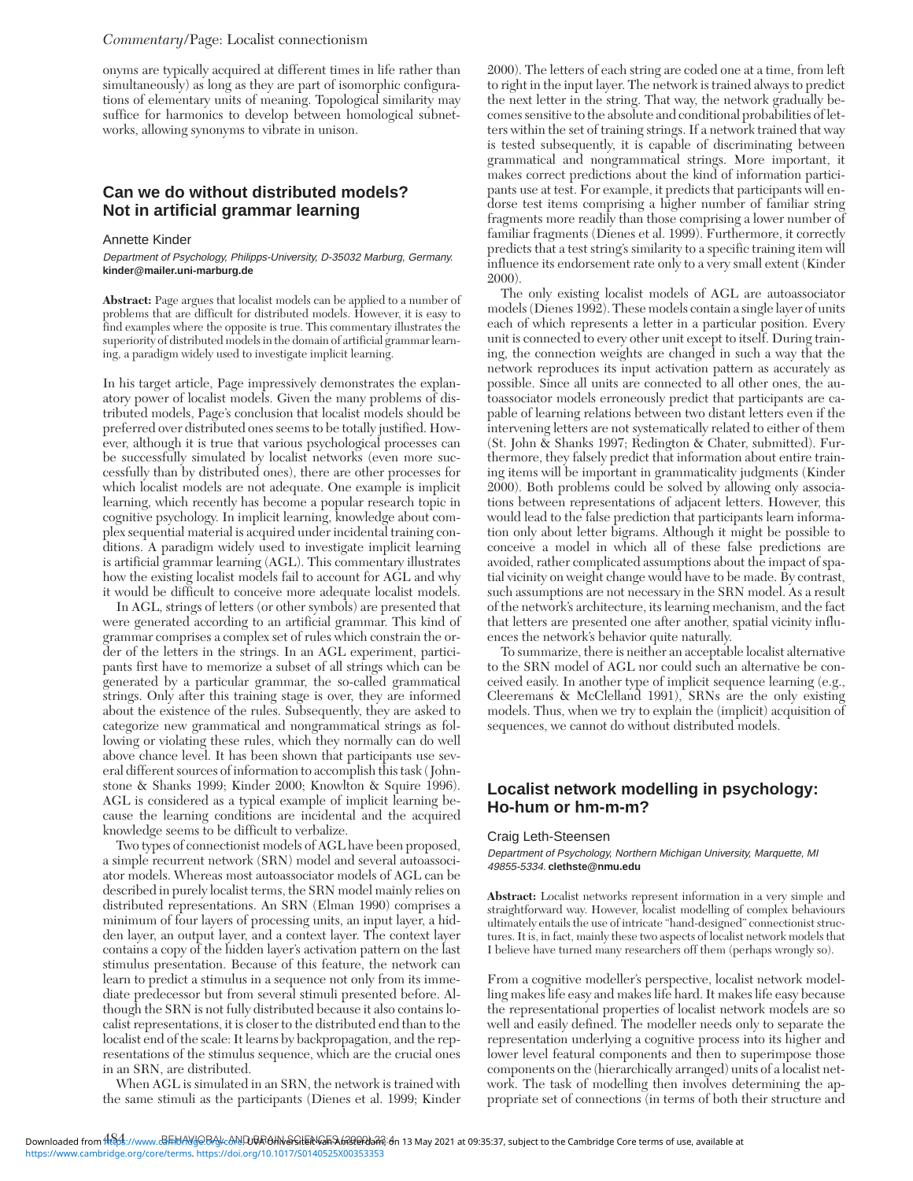onyms are typically acquired at different times in life rather than simultaneously) as long as they are part of isomorphic configurations of elementary units of meaning. Topological similarity may suffice for harmonics to develop between homological subnetworks, allowing synonyms to vibrate in unison.

## Can we do without distributed models? Not in artificial grammar learning

Annette Kinder

*Department of Psychology, Philipps-University, D-35032 Marburg, Germany.* **kinder@mailer.uni-marburg.de**

**Abstract:** Page argues that localist models can be applied to a number of problems that are difficult for distributed models. However, it is easy to find examples where the opposite is true. This commentary illustrates the superiority of distributed models in the domain of artificial grammar learning, a paradigm widely used to investigate implicit learning.

In his target article, Page impressively demonstrates the explanatory power of localist models. Given the many problems of distributed models, Page's conclusion that localist models should be preferred over distributed ones seems to be totally justified. However, although it is true that various psychological processes can be successfully simulated by localist networks (even more successfully than by distributed ones), there are other processes for which localist models are not adequate. One example is implicit learning, which recently has become a popular research topic in cognitive psychology. In implicit learning, knowledge about complex sequential material is acquired under incidental training conditions. A paradigm widely used to investigate implicit learning is artificial grammar learning (AGL). This commentary illustrates how the existing localist models fail to account for AGL and why it would be difficult to conceive more adequate localist models.

In AGL, strings of letters (or other symbols) are presented that were generated according to an artificial grammar. This kind of grammar comprises a complex set of rules which constrain the order of the letters in the strings. In an AGL experiment, participants first have to memorize a subset of all strings which can be generated by a particular grammar, the so-called grammatical strings. Only after this training stage is over, they are informed about the existence of the rules. Subsequently, they are asked to categorize new grammatical and nongrammatical strings as following or violating these rules, which they normally can do well above chance level. It has been shown that participants use several different sources of information to accomplish this task (Johnstone & Shanks 1999; Kinder 2000; Knowlton & Squire 1996). AGL is considered as a typical example of implicit learning because the learning conditions are incidental and the acquired knowledge seems to be difficult to verbalize.

Two types of connectionist models of AGL have been proposed, a simple recurrent network (SRN) model and several autoassociator models. Whereas most autoassociator models of AGL can be described in purely localist terms, the SRN model mainly relies on distributed representations. An SRN (Elman 1990) comprises a minimum of four layers of processing units, an input layer, a hidden layer, an output layer, and a context layer. The context layer contains a copy of the hidden layer's activation pattern on the last stimulus presentation. Because of this feature, the network can learn to predict a stimulus in a sequence not only from its immediate predecessor but from several stimuli presented before. Although the SRN is not fully distributed because it also contains localist representations, it is closer to the distributed end than to the localist end of the scale: It learns by backpropagation, and the representations of the stimulus sequence, which are the crucial ones in an SRN, are distributed.

When AGL is simulated in an SRN, the network is trained with the same stimuli as the participants (Dienes et al. 1999; Kinder 2000). The letters of each string are coded one at a time, from left to right in the input layer. The network is trained always to predict the next letter in the string. That way, the network gradually becomes sensitive to the absolute and conditional probabilities of letters within the set of training strings. If a network trained that way is tested subsequently, it is capable of discriminating between grammatical and nongrammatical strings. More important, it makes correct predictions about the kind of information participants use at test. For example, it predicts that participants will endorse test items comprising a higher number of familiar string fragments more readily than those comprising a lower number of familiar fragments (Dienes et al. 1999). Furthermore, it correctly predicts that a test string's similarity to a specific training item will influence its endorsement rate only to a very small extent (Kinder 2000).

The only existing localist models of AGL are autoassociator models (Dienes 1992). These models contain a single layer of units each of which represents a letter in a particular position. Every unit is connected to every other unit except to itself. During training, the connection weights are changed in such a way that the network reproduces its input activation pattern as accurately as possible. Since all units are connected to all other ones, the autoassociator models erroneously predict that participants are capable of learning relations between two distant letters even if the intervening letters are not systematically related to either of them (St. John & Shanks 1997; Redington & Chater, submitted). Furthermore, they falsely predict that information about entire training items will be important in grammaticality judgments (Kinder 2000). Both problems could be solved by allowing only associations between representations of adjacent letters. However, this would lead to the false prediction that participants learn information only about letter bigrams. Although it might be possible to conceive a model in which all of these false predictions are avoided, rather complicated assumptions about the impact of spatial vicinity on weight change would have to be made. By contrast, such assumptions are not necessary in the SRN model. As a result of the network's architecture, its learning mechanism, and the fact that letters are presented one after another, spatial vicinity influences the network's behavior quite naturally.

To summarize, there is neither an acceptable localist alternative to the SRN model of AGL nor could such an alternative be conceived easily. In another type of implicit sequence learning (e.g., Cleeremans & McClelland 1991), SRNs are the only existing models. Thus, when we try to explain the (implicit) acquisition of sequences, we cannot do without distributed models.

## Localist network modelling in psychology: Ho-hum or hm-m-m?

Craig Leth-Steensen

*Department of Psychology, Northern Michigan University, Marquette, MI 49855-5334.* **clethste@nmu.edu**

**Abstract:** Localist networks represent information in a very simple and straightforward way. However, localist modelling of complex behaviours ultimately entails the use of intricate "hand-designed" connectionist structures. It is, in fact, mainly these two aspects of localist network models that I believe have turned many researchers off them (perhaps wrongly so).

From a cognitive modeller's perspective, localist network modelling makes life easy and makes life hard. It makes life easy because the representational properties of localist network models are so well and easily defined. The modeller needs only to separate the representation underlying a cognitive process into its higher and lower level featural components and then to superimpose those components on the (hierarchically arranged) units of a localist network. The task of modelling then involves determining the appropriate set of connections (in terms of both their structure and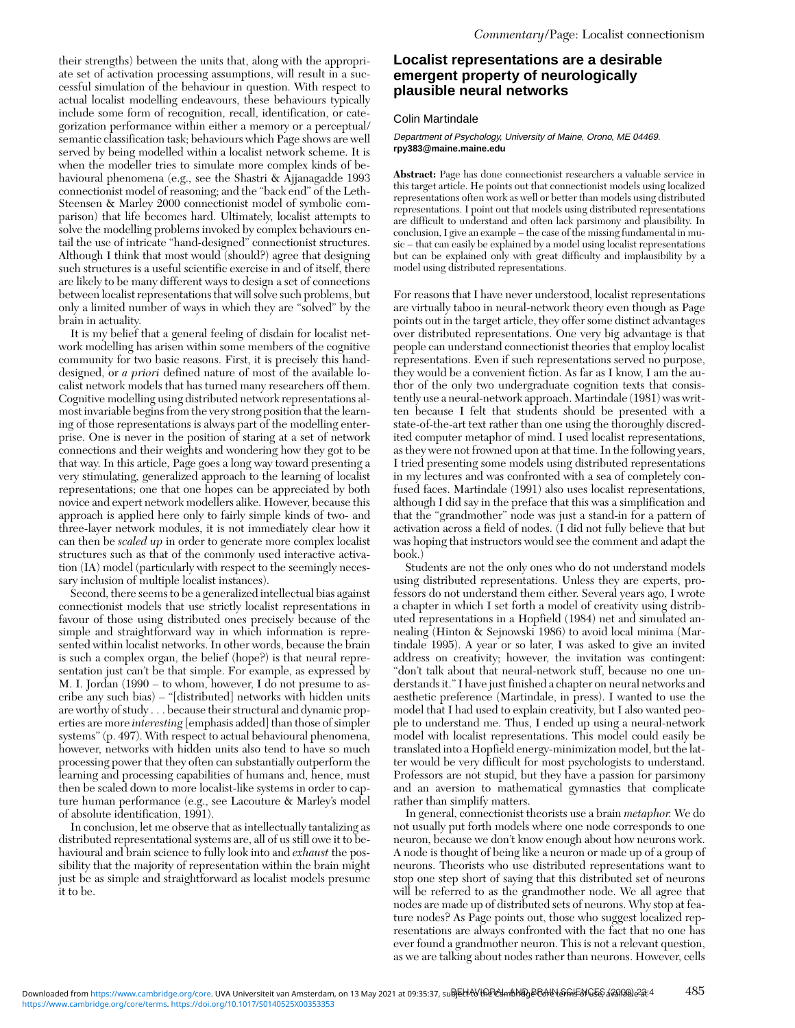their strengths) between the units that, along with the appropriate set of activation processing assumptions, will result in a successful simulation of the behaviour in question. With respect to actual localist modelling endeavours, these behaviours typically include some form of recognition, recall, identification, or categorization performance within either a memory or a perceptual/semantic classification task; behaviours which Page shows are well served by being modelled within a localist network scheme. It is when the modeller tries to simulate more complex kinds of behavioural phenomena (e.g., see the Shastri & Ajjanagadde 1993 connectionist model of reasoning; and the "back end" of the Leth-Steensen & Marley 2000 connectionist model of symbolic comparison) that life becomes hard. Ultimately, localist attempts to solve the modelling problems invoked by complex behaviours entail the use of intricate "hand-designed" connectionist structures. Although I think that most would (should?) agree that designing such structures is a useful scientific exercise in and of itself, there are likely to be many different ways to design a set of connections between localist representations that will solve such problems, but only a limited number of ways in which they are "solved" by the brain in actuality.

It is my belief that a general feeling of disdain for localist network modelling has arisen within some members of the cognitive community for two basic reasons. First, it is precisely this hand-designed, or *a priori* defined nature of most of the available localist network models that has turned many researchers off them. Cognitive modelling using distributed network representations almost invariable begins from the very strong position that the learning of those representations is always part of the modelling enterprise. One is never in the position of staring at a set of network connections and their weights and wondering how they got to be that way. In this article, Page goes a long way toward presenting a very stimulating, generalized approach to the learning of localist representations; one that one hopes can be appreciated by both novice and expert network modellers alike. However, because this approach is applied here only to fairly simple kinds of two- and three-layer network modules, it is not immediately clear how it can then be *scaled up* in order to generate more complex localist structures such as that of the commonly used interactive activation (IA) model (particularly with respect to the seemingly necessary inclusion of multiple localist instances).

Second, there seems to be a generalized intellectual bias against connectionist models that use strictly localist representations in favour of those using distributed ones precisely because of the simple and straightforward way in which information is represented within localist networks. In other words, because the brain is such a complex organ, the belief (hope?) is that neural representation just can't be that simple. For example, as expressed by M. I. Jordan (1990 – to whom, however, I do not presume to ascribe any such bias) – "[distributed] networks with hidden units are worthy of study . . . because their structural and dynamic properties are more *interesting* [emphasis added] than those of simpler systems" (p. 497). With respect to actual behavioural phenomena, however, networks with hidden units also tend to have so much processing power that they often can substantially outperform the learning and processing capabilities of humans and, hence, must then be scaled down to more localist-like systems in order to capture human performance (e.g., see Lacouture & Marley's model of absolute identification, 1991).

In conclusion, let me observe that as intellectually tantalizing as distributed representational systems are, all of us still owe it to behavioural and brain science to fully look into and *exhaust* the possibility that the majority of representation within the brain might just be as simple and straightforward as localist models presume it to be.

## Localist representations are a desirable emergent property of neurologically plausible neural networks

Colin Martindale

*Department of Psychology, University of Maine, Orono, ME 04469.*
**rpy383@maine.maine.edu**

**Abstract:** Page has done connectionist researchers a valuable service in this target article. He points out that connectionist models using localized representations often work as well or better than models using distributed representations. I point out that models using distributed representations are difficult to understand and often lack parsimony and plausibility. In conclusion, I give an example – the case of the missing fundamental in music – that can easily be explained by a model using localist representations but can be explained only with great difficulty and implausibility by a model using distributed representations.

For reasons that I have never understood, localist representations are virtually taboo in neural-network theory even though as Page points out in the target article, they offer some distinct advantages over distributed representations. One very big advantage is that people can understand connectionist theories that employ localist representations. Even if such representations served no purpose, they would be a convenient fiction. As far as I know, I am the author of the only two undergraduate cognition texts that consistently use a neural-network approach. Martindale (1981) was written because I felt that students should be presented with a state-of-the-art text rather than one using the thoroughly discredited computer metaphor of mind. I used localist representations, as they were not frowned upon at that time. In the following years, I tried presenting some models using distributed representations in my lectures and was confronted with a sea of completely confused faces. Martindale (1991) also uses localist representations, although I did say in the preface that this was a simplification and that the "grandmother" node was just a stand-in for a pattern of activation across a field of nodes. (I did not fully believe that but was hoping that instructors would see the comment and adapt the book.)

Students are not the only ones who do not understand models using distributed representations. Unless they are experts, professors do not understand them either. Several years ago, I wrote a chapter in which I set forth a model of creativity using distributed representations in a Hopfield (1984) net and simulated annealing (Hinton & Sejnowski 1986) to avoid local minima (Martindale 1995). A year or so later, I was asked to give an invited address on creativity; however, the invitation was contingent: "don't talk about that neural-network stuff, because no one understands it." I have just finished a chapter on neural networks and aesthetic preference (Martindale, in press). I wanted to use the model that I had used to explain creativity, but I also wanted people to understand me. Thus, I ended up using a neural-network model with localist representations. This model could easily be translated into a Hopfield energy-minimization model, but the latter would be very difficult for most psychologists to understand. Professors are not stupid, but they have a passion for parsimony and an aversion to mathematical gymnastics that complicate rather than simplify matters.

In general, connectionist theorists use a brain *metaphor.* We do not usually put forth models where one node corresponds to one neuron, because we don't know enough about how neurons work. A node is thought of being like a neuron or made up of a group of neurons. Theorists who use distributed representations want to stop one step short of saying that this distributed set of neurons will be referred to as the grandmother node. We all agree that nodes are made up of distributed sets of neurons. Why stop at feature nodes? As Page points out, those who suggest localized representations are always confronted with the fact that no one has ever found a grandmother neuron. This is not a relevant question, as we are talking about nodes rather than neurons. However, cells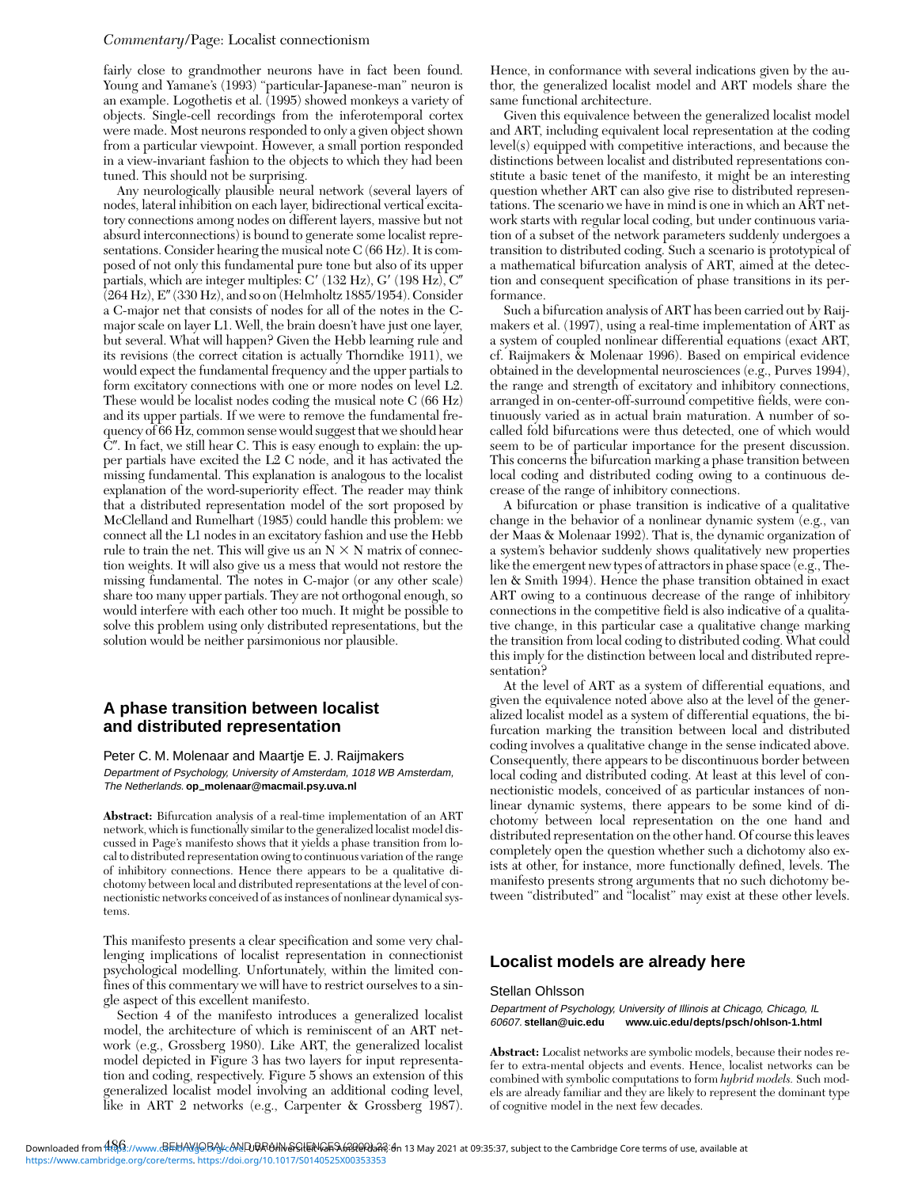fairly close to grandmother neurons have in fact been found. Young and Yamane's (1993) "particular-Japanese-man" neuron is an example. Logothetis et al. (1995) showed monkeys a variety of objects. Single-cell recordings from the inferotemporal cortex were made. Most neurons responded to only a given object shown from a particular viewpoint. However, a small portion responded in a view-invariant fashion to the objects to which they had been tuned. This should not be surprising.

Any neurologically plausible neural network (several layers of nodes, lateral inhibition on each layer, bidirectional vertical excitatory connections among nodes on different layers, massive but not absurd interconnections) is bound to generate some localist representations. Consider hearing the musical note C (66 Hz). It is composed of not only this fundamental pure tone but also of its upper partials, which are integer multiples: C′ (132 Hz), G′ (198 Hz), C″ (264 Hz), E″ (330 Hz), and so on (Helmholtz 1885/1954). Consider a C-major net that consists of nodes for all of the notes in the C-major scale on layer L1. Well, the brain doesn't have just one layer, but several. What will happen? Given the Hebb learning rule and its revisions (the correct citation is actually Thorndike 1911), we would expect the fundamental frequency and the upper partials to form excitatory connections with one or more nodes on level L2. These would be localist nodes coding the musical note C (66 Hz) and its upper partials. If we were to remove the fundamental frequency of 66 Hz, common sense would suggest that we should hear C″. In fact, we still hear C. This is easy enough to explain: the upper partials have excited the L2 C node, and it has activated the missing fundamental. This explanation is analogous to the localist explanation of the word-superiority effect. The reader may think that a distributed representation model of the sort proposed by McClelland and Rumelhart (1985) could handle this problem: we connect all the L1 nodes in an excitatory fashion and use the Hebb rule to train the net. This will give us an N × N matrix of connection weights. It will also give us a mess that would not restore the missing fundamental. The notes in C-major (or any other scale) share too many upper partials. They are not orthogonal enough, so would interfere with each other too much. It might be possible to solve this problem using only distributed representations, but the solution would be neither parsimonious nor plausible.

## A phase transition between localist and distributed representation

Peter C. M. Molenaar and Maartje E. J. Raijmakers

*Department of Psychology, University of Amsterdam, 1018 WB Amsterdam, The Netherlands.* **op_molenaar@macmail.psy.uva.nl**

**Abstract:** Bifurcation analysis of a real-time implementation of an ART network, which is functionally similar to the generalized localist model discussed in Page's manifesto shows that it yields a phase transition from local to distributed representation owing to continuous variation of the range of inhibitory connections. Hence there appears to be a qualitative dichotomy between local and distributed representations at the level of connectionistic networks conceived of as instances of nonlinear dynamical systems.

This manifesto presents a clear specification and some very challenging implications of localist representation in connectionist psychological modelling. Unfortunately, within the limited confines of this commentary we will have to restrict ourselves to a single aspect of this excellent manifesto.

Section 4 of the manifesto introduces a generalized localist model, the architecture of which is reminiscent of an ART network (e.g., Grossberg 1980). Like ART, the generalized localist model depicted in Figure 3 has two layers for input representation and coding, respectively. Figure 5 shows an extension of this generalized localist model involving an additional coding level, like in ART 2 networks (e.g., Carpenter & Grossberg 1987). Hence, in conformance with several indications given by the author, the generalized localist model and ART models share the same functional architecture.

Given this equivalence between the generalized localist model and ART, including equivalent local representation at the coding level(s) equipped with competitive interactions, and because the distinctions between localist and distributed representations constitute a basic tenet of the manifesto, it might be an interesting question whether ART can also give rise to distributed representations. The scenario we have in mind is one in which an ART network starts with regular local coding, but under continuous variation of a subset of the network parameters suddenly undergoes a transition to distributed coding. Such a scenario is prototypical of a mathematical bifurcation analysis of ART, aimed at the detection and consequent specification of phase transitions in its performance.

Such a bifurcation analysis of ART has been carried out by Raijmakers et al. (1997), using a real-time implementation of ART as a system of coupled nonlinear differential equations (exact ART, cf. Raijmakers & Molenaar 1996). Based on empirical evidence obtained in the developmental neurosciences (e.g., Purves 1994), the range and strength of excitatory and inhibitory connections, arranged in on-center-off-surround competitive fields, were continuously varied as in actual brain maturation. A number of so-called fold bifurcations were thus detected, one of which would seem to be of particular importance for the present discussion. This concerns the bifurcation marking a phase transition between local coding and distributed coding owing to a continuous decrease of the range of inhibitory connections.

A bifurcation or phase transition is indicative of a qualitative change in the behavior of a nonlinear dynamic system (e.g., van der Maas & Molenaar 1992). That is, the dynamic organization of a system's behavior suddenly shows qualitatively new properties like the emergent new types of attractors in phase space (e.g., Thelen & Smith 1994). Hence the phase transition obtained in exact ART owing to a continuous decrease of the range of inhibitory connections in the competitive field is also indicative of a qualitative change, in this particular case a qualitative change marking the transition from local coding to distributed coding. What could this imply for the distinction between local and distributed representation?

At the level of ART as a system of differential equations, and given the equivalence noted above also at the level of the generalized localist model as a system of differential equations, the bifurcation marking the transition between local and distributed coding involves a qualitative change in the sense indicated above. Consequently, there appears to be discontinuous border between local coding and distributed coding. At least at this level of connectionistic models, conceived of as particular instances of nonlinear dynamic systems, there appears to be some kind of dichotomy between local representation on the one hand and distributed representation on the other hand. Of course this leaves completely open the question whether such a dichotomy also exists at other, for instance, more functionally defined, levels. The manifesto presents strong arguments that no such dichotomy between "distributed" and "localist" may exist at these other levels.

## Localist models are already here

Stellan Ohlsson

*Department of Psychology, University of Illinois at Chicago, Chicago, IL 60607.* **stellan@uic.edu** **www.uic.edu/depts/psch/ohlson-1.html**

**Abstract:** Localist networks are symbolic models, because their nodes refer to extra-mental objects and events. Hence, localist networks can be combined with symbolic computations to form *hybrid models.* Such models are already familiar and they are likely to represent the dominant type of cognitive model in the next few decades.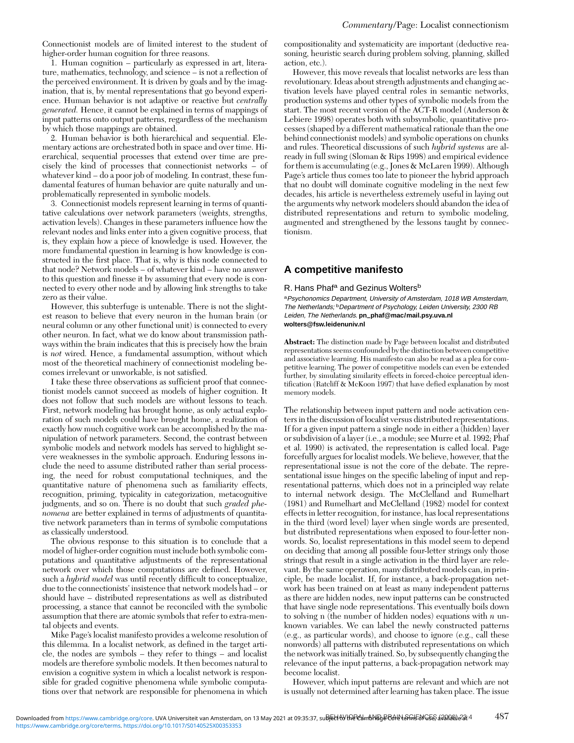Connectionist models are of limited interest to the student of higher-order human cognition for three reasons.

1. Human cognition – particularly as expressed in art, literature, mathematics, technology, and science – is not a reflection of the perceived environment. It is driven by goals and by the imagination, that is, by mental representations that go beyond experience. Human behavior is not adaptive or reactive but *centrally generated.* Hence, it cannot be explained in terms of mappings of input patterns onto output patterns, regardless of the mechanism by which those mappings are obtained.

2. Human behavior is both hierarchical and sequential. Elementary actions are orchestrated both in space and over time. Hierarchical, sequential processes that extend over time are precisely the kind of processes that connectionist networks – of whatever kind – do a poor job of modeling. In contrast, these fundamental features of human behavior are quite naturally and unproblematically represented in symbolic models.

3. Connectionist models represent learning in terms of quantitative calculations over network parameters (weights, strengths, activation levels). Changes in these parameters influence how the relevant nodes and links enter into a given cognitive process, that is, they explain how a piece of knowledge is used. However, the more fundamental question in learning is how knowledge is constructed in the first place. That is, why is this node connected to that node? Network models – of whatever kind – have no answer to this question and finesse it by assuming that every node is connected to every other node and by allowing link strengths to take zero as their value.

However, this subterfuge is untenable. There is not the slightest reason to believe that every neuron in the human brain (or neural column or any other functional unit) is connected to every other neuron. In fact, what we do know about transmission pathways within the brain indicates that this is precisely how the brain is *not* wired. Hence, a fundamental assumption, without which most of the theoretical machinery of connectionist modeling becomes irrelevant or unworkable, is not satisfied.

I take these three observations as sufficient proof that connectionist models cannot succeed as models of higher cognition. It does not follow that such models are without lessons to teach. First, network modeling has brought home, as only actual exploration of such models could have brought home, a realization of exactly how much cognitive work can be accomplished by the manipulation of network parameters. Second, the contrast between symbolic models and network models has served to highlight severe weaknesses in the symbolic approach. Enduring lessons include the need to assume distributed rather than serial processing, the need for robust computational techniques, and the quantitative nature of phenomena such as familiarity effects, recognition, priming, typicality in categorization, metacognitive judgments, and so on. There is no doubt that such *graded phenomena* are better explained in terms of adjustments of quantitative network parameters than in terms of symbolic computations as classically understood.

The obvious response to this situation is to conclude that a model of higher-order cognition must include both symbolic computations and quantitative adjustments of the representational network over which those computations are defined. However, such a *hybrid model* was until recently difficult to conceptualize, due to the connectionists' insistence that network models had – or should have – distributed representations as well as distributed processing, a stance that cannot be reconciled with the symbolic assumption that there are atomic symbols that refer to extra-mental objects and events.

Mike Page's localist manifesto provides a welcome resolution of this dilemma. In a localist network, as defined in the target article, the nodes are symbols – they refer to things – and localist models are therefore symbolic models. It then becomes natural to envision a cognitive system in which a localist network is responsible for graded cognitive phenomena while symbolic computations over that network are responsible for phenomena in which compositionality and systematicity are important (deductive reasoning, heuristic search during problem solving, planning, skilled action, etc.).

However, this move reveals that localist networks are less than revolutionary. Ideas about strength adjustments and changing activation levels have played central roles in semantic networks, production systems and other types of symbolic models from the start. The most recent version of the ACT-R model (Anderson & Lebiere 1998) operates both with subsymbolic, quantitative processes (shaped by a different mathematical rationale than the one behind connectionist models) and symbolic operations on chunks and rules. Theoretical discussions of such *hybrid systems* are already in full swing (Sloman & Rips 1998) and empirical evidence for them is accumulating (e.g., Jones & McLaren 1999). Although Page's article thus comes too late to pioneer the hybrid approach that no doubt will dominate cognitive modeling in the next few decades, his article is nevertheless extremely useful in laying out the arguments why network modelers should abandon the idea of distributed representations and return to symbolic modeling, augmented and strengthened by the lessons taught by connectionism.

## A competitive manifesto

R. Hans Phaf[a] and Gezinus Wolters[b]

[a]*Psychonomics Department, University of Amsterdam, 1018 WB Amsterdam, The Netherlands;* [b]*Department of Psychology, Leiden University, 2300 RB Leiden, The Netherlands.* **pn_phaf@mac/mail.psy.uva.nl** **wolters@fsw.leidenuniv.nl**

**Abstract:** The distinction made by Page between localist and distributed representations seems confounded by the distinction between competitive and associative learning. His manifesto can also be read as a plea for competitive learning. The power of competitive models can even be extended further, by simulating similarity effects in forced-choice perceptual identification (Ratcliff & McKoon 1997) that have defied explanation by most memory models.

The relationship between input pattern and node activation centers in the discussion of localist versus distributed representations. If for a given input pattern a single node in either a (hidden) layer or subdivision of a layer (i.e., a module; see Murre et al. 1992; Phaf et al. 1990) is activated, the representation is called local. Page forcefully argues for localist models. We believe, however, that the representational issue is not the core of the debate. The representational issue hinges on the specific labeling of input and representational patterns, which does not in a principled way relate to internal network design. The McClelland and Rumelhart (1981) and Rumelhart and McClelland (1982) model for context effects in letter recognition, for instance, has local representations in the third (word level) layer when single words are presented, but distributed representations when exposed to four-letter nonwords. So, localist representations in this model seem to depend on deciding that among all possible four-letter strings only those strings that result in a single activation in the third layer are relevant. By the same operation, many distributed models can, in principle, be made localist. If, for instance, a back-propagation network has been trained on at least as many independent patterns as there are hidden nodes, new input patterns can be constructed that have single node representations. This eventually boils down to solving n (the number of hidden nodes) equations with $n$ unknown variables. We can label the newly constructed patterns (e.g., as particular words), and choose to ignore (e.g., call these nonwords) all patterns with distributed representations on which the network was initially trained. So, by subsequently changing the relevance of the input patterns, a back-propagation network may become localist.

However, which input patterns are relevant and which are not is usually not determined after learning has taken place. The issue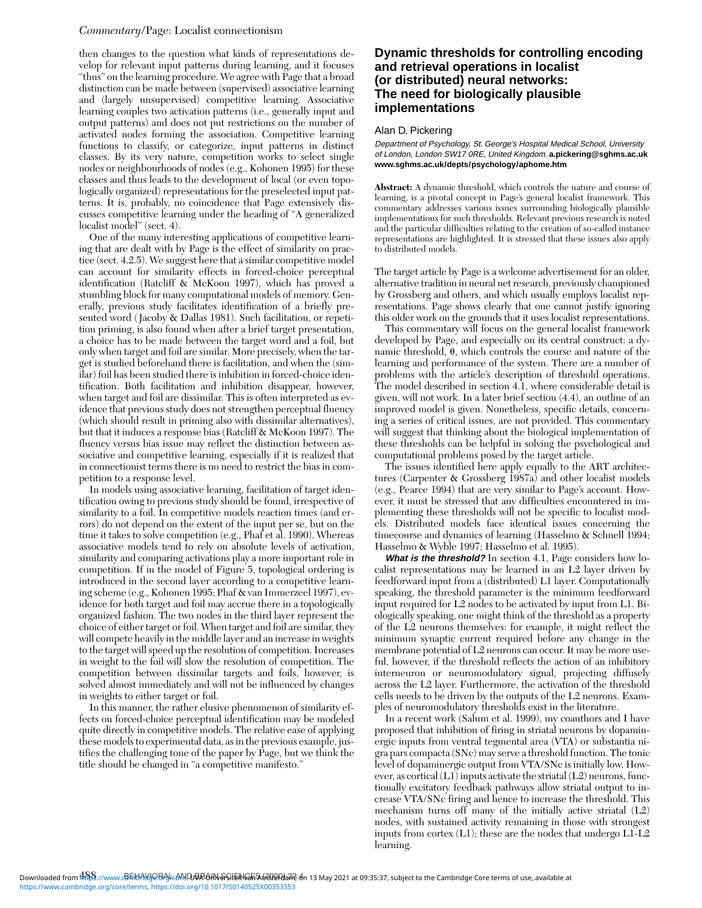then changes to the question what kinds of representations develop for relevant input patterns during learning, and it focuses "thus" on the learning procedure. We agree with Page that a broad distinction can be made between (supervised) associative learning and (largely unsupervised) competitive learning. Associative learning couples two activation patterns (i.e., generally input and output patterns) and does not put restrictions on the number of activated nodes forming the association. Competitive learning functions to classify, or categorize, input patterns in distinct classes. By its very nature, competition works to select single nodes or neighbourhoods of nodes (e.g., Kohonen 1995) for these classes and thus leads to the development of local (or even topologically organized) representations for the preselected input patterns. It is, probably, no coincidence that Page extensively discusses competitive learning under the heading of "A generalized localist model" (sect. 4).

One of the many interesting applications of competitive learning that are dealt with by Page is the effect of similarity on practice (sect. 4.2.5). We suggest here that a similar competitive model can account for similarity effects in forced-choice perceptual identification (Ratcliff & McKoon 1997), which has proved a stumbling block for many computational models of memory. Generally, previous study facilitates identification of a briefly presented word (Jacoby & Dallas 1981). Such facilitation, or repetition priming, is also found when after a brief target presentation, a choice has to be made between the target word and a foil, but only when target and foil are similar. More precisely, when the target is studied beforehand there is facilitation, and when the (similar) foil has been studied there is inhibition in forced-choice identification. Both facilitation and inhibition disappear, however, when target and foil are dissimilar. This is often interpreted as evidence that previous study does not strengthen perceptual fluency (which should result in priming also with dissimilar alternatives), but that it induces a response bias (Ratcliff & McKoon 1997). The fluency versus bias issue may reflect the distinction between associative and competitive learning, especially if it is realized that in connectionist terms there is no need to restrict the bias in competition to a response level.

In models using associative learning, facilitation of target identification owing to previous study should be found, irrespective of similarity to a foil. In competitive models reaction times (and errors) do not depend on the extent of the input per se, but on the time it takes to solve competition (e.g., Phaf et al. 1990). Whereas associative models tend to rely on absolute levels of activation, similarity and comparing activations play a more important role in competition. If in the model of Figure 5, topological ordering is introduced in the second layer according to a competitive learning scheme (e.g., Kohonen 1995; Phaf & van Immerzeel 1997), evidence for both target and foil may accrue there in a topologically organized fashion. The two nodes in the third layer represent the choice of either target or foil. When target and foil are similar, they will compete heavily in the middle layer and an increase in weights to the target will speed up the resolution of competition. Increases in weight to the foil will slow the resolution of competition. The competition between dissimilar targets and foils, however, is solved almost immediately and will not be influenced by changes in weights to either target or foil.

In this manner, the rather elusive phenomenon of similarity effects on forced-choice perceptual identification may be modeled quite directly in competitive models. The relative ease of applying these models to experimental data, as in the previous example, justifies the challenging tone of the paper by Page, but we think the title should be changed in "a competitive manifesto."

## Dynamic thresholds for controlling encoding and retrieval operations in localist (or distributed) neural networks: The need for biologically plausible implementations

Alan D. Pickering

*Department of Psychology, St. George's Hospital Medical School, University of London, London SW17 0RE, United Kingdom.* **a.pickering@sghms.ac.uk www.sghms.ac.uk/depts/psychology/aphome.htm**

**Abstract:** A dynamic threshold, which controls the nature and course of learning, is a pivotal concept in Page's general localist framework. This commentary addresses various issues surrounding biologically plausible implementations for such thresholds. Relevant previous research is noted and the particular difficulties relating to the creation of so-called instance representations are highlighted. It is stressed that these issues also apply to distributed models.

The target article by Page is a welcome advertisement for an older, alternative tradition in neural net research, previously championed by Grossberg and others, and which usually employs localist representations. Page shows clearly that one cannot justify ignoring this older work on the grounds that it uses localist representations.

This commentary will focus on the general localist framework developed by Page, and especially on its central construct: a dynamic threshold, θ, which controls the course and nature of the learning and performance of the system. There are a number of problems with the article's description of threshold operations. The model described in section 4.1, where considerable detail is given, will not work. In a later brief section (4.4), an outline of an improved model is given. Nonetheless, specific details, concerning a series of critical issues, are not provided. This commentary will suggest that thinking about the biological implementation of these thresholds can be helpful in solving the psychological and computational problems posed by the target article.

The issues identified here apply equally to the ART architectures (Carpenter & Grossberg 1987a) and other localist models (e.g., Pearce 1994) that are very similar to Page's account. However, it must be stressed that any difficulties encountered in implementing these thresholds will not be specific to localist models. Distributed models face identical issues concerning the timecourse and dynamics of learning (Hasselmo & Schnell 1994; Hasselmo & Wyble 1997; Hasselmo et al. 1995).

***What is the threshold?*** In section 4.1, Page considers how localist representations may be learned in an L2 layer driven by feedforward input from a (distributed) L1 layer. Computationally speaking, the threshold parameter is the minimum feedforward input required for L2 nodes to be activated by input from L1. Biologically speaking, one might think of the threshold as a property of the L2 neurons themselves: for example, it might reflect the minimum synaptic current required before any change in the membrane potential of L2 neurons can occur. It may be more useful, however, if the threshold reflects the action of an inhibitory interneuron or neuromodulatory signal, projecting diffusely across the L2 layer. Furthermore, the activation of the threshold cells needs to be driven by the outputs of the L2 neurons. Examples of neuromodulatory thresholds exist in the literature.

In a recent work (Salum et al. 1999), my coauthors and I have proposed that inhibition of firing in striatal neurons by dopaminergic inputs from ventral tegmental area (VTA) or substantia nigra pars compacta (SNc) may serve a threshold function. The tonic level of dopaminergic output from VTA/SNc is initially low. However, as cortical (L1) inputs activate the striatal (L2) neurons, functionally excitatory feedback pathways allow striatal output to increase VTA/SNc firing and hence to increase the threshold. This mechanism turns off many of the initially active striatal (L2) nodes, with sustained activity remaining in those with strongest inputs from cortex (L1); these are the nodes that undergo L1-L2 learning.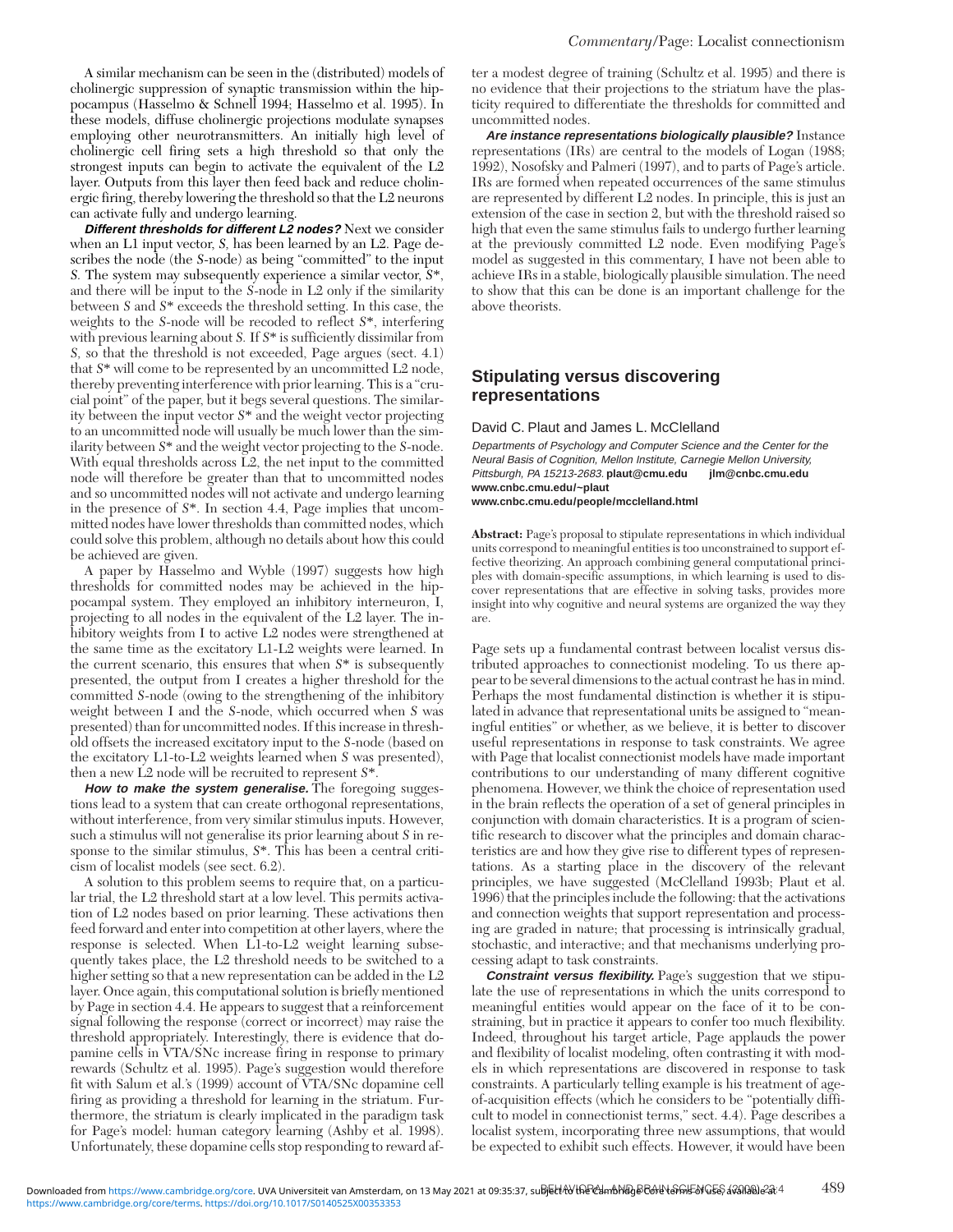A similar mechanism can be seen in the (distributed) models of cholinergic suppression of synaptic transmission within the hippocampus (Hasselmo & Schnell 1994; Hasselmo et al. 1995). In these models, diffuse cholinergic projections modulate synapses employing other neurotransmitters. An initially high level of cholinergic cell firing sets a high threshold so that only the strongest inputs can begin to activate the equivalent of the L2 layer. Outputs from this layer then feed back and reduce cholinergic firing, thereby lowering the threshold so that the L2 neurons can activate fully and undergo learning.

***Different thresholds for different L2 nodes?*** Next we consider when an L1 input vector, *S*, has been learned by an L2. Page describes the node (the *S*-node) as being "committed" to the input *S*. The system may subsequently experience a similar vector, *S*\*, and there will be input to the *S*-node in L2 only if the similarity between *S* and *S*\* exceeds the threshold setting. In this case, the weights to the *S*-node will be recoded to reflect *S*\*, interfering with previous learning about *S*. If *S*\* is sufficiently dissimilar from *S*, so that the threshold is not exceeded, Page argues (sect. 4.1) that *S*\* will come to be represented by an uncommitted L2 node, thereby preventing interference with prior learning. This is a "crucial point" of the paper, but it begs several questions. The similarity between the input vector *S*\* and the weight vector projecting to an uncommitted node will usually be much lower than the similarity between *S*\* and the weight vector projecting to the *S*-node. With equal thresholds across L2, the net input to the committed node will therefore be greater than that to uncommitted nodes and so uncommitted nodes will not activate and undergo learning in the presence of *S*\*. In section 4.4, Page implies that uncommitted nodes have lower thresholds than committed nodes, which could solve this problem, although no details about how this could be achieved are given.

A paper by Hasselmo and Wyble (1997) suggests how high thresholds for committed nodes may be achieved in the hippocampal system. They employed an inhibitory interneuron, I, projecting to all nodes in the equivalent of the L2 layer. The inhibitory weights from I to active L2 nodes were strengthened at the same time as the excitatory L1-L2 weights were learned. In the current scenario, this ensures that when *S*\* is subsequently presented, the output from I creates a higher threshold for the committed *S*-node (owing to the strengthening of the inhibitory weight between I and the *S*-node, which occurred when *S* was presented) than for uncommitted nodes. If this increase in threshold offsets the increased excitatory input to the *S*-node (based on the excitatory L1-to-L2 weights learned when *S* was presented), then a new L2 node will be recruited to represent *S*\*.

***How to make the system generalise.*** The foregoing suggestions lead to a system that can create orthogonal representations, without interference, from very similar stimulus inputs. However, such a stimulus will not generalise its prior learning about *S* in response to the similar stimulus, *S*\*. This has been a central criticism of localist models (see sect. 6.2).

A solution to this problem seems to require that, on a particular trial, the L2 threshold start at a low level. This permits activation of L2 nodes based on prior learning. These activations then feed forward and enter into competition at other layers, where the response is selected. When L1-to-L2 weight learning subsequently takes place, the L2 threshold needs to be switched to a higher setting so that a new representation can be added in the L2 layer. Once again, this computational solution is briefly mentioned by Page in section 4.4. He appears to suggest that a reinforcement signal following the response (correct or incorrect) may raise the threshold appropriately. Interestingly, there is evidence that dopamine cells in VTA/SNc increase firing in response to primary rewards (Schultz et al. 1995). Page's suggestion would therefore fit with Salum et al.'s (1999) account of VTA/SNc dopamine cell firing as providing a threshold for learning in the striatum. Furthermore, the striatum is clearly implicated in the paradigm task for Page's model: human category learning (Ashby et al. 1998). Unfortunately, these dopamine cells stop responding to reward after a modest degree of training (Schultz et al. 1995) and there is no evidence that their projections to the striatum have the plasticity required to differentiate the thresholds for committed and uncommitted nodes.

***Are instance representations biologically plausible?*** Instance representations (IRs) are central to the models of Logan (1988; 1992), Nosofsky and Palmeri (1997), and to parts of Page's article. IRs are formed when repeated occurrences of the same stimulus are represented by different L2 nodes. In principle, this is just an extension of the case in section 2, but with the threshold raised so high that even the same stimulus fails to undergo further learning at the previously committed L2 node. Even modifying Page's model as suggested in this commentary, I have not been able to achieve IRs in a stable, biologically plausible simulation. The need to show that this can be done is an important challenge for the above theorists.

## Stipulating versus discovering representations

David C. Plaut and James L. McClelland

*Departments of Psychology and Computer Science and the Center for the Neural Basis of Cognition, Mellon Institute, Carnegie Mellon University, Pittsburgh, PA 15213-2683.* **plaut@cmu.edu jlm@cnbc.cmu.edu www.cnbc.cmu.edu/~plaut www.cnbc.cmu.edu/people/mcclelland.html**

**Abstract:** Page's proposal to stipulate representations in which individual units correspond to meaningful entities is too unconstrained to support effective theorizing. An approach combining general computational principles with domain-specific assumptions, in which learning is used to discover representations that are effective in solving tasks, provides more insight into why cognitive and neural systems are organized the way they are.

Page sets up a fundamental contrast between localist versus distributed approaches to connectionist modeling. To us there appear to be several dimensions to the actual contrast he has in mind. Perhaps the most fundamental distinction is whether it is stipulated in advance that representational units be assigned to "meaningful entities" or whether, as we believe, it is better to discover useful representations in response to task constraints. We agree with Page that localist connectionist models have made important contributions to our understanding of many different cognitive phenomena. However, we think the choice of representation used in the brain reflects the operation of a set of general principles in conjunction with domain characteristics. It is a program of scientific research to discover what the principles and domain characteristics are and how they give rise to different types of representations. As a starting place in the discovery of the relevant principles, we have suggested (McClelland 1993b; Plaut et al. 1996) that the principles include the following: that the activations and connection weights that support representation and processing are graded in nature; that processing is intrinsically gradual, stochastic, and interactive; and that mechanisms underlying processing adapt to task constraints.

***Constraint versus flexibility.*** Page's suggestion that we stipulate the use of representations in which the units correspond to meaningful entities would appear on the face of it to be constraining, but in practice it appears to confer too much flexibility. Indeed, throughout his target article, Page applauds the power and flexibility of localist modeling, often contrasting it with models in which representations are discovered in response to task constraints. A particularly telling example is his treatment of age-of-acquisition effects (which he considers to be "potentially difficult to model in connectionist terms," sect. 4.4). Page describes a localist system, incorporating three new assumptions, that would be expected to exhibit such effects. However, it would have been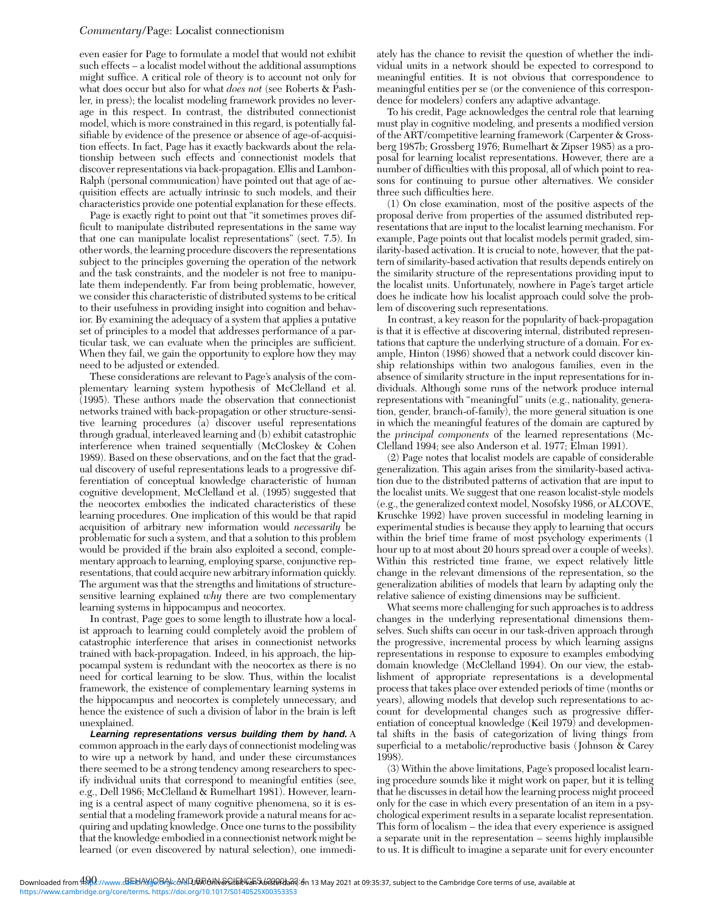even easier for Page to formulate a model that would not exhibit such effects – a localist model without the additional assumptions might suffice. A critical role of theory is to account not only for what does occur but also for what *does not* (see Roberts & Pashler, in press); the localist modeling framework provides no leverage in this respect. In contrast, the distributed connectionist model, which is more constrained in this regard, is potentially falsifiable by evidence of the presence or absence of age-of-acquisition effects. In fact, Page has it exactly backwards about the relationship between such effects and connectionist models that discover representations via back-propagation. Ellis and Lambon-Ralph (personal communication) have pointed out that age of acquisition effects are actually intrinsic to such models, and their characteristics provide one potential explanation for these effects.

Page is exactly right to point out that "it sometimes proves difficult to manipulate distributed representations in the same way that one can manipulate localist representations" (sect. 7.5). In other words, the learning procedure discovers the representations subject to the principles governing the operation of the network and the task constraints, and the modeler is not free to manipulate them independently. Far from being problematic, however, we consider this characteristic of distributed systems to be critical to their usefulness in providing insight into cognition and behavior. By examining the adequacy of a system that applies a putative set of principles to a model that addresses performance of a particular task, we can evaluate when the principles are sufficient. When they fail, we gain the opportunity to explore how they may need to be adjusted or extended.

These considerations are relevant to Page's analysis of the complementary learning system hypothesis of McClelland et al. (1995). These authors made the observation that connectionist networks trained with back-propagation or other structure-sensitive learning procedures (a) discover useful representations through gradual, interleaved learning and (b) exhibit catastrophic interference when trained sequentially (McCloskey & Cohen 1989). Based on these observations, and on the fact that the gradual discovery of useful representations leads to a progressive differentiation of conceptual knowledge characteristic of human cognitive development, McClelland et al. (1995) suggested that the neocortex embodies the indicated characteristics of these learning procedures. One implication of this would be that rapid acquisition of arbitrary new information would *necessarily* be problematic for such a system, and that a solution to this problem would be provided if the brain also exploited a second, complementary approach to learning, employing sparse, conjunctive representations, that could acquire new arbitrary information quickly. The argument was that the strengths and limitations of structure-sensitive learning explained *why* there are two complementary learning systems in hippocampus and neocortex.

In contrast, Page goes to some length to illustrate how a localist approach to learning could completely avoid the problem of catastrophic interference that arises in connectionist networks trained with back-propagation. Indeed, in his approach, the hippocampal system is redundant with the neocortex as there is no need for cortical learning to be slow. Thus, within the localist framework, the existence of complementary learning systems in the hippocampus and neocortex is completely unnecessary, and hence the existence of such a division of labor in the brain is left unexplained.

**Learning representations versus building them by hand.** A common approach in the early days of connectionist modeling was to wire up a network by hand, and under these circumstances there seemed to be a strong tendency among researchers to specify individual units that correspond to meaningful entities (see, e.g., Dell 1986; McClelland & Rumelhart 1981). However, learning is a central aspect of many cognitive phenomena, so it is essential that a modeling framework provide a natural means for acquiring and updating knowledge. Once one turns to the possibility that the knowledge embodied in a connectionist network might be learned (or even discovered by natural selection), one immediately has the chance to revisit the question of whether the individual units in a network should be expected to correspond to meaningful entities. It is not obvious that correspondence to meaningful entities per se (or the convenience of this correspondence for modelers) confers any adaptive advantage.

To his credit, Page acknowledges the central role that learning must play in cognitive modeling, and presents a modified version of the ART/competitive learning framework (Carpenter & Grossberg 1987b; Grossberg 1976; Rumelhart & Zipser 1985) as a proposal for learning localist representations. However, there are a number of difficulties with this proposal, all of which point to reasons for continuing to pursue other alternatives. We consider three such difficulties here.

(1) On close examination, most of the positive aspects of the proposal derive from properties of the assumed distributed representations that are input to the localist learning mechanism. For example, Page points out that localist models permit graded, similarity-based activation. It is crucial to note, however, that the pattern of similarity-based activation that results depends entirely on the similarity structure of the representations providing input to the localist units. Unfortunately, nowhere in Page's target article does he indicate how his localist approach could solve the problem of discovering such representations.

In contrast, a key reason for the popularity of back-propagation is that it is effective at discovering internal, distributed representations that capture the underlying structure of a domain. For example, Hinton (1986) showed that a network could discover kinship relationships within two analogous families, even in the absence of similarity structure in the input representations for individuals. Although some runs of the network produce internal representations with "meaningful" units (e.g., nationality, generation, gender, branch-of-family), the more general situation is one in which the meaningful features of the domain are captured by the *principal components* of the learned representations (McClelland 1994; see also Anderson et al. 1977; Elman 1991).

(2) Page notes that localist models are capable of considerable generalization. This again arises from the similarity-based activation due to the distributed patterns of activation that are input to the localist units. We suggest that one reason localist-style models (e.g., the generalized context model, Nosofsky 1986, or ALCOVE, Kruschke 1992) have proven successful in modeling learning in experimental studies is because they apply to learning that occurs within the brief time frame of most psychology experiments (1 hour up to at most about 20 hours spread over a couple of weeks). Within this restricted time frame, we expect relatively little change in the relevant dimensions of the representation, so the generalization abilities of models that learn by adapting only the relative salience of existing dimensions may be sufficient.

What seems more challenging for such approaches is to address changes in the underlying representational dimensions themselves. Such shifts can occur in our task-driven approach through the progressive, incremental process by which learning assigns representations in response to exposure to examples embodying domain knowledge (McClelland 1994). On our view, the establishment of appropriate representations is a developmental process that takes place over extended periods of time (months or years), allowing models that develop such representations to account for developmental changes such as progressive differentiation of conceptual knowledge (Keil 1979) and developmental shifts in the basis of categorization of living things from superficial to a metabolic/reproductive basis (Johnson & Carey 1998).

(3) Within the above limitations, Page's proposed localist learning procedure sounds like it might work on paper, but it is telling that he discusses in detail how the learning process might proceed only for the case in which every presentation of an item in a psychological experiment results in a separate localist representation. This form of localism – the idea that every experience is assigned a separate unit in the representation – seems highly implausible to us. It is difficult to imagine a separate unit for every encounter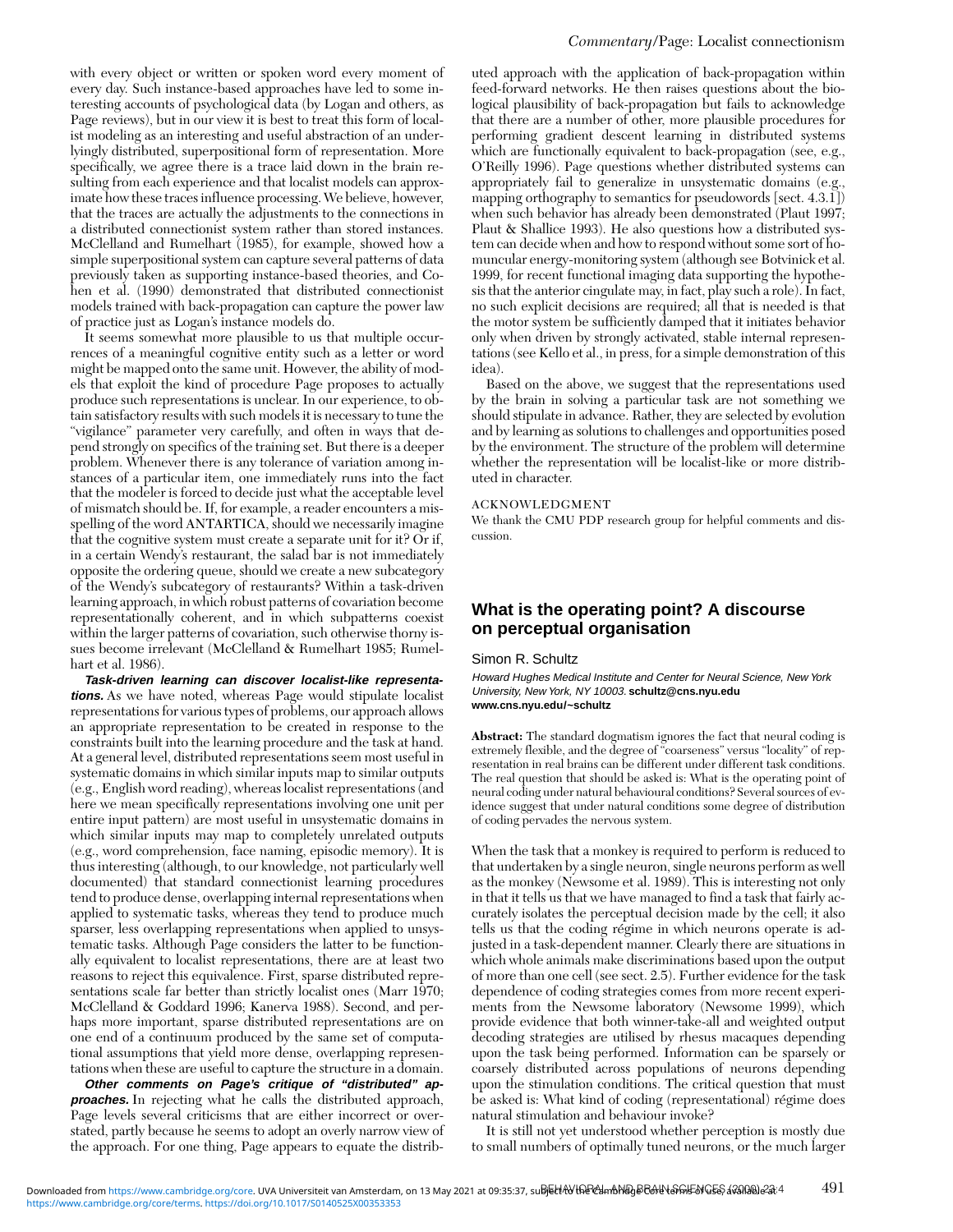with every object or written or spoken word every moment of every day. Such instance-based approaches have led to some interesting accounts of psychological data (by Logan and others, as Page reviews), but in our view it is best to treat this form of localist modeling as an interesting and useful abstraction of an underlyingly distributed, superpositional form of representation. More specifically, we agree there is a trace laid down in the brain resulting from each experience and that localist models can approximate how these traces influence processing. We believe, however, that the traces are actually the adjustments to the connections in a distributed connectionist system rather than stored instances. McClelland and Rumelhart (1985), for example, showed how a simple superpositional system can capture several patterns of data previously taken as supporting instance-based theories, and Cohen et al. (1990) demonstrated that distributed connectionist models trained with back-propagation can capture the power law of practice just as Logan's instance models do.

It seems somewhat more plausible to us that multiple occurrences of a meaningful cognitive entity such as a letter or word might be mapped onto the same unit. However, the ability of models that exploit the kind of procedure Page proposes to actually produce such representations is unclear. In our experience, to obtain satisfactory results with such models it is necessary to tune the "vigilance" parameter very carefully, and often in ways that depend strongly on specifics of the training set. But there is a deeper problem. Whenever there is any tolerance of variation among instances of a particular item, one immediately runs into the fact that the modeler is forced to decide just what the acceptable level of mismatch should be. If, for example, a reader encounters a misspelling of the word ANTARTICA, should we necessarily imagine that the cognitive system must create a separate unit for it? Or if, in a certain Wendy's restaurant, the salad bar is not immediately opposite the ordering queue, should we create a new subcategory of the Wendy's subcategory of restaurants? Within a task-driven learning approach, in which robust patterns of covariation become representationally coherent, and in which subpatterns coexist within the larger patterns of covariation, such otherwise thorny issues become irrelevant (McClelland & Rumelhart 1985; Rumelhart et al. 1986).

***Task-driven learning can discover localist-like representations.*** As we have noted, whereas Page would stipulate localist representations for various types of problems, our approach allows an appropriate representation to be created in response to the constraints built into the learning procedure and the task at hand. At a general level, distributed representations seem most useful in systematic domains in which similar inputs map to similar outputs (e.g., English word reading), whereas localist representations (and here we mean specifically representations involving one unit per entire input pattern) are most useful in unsystematic domains in which similar inputs may map to completely unrelated outputs (e.g., word comprehension, face naming, episodic memory). It is thus interesting (although, to our knowledge, not particularly well documented) that standard connectionist learning procedures tend to produce dense, overlapping internal representations when applied to systematic tasks, whereas they tend to produce much sparser, less overlapping representations when applied to unsystematic tasks. Although Page considers the latter to be functionally equivalent to localist representations, there are at least two reasons to reject this equivalence. First, sparse distributed representations scale far better than strictly localist ones (Marr 1970; McClelland & Goddard 1996; Kanerva 1988). Second, and perhaps more important, sparse distributed representations are on one end of a continuum produced by the same set of computational assumptions that yield more dense, overlapping representations when these are useful to capture the structure in a domain.

***Other comments on Page's critique of "distributed" approaches.*** In rejecting what he calls the distributed approach, Page levels several criticisms that are either incorrect or overstated, partly because he seems to adopt an overly narrow view of the approach. For one thing, Page appears to equate the distributed approach with the application of back-propagation within feed-forward networks. He then raises questions about the biological plausibility of back-propagation but fails to acknowledge that there are a number of other, more plausible procedures for performing gradient descent learning in distributed systems which are functionally equivalent to back-propagation (see, e.g., O'Reilly 1996). Page questions whether distributed systems can appropriately fail to generalize in unsystematic domains (e.g., mapping orthography to semantics for pseudowords [sect. 4.3.1]) when such behavior has already been demonstrated (Plaut 1997; Plaut & Shallice 1993). He also questions how a distributed system can decide when and how to respond without some sort of homuncular energy-monitoring system (although see Botvinick et al. 1999, for recent functional imaging data supporting the hypothesis that the anterior cingulate may, in fact, play such a role). In fact, no such explicit decisions are required; all that is needed is that the motor system be sufficiently damped that it initiates behavior only when driven by strongly activated, stable internal representations (see Kello et al., in press, for a simple demonstration of this idea).

Based on the above, we suggest that the representations used by the brain in solving a particular task are not something we should stipulate in advance. Rather, they are selected by evolution and by learning as solutions to challenges and opportunities posed by the environment. The structure of the problem will determine whether the representation will be localist-like or more distributed in character.

ACKNOWLEDGMENT

We thank the CMU PDP research group for helpful comments and discussion.

## What is the operating point? A discourse on perceptual organisation

Simon R. Schultz

*Howard Hughes Medical Institute and Center for Neural Science, New York University, New York, NY 10003.* **schultz@cns.nyu.edu** **www.cns.nyu.edu/~schultz**

**Abstract:** The standard dogmatism ignores the fact that neural coding is extremely flexible, and the degree of "coarseness" versus "locality" of representation in real brains can be different under different task conditions. The real question that should be asked is: What is the operating point of neural coding under natural behavioural conditions? Several sources of evidence suggest that under natural conditions some degree of distribution of coding pervades the nervous system.

When the task that a monkey is required to perform is reduced to that undertaken by a single neuron, single neurons perform as well as the monkey (Newsome et al. 1989). This is interesting not only in that it tells us that we have managed to find a task that fairly accurately isolates the perceptual decision made by the cell; it also tells us that the coding régime in which neurons operate is adjusted in a task-dependent manner. Clearly there are situations in which whole animals make discriminations based upon the output of more than one cell (see sect. 2.5). Further evidence for the task dependence of coding strategies comes from more recent experiments from the Newsome laboratory (Newsome 1999), which provide evidence that both winner-take-all and weighted output decoding strategies are utilised by rhesus macaques depending upon the task being performed. Information can be sparsely or coarsely distributed across populations of neurons depending upon the stimulation conditions. The critical question that must be asked is: What kind of coding (representational) régime does natural stimulation and behaviour invoke?

It is still not yet understood whether perception is mostly due to small numbers of optimally tuned neurons, or the much larger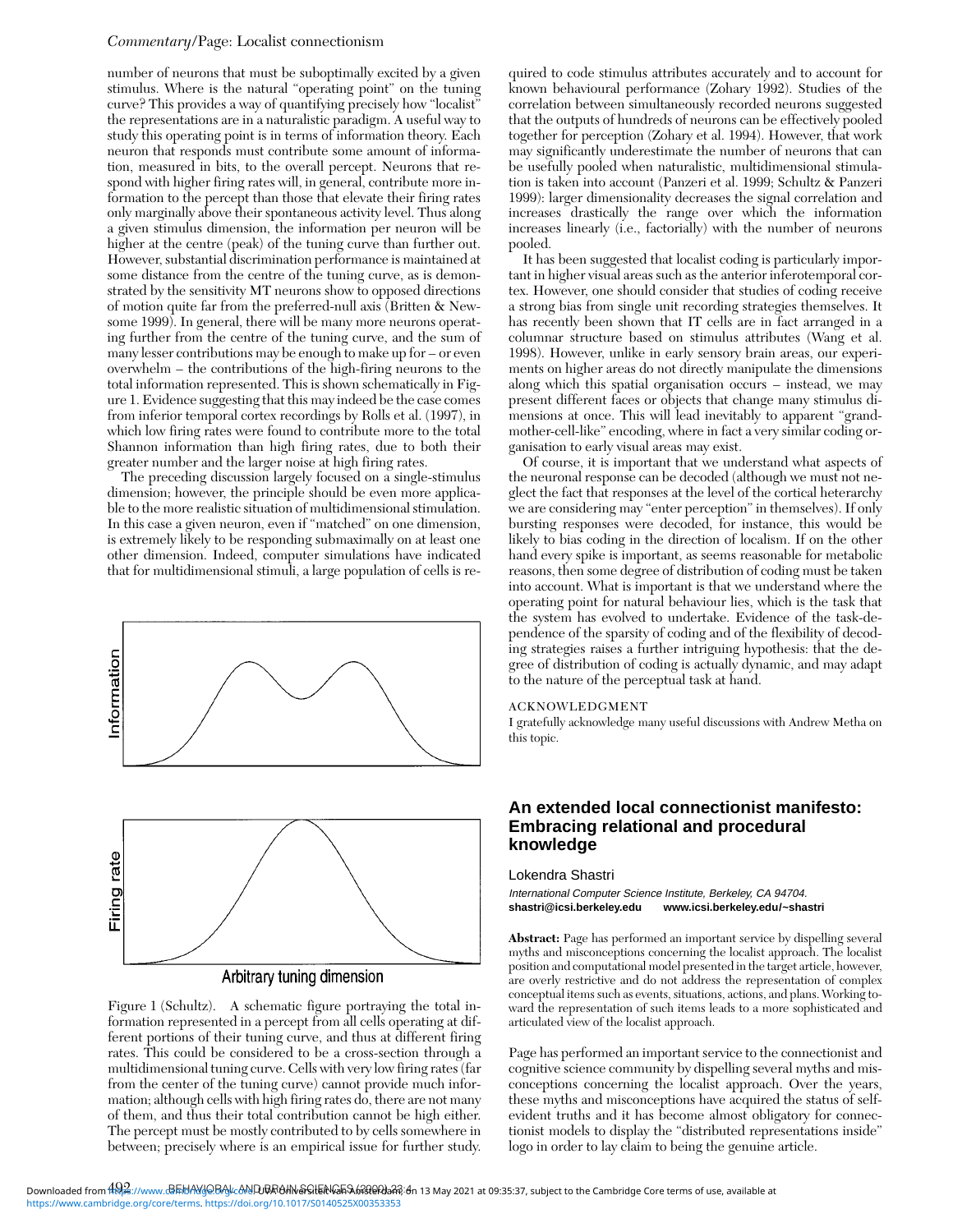number of neurons that must be suboptimally excited by a given stimulus. Where is the natural "operating point" on the tuning curve? This provides a way of quantifying precisely how "localist" the representations are in a naturalistic paradigm. A useful way to study this operating point is in terms of information theory. Each neuron that responds must contribute some amount of information, measured in bits, to the overall percept. Neurons that respond with higher firing rates will, in general, contribute more information to the percept than those that elevate their firing rates only marginally above their spontaneous activity level. Thus along a given stimulus dimension, the information per neuron will be higher at the centre (peak) of the tuning curve than further out. However, substantial discrimination performance is maintained at some distance from the centre of the tuning curve, as is demonstrated by the sensitivity MT neurons show to opposed directions of motion quite far from the preferred-null axis (Britten & Newsome 1999). In general, there will be many more neurons operating further from the centre of the tuning curve, and the sum of many lesser contributions may be enough to make up for – or even overwhelm – the contributions of the high-firing neurons to the total information represented. This is shown schematically in Figure 1. Evidence suggesting that this may indeed be the case comes from inferior temporal cortex recordings by Rolls et al. (1997), in which low firing rates were found to contribute more to the total Shannon information than high firing rates, due to both their greater number and the larger noise at high firing rates.

The preceding discussion largely focused on a single-stimulus dimension; however, the principle should be even more applicable to the more realistic situation of multidimensional stimulation. In this case a given neuron, even if "matched" on one dimension, is extremely likely to be responding submaximally on at least one other dimension. Indeed, computer simulations have indicated that for multidimensional stimuli, a large population of cells is required to code stimulus attributes accurately and to account for known behavioural performance (Zohary 1992). Studies of the correlation between simultaneously recorded neurons suggested that the outputs of hundreds of neurons can be effectively pooled together for perception (Zohary et al. 1994). However, that work may significantly underestimate the number of neurons that can be usefully pooled when naturalistic, multidimensional stimulation is taken into account (Panzeri et al. 1999; Schultz & Panzeri 1999): larger dimensionality decreases the signal correlation and increases drastically the range over which the information increases linearly (i.e., factorially) with the number of neurons pooled.

Figure 1 (Schultz). A schematic figure portraying the total information represented in a percept from all cells operating at different portions of their tuning curve, and thus at different firing rates. This could be considered to be a cross-section through a multidimensional tuning curve. Cells with very low firing rates (far from the center of the tuning curve) cannot provide much information; although cells with high firing rates do, there are not many of them, and thus their total contribution cannot be high either. The percept must be mostly contributed to by cells somewhere in between; precisely where is an empirical issue for further study.

It has been suggested that localist coding is particularly important in higher visual areas such as the anterior inferotemporal cortex. However, one should consider that studies of coding receive a strong bias from single unit recording strategies themselves. It has recently been shown that IT cells are in fact arranged in a columnar structure based on stimulus attributes (Wang et al. 1998). However, unlike in early sensory brain areas, our experiments on higher areas do not directly manipulate the dimensions along which this spatial organisation occurs – instead, we may present different faces or objects that change many stimulus dimensions at once. This will lead inevitably to apparent "grandmother-cell-like" encoding, where in fact a very similar coding organisation to early visual areas may exist.

Of course, it is important that we understand what aspects of the neuronal response can be decoded (although we must not neglect the fact that responses at the level of the cortical heterarchy we are considering may "enter perception" in themselves). If only bursting responses were decoded, for instance, this would be likely to bias coding in the direction of localism. If on the other hand every spike is important, as seems reasonable for metabolic reasons, then some degree of distribution of coding must be taken into account. What is important is that we understand where the operating point for natural behaviour lies, which is the task that the system has evolved to undertake. Evidence of the task-dependence of the sparsity of coding and of the flexibility of decoding strategies raises a further intriguing hypothesis: that the degree of distribution of coding is actually dynamic, and may adapt to the nature of the perceptual task at hand.

#### ACKNOWLEDGMENT

I gratefully acknowledge many useful discussions with Andrew Metha on this topic.

## An extended local connectionist manifesto: Embracing relational and procedural knowledge

Lokendra Shastri

*International Computer Science Institute, Berkeley, CA 94704.*
**shastri@icsi.berkeley.edu www.icsi.berkeley.edu/~shastri**

**Abstract:** Page has performed an important service by dispelling several myths and misconceptions concerning the localist approach. The localist position and computational model presented in the target article, however, are overly restrictive and do not address the representation of complex conceptual items such as events, situations, actions, and plans. Working toward the representation of such items leads to a more sophisticated and articulated view of the localist approach.

Page has performed an important service to the connectionist and cognitive science community by dispelling several myths and misconceptions concerning the localist approach. Over the years, these myths and misconceptions have acquired the status of self-evident truths and it has become almost obligatory for connectionist models to display the "distributed representations inside" logo in order to lay claim to being the genuine article.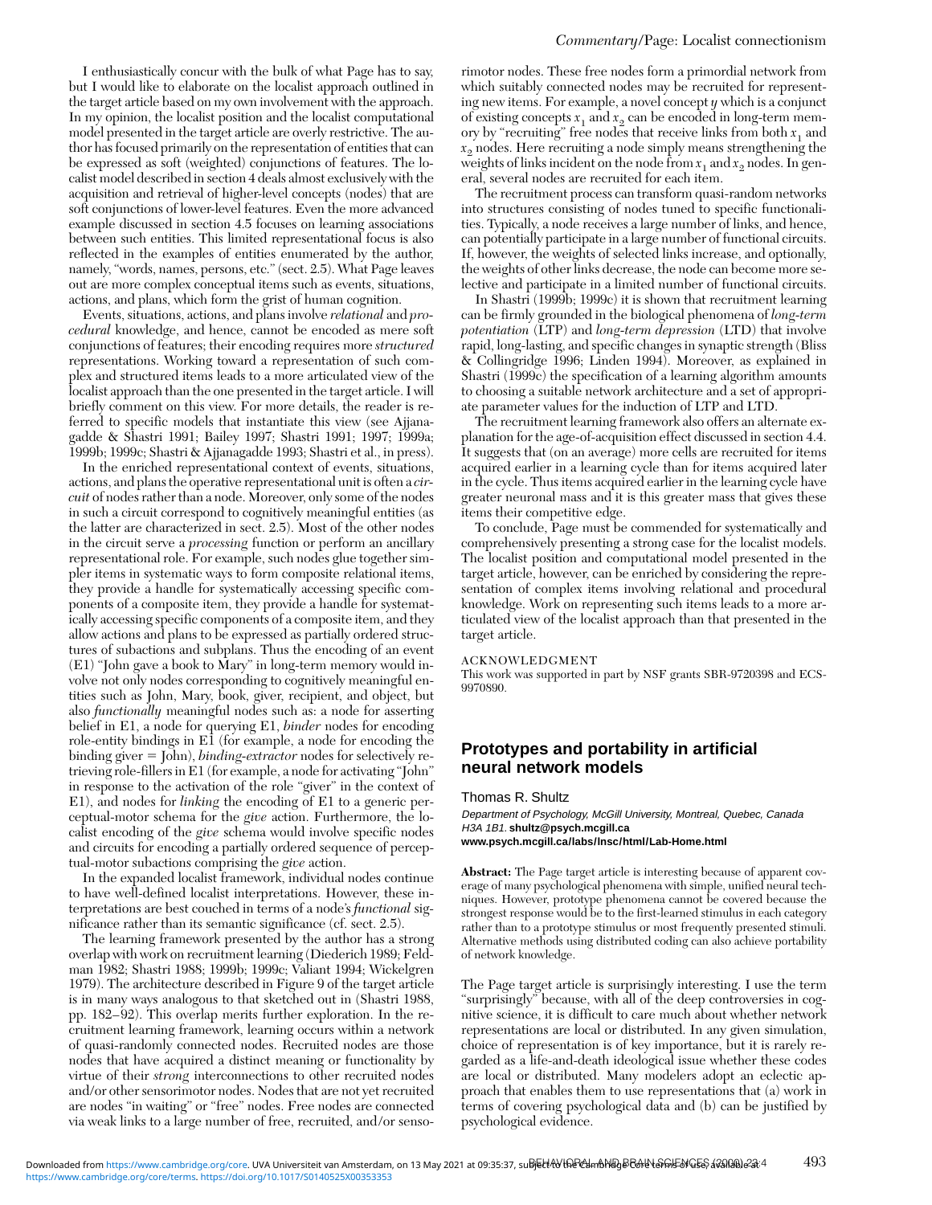I enthusiastically concur with the bulk of what Page has to say, but I would like to elaborate on the localist approach outlined in the target article based on my own involvement with the approach. In my opinion, the localist position and the localist computational model presented in the target article are overly restrictive. The author has focused primarily on the representation of entities that can be expressed as soft (weighted) conjunctions of features. The localist model described in section 4 deals almost exclusively with the acquisition and retrieval of higher-level concepts (nodes) that are soft conjunctions of lower-level features. Even the more advanced example discussed in section 4.5 focuses on learning associations between such entities. This limited representational focus is also reflected in the examples of entities enumerated by the author, namely, "words, names, persons, etc." (sect. 2.5). What Page leaves out are more complex conceptual items such as events, situations, actions, and plans, which form the grist of human cognition.

Events, situations, actions, and plans involve *relational* and *procedural* knowledge, and hence, cannot be encoded as mere soft conjunctions of features; their encoding requires more *structured* representations. Working toward a representation of such complex and structured items leads to a more articulated view of the localist approach than the one presented in the target article. I will briefly comment on this view. For more details, the reader is referred to specific models that instantiate this view (see Ajjanagadde & Shastri 1991; Bailey 1997; Shastri 1991; 1997; 1999a; 1999b; 1999c; Shastri & Ajjanagadde 1993; Shastri et al., in press).

In the enriched representational context of events, situations, actions, and plans the operative representational unit is often a *circuit* of nodes rather than a node. Moreover, only some of the nodes in such a circuit correspond to cognitively meaningful entities (as the latter are characterized in sect. 2.5). Most of the other nodes in the circuit serve a *processing* function or perform an ancillary representational role. For example, such nodes glue together simpler items in systematic ways to form composite relational items, they provide a handle for systematically accessing specific components of a composite item, they provide a handle for systematically accessing specific components of a composite item, and they allow actions and plans to be expressed as partially ordered structures of subactions and subplans. Thus the encoding of an event (E1) "John gave a book to Mary" in long-term memory would involve not only nodes corresponding to cognitively meaningful entities such as John, Mary, book, giver, recipient, and object, but also *functionally* meaningful nodes such as: a node for asserting belief in E1, a node for querying E1, *binder* nodes for encoding role-entity bindings in E1 (for example, a node for encoding the binding giver = John), *binding-extractor* nodes for selectively retrieving role-fillers in E1 (for example, a node for activating "John" in response to the activation of the role "giver" in the context of E1), and nodes for *linking* the encoding of E1 to a generic perceptual-motor schema for the *give* action. Furthermore, the localist encoding of the *give* schema would involve specific nodes and circuits for encoding a partially ordered sequence of perceptual-motor subactions comprising the *give* action.

In the expanded localist framework, individual nodes continue to have well-defined localist interpretations. However, these interpretations are best couched in terms of a node's *functional* significance rather than its semantic significance (cf. sect. 2.5).

The learning framework presented by the author has a strong overlap with work on recruitment learning (Diederich 1989; Feldman 1982; Shastri 1988; 1999b; 1999c; Valiant 1994; Wickelgren 1979). The architecture described in Figure 9 of the target article is in many ways analogous to that sketched out in (Shastri 1988, pp. 182–92). This overlap merits further exploration. In the recruitment learning framework, learning occurs within a network of quasi-randomly connected nodes. Recruited nodes are those nodes that have acquired a distinct meaning or functionality by virtue of their *strong* interconnections to other recruited nodes and/or other sensorimotor nodes. Nodes that are not yet recruited are nodes "in waiting" or "free" nodes. Free nodes are connected via weak links to a large number of free, recruited, and/or sensorimotor nodes. These free nodes form a primordial network from which suitably connected nodes may be recruited for representing new items. For example, a novel concept $y$ which is a conjunct of existing concepts $x_1$ and $x_2$ can be encoded in long-term memory by "recruiting" free nodes that receive links from both $x_1$ and $x_2$ nodes. Here recruiting a node simply means strengthening the weights of links incident on the node from $x_1$ and $x_2$ nodes. In general, several nodes are recruited for each item.

The recruitment process can transform quasi-random networks into structures consisting of nodes tuned to specific functionalities. Typically, a node receives a large number of links, and hence, can potentially participate in a large number of functional circuits. If, however, the weights of selected links increase, and optionally, the weights of other links decrease, the node can become more selective and participate in a limited number of functional circuits.

In Shastri (1999b; 1999c) it is shown that recruitment learning can be firmly grounded in the biological phenomena of *long-term potentiation* (LTP) and *long-term depression* (LTD) that involve rapid, long-lasting, and specific changes in synaptic strength (Bliss & Collingridge 1996; Linden 1994). Moreover, as explained in Shastri (1999c) the specification of a learning algorithm amounts to choosing a suitable network architecture and a set of appropriate parameter values for the induction of LTP and LTD.

The recruitment learning framework also offers an alternate explanation for the age-of-acquisition effect discussed in section 4.4. It suggests that (on an average) more cells are recruited for items acquired earlier in a learning cycle than for items acquired later in the cycle. Thus items acquired earlier in the learning cycle have greater neuronal mass and it is this greater mass that gives these items their competitive edge.

To conclude, Page must be commended for systematically and comprehensively presenting a strong case for the localist models. The localist position and computational model presented in the target article, however, can be enriched by considering the representation of complex items involving relational and procedural knowledge. Work on representing such items leads to a more articulated view of the localist approach than that presented in the target article.

ACKNOWLEDGMENT

This work was supported in part by NSF grants SBR-9720398 and ECS-9970890.

## Prototypes and portability in artificial neural network models

Thomas R. Shultz

*Department of Psychology, McGill University, Montreal, Quebec, Canada H3A 1B1.* **shultz@psych.mcgill.ca**
**www.psych.mcgill.ca/labs/lnsc/html/Lab-Home.html**

**Abstract:** The Page target article is interesting because of apparent coverage of many psychological phenomena with simple, unified neural techniques. However, prototype phenomena cannot be covered because the strongest response would be to the first-learned stimulus in each category rather than to a prototype stimulus or most frequently presented stimuli. Alternative methods using distributed coding can also achieve portability of network knowledge.

The Page target article is surprisingly interesting. I use the term "surprisingly" because, with all of the deep controversies in cognitive science, it is difficult to care much about whether network representations are local or distributed. In any given simulation, choice of representation is of key importance, but it is rarely regarded as a life-and-death ideological issue whether these codes are local or distributed. Many modelers adopt an eclectic approach that enables them to use representations that (a) work in terms of covering psychological data and (b) can be justified by psychological evidence.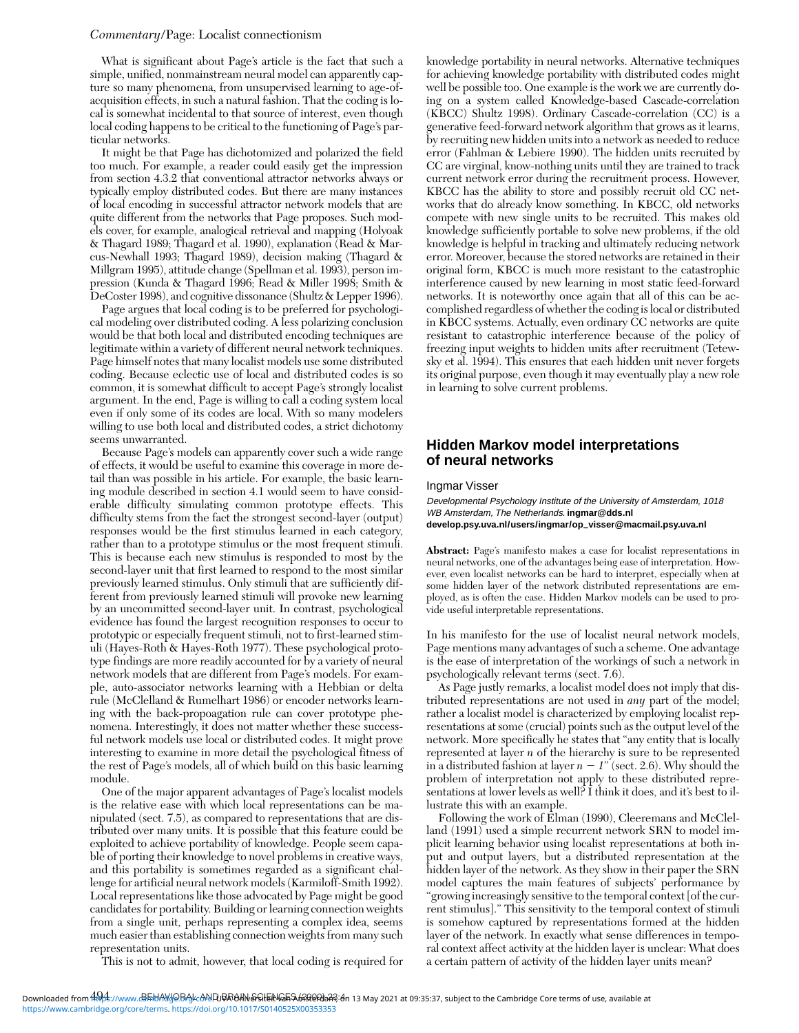What is significant about Page's article is the fact that such a simple, unified, nonmainstream neural model can apparently capture so many phenomena, from unsupervised learning to age-of-acquisition effects, in such a natural fashion. That the coding is local is somewhat incidental to that source of interest, even though local coding happens to be critical to the functioning of Page's particular networks.

It might be that Page has dichotomized and polarized the field too much. For example, a reader could easily get the impression from section 4.3.2 that conventional attractor networks always or typically employ distributed codes. But there are many instances of local encoding in successful attractor network models that are quite different from the networks that Page proposes. Such models cover, for example, analogical retrieval and mapping (Holyoak & Thagard 1989; Thagard et al. 1990), explanation (Read & Marcus-Newhall 1993; Thagard 1989), decision making (Thagard & Millgram 1995), attitude change (Spellman et al. 1993), person impression (Kunda & Thagard 1996; Read & Miller 1998; Smith & DeCoster 1998), and cognitive dissonance (Shultz & Lepper 1996).

Page argues that local coding is to be preferred for psychological modeling over distributed coding. A less polarizing conclusion would be that both local and distributed encoding techniques are legitimate within a variety of different neural network techniques. Page himself notes that many localist models use some distributed coding. Because eclectic use of local and distributed codes is so common, it is somewhat difficult to accept Page's strongly localist argument. In the end, Page is willing to call a coding system local even if only some of its codes are local. With so many modelers willing to use both local and distributed codes, a strict dichotomy seems unwarranted.

Because Page's models can apparently cover such a wide range of effects, it would be useful to examine this coverage in more detail than was possible in his article. For example, the basic learning module described in section 4.1 would seem to have considerable difficulty simulating common prototype effects. This difficulty stems from the fact the strongest second-layer (output) responses would be the first stimulus learned in each category, rather than to a prototype stimulus or the most frequent stimuli. This is because each new stimulus is responded to most by the second-layer unit that first learned to respond to the most similar previously learned stimulus. Only stimuli that are sufficiently different from previously learned stimuli will provoke new learning by an uncommitted second-layer unit. In contrast, psychological evidence has found the largest recognition responses to occur to prototypic or especially frequent stimuli, not to first-learned stimuli (Hayes-Roth & Hayes-Roth 1977). These psychological prototype findings are more readily accounted for by a variety of neural network models that are different from Page's models. For example, auto-associator networks learning with a Hebbian or delta rule (McClelland & Rumelhart 1986) or encoder networks learning with the back-propoagation rule can cover prototype phenomena. Interestingly, it does not matter whether these successful network models use local or distributed codes. It might prove interesting to examine in more detail the psychological fitness of the rest of Page's models, all of which build on this basic learning module.

One of the major apparent advantages of Page's localist models is the relative ease with which local representations can be manipulated (sect. 7.5), as compared to representations that are distributed over many units. It is possible that this feature could be exploited to achieve portability of knowledge. People seem capable of porting their knowledge to novel problems in creative ways, and this portability is sometimes regarded as a significant challenge for artificial neural network models (Karmiloff-Smith 1992). Local representations like those advocated by Page might be good candidates for portability. Building or learning connection weights from a single unit, perhaps representing a complex idea, seems much easier than establishing connection weights from many such representation units.

This is not to admit, however, that local coding is required for knowledge portability in neural networks. Alternative techniques for achieving knowledge portability with distributed codes might well be possible too. One example is the work we are currently doing on a system called Knowledge-based Cascade-correlation (KBCC) Shultz 1998). Ordinary Cascade-correlation (CC) is a generative feed-forward network algorithm that grows as it learns, by recruiting new hidden units into a network as needed to reduce error (Fahlman & Lebiere 1990). The hidden units recruited by CC are virginal, know-nothing units until they are trained to track current network error during the recruitment process. However, KBCC has the ability to store and possibly recruit old CC networks that do already know something. In KBCC, old networks compete with new single units to be recruited. This makes old knowledge sufficiently portable to solve new problems, if the old knowledge is helpful in tracking and ultimately reducing network error. Moreover, because the stored networks are retained in their original form, KBCC is much more resistant to the catastrophic interference caused by new learning in most static feed-forward networks. It is noteworthy once again that all of this can be accomplished regardless of whether the coding is local or distributed in KBCC systems. Actually, even ordinary CC networks are quite resistant to catastrophic interference because of the policy of freezing input weights to hidden units after recruitment (Tetewsky et al. 1994). This ensures that each hidden unit never forgets its original purpose, even though it may eventually play a new role in learning to solve current problems.

## Hidden Markov model interpretations of neural networks

Ingmar Visser

*Developmental Psychology Institute of the University of Amsterdam, 1018 WB Amsterdam, The Netherlands.* **ingmar@dds.nl**
**develop.psy.uva.nl/users/ingmar/op_visser@macmail.psy.uva.nl**

**Abstract:** Page's manifesto makes a case for localist representations in neural networks, one of the advantages being ease of interpretation. However, even localist networks can be hard to interpret, especially when at some hidden layer of the network distributed representations are employed, as is often the case. Hidden Markov models can be used to provide useful interpretable representations.

In his manifesto for the use of localist neural network models, Page mentions many advantages of such a scheme. One advantage is the ease of interpretation of the workings of such a network in psychologically relevant terms (sect. 7.6).

As Page justly remarks, a localist model does not imply that distributed representations are not used in *any* part of the model; rather a localist model is characterized by employing localist representations at some (crucial) points such as the output level of the network. More specifically he states that "any entity that is locally represented at layer *n* of the hierarchy is sure to be represented in a distributed fashion at layer $n - 1$" (sect. 2.6). Why should the problem of interpretation not apply to these distributed representations at lower levels as well? I think it does, and it's best to illustrate this with an example.

Following the work of Elman (1990), Cleeremans and McClelland (1991) used a simple recurrent network SRN to model implicit learning behavior using localist representations at both input and output layers, but a distributed representation at the hidden layer of the network. As they show in their paper the SRN model captures the main features of subjects' performance by "growing increasingly sensitive to the temporal context [of the current stimulus]." This sensitivity to the temporal context of stimuli is somehow captured by representations formed at the hidden layer of the network. In exactly what sense differences in temporal context affect activity at the hidden layer is unclear: What does a certain pattern of activity of the hidden layer units mean?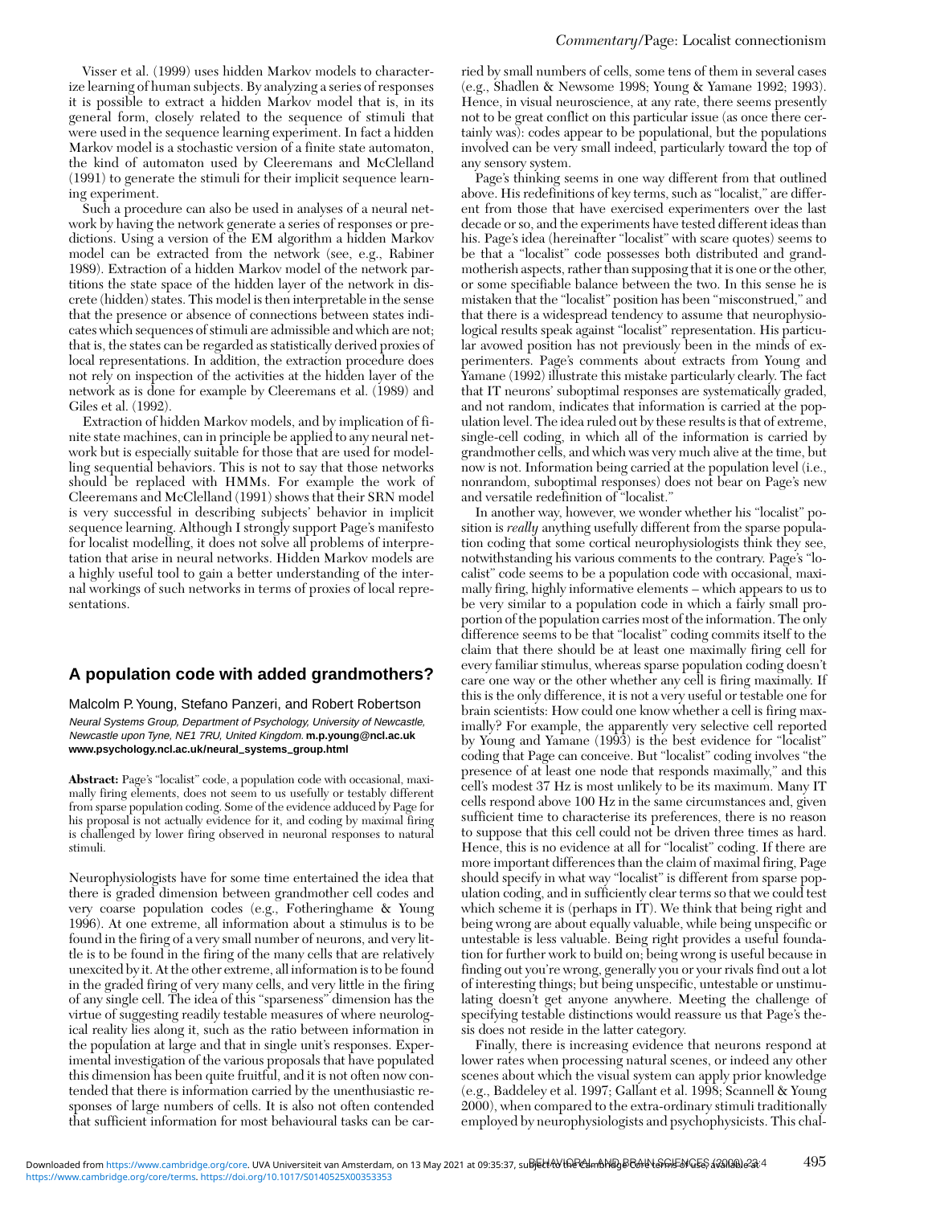Visser et al. (1999) uses hidden Markov models to characterize learning of human subjects. By analyzing a series of responses it is possible to extract a hidden Markov model that is, in its general form, closely related to the sequence of stimuli that were used in the sequence learning experiment. In fact a hidden Markov model is a stochastic version of a finite state automaton, the kind of automaton used by Cleeremans and McClelland (1991) to generate the stimuli for their implicit sequence learning experiment.

Such a procedure can also be used in analyses of a neural network by having the network generate a series of responses or predictions. Using a version of the EM algorithm a hidden Markov model can be extracted from the network (see, e.g., Rabiner 1989). Extraction of a hidden Markov model of the network partitions the state space of the hidden layer of the network in discrete (hidden) states. This model is then interpretable in the sense that the presence or absence of connections between states indicates which sequences of stimuli are admissible and which are not; that is, the states can be regarded as statistically derived proxies of local representations. In addition, the extraction procedure does not rely on inspection of the activities at the hidden layer of the network as is done for example by Cleeremans et al. (1989) and Giles et al. (1992).

Extraction of hidden Markov models, and by implication of finite state machines, can in principle be applied to any neural network but is especially suitable for those that are used for modelling sequential behaviors. This is not to say that those networks should be replaced with HMMs. For example the work of Cleeremans and McClelland (1991) shows that their SRN model is very successful in describing subjects' behavior in implicit sequence learning. Although I strongly support Page's manifesto for localist modelling, it does not solve all problems of interpretation that arise in neural networks. Hidden Markov models are a highly useful tool to gain a better understanding of the internal workings of such networks in terms of proxies of local representations.

## A population code with added grandmothers?

Malcolm P. Young, Stefano Panzeri, and Robert Robertson

*Neural Systems Group, Department of Psychology, University of Newcastle, Newcastle upon Tyne, NE1 7RU, United Kingdom.* **m.p.young@ncl.ac.uk** **www.psychology.ncl.ac.uk/neural_systems_group.html**

**Abstract:** Page's "localist" code, a population code with occasional, maximally firing elements, does not seem to us usefully or testably different from sparse population coding. Some of the evidence adduced by Page for his proposal is not actually evidence for it, and coding by maximal firing is challenged by lower firing observed in neuronal responses to natural stimuli.

Neurophysiologists have for some time entertained the idea that there is graded dimension between grandmother cell codes and very coarse population codes (e.g., Fotheringhame & Young 1996). At one extreme, all information about a stimulus is to be found in the firing of a very small number of neurons, and very little is to be found in the firing of the many cells that are relatively unexcited by it. At the other extreme, all information is to be found in the graded firing of very many cells, and very little in the firing of any single cell. The idea of this "sparseness" dimension has the virtue of suggesting readily testable measures of where neurological reality lies along it, such as the ratio between information in the population at large and that in single unit's responses. Experimental investigation of the various proposals that have populated this dimension has been quite fruitful, and it is not often now contended that there is information carried by the unenthusiastic responses of large numbers of cells. It is also not often contended that sufficient information for most behavioural tasks can be carried by small numbers of cells, some tens of them in several cases (e.g., Shadlen & Newsome 1998; Young & Yamane 1992; 1993). Hence, in visual neuroscience, at any rate, there seems presently not to be great conflict on this particular issue (as once there certainly was): codes appear to be populational, but the populations involved can be very small indeed, particularly toward the top of any sensory system.

Page's thinking seems in one way different from that outlined above. His redefinitions of key terms, such as "localist," are different from those that have exercised experimenters over the last decade or so, and the experiments have tested different ideas than his. Page's idea (hereinafter "localist" with scare quotes) seems to be that a "localist" code possesses both distributed and grandmotherish aspects, rather than supposing that it is one or the other, or some specifiable balance between the two. In this sense he is mistaken that the "localist" position has been "misconstrued," and that there is a widespread tendency to assume that neurophysiological results speak against "localist" representation. His particular avowed position has not previously been in the minds of experimenters. Page's comments about extracts from Young and Yamane (1992) illustrate this mistake particularly clearly. The fact that IT neurons' suboptimal responses are systematically graded, and not random, indicates that information is carried at the population level. The idea ruled out by these results is that of extreme, single-cell coding, in which all of the information is carried by grandmother cells, and which was very much alive at the time, but now is not. Information being carried at the population level (i.e., nonrandom, suboptimal responses) does not bear on Page's new and versatile redefinition of "localist."

In another way, however, we wonder whether his "localist" position is *really* anything usefully different from the sparse population coding that some cortical neurophysiologists think they see, notwithstanding his various comments to the contrary. Page's "localist" code seems to be a population code with occasional, maximally firing, highly informative elements – which appears to us to be very similar to a population code in which a fairly small proportion of the population carries most of the information. The only difference seems to be that "localist" coding commits itself to the claim that there should be at least one maximally firing cell for every familiar stimulus, whereas sparse population coding doesn't care one way or the other whether any cell is firing maximally. If this is the only difference, it is not a very useful or testable one for brain scientists: How could one know whether a cell is firing maximally? For example, the apparently very selective cell reported by Young and Yamane (1993) is the best evidence for "localist" coding that Page can conceive. But "localist" coding involves "the presence of at least one node that responds maximally," and this cell's modest 37 Hz is most unlikely to be its maximum. Many IT cells respond above 100 Hz in the same circumstances and, given sufficient time to characterise its preferences, there is no reason to suppose that this cell could not be driven three times as hard. Hence, this is no evidence at all for "localist" coding. If there are more important differences than the claim of maximal firing, Page should specify in what way "localist" is different from sparse population coding, and in sufficiently clear terms so that we could test which scheme it is (perhaps in IT). We think that being right and being wrong are about equally valuable, while being unspecific or untestable is less valuable. Being right provides a useful foundation for further work to build on; being wrong is useful because in finding out you're wrong, generally you or your rivals find out a lot of interesting things; but being unspecific, untestable or unstimulating doesn't get anyone anywhere. Meeting the challenge of specifying testable distinctions would reassure us that Page's thesis does not reside in the latter category.

Finally, there is increasing evidence that neurons respond at lower rates when processing natural scenes, or indeed any other scenes about which the visual system can apply prior knowledge (e.g., Baddeley et al. 1997; Gallant et al. 1998; Scannell & Young 2000), when compared to the extra-ordinary stimuli traditionally employed by neurophysiologists and psychophysicists. This chal-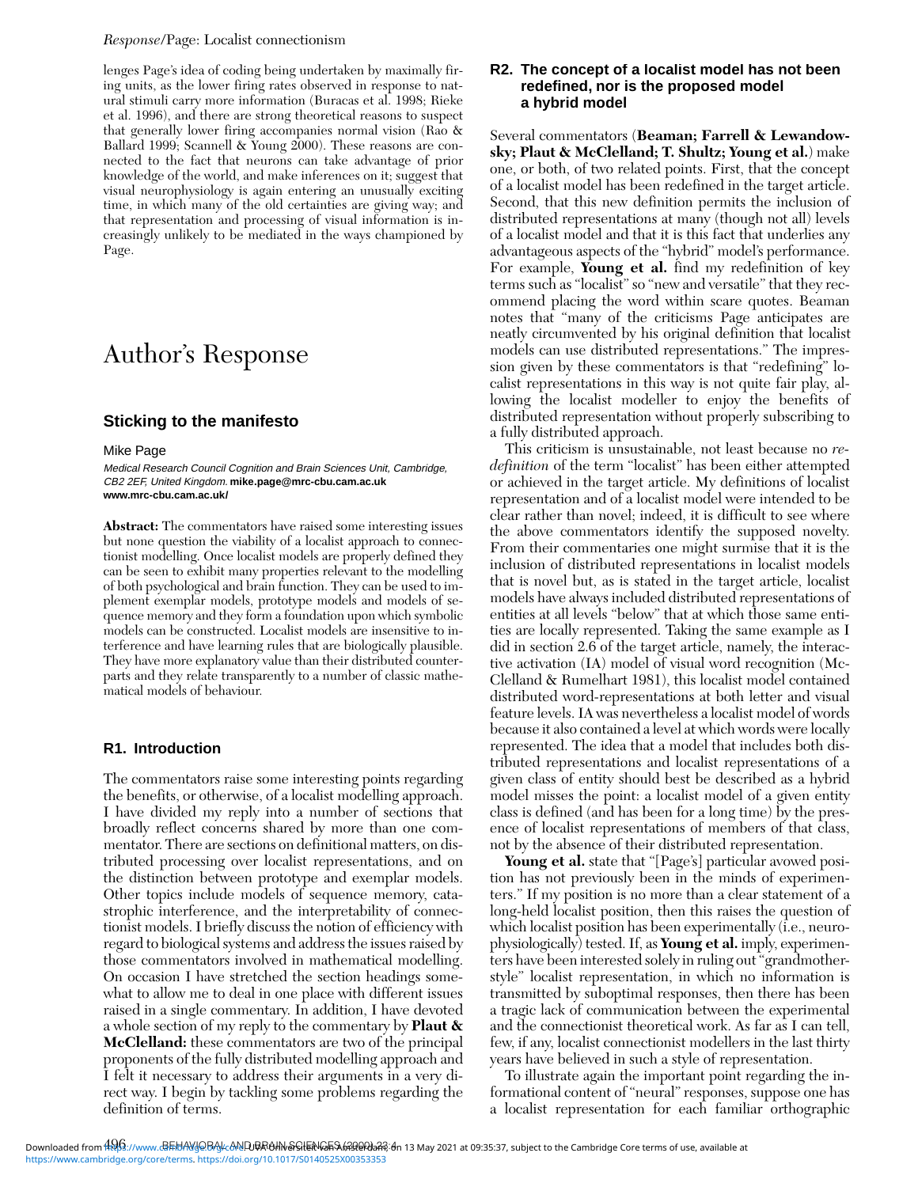lenges Page's idea of coding being undertaken by maximally firing units, as the lower firing rates observed in response to natural stimuli carry more information (Buracas et al. 1998; Rieke et al. 1996), and there are strong theoretical reasons to suspect that generally lower firing accompanies normal vision (Rao & Ballard 1999; Scannell & Young 2000). These reasons are connected to the fact that neurons can take advantage of prior knowledge of the world, and make inferences on it; suggest that visual neurophysiology is again entering an unusually exciting time, in which many of the old certainties are giving way; and that representation and processing of visual information is increasingly unlikely to be mediated in the ways championed by Page.

# Author's Response

## Sticking to the manifesto

Mike Page

*Medical Research Council Cognition and Brain Sciences Unit, Cambridge, CB2 2EF, United Kingdom.* **mike.page@mrc-cbu.cam.ac.uk**
**www.mrc-cbu.cam.ac.uk/**

**Abstract:** The commentators have raised some interesting issues but none question the viability of a localist approach to connectionist modelling. Once localist models are properly defined they can be seen to exhibit many properties relevant to the modelling of both psychological and brain function. They can be used to implement exemplar models, prototype models and models of sequence memory and they form a foundation upon which symbolic models can be constructed. Localist models are insensitive to interference and have learning rules that are biologically plausible. They have more explanatory value than their distributed counterparts and they relate transparently to a number of classic mathematical models of behaviour.

### R1. Introduction

The commentators raise some interesting points regarding the benefits, or otherwise, of a localist modelling approach. I have divided my reply into a number of sections that broadly reflect concerns shared by more than one commentator. There are sections on definitional matters, on distributed processing over localist representations, and on the distinction between prototype and exemplar models. Other topics include models of sequence memory, catastrophic interference, and the interpretability of connectionist models. I briefly discuss the notion of efficiency with regard to biological systems and address the issues raised by those commentators involved in mathematical modelling. On occasion I have stretched the section headings somewhat to allow me to deal in one place with different issues raised in a single commentary. In addition, I have devoted a whole section of my reply to the commentary by **Plaut & McClelland:** these commentators are two of the principal proponents of the fully distributed modelling approach and I felt it necessary to address their arguments in a very direct way. I begin by tackling some problems regarding the definition of terms.

### R2. The concept of a localist model has not been redefined, nor is the proposed model a hybrid model

Several commentators (**Beaman; Farrell & Lewandowsky; Plaut & McClelland; T. Shultz; Young et al.**) make one, or both, of two related points. First, that the concept of a localist model has been redefined in the target article. Second, that this new definition permits the inclusion of distributed representations at many (though not all) levels of a localist model and that it is this fact that underlies any advantageous aspects of the "hybrid" model's performance. For example, **Young et al.** find my redefinition of key terms such as "localist" so "new and versatile" that they recommend placing the word within scare quotes. Beaman notes that "many of the criticisms Page anticipates are neatly circumvented by his original definition that localist models can use distributed representations." The impression given by these commentators is that "redefining" localist representations in this way is not quite fair play, allowing the localist modeller to enjoy the benefits of distributed representation without properly subscribing to a fully distributed approach.

This criticism is unsustainable, not least because no *redefinition* of the term "localist" has been either attempted or achieved in the target article. My definitions of localist representation and of a localist model were intended to be clear rather than novel; indeed, it is difficult to see where the above commentators identify the supposed novelty. From their commentaries one might surmise that it is the inclusion of distributed representations in localist models that is novel but, as is stated in the target article, localist models have always included distributed representations of entities at all levels "below" that at which those same entities are locally represented. Taking the same example as I did in section 2.6 of the target article, namely, the interactive activation (IA) model of visual word recognition (McClelland & Rumelhart 1981), this localist model contained distributed word-representations at both letter and visual feature levels. IA was nevertheless a localist model of words because it also contained a level at which words were locally represented. The idea that a model that includes both distributed representations and localist representations of a given class of entity should best be described as a hybrid model misses the point: a localist model of a given entity class is defined (and has been for a long time) by the presence of localist representations of members of that class, not by the absence of their distributed representation.

**Young et al.** state that "[Page's] particular avowed position has not previously been in the minds of experimenters." If my position is no more than a clear statement of a long-held localist position, then this raises the question of which localist position has been experimentally (i.e., neurophysiologically) tested. If, as **Young et al.** imply, experimenters have been interested solely in ruling out "grandmother-style" localist representation, in which no information is transmitted by suboptimal responses, then there has been a tragic lack of communication between the experimental and the connectionist theoretical work. As far as I can tell, few, if any, localist connectionist modellers in the last thirty years have believed in such a style of representation.

To illustrate again the important point regarding the informational content of "neural" responses, suppose one has a localist representation for each familiar orthographic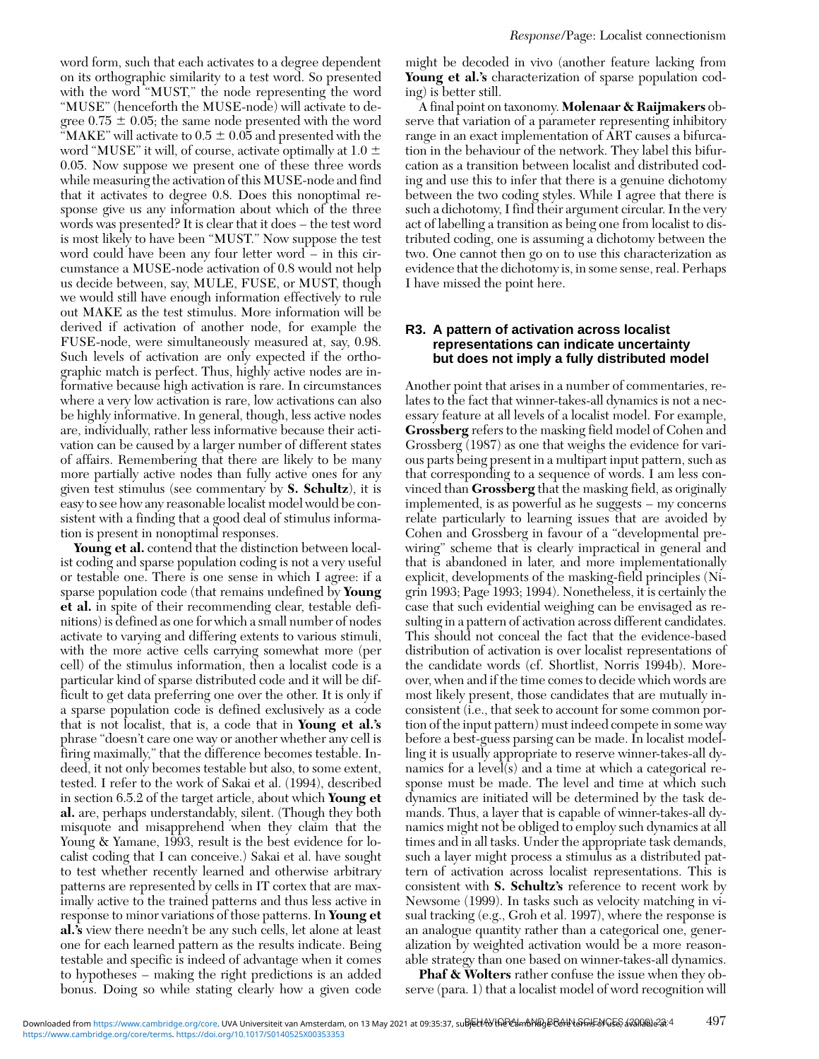word form, such that each activates to a degree dependent on its orthographic similarity to a test word. So presented with the word "MUST," the node representing the word "MUSE" (henceforth the MUSE-node) will activate to degree $0.75 \pm 0.05$; the same node presented with the word "MAKE" will activate to $0.5 \pm 0.05$ and presented with the word "MUSE" it will, of course, activate optimally at $1.0 \pm 0.05$. Now suppose we present one of these three words while measuring the activation of this MUSE-node and find that it activates to degree 0.8. Does this nonoptimal response give us any information about which of the three words was presented? It is clear that it does – the test word is most likely to have been "MUST." Now suppose the test word could have been any four letter word – in this circumstance a MUSE-node activation of 0.8 would not help us decide between, say, MULE, FUSE, or MUST, though we would still have enough information effectively to rule out MAKE as the test stimulus. More information will be derived if activation of another node, for example the FUSE-node, were simultaneously measured at, say, 0.98. Such levels of activation are only expected if the orthographic match is perfect. Thus, highly active nodes are informative because high activation is rare. In circumstances where a very low activation is rare, low activations can also be highly informative. In general, though, less active nodes are, individually, rather less informative because their activation can be caused by a larger number of different states of affairs. Remembering that there are likely to be many more partially active nodes than fully active ones for any given test stimulus (see commentary by **S. Schultz**), it is easy to see how any reasonable localist model would be consistent with a finding that a good deal of stimulus information is present in nonoptimal responses.

**Young et al.** contend that the distinction between localist coding and sparse population coding is not a very useful or testable one. There is one sense in which I agree: if a sparse population code (that remains undefined by **Young et al.** in spite of their recommending clear, testable definitions) is defined as one for which a small number of nodes activate to varying and differing extents to various stimuli, with the more active cells carrying somewhat more (per cell) of the stimulus information, then a localist code is a particular kind of sparse distributed code and it will be difficult to get data preferring one over the other. It is only if a sparse population code is defined exclusively as a code that is not localist, that is, a code that in **Young et al.'s** phrase "doesn't care one way or another whether any cell is firing maximally," that the difference becomes testable. Indeed, it not only becomes testable but also, to some extent, tested. I refer to the work of Sakai et al. (1994), described in section 6.5.2 of the target article, about which **Young et al.** are, perhaps understandably, silent. (Though they both misquote and misapprehend when they claim that the Young & Yamane, 1993, result is the best evidence for localist coding that I can conceive.) Sakai et al. have sought to test whether recently learned and otherwise arbitrary patterns are represented by cells in IT cortex that are maximally active to the trained patterns and thus less active in response to minor variations of those patterns. In **Young et al.'s** view there needn't be any such cells, let alone at least one for each learned pattern as the results indicate. Being testable and specific is indeed of advantage when it comes to hypotheses – making the right predictions is an added bonus. Doing so while stating clearly how a given code might be decoded in vivo (another feature lacking from **Young et al.'s** characterization of sparse population coding) is better still.

A final point on taxonomy. **Molenaar & Raijmakers** observe that variation of a parameter representing inhibitory range in an exact implementation of ART causes a bifurcation in the behaviour of the network. They label this bifurcation as a transition between localist and distributed coding and use this to infer that there is a genuine dichotomy between the two coding styles. While I agree that there is such a dichotomy, I find their argument circular. In the very act of labelling a transition as being one from localist to distributed coding, one is assuming a dichotomy between the two. One cannot then go on to use this characterization as evidence that the dichotomy is, in some sense, real. Perhaps I have missed the point here.

## R3. A pattern of activation across localist representations can indicate uncertainty but does not imply a fully distributed model

Another point that arises in a number of commentaries, relates to the fact that winner-takes-all dynamics is not a necessary feature at all levels of a localist model. For example, **Grossberg** refers to the masking field model of Cohen and Grossberg (1987) as one that weighs the evidence for various parts being present in a multipart input pattern, such as that corresponding to a sequence of words. I am less convinced than **Grossberg** that the masking field, as originally implemented, is as powerful as he suggests – my concerns relate particularly to learning issues that are avoided by Cohen and Grossberg in favour of a "developmental prewiring" scheme that is clearly impractical in general and that is abandoned in later, and more implementationally explicit, developments of the masking-field principles (Nigrin 1993; Page 1993; 1994). Nonetheless, it is certainly the case that such evidential weighing can be envisaged as resulting in a pattern of activation across different candidates. This should not conceal the fact that the evidence-based distribution of activation is over localist representations of the candidate words (cf. Shortlist, Norris 1994b). Moreover, when and if the time comes to decide which words are most likely present, those candidates that are mutually inconsistent (i.e., that seek to account for some common portion of the input pattern) must indeed compete in some way before a best-guess parsing can be made. In localist modelling it is usually appropriate to reserve winner-takes-all dynamics for a level(s) and a time at which a categorical response must be made. The level and time at which such dynamics are initiated will be determined by the task demands. Thus, a layer that is capable of winner-takes-all dynamics might not be obliged to employ such dynamics at all times and in all tasks. Under the appropriate task demands, such a layer might process a stimulus as a distributed pattern of activation across localist representations. This is consistent with **S. Schultz's** reference to recent work by Newsome (1999). In tasks such as velocity matching in visual tracking (e.g., Groh et al. 1997), where the response is an analogue quantity rather than a categorical one, generalization by weighted activation would be a more reasonable strategy than one based on winner-takes-all dynamics.

**Phaf & Wolters** rather confuse the issue when they observe (para. 1) that a localist model of word recognition will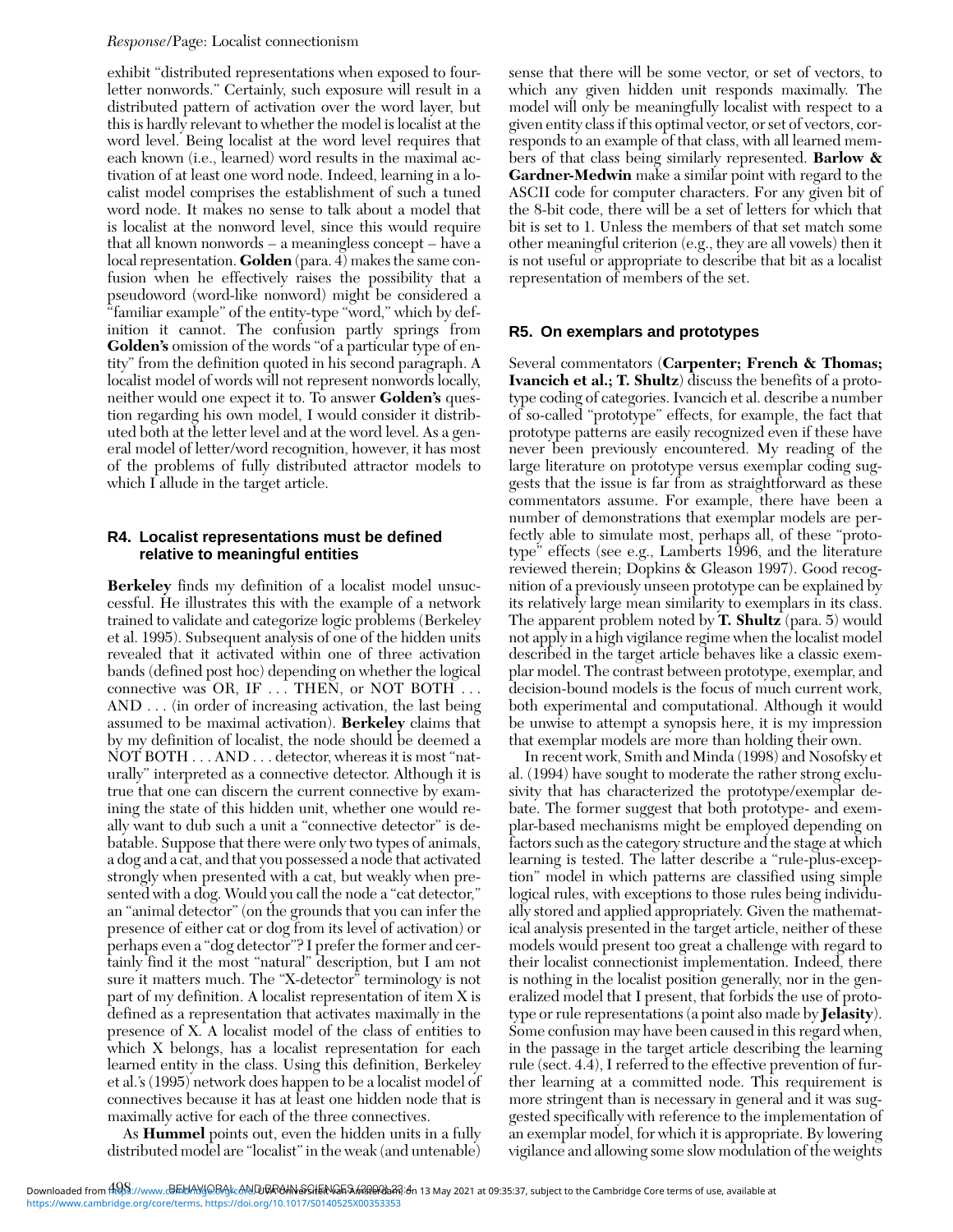exhibit "distributed representations when exposed to four-letter nonwords." Certainly, such exposure will result in a distributed pattern of activation over the word layer, but this is hardly relevant to whether the model is localist at the word level. Being localist at the word level requires that each known (i.e., learned) word results in the maximal activation of at least one word node. Indeed, learning in a localist model comprises the establishment of such a tuned word node. It makes no sense to talk about a model that is localist at the nonword level, since this would require that all known nonwords – a meaningless concept – have a local representation. **Golden** (para. 4) makes the same confusion when he effectively raises the possibility that a pseudoword (word-like nonword) might be considered a "familiar example" of the entity-type "word," which by definition it cannot. The confusion partly springs from **Golden's** omission of the words "of a particular type of entity" from the definition quoted in his second paragraph. A localist model of words will not represent nonwords locally, neither would one expect it to. To answer **Golden's** question regarding his own model, I would consider it distributed both at the letter level and at the word level. As a general model of letter/word recognition, however, it has most of the problems of fully distributed attractor models to which I allude in the target article.

## R4. Localist representations must be defined relative to meaningful entities

**Berkeley** finds my definition of a localist model unsuccessful. He illustrates this with the example of a network trained to validate and categorize logic problems (Berkeley et al. 1995). Subsequent analysis of one of the hidden units revealed that it activated within one of three activation bands (defined post hoc) depending on whether the logical connective was OR, IF . . . THEN, or NOT BOTH . . . AND . . . (in order of increasing activation, the last being assumed to be maximal activation). **Berkeley** claims that by my definition of localist, the node should be deemed a NOT BOTH . . . AND . . . detector, whereas it is most "naturally" interpreted as a connective detector. Although it is true that one can discern the current connective by examining the state of this hidden unit, whether one would really want to dub such a unit a "connective detector" is debatable. Suppose that there were only two types of animals, a dog and a cat, and that you possessed a node that activated strongly when presented with a cat, but weakly when presented with a dog. Would you call the node a "cat detector," an "animal detector" (on the grounds that you can infer the presence of either cat or dog from its level of activation) or perhaps even a "dog detector"? I prefer the former and certainly find it the most "natural" description, but I am not sure it matters much. The "X-detector" terminology is not part of my definition. A localist representation of item X is defined as a representation that activates maximally in the presence of X. A localist model of the class of entities to which X belongs, has a localist representation for each learned entity in the class. Using this definition, Berkeley et al.'s (1995) network does happen to be a localist model of connectives because it has at least one hidden node that is maximally active for each of the three connectives.

As **Hummel** points out, even the hidden units in a fully distributed model are "localist" in the weak (and untenable) sense that there will be some vector, or set of vectors, to which any given hidden unit responds maximally. The model will only be meaningfully localist with respect to a given entity class if this optimal vector, or set of vectors, corresponds to an example of that class, with all learned members of that class being similarly represented. **Barlow & Gardner-Medwin** make a similar point with regard to the ASCII code for computer characters. For any given bit of the 8-bit code, there will be a set of letters for which that bit is set to 1. Unless the members of that set match some other meaningful criterion (e.g., they are all vowels) then it is not useful or appropriate to describe that bit as a localist representation of members of the set.

## R5. On exemplars and prototypes

Several commentators (**Carpenter; French & Thomas; Ivancich et al.; T. Shultz**) discuss the benefits of a prototype coding of categories. Ivancich et al. describe a number of so-called "prototype" effects, for example, the fact that prototype patterns are easily recognized even if these have never been previously encountered. My reading of the large literature on prototype versus exemplar coding suggests that the issue is far from as straightforward as these commentators assume. For example, there have been a number of demonstrations that exemplar models are perfectly able to simulate most, perhaps all, of these "prototype" effects (see e.g., Lamberts 1996, and the literature reviewed therein; Dopkins & Gleason 1997). Good recognition of a previously unseen prototype can be explained by its relatively large mean similarity to exemplars in its class. The apparent problem noted by **T. Shultz** (para. 5) would not apply in a high vigilance regime when the localist model described in the target article behaves like a classic exemplar model. The contrast between prototype, exemplar, and decision-bound models is the focus of much current work, both experimental and computational. Although it would be unwise to attempt a synopsis here, it is my impression that exemplar models are more than holding their own.

In recent work, Smith and Minda (1998) and Nosofsky et al. (1994) have sought to moderate the rather strong exclusivity that has characterized the prototype/exemplar debate. The former suggest that both prototype- and exemplar-based mechanisms might be employed depending on factors such as the category structure and the stage at which learning is tested. The latter describe a "rule-plus-exception" model in which patterns are classified using simple logical rules, with exceptions to those rules being individually stored and applied appropriately. Given the mathematical analysis presented in the target article, neither of these models would present too great a challenge with regard to their localist connectionist implementation. Indeed, there is nothing in the localist position generally, nor in the generalized model that I present, that forbids the use of prototype or rule representations (a point also made by **Jelasity**). Some confusion may have been caused in this regard when, in the passage in the target article describing the learning rule (sect. 4.4), I referred to the effective prevention of further learning at a committed node. This requirement is more stringent than is necessary in general and it was suggested specifically with reference to the implementation of an exemplar model, for which it is appropriate. By lowering vigilance and allowing some slow modulation of the weights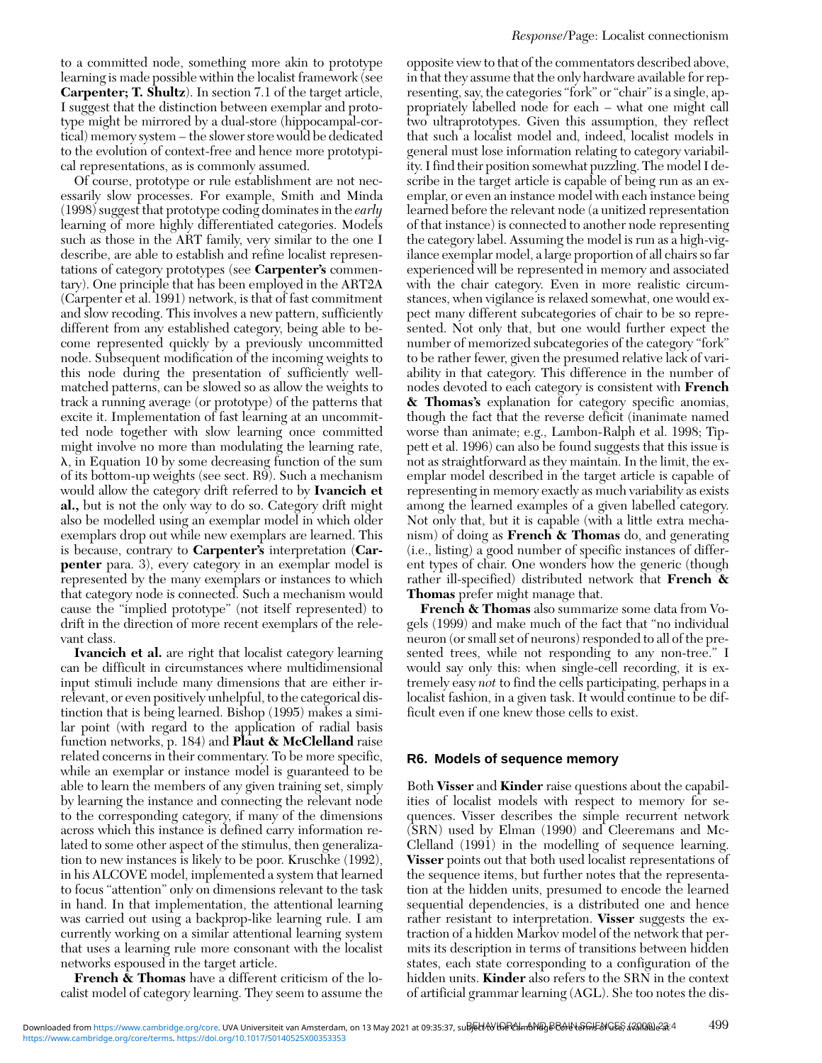to a committed node, something more akin to prototype learning is made possible within the localist framework (see **Carpenter; T. Shultz**). In section 7.1 of the target article, I suggest that the distinction between exemplar and prototype might be mirrored by a dual-store (hippocampal-cortical) memory system – the slower store would be dedicated to the evolution of context-free and hence more prototypical representations, as is commonly assumed.

Of course, prototype or rule establishment are not necessarily slow processes. For example, Smith and Minda (1998) suggest that prototype coding dominates in the *early* learning of more highly differentiated categories. Models such as those in the ART family, very similar to the one I describe, are able to establish and refine localist representations of category prototypes (see **Carpenter's** commentary). One principle that has been employed in the ART2A (Carpenter et al. 1991) network, is that of fast commitment and slow recoding. This involves a new pattern, sufficiently different from any established category, being able to become represented quickly by a previously uncommitted node. Subsequent modification of the incoming weights to this node during the presentation of sufficiently well-matched patterns, can be slowed so as allow the weights to track a running average (or prototype) of the patterns that excite it. Implementation of fast learning at an uncommitted node together with slow learning once committed might involve no more than modulating the learning rate, $\lambda$, in Equation 10 by some decreasing function of the sum of its bottom-up weights (see sect. R9). Such a mechanism would allow the category drift referred to by **Ivancich et al.,** but is not the only way to do so. Category drift might also be modelled using an exemplar model in which older exemplars drop out while new exemplars are learned. This is because, contrary to **Carpenter's** interpretation (**Carpenter** para. 3), every category in an exemplar model is represented by the many exemplars or instances to which that category node is connected. Such a mechanism would cause the "implied prototype" (not itself represented) to drift in the direction of more recent exemplars of the relevant class.

**Ivancich et al.** are right that localist category learning can be difficult in circumstances where multidimensional input stimuli include many dimensions that are either irrelevant, or even positively unhelpful, to the categorical distinction that is being learned. Bishop (1995) makes a similar point (with regard to the application of radial basis function networks, p. 184) and **Plaut & McClelland** raise related concerns in their commentary. To be more specific, while an exemplar or instance model is guaranteed to be able to learn the members of any given training set, simply by learning the instance and connecting the relevant node to the corresponding category, if many of the dimensions across which this instance is defined carry information related to some other aspect of the stimulus, then generalization to new instances is likely to be poor. Kruschke (1992), in his ALCOVE model, implemented a system that learned to focus "attention" only on dimensions relevant to the task in hand. In that implementation, the attentional learning was carried out using a backprop-like learning rule. I am currently working on a similar attentional learning system that uses a learning rule more consonant with the localist networks espoused in the target article.

**French & Thomas** have a different criticism of the localist model of category learning. They seem to assume the opposite view to that of the commentators described above, in that they assume that the only hardware available for representing, say, the categories "fork" or "chair" is a single, appropriately labelled node for each – what one might call two ultraprototypes. Given this assumption, they reflect that such a localist model and, indeed, localist models in general must lose information relating to category variability. I find their position somewhat puzzling. The model I describe in the target article is capable of being run as an exemplar, or even an instance model with each instance being learned before the relevant node (a unitized representation of that instance) is connected to another node representing the category label. Assuming the model is run as a high-vigilance exemplar model, a large proportion of all chairs so far experienced will be represented in memory and associated with the chair category. Even in more realistic circumstances, when vigilance is relaxed somewhat, one would expect many different subcategories of chair to be so represented. Not only that, but one would further expect the number of memorized subcategories of the category "fork" to be rather fewer, given the presumed relative lack of variability in that category. This difference in the number of nodes devoted to each category is consistent with **French & Thomas's** explanation for category specific anomias, though the fact that the reverse deficit (inanimate named worse than animate; e.g., Lambon-Ralph et al. 1998; Tippett et al. 1996) can also be found suggests that this issue is not as straightforward as they maintain. In the limit, the exemplar model described in the target article is capable of representing in memory exactly as much variability as exists among the learned examples of a given labelled category. Not only that, but it is capable (with a little extra mechanism) of doing as **French & Thomas** do, and generating (i.e., listing) a good number of specific instances of different types of chair. One wonders how the generic (though rather ill-specified) distributed network that **French & Thomas** prefer might manage that.

**French & Thomas** also summarize some data from Vogels (1999) and make much of the fact that "no individual neuron (or small set of neurons) responded to all of the presented trees, while not responding to any non-tree." I would say only this: when single-cell recording, it is extremely easy *not* to find the cells participating, perhaps in a localist fashion, in a given task. It would continue to be difficult even if one knew those cells to exist.

## R6. Models of sequence memory

Both **Visser** and **Kinder** raise questions about the capabilities of localist models with respect to memory for sequences. Visser describes the simple recurrent network (SRN) used by Elman (1990) and Cleeremans and McClelland (1991) in the modelling of sequence learning. **Visser** points out that both used localist representations of the sequence items, but further notes that the representation at the hidden units, presumed to encode the learned sequential dependencies, is a distributed one and hence rather resistant to interpretation. **Visser** suggests the extraction of a hidden Markov model of the network that permits its description in terms of transitions between hidden states, each state corresponding to a configuration of the hidden units. **Kinder** also refers to the SRN in the context of artificial grammar learning (AGL). She too notes the dis-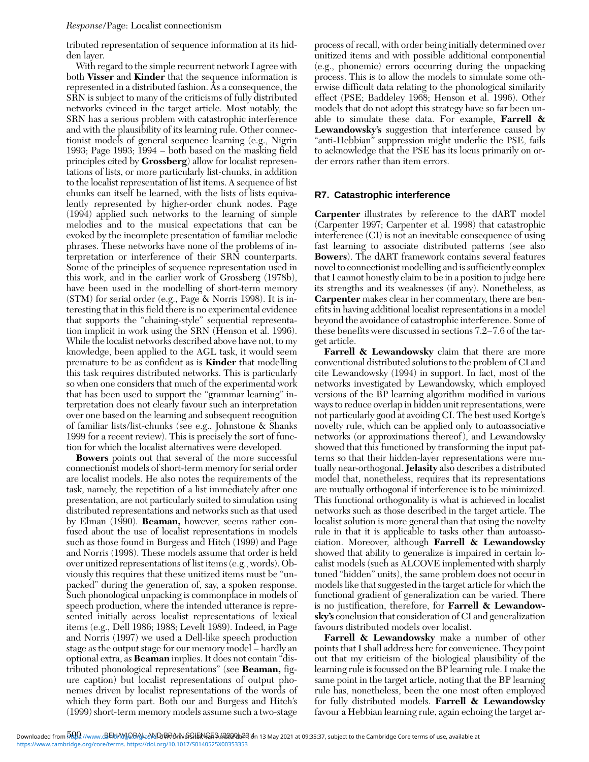tributed representation of sequence information at its hidden layer.

With regard to the simple recurrent network I agree with both **Visser** and **Kinder** that the sequence information is represented in a distributed fashion. As a consequence, the SRN is subject to many of the criticisms of fully distributed networks evinced in the target article. Most notably, the SRN has a serious problem with catastrophic interference and with the plausibility of its learning rule. Other connectionist models of general sequence learning (e.g., Nigrin 1993; Page 1993; 1994 – both based on the masking field principles cited by **Grossberg**) allow for localist representations of lists, or more particularly list-chunks, in addition to the localist representation of list items. A sequence of list chunks can itself be learned, with the lists of lists equivalently represented by higher-order chunk nodes. Page (1994) applied such networks to the learning of simple melodies and to the musical expectations that can be evoked by the incomplete presentation of familiar melodic phrases. These networks have none of the problems of interpretation or interference of their SRN counterparts. Some of the principles of sequence representation used in this work, and in the earlier work of Grossberg (1978b), have been used in the modelling of short-term memory (STM) for serial order (e.g., Page & Norris 1998). It is interesting that in this field there is no experimental evidence that supports the "chaining-style" sequential representation implicit in work using the SRN (Henson et al. 1996). While the localist networks described above have not, to my knowledge, been applied to the AGL task, it would seem premature to be as confident as is **Kinder** that modelling this task requires distributed networks. This is particularly so when one considers that much of the experimental work that has been used to support the "grammar learning" interpretation does not clearly favour such an interpretation over one based on the learning and subsequent recognition of familiar lists/list-chunks (see e.g., Johnstone & Shanks 1999 for a recent review). This is precisely the sort of function for which the localist alternatives were developed.

**Bowers** points out that several of the more successful connectionist models of short-term memory for serial order are localist models. He also notes the requirements of the task, namely, the repetition of a list immediately after one presentation, are not particularly suited to simulation using distributed representations and networks such as that used by Elman (1990). **Beaman,** however, seems rather confused about the use of localist representations in models such as those found in Burgess and Hitch (1999) and Page and Norris (1998). These models assume that order is held over unitized representations of list items (e.g., words). Obviously this requires that these unitized items must be "unpacked" during the generation of, say, a spoken response. Such phonological unpacking is commonplace in models of speech production, where the intended utterance is represented initially across localist representations of lexical items (e.g., Dell 1986; 1988; Levelt 1989). Indeed, in Page and Norris (1997) we used a Dell-like speech production stage as the output stage for our memory model – hardly an optional extra, as **Beaman** implies. It does not contain "distributed phonological representations" (see **Beaman,** figure caption) but localist representations of output phonemes driven by localist representations of the words of which they form part. Both our and Burgess and Hitch's (1999) short-term memory models assume such a two-stage process of recall, with order being initially determined over unitized items and with possible additional componential (e.g., phonemic) errors occurring during the unpacking process. This is to allow the models to simulate some otherwise difficult data relating to the phonological similarity effect (PSE; Baddeley 1968; Henson et al. 1996). Other models that do not adopt this strategy have so far been unable to simulate these data. For example, **Farrell & Lewandowsky's** suggestion that interference caused by "anti-Hebbian" suppression might underlie the PSE, fails to acknowledge that the PSE has its locus primarily on order errors rather than item errors.

## R7. Catastrophic interference

**Carpenter** illustrates by reference to the dART model (Carpenter 1997; Carpenter et al. 1998) that catastrophic interference (CI) is not an inevitable consequence of using fast learning to associate distributed patterns (see also **Bowers**). The dART framework contains several features novel to connectionist modelling and is sufficiently complex that I cannot honestly claim to be in a position to judge here its strengths and its weaknesses (if any). Nonetheless, as **Carpenter** makes clear in her commentary, there are benefits in having additional localist representations in a model beyond the avoidance of catastrophic interference. Some of these benefits were discussed in sections 7.2–7.6 of the target article.

**Farrell & Lewandowsky** claim that there are more conventional distributed solutions to the problem of CI and cite Lewandowsky (1994) in support. In fact, most of the networks investigated by Lewandowsky, which employed versions of the BP learning algorithm modified in various ways to reduce overlap in hidden unit representations, were not particularly good at avoiding CI. The best used Kortge's novelty rule, which can be applied only to autoassociative networks (or approximations thereof), and Lewandowsky showed that this functioned by transforming the input patterns so that their hidden-layer representations were mutually near-orthogonal. **Jelasity** also describes a distributed model that, nonetheless, requires that its representations are mutually orthogonal if interference is to be minimized. This functional orthogonality is what is achieved in localist networks such as those described in the target article. The localist solution is more general than that using the novelty rule in that it is applicable to tasks other than autoassociation. Moreover, although **Farrell & Lewandowsky** showed that ability to generalize is impaired in certain localist models (such as ALCOVE implemented with sharply tuned "hidden" units), the same problem does not occur in models like that suggested in the target article for which the functional gradient of generalization can be varied. There is no justification, therefore, for **Farrell & Lewandowsky's** conclusion that consideration of CI and generalization favours distributed models over localist.

**Farrell & Lewandowsky** make a number of other points that I shall address here for convenience. They point out that my criticism of the biological plausibility of the learning rule is focussed on the BP learning rule. I make the same point in the target article, noting that the BP learning rule has, nonetheless, been the one most often employed for fully distributed models. **Farrell & Lewandowsky** favour a Hebbian learning rule, again echoing the target ar-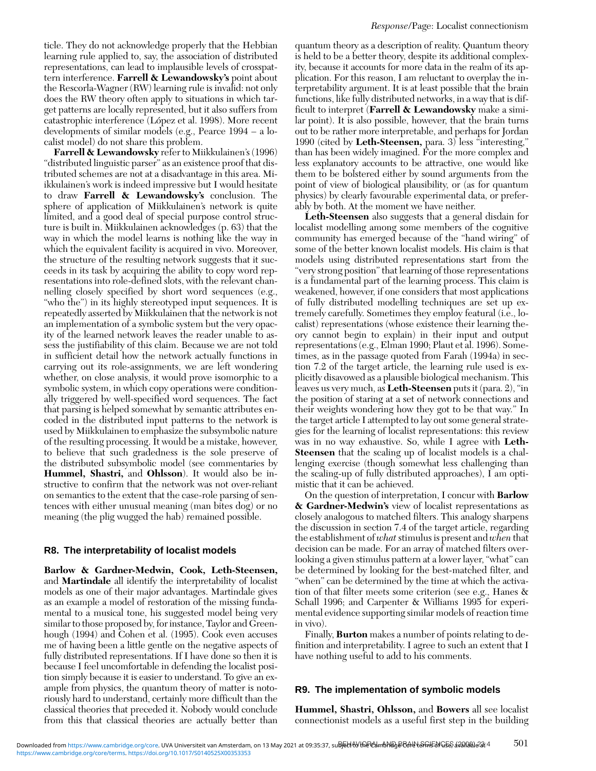ticle. They do not acknowledge properly that the Hebbian learning rule applied to, say, the association of distributed representations, can lead to implausible levels of crosspattern interference. **Farrell & Lewandowsky's** point about the Rescorla-Wagner (RW) learning rule is invalid: not only does the RW theory often apply to situations in which target patterns are locally represented, but it also suffers from catastrophic interference (López et al. 1998). More recent developments of similar models (e.g., Pearce 1994 – a localist model) do not share this problem.

**Farrell & Lewandowsky** refer to Miikkulainen's (1996) "distributed linguistic parser" as an existence proof that distributed schemes are not at a disadvantage in this area. Miikkulainen's work is indeed impressive but I would hesitate to draw **Farrell & Lewandowsky's** conclusion. The sphere of application of Miikkulainen's network is quite limited, and a good deal of special purpose control structure is built in. Miikkulainen acknowledges (p. 63) that the way in which the model learns is nothing like the way in which the equivalent facility is acquired in vivo. Moreover, the structure of the resulting network suggests that it succeeds in its task by acquiring the ability to copy word representations into role-defined slots, with the relevant channelling closely specified by short word sequences (e.g., "who the") in its highly stereotyped input sequences. It is repeatedly asserted by Miikkulainen that the network is not an implementation of a symbolic system but the very opacity of the learned network leaves the reader unable to assess the justifiability of this claim. Because we are not told in sufficient detail how the network actually functions in carrying out its role-assignments, we are left wondering whether, on close analysis, it would prove isomorphic to a symbolic system, in which copy operations were conditionally triggered by well-specified word sequences. The fact that parsing is helped somewhat by semantic attributes encoded in the distributed input patterns to the network is used by Miikkulainen to emphasize the subsymbolic nature of the resulting processing. It would be a mistake, however, to believe that such gradedness is the sole preserve of the distributed subsymbolic model (see commentaries by **Hummel, Shastri,** and **Ohlsson**). It would also be instructive to confirm that the network was not over-reliant on semantics to the extent that the case-role parsing of sentences with either unusual meaning (man bites dog) or no meaning (the plig wugged the hab) remained possible.

## R8. The interpretability of localist models

**Barlow & Gardner-Medwin, Cook, Leth-Steensen,** and **Martindale** all identify the interpretability of localist models as one of their major advantages. Martindale gives as an example a model of restoration of the missing fundamental to a musical tone, his suggested model being very similar to those proposed by, for instance, Taylor and Greenhough (1994) and Cohen et al. (1995). Cook even accuses me of having been a little gentle on the negative aspects of fully distributed representations. If I have done so then it is because I feel uncomfortable in defending the localist position simply because it is easier to understand. To give an example from physics, the quantum theory of matter is notoriously hard to understand, certainly more difficult than the classical theories that preceded it. Nobody would conclude from this that classical theories are actually better than quantum theory as a description of reality. Quantum theory is held to be a better theory, despite its additional complexity, because it accounts for more data in the realm of its application. For this reason, I am reluctant to overplay the interpretability argument. It is at least possible that the brain functions, like fully distributed networks, in a way that is difficult to interpret (**Farrell & Lewandowsky** make a similar point). It is also possible, however, that the brain turns out to be rather more interpretable, and perhaps for Jordan 1990 (cited by **Leth-Steensen,** para. 3) less "interesting," than has been widely imagined. For the more complex and less explanatory accounts to be attractive, one would like them to be bolstered either by sound arguments from the point of view of biological plausibility, or (as for quantum physics) by clearly favourable experimental data, or preferably by both. At the moment we have neither.

**Leth-Steensen** also suggests that a general disdain for localist modelling among some members of the cognitive community has emerged because of the "hand wiring" of some of the better known localist models. His claim is that models using distributed representations start from the "very strong position" that learning of those representations is a fundamental part of the learning process. This claim is weakened, however, if one considers that most applications of fully distributed modelling techniques are set up extremely carefully. Sometimes they employ featural (i.e., localist) representations (whose existence their learning theory cannot begin to explain) in their input and output representations (e.g., Elman 1990; Plaut et al. 1996). Sometimes, as in the passage quoted from Farah (1994a) in section 7.2 of the target article, the learning rule used is explicitly disavowed as a plausible biological mechanism. This leaves us very much, as **Leth-Steensen** puts it (para. 2), "in the position of staring at a set of network connections and their weights wondering how they got to be that way." In the target article I attempted to lay out some general strategies for the learning of localist representations: this review was in no way exhaustive. So, while I agree with **Leth-Steensen** that the scaling up of localist models is a challenging exercise (though somewhat less challenging than the scaling-up of fully distributed approaches), I am optimistic that it can be achieved.

On the question of interpretation, I concur with **Barlow & Gardner-Medwin's** view of localist representations as closely analogous to matched filters. This analogy sharpens the discussion in section 7.4 of the target article, regarding the establishment of *what* stimulus is present and *when* that decision can be made. For an array of matched filters overlooking a given stimulus pattern at a lower layer, "what" can be determined by looking for the best-matched filter, and "when" can be determined by the time at which the activation of that filter meets some criterion (see e.g., Hanes & Schall 1996; and Carpenter & Williams 1995 for experimental evidence supporting similar models of reaction time in vivo).

Finally, **Burton** makes a number of points relating to definition and interpretability. I agree to such an extent that I have nothing useful to add to his comments.

## R9. The implementation of symbolic models

**Hummel, Shastri, Ohlsson,** and **Bowers** all see localist connectionist models as a useful first step in the building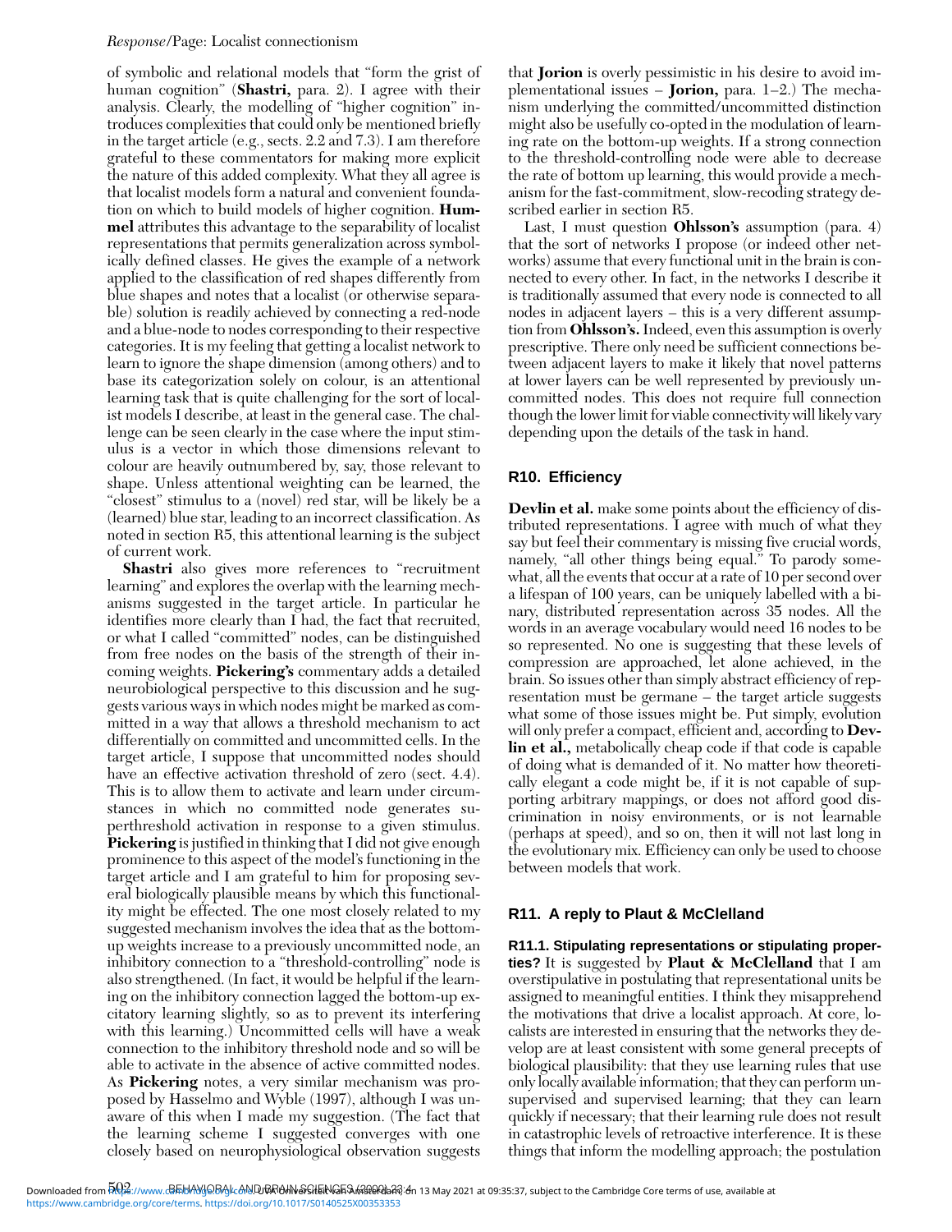of symbolic and relational models that "form the grist of human cognition" (**Shastri,** para. 2). I agree with their analysis. Clearly, the modelling of "higher cognition" introduces complexities that could only be mentioned briefly in the target article (e.g., sects. 2.2 and 7.3). I am therefore grateful to these commentators for making more explicit the nature of this added complexity. What they all agree is that localist models form a natural and convenient foundation on which to build models of higher cognition. **Hummel** attributes this advantage to the separability of localist representations that permits generalization across symbolically defined classes. He gives the example of a network applied to the classification of red shapes differently from blue shapes and notes that a localist (or otherwise separable) solution is readily achieved by connecting a red-node and a blue-node to nodes corresponding to their respective categories. It is my feeling that getting a localist network to learn to ignore the shape dimension (among others) and to base its categorization solely on colour, is an attentional learning task that is quite challenging for the sort of localist models I describe, at least in the general case. The challenge can be seen clearly in the case where the input stimulus is a vector in which those dimensions relevant to colour are heavily outnumbered by, say, those relevant to shape. Unless attentional weighting can be learned, the "closest" stimulus to a (novel) red star, will be likely be a (learned) blue star, leading to an incorrect classification. As noted in section R5, this attentional learning is the subject of current work.

**Shastri** also gives more references to "recruitment learning" and explores the overlap with the learning mechanisms suggested in the target article. In particular he identifies more clearly than I had, the fact that recruited, or what I called "committed" nodes, can be distinguished from free nodes on the basis of the strength of their incoming weights. **Pickering's** commentary adds a detailed neurobiological perspective to this discussion and he suggests various ways in which nodes might be marked as committed in a way that allows a threshold mechanism to act differentially on committed and uncommitted cells. In the target article, I suppose that uncommitted nodes should have an effective activation threshold of zero (sect. 4.4). This is to allow them to activate and learn under circumstances in which no committed node generates superthreshold activation in response to a given stimulus. **Pickering** is justified in thinking that I did not give enough prominence to this aspect of the model's functioning in the target article and I am grateful to him for proposing several biologically plausible means by which this functionality might be effected. The one most closely related to my suggested mechanism involves the idea that as the bottom-up weights increase to a previously uncommitted node, an inhibitory connection to a "threshold-controlling" node is also strengthened. (In fact, it would be helpful if the learning on the inhibitory connection lagged the bottom-up excitatory learning slightly, so as to prevent its interfering with this learning.) Uncommitted cells will have a weak connection to the inhibitory threshold node and so will be able to activate in the absence of active committed nodes. As **Pickering** notes, a very similar mechanism was proposed by Hasselmo and Wyble (1997), although I was unaware of this when I made my suggestion. (The fact that the learning scheme I suggested converges with one closely based on neurophysiological observation suggests that **Jorion** is overly pessimistic in his desire to avoid implementational issues – **Jorion,** para. 1–2.) The mechanism underlying the committed/uncommitted distinction might also be usefully co-opted in the modulation of learning rate on the bottom-up weights. If a strong connection to the threshold-controlling node were able to decrease the rate of bottom up learning, this would provide a mechanism for the fast-commitment, slow-recoding strategy described earlier in section R5.

Last, I must question **Ohlsson's** assumption (para. 4) that the sort of networks I propose (or indeed other networks) assume that every functional unit in the brain is connected to every other. In fact, in the networks I describe it is traditionally assumed that every node is connected to all nodes in adjacent layers – this is a very different assumption from **Ohlsson's.** Indeed, even this assumption is overly prescriptive. There only need be sufficient connections between adjacent layers to make it likely that novel patterns at lower layers can be well represented by previously uncommitted nodes. This does not require full connection though the lower limit for viable connectivity will likely vary depending upon the details of the task in hand.

## R10. Efficiency

**Devlin et al.** make some points about the efficiency of distributed representations. I agree with much of what they say but feel their commentary is missing five crucial words, namely, "all other things being equal." To parody somewhat, all the events that occur at a rate of 10 per second over a lifespan of 100 years, can be uniquely labelled with a binary, distributed representation across 35 nodes. All the words in an average vocabulary would need 16 nodes to be so represented. No one is suggesting that these levels of compression are approached, let alone achieved, in the brain. So issues other than simply abstract efficiency of representation must be germane – the target article suggests what some of those issues might be. Put simply, evolution will only prefer a compact, efficient and, according to **Devlin et al.,** metabolically cheap code if that code is capable of doing what is demanded of it. No matter how theoretically elegant a code might be, if it is not capable of supporting arbitrary mappings, or does not afford good discrimination in noisy environments, or is not learnable (perhaps at speed), and so on, then it will not last long in the evolutionary mix. Efficiency can only be used to choose between models that work.

## R11. A reply to Plaut & McClelland

**R11.1. Stipulating representations or stipulating properties?** It is suggested by **Plaut & McClelland** that I am overstipulative in postulating that representational units be assigned to meaningful entities. I think they misapprehend the motivations that drive a localist approach. At core, localists are interested in ensuring that the networks they develop are at least consistent with some general precepts of biological plausibility: that they use learning rules that use only locally available information; that they can perform unsupervised and supervised learning; that they can learn quickly if necessary; that their learning rule does not result in catastrophic levels of retroactive interference. It is these things that inform the modelling approach; the postulation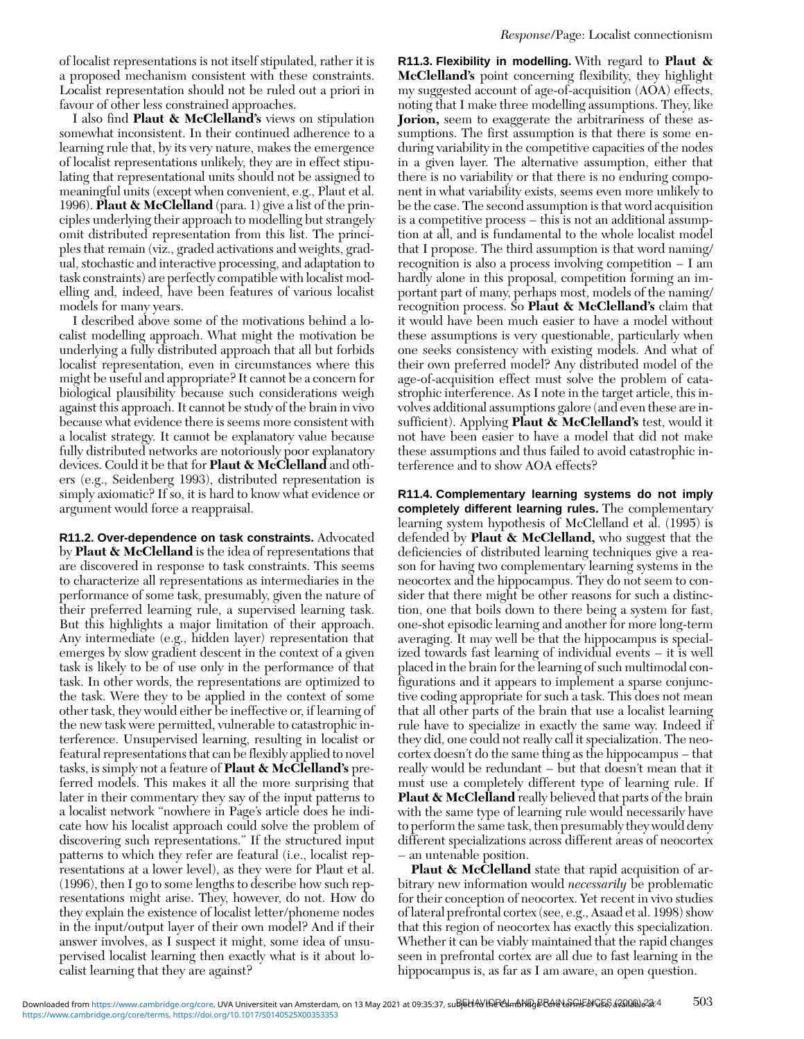of localist representations is not itself stipulated, rather it is a proposed mechanism consistent with these constraints. Localist representation should not be ruled out a priori in favour of other less constrained approaches.

I also find **Plaut & McClelland's** views on stipulation somewhat inconsistent. In their continued adherence to a learning rule that, by its very nature, makes the emergence of localist representations unlikely, they are in effect stipulating that representational units should not be assigned to meaningful units (except when convenient, e.g., Plaut et al. 1996). **Plaut & McClelland** (para. 1) give a list of the principles underlying their approach to modelling but strangely omit distributed representation from this list. The principles that remain (viz., graded activations and weights, gradual, stochastic and interactive processing, and adaptation to task constraints) are perfectly compatible with localist modelling and, indeed, have been features of various localist models for many years.

I described above some of the motivations behind a localist modelling approach. What might the motivation be underlying a fully distributed approach that all but forbids localist representation, even in circumstances where this might be useful and appropriate? It cannot be a concern for biological plausibility because such considerations weigh against this approach. It cannot be study of the brain in vivo because what evidence there is seems more consistent with a localist strategy. It cannot be explanatory value because fully distributed networks are notoriously poor explanatory devices. Could it be that for **Plaut & McClelland** and others (e.g., Seidenberg 1993), distributed representation is simply axiomatic? If so, it is hard to know what evidence or argument would force a reappraisal.

**R11.2. Over-dependence on task constraints.** Advocated by **Plaut & McClelland** is the idea of representations that are discovered in response to task constraints. This seems to characterize all representations as intermediaries in the performance of some task, presumably, given the nature of their preferred learning rule, a supervised learning task. But this highlights a major limitation of their approach. Any intermediate (e.g., hidden layer) representation that emerges by slow gradient descent in the context of a given task is likely to be of use only in the performance of that task. In other words, the representations are optimized to the task. Were they to be applied in the context of some other task, they would either be ineffective or, if learning of the new task were permitted, vulnerable to catastrophic interference. Unsupervised learning, resulting in localist or featural representations that can be flexibly applied to novel tasks, is simply not a feature of **Plaut & McClelland's** preferred models. This makes it all the more surprising that later in their commentary they say of the input patterns to a localist network "nowhere in Page's article does he indicate how his localist approach could solve the problem of discovering such representations." If the structured input patterns to which they refer are featural (i.e., localist representations at a lower level), as they were for Plaut et al. (1996), then I go to some lengths to describe how such representations might arise. They, however, do not. How do they explain the existence of localist letter/phoneme nodes in the input/output layer of their own model? And if their answer involves, as I suspect it might, some idea of unsupervised localist learning then exactly what is it about localist learning that they are against?

**R11.3. Flexibility in modelling.** With regard to **Plaut & McClelland's** point concerning flexibility, they highlight my suggested account of age-of-acquisition (AOA) effects, noting that I make three modelling assumptions. They, like **Jorion,** seem to exaggerate the arbitrariness of these assumptions. The first assumption is that there is some enduring variability in the competitive capacities of the nodes in a given layer. The alternative assumption, either that there is no variability or that there is no enduring component in what variability exists, seems even more unlikely to be the case. The second assumption is that word acquisition is a competitive process – this is not an additional assumption at all, and is fundamental to the whole localist model that I propose. The third assumption is that word naming/recognition is also a process involving competition – I am hardly alone in this proposal, competition forming an important part of many, perhaps most, models of the naming/recognition process. So **Plaut & McClelland's** claim that it would have been much easier to have a model without these assumptions is very questionable, particularly when one seeks consistency with existing models. And what of their own preferred model? Any distributed model of the age-of-acquisition effect must solve the problem of catastrophic interference. As I note in the target article, this involves additional assumptions galore (and even these are insufficient). Applying **Plaut & McClelland's** test, would it not have been easier to have a model that did not make these assumptions and thus failed to avoid catastrophic interference and to show AOA effects?

**R11.4. Complementary learning systems do not imply completely different learning rules.** The complementary learning system hypothesis of McClelland et al. (1995) is defended by **Plaut & McClelland,** who suggest that the deficiencies of distributed learning techniques give a reason for having two complementary learning systems in the neocortex and the hippocampus. They do not seem to consider that there might be other reasons for such a distinction, one that boils down to there being a system for fast, one-shot episodic learning and another for more long-term averaging. It may well be that the hippocampus is specialized towards fast learning of individual events – it is well placed in the brain for the learning of such multimodal configurations and it appears to implement a sparse conjunctive coding appropriate for such a task. This does not mean that all other parts of the brain that use a localist learning rule have to specialize in exactly the same way. Indeed if they did, one could not really call it specialization. The neocortex doesn't do the same thing as the hippocampus – that really would be redundant – but that doesn't mean that it must use a completely different type of learning rule. If **Plaut & McClelland** really believed that parts of the brain with the same type of learning rule would necessarily have to perform the same task, then presumably they would deny different specializations across different areas of neocortex – an untenable position.

**Plaut & McClelland** state that rapid acquisition of arbitrary new information would *necessarily* be problematic for their conception of neocortex. Yet recent in vivo studies of lateral prefrontal cortex (see, e.g., Asaad et al. 1998) show that this region of neocortex has exactly this specialization. Whether it can be viably maintained that the rapid changes seen in prefrontal cortex are all due to fast learning in the hippocampus is, as far as I am aware, an open question.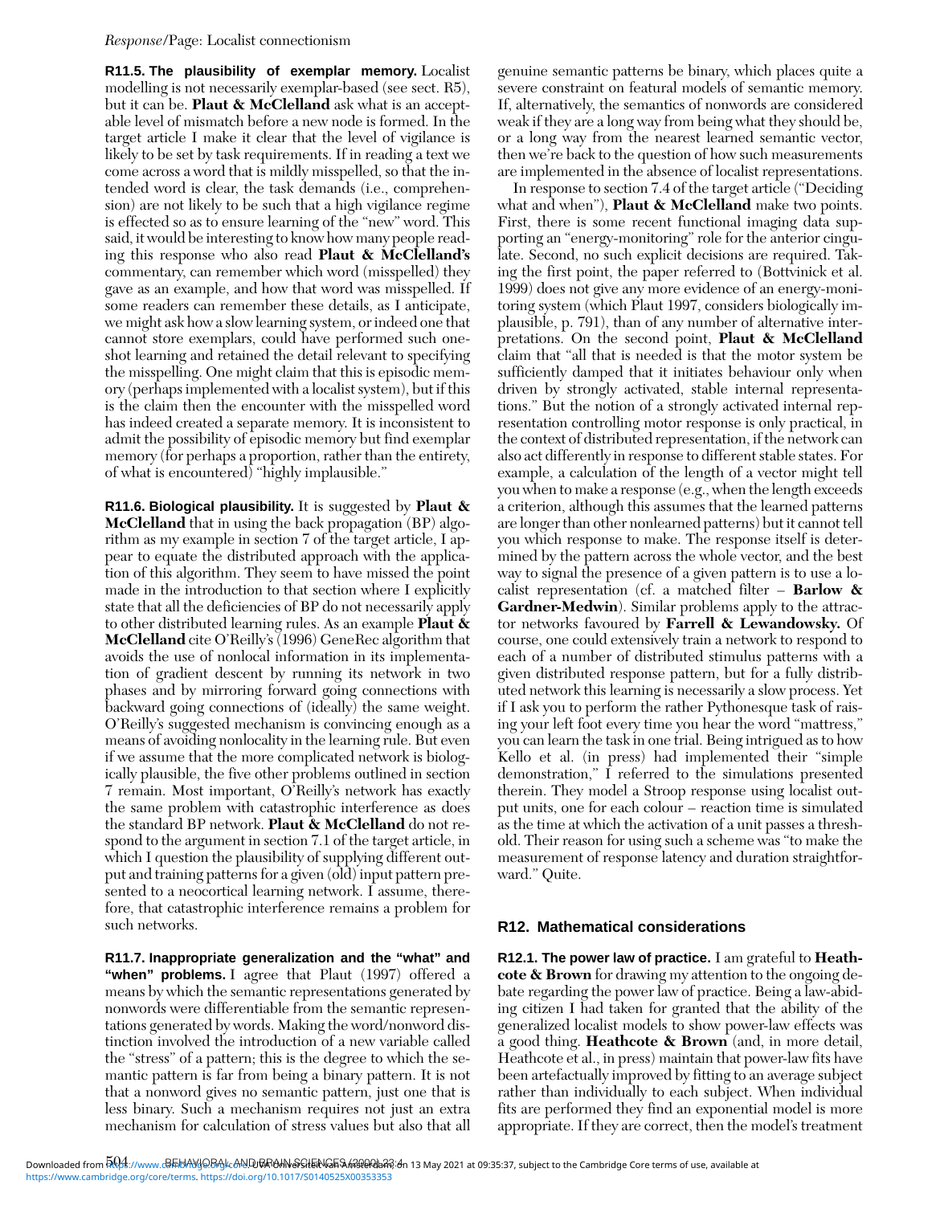**R11.5. The plausibility of exemplar memory.** Localist modelling is not necessarily exemplar-based (see sect. R5), but it can be. **Plaut & McClelland** ask what is an acceptable level of mismatch before a new node is formed. In the target article I make it clear that the level of vigilance is likely to be set by task requirements. If in reading a text we come across a word that is mildly misspelled, so that the intended word is clear, the task demands (i.e., comprehension) are not likely to be such that a high vigilance regime is effected so as to ensure learning of the "new" word. This said, it would be interesting to know how many people reading this response who also read **Plaut & McClelland's** commentary, can remember which word (misspelled) they gave as an example, and how that word was misspelled. If some readers can remember these details, as I anticipate, we might ask how a slow learning system, or indeed one that cannot store exemplars, could have performed such one-shot learning and retained the detail relevant to specifying the misspelling. One might claim that this is episodic memory (perhaps implemented with a localist system), but if this is the claim then the encounter with the misspelled word has indeed created a separate memory. It is inconsistent to admit the possibility of episodic memory but find exemplar memory (for perhaps a proportion, rather than the entirety, of what is encountered) "highly implausible."

**R11.6. Biological plausibility.** It is suggested by **Plaut & McClelland** that in using the back propagation (BP) algorithm as my example in section 7 of the target article, I appear to equate the distributed approach with the application of this algorithm. They seem to have missed the point made in the introduction to that section where I explicitly state that all the deficiencies of BP do not necessarily apply to other distributed learning rules. As an example **Plaut & McClelland** cite O'Reilly's (1996) GeneRec algorithm that avoids the use of nonlocal information in its implementation of gradient descent by running its network in two phases and by mirroring forward going connections with backward going connections of (ideally) the same weight. O'Reilly's suggested mechanism is convincing enough as a means of avoiding nonlocality in the learning rule. But even if we assume that the more complicated network is biologically plausible, the five other problems outlined in section 7 remain. Most important, O'Reilly's network has exactly the same problem with catastrophic interference as does the standard BP network. **Plaut & McClelland** do not respond to the argument in section 7.1 of the target article, in which I question the plausibility of supplying different output and training patterns for a given (old) input pattern presented to a neocortical learning network. I assume, therefore, that catastrophic interference remains a problem for such networks.

**R11.7. Inappropriate generalization and the "what" and "when" problems.** I agree that Plaut (1997) offered a means by which the semantic representations generated by nonwords were differentiable from the semantic representations generated by words. Making the word/nonword distinction involved the introduction of a new variable called the "stress" of a pattern; this is the degree to which the semantic pattern is far from being a binary pattern. It is not that a nonword gives no semantic pattern, just one that is less binary. Such a mechanism requires not just an extra mechanism for calculation of stress values but also that all genuine semantic patterns be binary, which places quite a severe constraint on featural models of semantic memory. If, alternatively, the semantics of nonwords are considered weak if they are a long way from being what they should be, or a long way from the nearest learned semantic vector, then we're back to the question of how such measurements are implemented in the absence of localist representations.

In response to section 7.4 of the target article ("Deciding what and when"), **Plaut & McClelland** make two points. First, there is some recent functional imaging data supporting an "energy-monitoring" role for the anterior cingulate. Second, no such explicit decisions are required. Taking the first point, the paper referred to (Bottvinick et al. 1999) does not give any more evidence of an energy-monitoring system (which Plaut 1997, considers biologically implausible, p. 791), than of any number of alternative interpretations. On the second point, **Plaut & McClelland** claim that "all that is needed is that the motor system be sufficiently damped that it initiates behaviour only when driven by strongly activated, stable internal representations." But the notion of a strongly activated internal representation controlling motor response is only practical, in the context of distributed representation, if the network can also act differently in response to different stable states. For example, a calculation of the length of a vector might tell you when to make a response (e.g., when the length exceeds a criterion, although this assumes that the learned patterns are longer than other nonlearned patterns) but it cannot tell you which response to make. The response itself is determined by the pattern across the whole vector, and the best way to signal the presence of a given pattern is to use a localist representation (cf. a matched filter – **Barlow & Gardner-Medwin**). Similar problems apply to the attractor networks favoured by **Farrell & Lewandowsky.** Of course, one could extensively train a network to respond to each of a number of distributed stimulus patterns with a given distributed response pattern, but for a fully distributed network this learning is necessarily a slow process. Yet if I ask you to perform the rather Pythonesque task of raising your left foot every time you hear the word "mattress," you can learn the task in one trial. Being intrigued as to how Kello et al. (in press) had implemented their "simple demonstration," I referred to the simulations presented therein. They model a Stroop response using localist output units, one for each colour – reaction time is simulated as the time at which the activation of a unit passes a threshold. Their reason for using such a scheme was "to make the measurement of response latency and duration straightforward." Quite.

## R12. Mathematical considerations

**R12.1. The power law of practice.** I am grateful to **Heathcote & Brown** for drawing my attention to the ongoing debate regarding the power law of practice. Being a law-abiding citizen I had taken for granted that the ability of the generalized localist models to show power-law effects was a good thing. **Heathcote & Brown** (and, in more detail, Heathcote et al., in press) maintain that power-law fits have been artefactually improved by fitting to an average subject rather than individually to each subject. When individual fits are performed they find an exponential model is more appropriate. If they are correct, then the model's treatment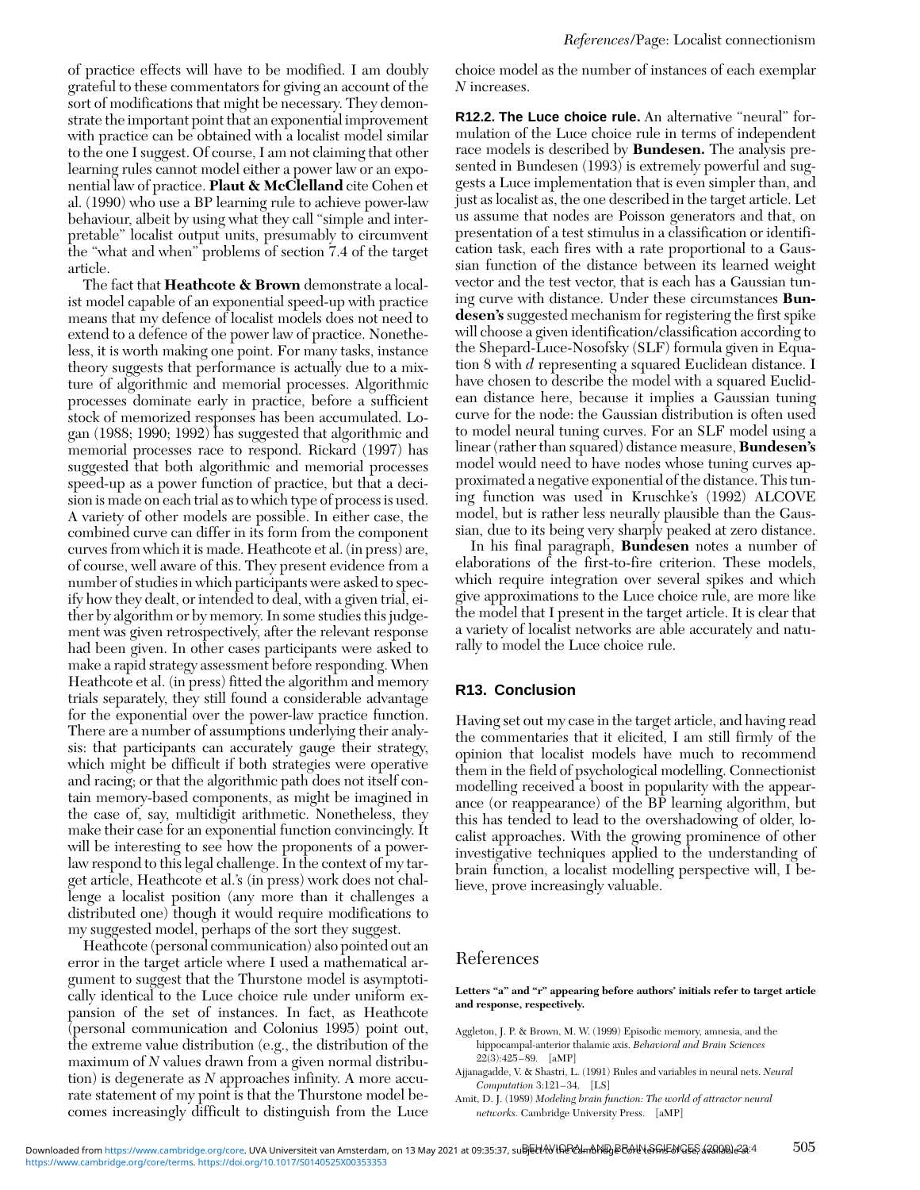of practice effects will have to be modified. I am doubly grateful to these commentators for giving an account of the sort of modifications that might be necessary. They demonstrate the important point that an exponential improvement with practice can be obtained with a localist model similar to the one I suggest. Of course, I am not claiming that other learning rules cannot model either a power law or an exponential law of practice. **Plaut & McClelland** cite Cohen et al. (1990) who use a BP learning rule to achieve power-law behaviour, albeit by using what they call "simple and interpretable" localist output units, presumably to circumvent the "what and when" problems of section 7.4 of the target article.

The fact that **Heathcote & Brown** demonstrate a localist model capable of an exponential speed-up with practice means that my defence of localist models does not need to extend to a defence of the power law of practice. Nonetheless, it is worth making one point. For many tasks, instance theory suggests that performance is actually due to a mixture of algorithmic and memorial processes. Algorithmic processes dominate early in practice, before a sufficient stock of memorized responses has been accumulated. Logan (1988; 1990; 1992) has suggested that algorithmic and memorial processes race to respond. Rickard (1997) has suggested that both algorithmic and memorial processes speed-up as a power function of practice, but that a decision is made on each trial as to which type of process is used. A variety of other models are possible. In either case, the combined curve can differ in its form from the component curves from which it is made. Heathcote et al. (in press) are, of course, well aware of this. They present evidence from a number of studies in which participants were asked to specify how they dealt, or intended to deal, with a given trial, either by algorithm or by memory. In some studies this judgement was given retrospectively, after the relevant response had been given. In other cases participants were asked to make a rapid strategy assessment before responding. When Heathcote et al. (in press) fitted the algorithm and memory trials separately, they still found a considerable advantage for the exponential over the power-law practice function. There are a number of assumptions underlying their analysis: that participants can accurately gauge their strategy, which might be difficult if both strategies were operative and racing; or that the algorithmic path does not itself contain memory-based components, as might be imagined in the case of, say, multidigit arithmetic. Nonetheless, they make their case for an exponential function convincingly. It will be interesting to see how the proponents of a power-law respond to this legal challenge. In the context of my target article, Heathcote et al.'s (in press) work does not challenge a localist position (any more than it challenges a distributed one) though it would require modifications to my suggested model, perhaps of the sort they suggest.

Heathcote (personal communication) also pointed out an error in the target article where I used a mathematical argument to suggest that the Thurstone model is asymptotically identical to the Luce choice rule under uniform expansion of the set of instances. In fact, as Heathcote (personal communication and Colonius 1995) point out, the extreme value distribution (e.g., the distribution of the maximum of $N$ values drawn from a given normal distribution) is degenerate as $N$ approaches infinity. A more accurate statement of my point is that the Thurstone model becomes increasingly difficult to distinguish from the Luce choice model as the number of instances of each exemplar $N$ increases.

**R12.2. The Luce choice rule.** An alternative "neural" formulation of the Luce choice rule in terms of independent race models is described by **Bundesen.** The analysis presented in Bundesen (1993) is extremely powerful and suggests a Luce implementation that is even simpler than, and just as localist as, the one described in the target article. Let us assume that nodes are Poisson generators and that, on presentation of a test stimulus in a classification or identification task, each fires with a rate proportional to a Gaussian function of the distance between its learned weight vector and the test vector, that is each has a Gaussian tuning curve with distance. Under these circumstances **Bundesen's** suggested mechanism for registering the first spike will choose a given identification/classification according to the Shepard-Luce-Nosofsky (SLF) formula given in Equation 8 with $d$ representing a squared Euclidean distance. I have chosen to describe the model with a squared Euclidean distance here, because it implies a Gaussian tuning curve for the node: the Gaussian distribution is often used to model neural tuning curves. For an SLF model using a linear (rather than squared) distance measure, **Bundesen's** model would need to have nodes whose tuning curves approximated a negative exponential of the distance. This tuning function was used in Kruschke's (1992) ALCOVE model, but is rather less neurally plausible than the Gaussian, due to its being very sharply peaked at zero distance.

In his final paragraph, **Bundesen** notes a number of elaborations of the first-to-fire criterion. These models, which require integration over several spikes and which give approximations to the Luce choice rule, are more like the model that I present in the target article. It is clear that a variety of localist networks are able accurately and naturally to model the Luce choice rule.

## R13. Conclusion

Having set out my case in the target article, and having read the commentaries that it elicited, I am still firmly of the opinion that localist models have much to recommend them in the field of psychological modelling. Connectionist modelling received a boost in popularity with the appearance (or reappearance) of the BP learning algorithm, but this has tended to lead to the overshadowing of older, localist approaches. With the growing prominence of other investigative techniques applied to the understanding of brain function, a localist modelling perspective will, I believe, prove increasingly valuable.

# References

**Letters "a" and "r" appearing before authors' initials refer to target article and response, respectively.**

Aggleton, J. P. & Brown, M. W. (1999) Episodic memory, amnesia, and the hippocampal-anterior thalamic axis. *Behavioral and Brain Sciences* 22(3):425–89. [aMP]

Ajjanagadde, V. & Shastri, L. (1991) Rules and variables in neural nets. *Neural Computation* 3:121–34. [LS]

Amit, D. J. (1989) *Modeling brain function: The world of attractor neural networks.* Cambridge University Press. [aMP]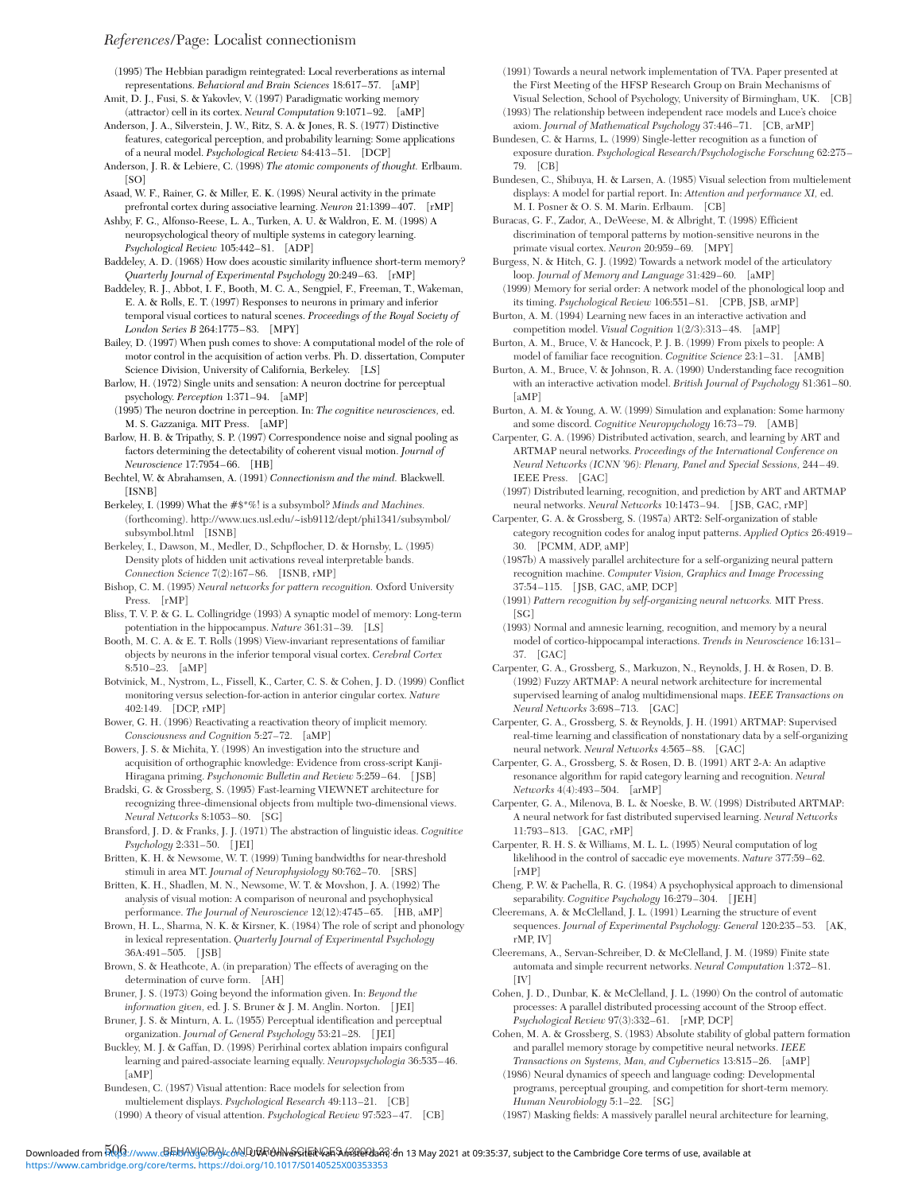(1995) The Hebbian paradigm reintegrated: Local reverberations as internal representations. *Behavioral and Brain Sciences* 18:617–57. [aMP]

Amit, D. J., Fusi, S. & Yakovlev, V. (1997) Paradigmatic working memory (attractor) cell in its cortex. *Neural Computation* 9:1071–92. [aMP]

Anderson, J. A., Silverstein, J. W., Ritz, S. A. & Jones, R. S. (1977) Distinctive features, categorical perception, and probability learning: Some applications of a neural model. *Psychological Review* 84:413–51. [DCP]

Anderson, J. R. & Lebiere, C. (1998) *The atomic components of thought.* Erlbaum. [SO]

Asaad, W. F., Rainer, G. & Miller, E. K. (1998) Neural activity in the primate prefrontal cortex during associative learning. *Neuron* 21:1399–407. [rMP]

Ashby, F. G., Alfonso-Reese, L. A., Turken, A. U. & Waldron, E. M. (1998) A neuropsychological theory of multiple systems in category learning. *Psychological Review* 105:442–81. [ADP]

Baddeley, A. D. (1968) How does acoustic similarity influence short-term memory? *Quarterly Journal of Experimental Psychology* 20:249–63. [rMP]

Baddeley, R. J., Abbot, I. F., Booth, M. C. A., Sengpiel, F., Freeman, T., Wakeman, E. A. & Rolls, E. T. (1997) Responses to neurons in primary and inferior temporal visual cortices to natural scenes. *Proceedings of the Royal Society of London Series B* 264:1775–83. [MPY]

Bailey, D. (1997) When push comes to shove: A computational model of the role of motor control in the acquisition of action verbs. Ph. D. dissertation, Computer Science Division, University of California, Berkeley. [LS]

Barlow, H. (1972) Single units and sensation: A neuron doctrine for perceptual psychology. *Perception* 1:371–94. [aMP]

(1995) The neuron doctrine in perception. In: *The cognitive neurosciences,* ed. M. S. Gazzaniga. MIT Press. [aMP]

Barlow, H. B. & Tripathy, S. P. (1997) Correspondence noise and signal pooling as factors determining the detectability of coherent visual motion. *Journal of Neuroscience* 17:7954–66. [HB]

Bechtel, W. & Abrahamsen, A. (1991) *Connectionism and the mind.* Blackwell. [ISNB]

Berkeley, I. (1999) What the #$*%! is a subsymbol? *Minds and Machines.* (forthcoming). http://www.ucs.usl.edu/~isb9112/dept/phi1341/subsymbol/subsymbol.html [ISNB]

Berkeley, I., Dawson, M., Medler, D., Schpflocher, D. & Hornsby, L. (1995) Density plots of hidden unit activations reveal interpretable bands. *Connection Science* 7(2):167–86. [ISNB, rMP]

Bishop, C. M. (1995) *Neural networks for pattern recognition.* Oxford University Press. [rMP]

Bliss, T. V. P. & G. L. Collingridge (1993) A synaptic model of memory: Long-term potentiation in the hippocampus. *Nature* 361:31–39. [LS]

Booth, M. C. A. & E. T. Rolls (1998) View-invariant representations of familiar objects by neurons in the inferior temporal visual cortex. *Cerebral Cortex* 8:510–23. [aMP]

Botvinick, M., Nystrom, L., Fissell, K., Carter, C. S. & Cohen, J. D. (1999) Conflict monitoring versus selection-for-action in anterior cingular cortex. *Nature* 402:149. [DCP, rMP]

Bower, G. H. (1996) Reactivating a reactivation theory of implicit memory. *Consciousness and Cognition* 5:27–72. [aMP]

Bowers, J. S. & Michita, Y. (1998) An investigation into the structure and acquisition of orthographic knowledge: Evidence from cross-script Kanji-Hiragana priming. *Psychonomic Bulletin and Review* 5:259–64. [JSB]

Bradski, G. & Grossberg, S. (1995) Fast-learning VIEWNET architecture for recognizing three-dimensional objects from multiple two-dimensional views. *Neural Networks* 8:1053–80. [SG]

Bransford, J. D. & Franks, J. J. (1971) The abstraction of linguistic ideas. *Cognitive Psychology* 2:331–50. [JEI]

Britten, K. H. & Newsome, W. T. (1999) Tuning bandwidths for near-threshold stimuli in area MT. *Journal of Neurophysiology* 80:762–70. [SRS]

Britten, K. H., Shadlen, M. N., Newsome, W. T. & Movshon, J. A. (1992) The analysis of visual motion: A comparison of neuronal and psychophysical performance. *The Journal of Neuroscience* 12(12):4745–65. [HB, aMP]

Brown, H. L., Sharma, N. K. & Kirsner, K. (1984) The role of script and phonology in lexical representation. *Quarterly Journal of Experimental Psychology* 36A:491–505. [JSB]

Brown, S. & Heathcote, A. (in preparation) The effects of averaging on the determination of curve form. [AH]

Bruner, J. S. (1973) Going beyond the information given. In: *Beyond the information given,* ed. J. S. Bruner & J. M. Anglin. Norton. [JEI]

Bruner, J. S. & Minturn, A. L. (1955) Perceptual identification and perceptual organization. *Journal of General Psychology* 53:21–28. [JEI]

Buckley, M. J. & Gaffan, D. (1998) Perirhinal cortex ablation impairs configural learning and paired-associate learning equally. *Neuropsychologia* 36:535–46. [aMP]

Bundesen, C. (1987) Visual attention: Race models for selection from multielement displays. *Psychological Research* 49:113–21. [CB]

(1990) A theory of visual attention. *Psychological Review* 97:523–47. [CB]

(1991) Towards a neural network implementation of TVA. Paper presented at the First Meeting of the HFSP Research Group on Brain Mechanisms of Visual Selection, School of Psychology, University of Birmingham, UK. [CB]

(1993) The relationship between independent race models and Luce's choice axiom. *Journal of Mathematical Psychology* 37:446–71. [CB, arMP]

Bundesen, C. & Harms, L. (1999) Single-letter recognition as a function of exposure duration. *Psychological Research/Psychologische Forschung* 62:275–79. [CB]

Bundesen, C., Shibuya, H. & Larsen, A. (1985) Visual selection from multielement displays: A model for partial report. In: *Attention and performance XI,* ed. M. I. Posner & O. S. M. Marin. Erlbaum. [CB]

Buracas, G. F., Zador, A., DeWeese, M. & Albright, T. (1998) Efficient discrimination of temporal patterns by motion-sensitive neurons in the primate visual cortex. *Neuron* 20:959–69. [MPY]

Burgess, N. & Hitch, G. J. (1992) Towards a network model of the articulatory loop. *Journal of Memory and Language* 31:429–60. [aMP]

(1999) Memory for serial order: A network model of the phonological loop and its timing. *Psychological Review* 106:551–81. [CPB, JSB, arMP]

Burton, A. M. (1994) Learning new faces in an interactive activation and competition model. *Visual Cognition* 1(2/3):313–48. [aMP]

Burton, A. M., Bruce, V. & Hancock, P. J. B. (1999) From pixels to people: A model of familiar face recognition. *Cognitive Science* 23:1–31. [AMB]

Burton, A. M., Bruce, V. & Johnson, R. A. (1990) Understanding face recognition with an interactive activation model. *British Journal of Psychology* 81:361–80. [aMP]

Burton, A. M. & Young, A. W. (1999) Simulation and explanation: Some harmony and some discord. *Cognitive Neuropsychology* 16:73–79. [AMB]

Carpenter, G. A. (1996) Distributed activation, search, and learning by ART and ARTMAP neural networks. *Proceedings of the International Conference on Neural Networks (ICNN '96): Plenary, Panel and Special Sessions,* 244–49. IEEE Press. [GAC]

(1997) Distributed learning, recognition, and prediction by ART and ARTMAP neural networks. *Neural Networks* 10:1473–94. [JSB, GAC, rMP]

Carpenter, G. A. & Grossberg, S. (1987a) ART2: Self-organization of stable category recognition codes for analog input patterns. *Applied Optics* 26:4919–30. [PCMM, ADP, aMP]

(1987b) A massively parallel architecture for a self-organizing neural pattern recognition machine. *Computer Vision, Graphics and Image Processing* 37:54–115. [JSB, GAC, aMP, DCP]

(1991) *Pattern recognition by self-organizing neural networks.* MIT Press. [SG]

(1993) Normal and amnesic learning, recognition, and memory by a neural model of cortico-hippocampal interactions. *Trends in Neuroscience* 16:131–37. [GAC]

Carpenter, G. A., Grossberg, S., Markuzon, N., Reynolds, J. H. & Rosen, D. B. (1992) Fuzzy ARTMAP: A neural network architecture for incremental supervised learning of analog multidimensional maps. *IEEE Transactions on Neural Networks* 3:698–713. [GAC]

Carpenter, G. A., Grossberg, S. & Reynolds, J. H. (1991) ARTMAP: Supervised real-time learning and classification of nonstationary data by a self-organizing neural network. *Neural Networks* 4:565–88. [GAC]

Carpenter, G. A., Grossberg, S. & Rosen, D. B. (1991) ART 2-A: An adaptive resonance algorithm for rapid category learning and recognition. *Neural Networks* 4(4):493–504. [arMP]

Carpenter, G. A., Milenova, B. L. & Noeske, B. W. (1998) Distributed ARTMAP: A neural network for fast distributed supervised learning. *Neural Networks* 11:793–813. [GAC, rMP]

Carpenter, R. H. S. & Williams, M. L. L. (1995) Neural computation of log likelihood in the control of saccadic eye movements. *Nature* 377:59–62. [rMP]

Cheng, P. W. & Pachella, R. G. (1984) A psychophysical approach to dimensional separability. *Cognitive Psychology* 16:279–304. [JEH]

Cleeremans, A. & McClelland, J. L. (1991) Learning the structure of event sequences. *Journal of Experimental Psychology: General* 120:235–53. [AK, rMP, IV]

Cleeremans, A., Servan-Schreiber, D. & McClelland, J. M. (1989) Finite state automata and simple recurrent networks. *Neural Computation* 1:372–81. [IV]

Cohen, J. D., Dunbar, K. & McClelland, J. L. (1990) On the control of automatic processes: A parallel distributed processing account of the Stroop effect. *Psychological Review* 97(3):332–61. [rMP, DCP]

Cohen, M. A. & Grossberg, S. (1983) Absolute stability of global pattern formation and parallel memory storage by competitive neural networks. *IEEE Transactions on Systems, Man, and Cybernetics* 13:815–26. [aMP]

(1986) Neural dynamics of speech and language coding: Developmental programs, perceptual grouping, and competition for short-term memory. *Human Neurobiology* 5:1–22. [SG]

(1987) Masking fields: A massively parallel neural architecture for learning,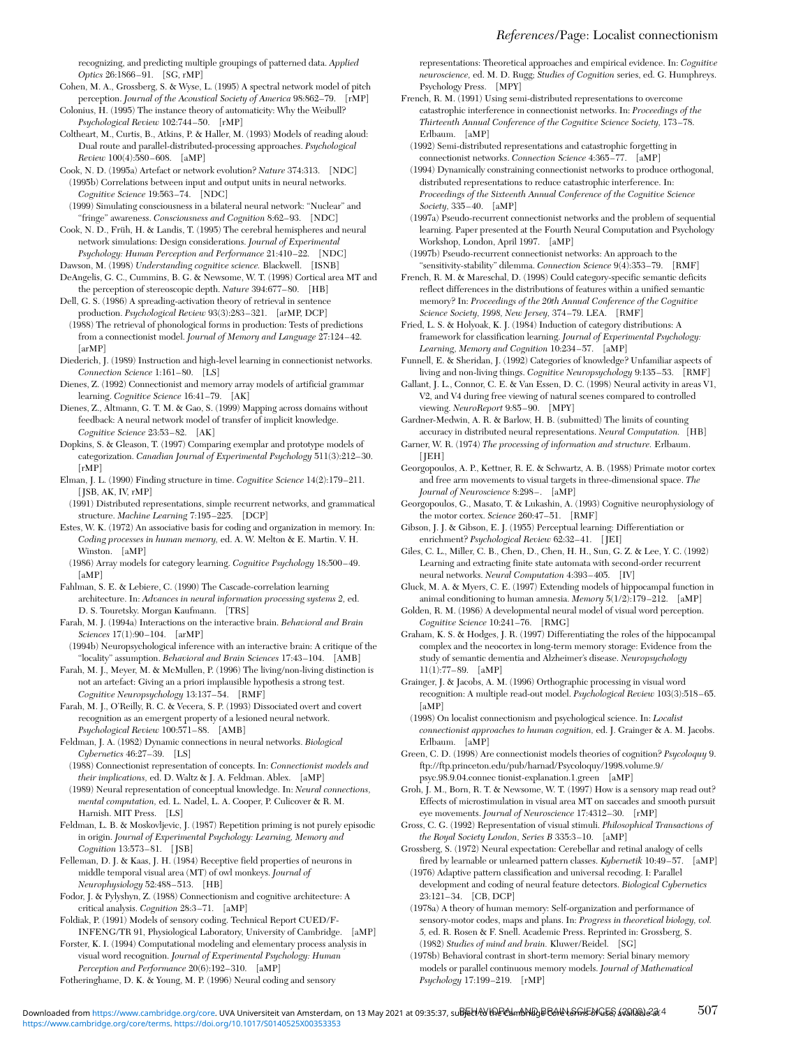recognizing, and predicting multiple groupings of patterned data. *Applied Optics* 26:1866–91. [SG, rMP]

Cohen, M. A., Grossberg, S. & Wyse, L. (1995) A spectral network model of pitch perception. *Journal of the Acoustical Society of America* 98:862–79. [rMP]

Colonius, H. (1995) The instance theory of automaticity: Why the Weibull? *Psychological Review* 102:744–50. [rMP]

Coltheart, M., Curtis, B., Atkins, P. & Haller, M. (1993) Models of reading aloud: Dual route and parallel-distributed-processing approaches. *Psychological Review* 100(4):580–608. [aMP]

Cook, N. D. (1995a) Artefact or network evolution? *Nature* 374:313. [NDC]

(1995b) Correlations between input and output units in neural networks. *Cognitive Science* 19:563–74. [NDC]

(1999) Simulating consciousness in a bilateral neural network: "Nuclear" and "fringe" awareness. *Consciousness and Cognition* 8:62–93. [NDC]

Cook, N. D., Früh, H. & Landis, T. (1995) The cerebral hemispheres and neural network simulations: Design considerations. *Journal of Experimental Psychology: Human Perception and Performance* 21:410–22. [NDC]

Dawson, M. (1998) *Understanding cognitive science.* Blackwell. [ISNB]

DeAngelis, G. C., Cummins, B. G. & Newsome, W. T. (1998) Cortical area MT and the perception of stereoscopic depth. *Nature* 394:677–80. [HB]

Dell, G. S. (1986) A spreading-activation theory of retrieval in sentence production. *Psychological Review* 93(3):283–321. [arMP, DCP]

(1988) The retrieval of phonological forms in production: Tests of predictions from a connectionist model. *Journal of Memory and Language* 27:124–42. [arMP]

Diederich, J. (1989) Instruction and high-level learning in connectionist networks. *Connection Science* 1:161–80. [LS]

Dienes, Z. (1992) Connectionist and memory array models of artificial grammar learning. *Cognitive Science* 16:41–79. [AK]

Dienes, Z., Altmann, G. T. M. & Gao, S. (1999) Mapping across domains without feedback: A neural network model of transfer of implicit knowledge. *Cognitive Science* 23:53–82. [AK]

Dopkins, S. & Gleason, T. (1997) Comparing exemplar and prototype models of categorization. *Canadian Journal of Experimental Psychology* 511(3):212–30. [rMP]

Elman, J. L. (1990) Finding structure in time. *Cognitive Science* 14(2):179–211. [JSB, AK, IV, rMP]

(1991) Distributed representations, simple recurrent networks, and grammatical structure. *Machine Learning* 7:195–225. [DCP]

Estes, W. K. (1972) An associative basis for coding and organization in memory. In: *Coding processes in human memory,* ed. A. W. Melton & E. Martin. V. H. Winston. [aMP]

(1986) Array models for category learning. *Cognitive Psychology* 18:500–49. [aMP]

Fahlman, S. E. & Lebiere, C. (1990) The Cascade-correlation learning architecture. In: *Advances in neural information processing systems 2,* ed. D. S. Touretsky. Morgan Kaufmann. [TRS]

Farah, M. J. (1994a) Interactions on the interactive brain. *Behavioral and Brain Sciences* 17(1):90–104. [arMP]

(1994b) Neuropsychological inference with an interactive brain: A critique of the "locality" assumption. *Behavioral and Brain Sciences* 17:43–104. [AMB]

Farah, M. J., Meyer, M. & McMullen, P. (1996) The living/non-living distinction is not an artefact: Giving an a priori implausible hypothesis a strong test. *Cognitive Neuropsychology* 13:137–54. [RMF]

Farah, M. J., O'Reilly, R. C. & Vecera, S. P. (1993) Dissociated overt and covert recognition as an emergent property of a lesioned neural network. *Psychological Review* 100:571–88. [AMB]

Feldman, J. A. (1982) Dynamic connections in neural networks. *Biological Cybernetics* 46:27–39. [LS]

(1988) Connectionist representation of concepts. In: *Connectionist models and their implications,* ed. D. Waltz & J. A. Feldman. Ablex. [aMP]

(1989) Neural representation of conceptual knowledge. In: *Neural connections, mental computation,* ed. L. Nadel, L. A. Cooper, P. Culicover & R. M. Harnish. MIT Press. [LS]

Feldman, L. B. & Moskovljevic, J. (1987) Repetition priming is not purely episodic in origin. *Journal of Experimental Psychology: Learning, Memory and Cognition* 13:573–81. [JSB]

Felleman, D. J. & Kaas, J. H. (1984) Receptive field properties of neurons in middle temporal visual area (MT) of owl monkeys. *Journal of Neurophysiology* 52:488–513. [HB]

Fodor, J. & Pylyshyn, Z. (1988) Connectionism and cognitive architecture: A critical analysis. *Cognition* 28:3–71. [aMP]

Foldiak, P. (1991) Models of sensory coding. Technical Report CUED/F-INFENG/TR 91, Physiological Laboratory, University of Cambridge. [aMP]

Forster, K. I. (1994) Computational modeling and elementary process analysis in visual word recognition. *Journal of Experimental Psychology: Human Perception and Performance* 20(6):192–310. [aMP]

Fotheringhame, D. K. & Young, M. P. (1996) Neural coding and sensory representations: Theoretical approaches and empirical evidence. In: *Cognitive neuroscience,* ed. M. D. Rugg; *Studies of Cognition* series, ed. G. Humphreys. Psychology Press. [MPY]

French, R. M. (1991) Using semi-distributed representations to overcome catastrophic interference in connectionist networks. In: *Proceedings of the Thirteenth Annual Conference of the Cognitive Science Society,* 173–78. Erlbaum. [aMP]

(1992) Semi-distributed representations and catastrophic forgetting in connectionist networks. *Connection Science* 4:365–77. [aMP]

(1994) Dynamically constraining connectionist networks to produce orthogonal, distributed representations to reduce catastrophic interference. In: *Proceedings of the Sixteenth Annual Conference of the Cognitive Science Society,* 335–40. [aMP]

(1997a) Pseudo-recurrent connectionist networks and the problem of sequential learning. Paper presented at the Fourth Neural Computation and Psychology Workshop, London, April 1997. [aMP]

(1997b) Pseudo-recurrent connectionist networks: An approach to the "sensitivity-stability" dilemma. *Connection Science* 9(4):353–79. [RMF]

French, R. M. & Mareschal, D. (1998) Could category-specific semantic deficits reflect differences in the distributions of features within a unified semantic memory? In: *Proceedings of the 20th Annual Conference of the Cognitive Science Society, 1998, New Jersey,* 374–79. LEA. [RMF]

Fried, L. S. & Holyoak, K. J. (1984) Induction of category distributions: A framework for classification learning. *Journal of Experimental Psychology: Learning, Memory and Cognition* 10:234–57. [aMP]

Funnell, E. & Sheridan, J. (1992) Categories of knowledge? Unfamiliar aspects of living and non-living things. *Cognitive Neuropsychology* 9:135–53. [RMF]

Gallant, J. L., Connor, C. E. & Van Essen, D. C. (1998) Neural activity in areas V1, V2, and V4 during free viewing of natural scenes compared to controlled viewing. *NeuroReport* 9:85–90. [MPY]

Gardner-Medwin, A. R. & Barlow, H. B. (submitted) The limits of counting accuracy in distributed neural representations. *Neural Computation.* [HB]

Garner, W. R. (1974) *The processing of information and structure.* Erlbaum. [JEH]

Georgopoulos, A. P., Kettner, R. E. & Schwartz, A. B. (1988) Primate motor cortex and free arm movements to visual targets in three-dimensional space. *The Journal of Neuroscience* 8:298–. [aMP]

Georgopoulos, G., Masato, T. & Lukashin, A. (1993) Cognitive neurophysiology of the motor cortex. *Science* 260:47–51. [RMF]

Gibson, J. J. & Gibson, E. J. (1955) Perceptual learning: Differentiation or enrichment? *Psychological Review* 62:32–41. [JEI]

Giles, C. L., Miller, C. B., Chen, D., Chen, H. H., Sun, G. Z. & Lee, Y. C. (1992) Learning and extracting finite state automata with second-order recurrent neural networks. *Neural Computation* 4:393–405. [IV]

Gluck, M. A. & Myers, C. E. (1997) Extending models of hippocampal function in animal conditioning to human amnesia. *Memory* 5(1/2):179–212. [aMP]

Golden, R. M. (1986) A developmental neural model of visual word perception. *Cognitive Science* 10:241–76. [RMG]

Graham, K. S. & Hodges, J. R. (1997) Differentiating the roles of the hippocampal complex and the neocortex in long-term memory storage: Evidence from the study of semantic dementia and Alzheimer's disease. *Neuropsychology* 11(1):77–89. [aMP]

Grainger, J. & Jacobs, A. M. (1996) Orthographic processing in visual word recognition: A multiple read-out model. *Psychological Review* 103(3):518–65. [aMP]

(1998) On localist connectionism and psychological science. In: *Localist connectionist approaches to human cognition,* ed. J. Grainger & A. M. Jacobs. Erlbaum. [aMP]

Green, C. D. (1998) Are connectionist models theories of cognition? *Psycoloquy* 9. ftp://ftp.princeton.edu/pub/harnad/Psycoloquy/1998.volume.9/psyc.98.9.04.connec tionist-explanation.1.green [aMP]

Groh, J. M., Born, R. T. & Newsome, W. T. (1997) How is a sensory map read out? Effects of microstimulation in visual area MT on saccades and smooth pursuit eye movements. *Journal of Neuroscience* 17:4312–30. [rMP]

Gross, C. G. (1992) Representation of visual stimuli. *Philosophical Transactions of the Royal Society London, Series B* 335:3–10. [aMP]

Grossberg, S. (1972) Neural expectation: Cerebellar and retinal analogy of cells fired by learnable or unlearned pattern classes. *Kybernetik* 10:49–57. [aMP]

(1976) Adaptive pattern classification and universal recoding. I: Parallel development and coding of neural feature detectors. *Biological Cybernetics* 23:121–34. [CB, DCP]

(1978a) A theory of human memory: Self-organization and performance of sensory-motor codes, maps and plans. In: *Progress in theoretical biology, vol. 5,* ed. R. Rosen & F. Snell. Academic Press. Reprinted in: Grossberg, S. (1982) *Studies of mind and brain.* Kluwer/Reidel. [SG]

(1978b) Behavioral contrast in short-term memory: Serial binary memory models or parallel continuous memory models. *Journal of Mathematical Psychology* 17:199–219. [rMP]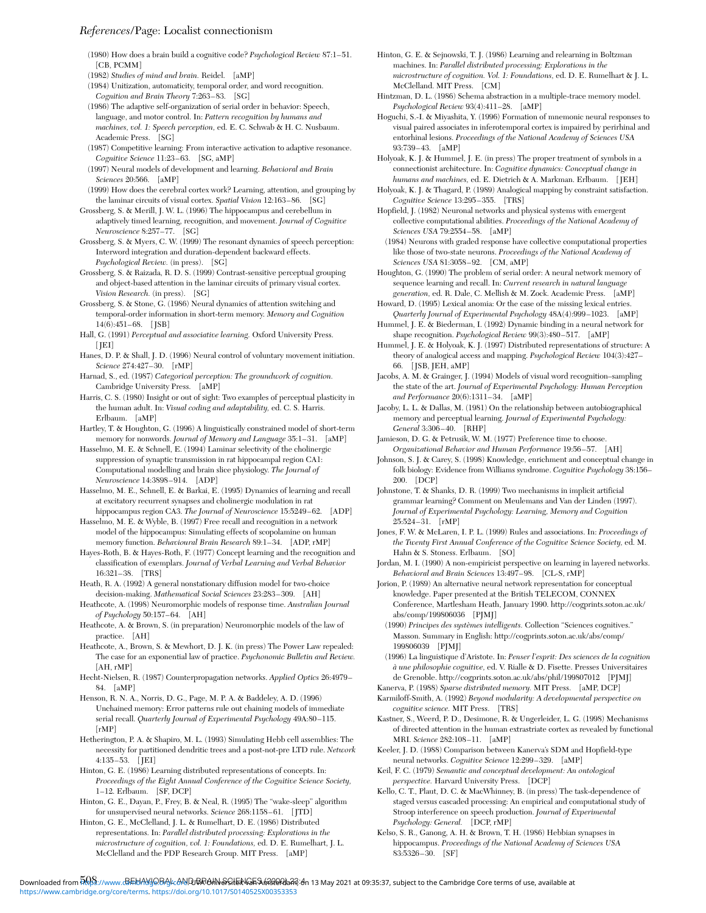(1980) How does a brain build a cognitive code? *Psychological Review* 87:1–51. [CB, PCMM]

(1982) *Studies of mind and brain.* Reidel. [aMP]

(1984) Unitization, automaticity, temporal order, and word recognition. *Cognition and Brain Theory* 7:263–83. [SG]

(1986) The adaptive self-organization of serial order in behavior: Speech, language, and motor control. In: *Pattern recognition by humans and machines, vol. 1: Speech perception,* ed. E. C. Schwab & H. C. Nusbaum. Academic Press. [SG]

(1987) Competitive learning: From interactive activation to adaptive resonance. *Cognitive Science* 11:23–63. [SG, aMP]

(1997) Neural models of development and learning. *Behavioral and Brain Sciences* 20:566. [aMP]

(1999) How does the cerebral cortex work? Learning, attention, and grouping by the laminar circuits of visual cortex. *Spatial Vision* 12:163–86. [SG]

Grossberg, S. & Merill, J. W. L. (1996) The hippocampus and cerebellum in adaptively timed learning, recognition, and movement. *Journal of Cognitive Neuroscience* 8:257–77. [SG]

Grossberg, S. & Myers, C. W. (1999) The resonant dynamics of speech perception: Interword integration and duration-dependent backward effects. *Psychological Review.* (in press). [SG]

Grossberg, S. & Raizada, R. D. S. (1999) Contrast-sensitive perceptual grouping and object-based attention in the laminar circuits of primary visual cortex. *Vision Research.* (in press). [SG]

Grossberg, S. & Stone, G. (1986) Neural dynamics of attention switching and temporal-order information in short-term memory. *Memory and Cognition* 14(6):451–68. [JSB]

Hall, G. (1991) *Perceptual and associative learning.* Oxford University Press. [JEI]

Hanes, D. P. & Shall, J. D. (1996) Neural control of voluntary movement initiation. *Science* 274:427–30. [rMP]

Harnad, S., ed. (1987) *Categorical perception: The groundwork of cognition.* Cambridge University Press. [aMP]

Harris, C. S. (1980) Insight or out of sight: Two examples of perceptual plasticity in the human adult. In: *Visual coding and adaptability,* ed. C. S. Harris. Erlbaum. [aMP]

Hartley, T. & Houghton, G. (1996) A linguistically constrained model of short-term memory for nonwords. *Journal of Memory and Language* 35:1–31. [aMP]

Hasselmo, M. E. & Schnell, E. (1994) Laminar selectivity of the cholinergic suppression of synaptic transmission in rat hippocampal region CA1: Computational modelling and brain slice physiology. *The Journal of Neuroscience* 14:3898–914. [ADP]

Hasselmo, M. E., Schnell, E. & Barkai, E. (1995) Dynamics of learning and recall at excitatory recurrent synapses and cholinergic modulation in rat hippocampus region CA3. *The Journal of Neuroscience* 15:5249–62. [ADP]

Hasselmo, M. E. & Wyble, B. (1997) Free recall and recognition in a network model of the hippocampus: Simulating effects of scopolamine on human memory function. *Behavioural Brain Research* 89:1–34. [ADP, rMP]

Hayes-Roth, B. & Hayes-Roth, F. (1977) Concept learning and the recognition and classification of exemplars. *Journal of Verbal Learning and Verbal Behavior* 16:321–38. [TRS]

Heath, R. A. (1992) A general nonstationary diffusion model for two-choice decision-making. *Mathematical Social Sciences* 23:283–309. [AH]

Heathcote, A. (1998) Neuromorphic models of response time. *Australian Journal of Psychology* 50:157–64. [AH]

Heathcote, A. & Brown, S. (in preparation) Neuromorphic models of the law of practice. [AH]

Heathcote, A., Brown, S. & Mewhort, D. J. K. (in press) The Power Law repealed: The case for an exponential law of practice. *Psychonomic Bulletin and Review.* [AH, rMP]

Hecht-Nielsen, R. (1987) Counterpropagation networks. *Applied Optics* 26:4979–84. [aMP]

Henson, R. N. A., Norris, D. G., Page, M. P. A. & Baddeley, A. D. (1996) Unchained memory: Error patterns rule out chaining models of immediate serial recall. *Quarterly Journal of Experimental Psychology* 49A:80–115. [rMP]

Hetherington, P. A. & Shapiro, M. L. (1993) Simulating Hebb cell assemblies: The necessity for partitioned dendritic trees and a post-not-pre LTD rule. *Network* 4:135–53. [JEI]

Hinton, G. E. (1986) Learning distributed representations of concepts. In: *Proceedings of the Eight Annual Conference of the Cognitive Science Society,* 1–12. Erlbaum. [SF, DCP]

Hinton, G. E., Dayan, P., Frey, B. & Neal, R. (1995) The "wake-sleep" algorithm for unsupervised neural networks. *Science* 268:1158–61. [JTD]

Hinton, G. E., McClelland, J. L. & Rumelhart, D. E. (1986) Distributed representations. In: *Parallel distributed processing: Explorations in the microstructure of cognition, vol. 1: Foundations,* ed. D. E. Rumelhart, J. L. McClelland and the PDP Research Group. MIT Press. [aMP]

Hinton, G. E. & Sejnowski, T. J. (1986) Learning and relearning in Boltzman machines. In: *Parallel distributed processing: Explorations in the microstructure of cognition. Vol. 1: Foundations,* ed. D. E. Rumelhart & J. L. McClelland. MIT Press. [CM]

Hintzman, D. L. (1986) Schema abstraction in a multiple-trace memory model. *Psychological Review* 93(4):411–28. [aMP]

Hoguchi, S.-I. & Miyashita, Y. (1996) Formation of mnemonic neural responses to visual paired associates in inferotemporal cortex is impaired by perirhinal and entorhinal lesions. *Proceedings of the National Academy of Sciences USA* 93:739–43. [aMP]

Holyoak, K. J. & Hummel, J. E. (in press) The proper treatment of symbols in a connectionist architecture. In: *Cognitive dynamics: Conceptual change in humans and machines,* ed. E. Dietrich & A. Markman. Erlbaum. [JEH]

Holyoak, K. J. & Thagard, P. (1989) Analogical mapping by constraint satisfaction. *Cognitive Science* 13:295–355. [TRS]

Hopfield, J. (1982) Neuronal networks and physical systems with emergent collective computational abilities. *Proceedings of the National Academy of Sciences USA* 79:2554–58. [aMP]

(1984) Neurons with graded response have collective computational properties like those of two-state neurons. *Proceedings of the National Academy of Sciences USA* 81:3058–92. [CM, aMP]

Houghton, G. (1990) The problem of serial order: A neural network memory of sequence learning and recall. In: *Current research in natural language generation,* ed. R. Dale, C. Mellish & M. Zock. Academic Press. [aMP]

Howard, D. (1995) Lexical anomia: Or the case of the missing lexical entries. *Quarterly Journal of Experimental Psychology* 48A(4):999–1023. [aMP]

Hummel, J. E. & Biederman, I. (1992) Dynamic binding in a neural network for shape recognition. *Psychological Review* 99(3):480–517. [aMP]

Hummel, J. E. & Holyoak, K. J. (1997) Distributed representations of structure: A theory of analogical access and mapping. *Psychological Review* 104(3):427–66. [JSB, JEH, aMP]

Jacobs, A. M. & Grainger, J. (1994) Models of visual word recognition–sampling the state of the art. *Journal of Experimental Psychology: Human Perception and Performance* 20(6):1311–34. [aMP]

Jacoby, L. L. & Dallas, M. (1981) On the relationship between autobiographical memory and perceptual learning. *Journal of Experimental Psychology: General* 3:306–40. [RHP]

Jamieson, D. G. & Petrusik, W. M. (1977) Preference time to choose. *Organizational Behavior and Human Performance* 19:56–57. [AH]

Johnson, S. J. & Carey, S. (1998) Knowledge, enrichment and conceptual change in folk biology: Evidence from Williams syndrome. *Cognitive Psychology* 38:156–200. [DCP]

Johnstone, T. & Shanks, D. R. (1999) Two mechanisms in implicit artificial grammar learning? Comment on Meulemans and Van der Linden (1997). *Journal of Experimental Psychology: Learning, Memory and Cognition* 25:524–31. [rMP]

Jones, F. W. & McLaren, I. P. L. (1999) Rules and associations. In: *Proceedings of the Twenty First Annual Conference of the Cognitive Science Society,* ed. M. Hahn & S. Stoness. Erlbaum. [SO]

Jordan, M. I. (1990) A non-empiricist perspective on learning in layered networks. *Behavioral and Brain Sciences* 13:497–98. [CL-S, rMP]

Jorion, P. (1989) An alternative neural network representation for conceptual knowledge. Paper presented at the British TELECOM, CONNEX Conference, Martlesham Heath, January 1990. http://cogprints.soton.ac.uk/abs/comp/199806036 [PJMJ]

(1990) *Principes des systèmes intelligents.* Collection "Sciences cognitives." Masson. Summary in English: http://cogprints.soton.ac.uk/abs/comp/199806039 [PJMJ]

(1996) La linguistique d'Aristote. In: *Penser l'esprit: Des sciences de la cognition à une philosophie cognitive,* ed. V. Rialle & D. Fisette. Presses Universitaires de Grenoble. http://cogprints.soton.ac.uk/abs/phil/199807012 [PJMJ]

Kanerva, P. (1988) *Sparse distributed memory.* MIT Press. [aMP, DCP]

Karmiloff-Smith, A. (1992) *Beyond modularity: A developmental perspective on cognitive science.* MIT Press. [TRS]

Kastner, S., Weerd, P. D., Desimone, R. & Ungerleider, L. G. (1998) Mechanisms of directed attention in the human extrastriate cortex as revealed by functional MRI. *Science* 282:108–11. [aMP]

Keeler, J. D. (1988) Comparison between Kanerva's SDM and Hopfield-type neural networks. *Cognitive Science* 12:299–329. [aMP]

Keil, F. C. (1979) *Semantic and conceptual development: An ontological perspective.* Harvard University Press. [DCP]

Kello, C. T., Plaut, D. C. & MacWhinney, B. (in press) The task-dependence of staged versus cascaded processing: An empirical and computational study of Stroop interference on speech production. *Journal of Experimental Psychology: General.* [DCP, rMP]

Kelso, S. R., Ganong, A. H. & Brown, T. H. (1986) Hebbian synapses in hippocampus. *Proceedings of the National Academy of Sciences USA* 83:5326–30. [SF]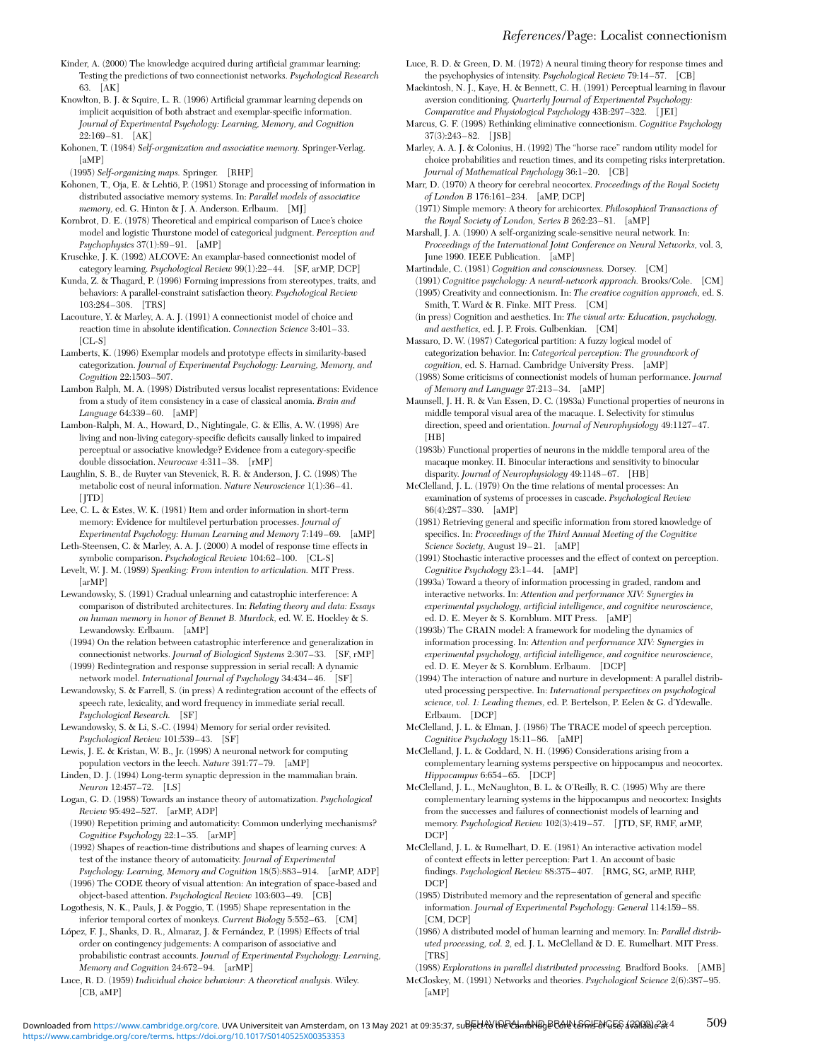Kinder, A. (2000) The knowledge acquired during artificial grammar learning: Testing the predictions of two connectionist networks. *Psychological Research* 63. [AK]

Knowlton, B. J. & Squire, L. R. (1996) Artificial grammar learning depends on implicit acquisition of both abstract and exemplar-specific information. *Journal of Experimental Psychology: Learning, Memory, and Cognition* 22:169–81. [AK]

Kohonen, T. (1984) *Self-organization and associative memory.* Springer-Verlag. [aMP]

(1995) *Self-organizing maps.* Springer. [RHP]

Kohonen, T., Oja, E. & Lehtiö, P. (1981) Storage and processing of information in distributed associative memory systems. In: *Parallel models of associative memory,* ed. G. Hinton & J. A. Anderson. Erlbaum. [MJ]

Kornbrot, D. E. (1978) Theoretical and empirical comparison of Luce's choice model and logistic Thurstone model of categorical judgment. *Perception and Psychophysics* 37(1):89–91. [aMP]

Kruschke, J. K. (1992) ALCOVE: An examplar-based connectionist model of category learning. *Psychological Review* 99(1):22–44. [SF, arMP, DCP]

Kunda, Z. & Thagard, P. (1996) Forming impressions from stereotypes, traits, and behaviors: A parallel-constraint satisfaction theory. *Psychological Review* 103:284–308. [TRS]

Lacouture, Y. & Marley, A. A. J. (1991) A connectionist model of choice and reaction time in absolute identification. *Connection Science* 3:401–33. [CL-S]

Lamberts, K. (1996) Exemplar models and prototype effects in similarity-based categorization. *Journal of Experimental Psychology: Learning, Memory, and Cognition* 22:1503–507.

Lambon Ralph, M. A. (1998) Distributed versus localist representations: Evidence from a study of item consistency in a case of classical anomia. *Brain and Language* 64:339–60. [aMP]

Lambon-Ralph, M. A., Howard, D., Nightingale, G. & Ellis, A. W. (1998) Are living and non-living category-specific deficits causally linked to impaired perceptual or associative knowledge? Evidence from a category-specific double dissociation. *Neurocase* 4:311–38. [rMP]

Laughlin, S. B., de Ruyter van Stevenick, R. R. & Anderson, J. C. (1998) The metabolic cost of neural information. *Nature Neuroscience* 1(1):36–41. [JTD]

Lee, C. L. & Estes, W. K. (1981) Item and order information in short-term memory: Evidence for multilevel perturbation processes. *Journal of Experimental Psychology: Human Learning and Memory* 7:149–69. [aMP]

Leth-Steensen, C. & Marley, A. A. J. (2000) A model of response time effects in symbolic comparison. *Psychological Review* 104:62–100. [CL-S]

Levelt, W. J. M. (1989) *Speaking: From intention to articulation.* MIT Press. [arMP]

Lewandowsky, S. (1991) Gradual unlearning and catastrophic interference: A comparison of distributed architectures. In: *Relating theory and data: Essays on human memory in honor of Bennet B. Murdock,* ed. W. E. Hockley & S. Lewandowsky. Erlbaum. [aMP]

(1994) On the relation between catastrophic interference and generalization in connectionist networks. *Journal of Biological Systems* 2:307–33. [SF, rMP]

(1999) Redintegration and response suppression in serial recall: A dynamic network model. *International Journal of Psychology* 34:434–46. [SF]

Lewandowsky, S. & Farrell, S. (in press) A redintegration account of the effects of speech rate, lexicality, and word frequency in immediate serial recall. *Psychological Research.* [SF]

Lewandowsky, S. & Li, S.-C. (1994) Memory for serial order revisited. *Psychological Review* 101:539–43. [SF]

Lewis, J. E. & Kristan, W. B., Jr. (1998) A neuronal network for computing population vectors in the leech. *Nature* 391:77–79. [aMP]

Linden, D. J. (1994) Long-term synaptic depression in the mammalian brain. *Neuron* 12:457–72. [LS]

Logan, G. D. (1988) Towards an instance theory of automatization. *Psychological Review* 95:492–527. [arMP, ADP]

(1990) Repetition priming and automaticity: Common underlying mechanisms? *Cognitive Psychology* 22:1–35. [arMP]

(1992) Shapes of reaction-time distributions and shapes of learning curves: A test of the instance theory of automaticity. *Journal of Experimental Psychology: Learning, Memory and Cognition* 18(5):883–914. [arMP, ADP]

(1996) The CODE theory of visual attention: An integration of space-based and object-based attention. *Psychological Review* 103:603–49. [CB]

Logothesis, N. K., Pauls, J. & Poggio, T. (1995) Shape representation in the inferior temporal cortex of monkeys. *Current Biology* 5:552–63. [CM]

López, F. J., Shanks, D. R., Almaraz, J. & Fernández, P. (1998) Effects of trial order on contingency judgements: A comparison of associative and probabilistic contrast accounts. *Journal of Experimental Psychology: Learning, Memory and Cognition* 24:672–94. [arMP]

Luce, R. D. (1959) *Individual choice behaviour: A theoretical analysis.* Wiley. [CB, aMP]

Luce, R. D. & Green, D. M. (1972) A neural timing theory for response times and the psychophysics of intensity. *Psychological Review* 79:14–57. [CB]

Mackintosh, N. J., Kaye, H. & Bennett, C. H. (1991) Perceptual learning in flavour aversion conditioning. *Quarterly Journal of Experimental Psychology: Comparative and Physiological Psychology* 43B:297–322. [JEI]

Marcus, G. F. (1998) Rethinking eliminative connectionism. *Cognitive Psychology* 37(3):243–82. [JSB]

Marley, A. A. J. & Colonius, H. (1992) The "horse race" random utility model for choice probabilities and reaction times, and its competing risks interpretation. *Journal of Mathematical Psychology* 36:1–20. [CB]

Marr, D. (1970) A theory for cerebral neocortex. *Proceedings of the Royal Society of London B* 176:161–234. [aMP, DCP]

(1971) Simple memory: A theory for archicortex. *Philosophical Transactions of the Royal Society of London, Series B* 262:23–81. [aMP]

Marshall, J. A. (1990) A self-organizing scale-sensitive neural network. In: *Proceedings of the International Joint Conference on Neural Networks,* vol. 3, June 1990. IEEE Publication. [aMP]

Martindale, C. (1981) *Cognition and consciousness.* Dorsey. [CM]

(1991) *Cognitive psychology: A neural-network approach.* Brooks/Cole. [CM]

(1995) Creativity and connectionism. In: *The creative cognition approach,* ed. S. Smith, T. Ward & R. Finke. MIT Press. [CM]

(in press) Cognition and aesthetics. In: *The visual arts: Education, psychology, and aesthetics,* ed. J. P. Frois. Gulbenkian. [CM]

Massaro, D. W. (1987) Categorical partition: A fuzzy logical model of categorization behavior. In: *Categorical perception: The groundwork of cognition,* ed. S. Harnad. Cambridge University Press. [aMP]

(1988) Some criticisms of connectionist models of human performance. *Journal of Memory and Language* 27:213–34. [aMP]

Maunsell, J. H. R. & Van Essen, D. C. (1983a) Functional properties of neurons in middle temporal visual area of the macaque. I. Selectivity for stimulus direction, speed and orientation. *Journal of Neurophysiology* 49:1127–47. [HB]

(1983b) Functional properties of neurons in the middle temporal area of the macaque monkey. II. Binocular interactions and sensitivity to binocular disparity. *Journal of Neurophysiology* 49:1148–67. [HB]

McClelland, J. L. (1979) On the time relations of mental processes: An examination of systems of processes in cascade. *Psychological Review* 86(4):287–330. [aMP]

(1981) Retrieving general and specific information from stored knowledge of specifics. In: *Proceedings of the Third Annual Meeting of the Cognitive Science Society,* August 19–21. [aMP]

(1991) Stochastic interactive processes and the effect of context on perception. *Cognitive Psychology* 23:1–44. [aMP]

(1993a) Toward a theory of information processing in graded, random and interactive networks. In: *Attention and performance XIV: Synergies in experimental psychology, artificial intelligence, and cognitive neuroscience,* ed. D. E. Meyer & S. Kornblum. MIT Press. [aMP]

(1993b) The GRAIN model: A framework for modeling the dynamics of information processing. In: *Attention and performance XIV: Synergies in experimental psychology, artificial intelligence, and cognitive neuroscience,* ed. D. E. Meyer & S. Kornblum. Erlbaum. [DCP]

(1994) The interaction of nature and nurture in development: A parallel distributed processing perspective. In: *International perspectives on psychological science, vol. 1: Leading themes,* ed. P. Bertelson, P. Eelen & G. d'Ydewalle. Erlbaum. [DCP]

McClelland, J. L. & Elman, J. (1986) The TRACE model of speech perception. *Cognitive Psychology* 18:11–86. [aMP]

McClelland, J. L. & Goddard, N. H. (1996) Considerations arising from a complementary learning systems perspective on hippocampus and neocortex. *Hippocampus* 6:654–65. [DCP]

McClelland, J. L., McNaughton, B. L. & O'Reilly, R. C. (1995) Why are there complementary learning systems in the hippocampus and neocortex: Insights from the successes and failures of connectionist models of learning and memory. *Psychological Review* 102(3):419–57. [JTD, SF, RMF, arMP, DCP]

McClelland, J. L. & Rumelhart, D. E. (1981) An interactive activation model of context effects in letter perception: Part 1. An account of basic findings. *Psychological Review* 88:375–407. [RMG, SG, arMP, RHP, DCP]

(1985) Distributed memory and the representation of general and specific information. *Journal of Experimental Psychology: General* 114:159–88. [CM, DCP]

(1986) A distributed model of human learning and memory. In: *Parallel distributed processing, vol. 2,* ed. J. L. McClelland & D. E. Rumelhart. MIT Press. [TRS]

(1988) *Explorations in parallel distributed processing.* Bradford Books. [AMB]

McCloskey, M. (1991) Networks and theories. *Psychological Science* 2(6):387–95. [aMP]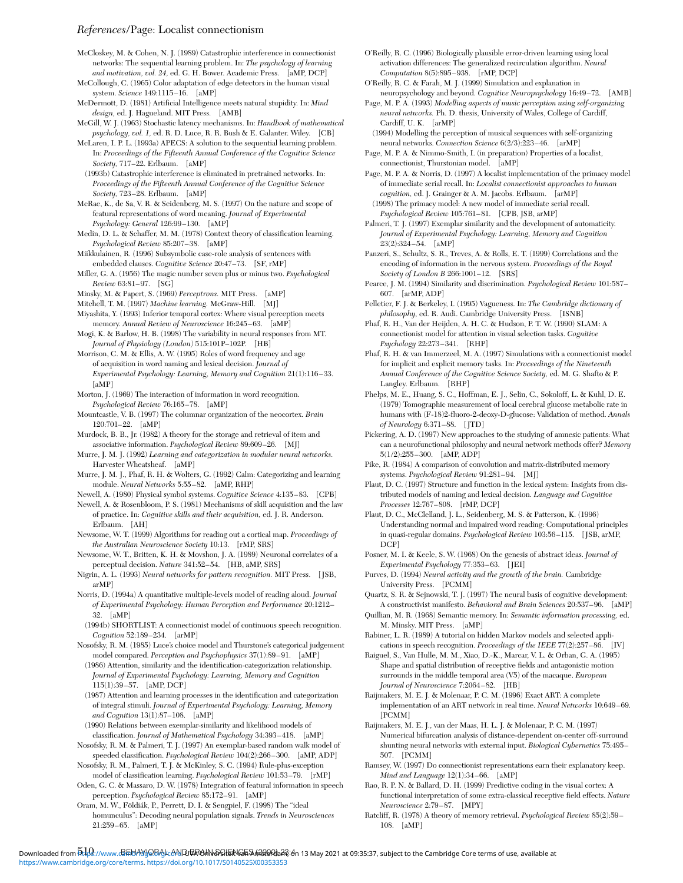McCloskey, M. & Cohen, N. J. (1989) Catastrophic interference in connectionist networks: The sequential learning problem. In: *The psychology of learning and motivation, vol. 24*, ed. G. H. Bower. Academic Press. [aMP, DCP]

McCollough, C. (1965) Color adaptation of edge detectors in the human visual system. *Science* 149:1115–16. [aMP]

McDermott, D. (1981) Artificial Intelligence meets natural stupidity. In: *Mind design*, ed. J. Hagueland. MIT Press. [AMB]

McGill, W. J. (1963) Stochastic latency mechanisms. In: *Handbook of mathematical psychology, vol. 1*, ed. R. D. Luce, R. R. Bush & E. Galanter. Wiley. [CB]

McLaren, I. P. L. (1993a) APECS: A solution to the sequential learning problem. In: *Proceedings of the Fifteenth Annual Conference of the Cognitive Science Society*, 717–22. Erlbaum. [aMP]

(1993b) Catastrophic interference is eliminated in pretrained networks. In: *Proceedings of the Fifteenth Annual Conference of the Cognitive Science Society*, 723–28. Erlbaum. [aMP]

McRae, K., de Sa, V. R. & Seidenberg, M. S. (1997) On the nature and scope of featural representations of word meaning. *Journal of Experimental Psychology: General* 126:99–130. [aMP]

Medin, D. L. & Schaffer, M. M. (1978) Context theory of classification learning. *Psychological Review* 85:207–38. [aMP]

Miikkulainen, R. (1996) Subsymbolic case-role analysis of sentences with embedded clauses. *Cognitive Science* 20:47–73. [SF, rMP]

Miller, G. A. (1956) The magic number seven plus or minus two. *Psychological Review* 63:81–97. [SG]

Minsky, M. & Papert, S. (1969) *Perceptrons.* MIT Press. [aMP]

Mitchell, T. M. (1997) *Machine learning.* McGraw-Hill. [MJ]

Miyashita, Y. (1993) Inferior temporal cortex: Where visual perception meets memory. *Annual Review of Neuroscience* 16:245–63. [aMP]

Mogi, K. & Barlow, H. B. (1998) The variability in neural responses from MT. *Journal of Physiology (London)* 515:101P–102P. [HB]

Morrison, C. M. & Ellis, A. W. (1995) Roles of word frequency and age of acquisition in word naming and lexical decision. *Journal of Experimental Psychology: Learning, Memory and Cognition* 21(1):116–33. [aMP]

Morton, J. (1969) The interaction of information in word recognition. *Psychological Review* 76:165–78. [aMP]

Mountcastle, V. B. (1997) The columnar organization of the neocortex. *Brain* 120:701–22. [aMP]

Murdock, B. B., Jr. (1982) A theory for the storage and retrieval of item and associative information. *Psychological Review* 89:609–26. [MJ]

Murre, J. M. J. (1992) *Learning and categorization in modular neural networks.* Harvester Wheatsheaf. [aMP]

Murre, J. M. J., Phaf, R. H. & Wolters, G. (1992) Calm: Categorizing and learning module. *Neural Networks* 5:55–82. [aMP, RHP]

Newell, A. (1980) Physical symbol systems. *Cognitive Science* 4:135–83. [CPB]

Newell, A. & Rosenbloom, P. S. (1981) Mechanisms of skill acquisition and the law of practice. In: *Cognitive skills and their acquisition*, ed. J. R. Anderson. Erlbaum. [AH]

Newsome, W. T. (1999) Algorithms for reading out a cortical map. *Proceedings of the Australian Neuroscience Society* 10:13. [rMP, SRS]

Newsome, W. T., Britten, K. H. & Movshon, J. A. (1989) Neuronal correlates of a perceptual decision. *Nature* 341:52–54. [HB, aMP, SRS]

Nigrin, A. L. (1993) *Neural networks for pattern recognition.* MIT Press. [JSB, arMP]

Norris, D. (1994a) A quantitative multiple-levels model of reading aloud. *Journal of Experimental Psychology: Human Perception and Performance* 20:1212–32. [aMP]

(1994b) SHORTLIST: A connectionist model of continuous speech recognition. *Cognition* 52:189–234. [arMP]

Nosofsky, R. M. (1985) Luce's choice model and Thurstone's categorical judgement model compared. *Perception and Psychophysics* 37(1):89–91. [aMP]

(1986) Attention, similarity and the identification-categorization relationship. *Journal of Experimental Psychology: Learning, Memory and Cognition* 115(1):39–57. [aMP, DCP]

(1987) Attention and learning processes in the identification and categorization of integral stimuli. *Journal of Experimental Psychology: Learning, Memory and Cognition* 13(1):87–108. [aMP]

(1990) Relations between exemplar-similarity and likelihood models of classification. *Journal of Mathematical Psychology* 34:393–418. [aMP]

Nosofsky, R. M. & Palmeri, T. J. (1997) An exemplar-based random walk model of speeded classification. *Psychological Review* 104(2):266–300. [aMP, ADP]

Nosofsky, R. M., Palmeri, T. J. & McKinley, S. C. (1994) Rule-plus-exception model of classification learning. *Psychological Review* 101:53–79. [rMP]

Oden, G. C. & Massaro, D. W. (1978) Integration of featural information in speech perception. *Psychological Review* 85:172–91. [aMP]

Oram, M. W., Földiák, P., Perrett, D. I. & Sengpiel, F. (1998) The "ideal homunculus": Decoding neural population signals. *Trends in Neurosciences* 21:259–65. [aMP]

O'Reilly, R. C. (1996) Biologically plausible error-driven learning using local activation differences: The generalized recirculation algorithm. *Neural Computation* 8(5):895–938. [rMP, DCP]

O'Reilly, R. C. & Farah, M. J. (1999) Simulation and explanation in neuropsychology and beyond. *Cognitive Neuropsychology* 16:49–72. [AMB]

Page, M. P. A. (1993) *Modelling aspects of music perception using self-organizing neural networks.* Ph. D. thesis, University of Wales, College of Cardiff, Cardiff, U. K. [arMP]

(1994) Modelling the perception of musical sequences with self-organizing neural networks. *Connection Science* 6(2/3):223–46. [arMP]

Page, M. P. A. & Nimmo-Smith, I. (in preparation) Properties of a localist, connectionist, Thurstonian model. [aMP]

Page, M. P. A. & Norris, D. (1997) A localist implementation of the primacy model of immediate serial recall. In: *Localist connectionist approaches to human cognition*, ed. J. Grainger & A. M. Jacobs. Erlbaum. [arMP]

(1998) The primacy model: A new model of immediate serial recall. *Psychological Review* 105:761–81. [CPB, JSB, arMP]

Palmeri, T. J. (1997) Exemplar similarity and the development of automaticity. *Journal of Experimental Psychology: Learning, Memory and Cognition* 23(2):324–54. [aMP]

Panzeri, S., Schultz, S. R., Treves, A. & Rolls, E. T. (1999) Correlations and the encoding of information in the nervous system. *Proceedings of the Royal Society of London B* 266:1001–12. [SRS]

Pearce, J. M. (1994) Similarity and discrimination. *Psychological Review* 101:587–607. [arMP, ADP]

Pelletier, F. J. & Berkeley, I. (1995) Vagueness. In: *The Cambridge dictionary of philosophy*, ed. R. Audi. Cambridge University Press. [ISNB]

Phaf, R. H., Van der Heijden, A. H. C. & Hudson, P. T. W. (1990) SLAM: A connectionist model for attention in visual selection tasks. *Cognitive Psychology* 22:273–341. [RHP]

Phaf, R. H. & van Immerzeel, M. A. (1997) Simulations with a connectionist model for implicit and explicit memory tasks. In: *Proceedings of the Nineteenth Annual Conference of the Cognitive Science Society*, ed. M. G. Shafto & P. Langley. Erlbaum. [RHP]

Phelps, M. E., Huang, S. C., Hoffman, E. J., Selin, C., Sokoloff, L. & Kuhl, D. E. (1979) Tomographic measurement of local cerebral glucose metabolic rate in humans with (F-18)2-fluoro-2-deoxy-D-glucose: Validation of method. *Annals of Neurology* 6:371–88. [JTD]

Pickering, A. D. (1997) New approaches to the studying of amnesic patients: What can a neurofunctional philosophy and neural network methods offer? *Memory* 5(1/2):255–300. [aMP, ADP]

Pike, R. (1984) A comparison of convolution and matrix-distributed memory systems. *Psychological Review* 91:281–94. [MJ]

Plaut, D. C. (1997) Structure and function in the lexical system: Insights from distributed models of naming and lexical decision. *Language and Cognitive Processes* 12:767–808. [rMP, DCP]

Plaut, D. C., McClelland, J. L., Seidenberg, M. S. & Patterson, K. (1996) Understanding normal and impaired word reading: Computational principles in quasi-regular domains. *Psychological Review* 103:56–115. [JSB, arMP, DCP]

Posner, M. I. & Keele, S. W. (1968) On the genesis of abstract ideas. *Journal of Experimental Psychology* 77:353–63. [JEI]

Purves, D. (1994) *Neural activity and the growth of the brain.* Cambridge University Press. [PCMM]

Quartz, S. R. & Sejnowski, T. J. (1997) The neural basis of cognitive development: A constructivist manifesto. *Behavioral and Brain Sciences* 20:537–96. [aMP]

Quillian, M. R. (1968) Semantic memory. In: *Semantic information processing*, ed. M. Minsky. MIT Press. [aMP]

Rabiner, L. R. (1989) A tutorial on hidden Markov models and selected applications in speech recognition. *Proceedings of the IEEE* 77(2):257–86. [IV]

Raiguel, S., Van Hulle, M. M., Xiao, D.-K., Marcar, V. L. & Orban, G. A. (1995) Shape and spatial distribution of receptive fields and antagonistic motion surrounds in the middle temporal area (V5) of the macaque. *European Journal of Neuroscience* 7:2064–82. [HB]

Raijmakers, M. E. J. & Molenaar, P. C. M. (1996) Exact ART: A complete implementation of an ART network in real time. *Neural Networks* 10:649–69. [PCMM]

Raijmakers, M. E. J., van der Maas, H. L. J. & Molenaar, P. C. M. (1997) Numerical bifurcation analysis of distance-dependent on-center off-surround shunting neural networks with external input. *Biological Cybernetics* 75:495–507. [PCMM]

Ramsey, W. (1997) Do connectionist representations earn their explanatory keep. *Mind and Language* 12(1):34–66. [aMP]

Rao, R. P. N. & Ballard, D. H. (1999) Predictive coding in the visual cortex: A functional interpretation of some extra-classical receptive field effects. *Nature Neuroscience* 2:79–87. [MPY]

Ratcliff, R. (1978) A theory of memory retrieval. *Psychological Review* 85(2):59–108. [aMP]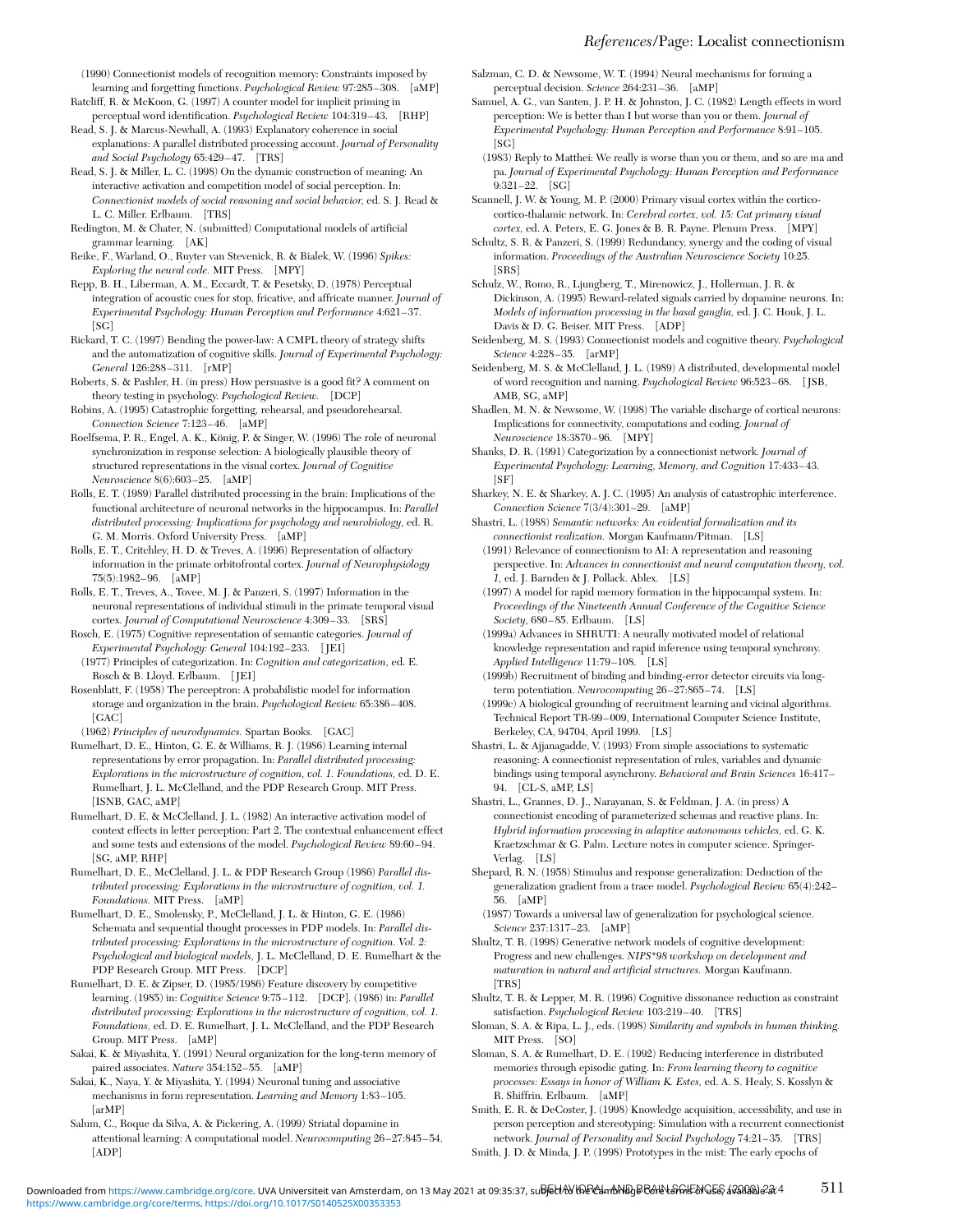(1990) Connectionist models of recognition memory: Constraints imposed by learning and forgetting functions. *Psychological Review* 97:285–308. [aMP]

Ratcliff, R. & McKoon, G. (1997) A counter model for implicit priming in perceptual word identification. *Psychological Review* 104:319–43. [RHP]

Read, S. J. & Marcus-Newhall, A. (1993) Explanatory coherence in social explanations: A parallel distributed processing account. *Journal of Personality and Social Psychology* 65:429–47. [TRS]

Read, S. J. & Miller, L. C. (1998) On the dynamic construction of meaning: An interactive activation and competition model of social perception. In: *Connectionist models of social reasoning and social behavior,* ed. S. J. Read & L. C. Miller. Erlbaum. [TRS]

Redington, M. & Chater, N. (submitted) Computational models of artificial grammar learning. [AK]

Reike, F., Warland, O., Ruyter van Stevenick, R. & Bialek, W. (1996) *Spikes: Exploring the neural code.* MIT Press. [MPY]

Repp, B. H., Liberman, A. M., Eccardt, T. & Pesetsky, D. (1978) Perceptual integration of acoustic cues for stop, fricative, and affricate manner. *Journal of Experimental Psychology: Human Perception and Performance* 4:621–37. [SG]

Rickard, T. C. (1997) Bending the power-law: A CMPL theory of strategy shifts and the automatization of cognitive skills. *Journal of Experimental Psychology: General* 126:288–311. [rMP]

Roberts, S. & Pashler, H. (in press) How persuasive is a good fit? A comment on theory testing in psychology. *Psychological Review.* [DCP]

Robins, A. (1995) Catastrophic forgetting, rehearsal, and pseudorehearsal. *Connection Science* 7:123–46. [aMP]

Roelfsema, P. R., Engel, A. K., König, P. & Singer, W. (1996) The role of neuronal synchronization in response selection: A biologically plausible theory of structured representations in the visual cortex. *Journal of Cognitive Neuroscience* 8(6):603–25. [aMP]

Rolls, E. T. (1989) Parallel distributed processing in the brain: Implications of the functional architecture of neuronal networks in the hippocampus. In: *Parallel distributed processing: Implications for psychology and neurobiology,* ed. R. G. M. Morris. Oxford University Press. [aMP]

Rolls, E. T., Critchley, H. D. & Treves, A. (1996) Representation of olfactory information in the primate orbitofrontal cortex. *Journal of Neurophysiology* 75(5):1982–96. [aMP]

Rolls, E. T., Treves, A., Tovee, M. J. & Panzeri, S. (1997) Information in the neuronal representations of individual stimuli in the primate temporal visual cortex. *Journal of Computational Neuroscience* 4:309–33. [SRS]

Rosch, E. (1975) Cognitive representation of semantic categories. *Journal of Experimental Psychology: General* 104:192–233. [JEI]

(1977) Principles of categorization. In: *Cognition and categorization,* ed. E. Rosch & B. Lloyd. Erlbaum. [JEI]

Rosenblatt, F. (1958) The perceptron: A probabilistic model for information storage and organization in the brain. *Psychological Review* 65:386–408. [GAC]

(1962) *Principles of neurodynamics.* Spartan Books. [GAC]

Rumelhart, D. E., Hinton, G. E. & Williams, R. J. (1986) Learning internal representations by error propagation. In: *Parallel distributed processing: Explorations in the microstructure of cognition, vol. 1. Foundations,* ed. D. E. Rumelhart, J. L. McClelland, and the PDP Research Group. MIT Press. [ISNB, GAC, aMP]

Rumelhart, D. E. & McClelland, J. L. (1982) An interactive activation model of context effects in letter perception: Part 2. The contextual enhancement effect and some tests and extensions of the model. *Psychological Review* 89:60–94. [SG, aMP, RHP]

Rumelhart, D. E., McClelland, J. L. & PDP Research Group (1986) *Parallel distributed processing: Explorations in the microstructure of cognition, vol. 1. Foundations.* MIT Press. [aMP]

Rumelhart, D. E., Smolensky, P., McClelland, J. L. & Hinton, G. E. (1986) Schemata and sequential thought processes in PDP models. In: *Parallel distributed processing: Explorations in the microstructure of cognition. Vol. 2: Psychological and biological models,* J. L. McClelland, D. E. Rumelhart & the PDP Research Group. MIT Press. [DCP]

Rumelhart, D. E. & Zipser, D. (1985/1986) Feature discovery by competitive learning. (1985) in: *Cognitive Science* 9:75–112. [DCP]. (1986) in: *Parallel distributed processing: Explorations in the microstructure of cognition, vol. 1. Foundations,* ed. D. E. Rumelhart, J. L. McClelland, and the PDP Research Group. MIT Press. [aMP]

Sakai, K. & Miyashita, Y. (1991) Neural organization for the long-term memory of paired associates. *Nature* 354:152–55. [aMP]

Sakai, K., Naya, Y. & Miyashita, Y. (1994) Neuronal tuning and associative mechanisms in form representation. *Learning and Memory* 1:83–105. [arMP]

Salum, C., Roque da Silva, A. & Pickering, A. (1999) Striatal dopamine in attentional learning: A computational model. *Neurocomputing* 26–27:845–54. [ADP]

Salzman, C. D. & Newsome, W. T. (1994) Neural mechanisms for forming a perceptual decision. *Science* 264:231–36. [aMP]

Samuel, A. G., van Santen, J. P. H. & Johnston, J. C. (1982) Length effects in word perception: We is better than I but worse than you or them. *Journal of Experimental Psychology: Human Perception and Performance* 8:91–105. [SG]

(1983) Reply to Matthei: We really is worse than you or them, and so are ma and pa. *Journal of Experimental Psychology: Human Perception and Performance* 9:321–22. [SG]

Scannell, J. W. & Young, M. P. (2000) Primary visual cortex within the cortico-cortico-thalamic network. In: *Cerebral cortex, vol. 15: Cat primary visual cortex,* ed. A. Peters, E. G. Jones & B. R. Payne. Plenum Press. [MPY]

Schultz, S. R. & Panzeri, S. (1999) Redundancy, synergy and the coding of visual information. *Proceedings of the Australian Neuroscience Society* 10:25. [SRS]

Schultz, W., Romo, R., Ljungberg, T., Mirenowicz, J., Hollerman, J. R. & Dickinson, A. (1995) Reward-related signals carried by dopamine neurons. In: *Models of information processing in the basal ganglia,* ed. J. C. Houk, J. L. Davis & D. G. Beiser. MIT Press. [ADP]

Seidenberg, M. S. (1993) Connectionist models and cognitive theory. *Psychological Science* 4:228–35. [arMP]

Seidenberg, M. S. & McClelland, J. L. (1989) A distributed, developmental model of word recognition and naming. *Psychological Review* 96:523–68. [JSB, AMB, SG, aMP]

Shadlen, M. N. & Newsome, W. (1998) The variable discharge of cortical neurons: Implications for connectivity, computations and coding. *Journal of Neuroscience* 18:3870–96. [MPY]

Shanks, D. R. (1991) Categorization by a connectionist network. *Journal of Experimental Psychology: Learning, Memory, and Cognition* 17:433–43. [SF]

Sharkey, N. E. & Sharkey, A. J. C. (1995) An analysis of catastrophic interference. *Connection Science* 7(3/4):301–29. [aMP]

Shastri, L. (1988) *Semantic networks: An evidential formalization and its connectionist realization.* Morgan Kaufmann/Pitman. [LS]

(1991) Relevance of connectionism to AI: A representation and reasoning perspective. In: *Advances in connectionist and neural computation theory, vol. 1,* ed. J. Barnden & J. Pollack. Ablex. [LS]

(1997) A model for rapid memory formation in the hippocampal system. In: *Proceedings of the Nineteenth Annual Conference of the Cognitive Science Society,* 680–85. Erlbaum. [LS]

(1999a) Advances in SHRUTI: A neurally motivated model of relational knowledge representation and rapid inference using temporal synchrony. *Applied Intelligence* 11:79–108. [LS]

(1999b) Recruitment of binding and binding-error detector circuits via long-term potentiation. *Neurocomputing* 26–27:865–74. [LS]

(1999c) A biological grounding of recruitment learning and vicinal algorithms. Technical Report TR-99–009, International Computer Science Institute, Berkeley, CA, 94704, April 1999. [LS]

Shastri, L. & Ajjanagadde, V. (1993) From simple associations to systematic reasoning: A connectionist representation of rules, variables and dynamic bindings using temporal asynchrony. *Behavioral and Brain Sciences* 16:417–94. [CL-S, aMP, LS]

Shastri, L., Grannes, D. J., Narayanan, S. & Feldman, J. A. (in press) A connectionist encoding of parameterized schemas and reactive plans. In: *Hybrid information processing in adaptive autonomous vehicles,* ed. G. K. Kraetzschmar & G. Palm. Lecture notes in computer science. Springer-Verlag. [LS]

Shepard, R. N. (1958) Stimulus and response generalization: Deduction of the generalization gradient from a trace model. *Psychological Review* 65(4):242–56. [aMP]

(1987) Towards a universal law of generalization for psychological science. *Science* 237:1317–23. [aMP]

Shultz, T. R. (1998) Generative network models of cognitive development: Progress and new challenges. *NIPS\*98 workshop on development and maturation in natural and artificial structures.* Morgan Kaufmann. [TRS]

Shultz, T. R. & Lepper, M. R. (1996) Cognitive dissonance reduction as constraint satisfaction. *Psychological Review* 103:219–40. [TRS]

Sloman, S. A. & Ripa, L. J., eds. (1998) *Similarity and symbols in human thinking.* MIT Press. [SO]

Sloman, S. A. & Rumelhart, D. E. (1992) Reducing interference in distributed memories through episodic gating. In: *From learning theory to cognitive processes: Essays in honor of William K. Estes,* ed. A. S. Healy, S. Kosslyn & R. Shiffrin. Erlbaum. [aMP]

Smith, E. R. & DeCoster, J. (1998) Knowledge acquisition, accessibility, and use in person perception and stereotyping: Simulation with a recurrent connectionist network. *Journal of Personality and Social Psychology* 74:21–35. [TRS]

Smith, J. D. & Minda, J. P. (1998) Prototypes in the mist: The early epochs of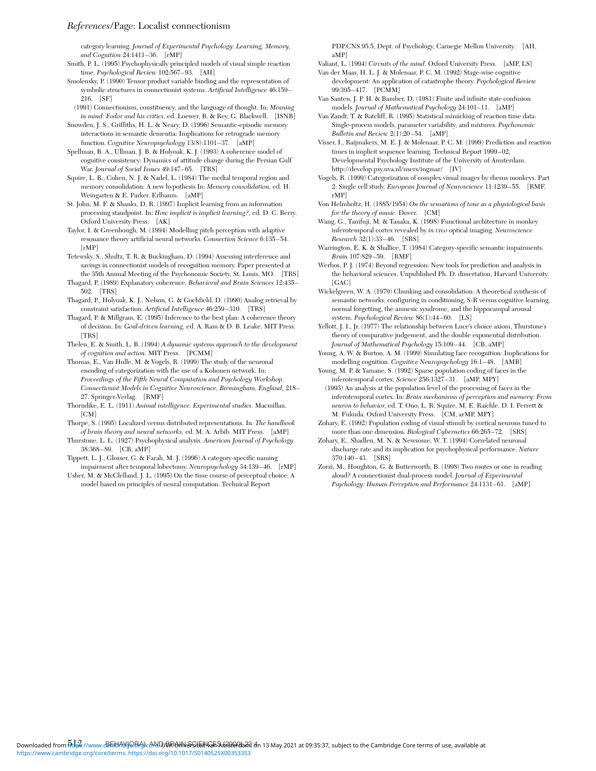category learning. *Journal of Experimental Psychology: Learning, Memory, and Cognition* 24:1411–36. [rMP]

Smith, P. L. (1995) Psychophysically principled models of visual simple reaction time. *Psychological Review* 102:567–93. [AH]

Smolensky, P. (1990) Tensor product variable binding and the representation of symbolic structures in connectionist systems. *Artificial Intelligence* 46:159–216. [SF]

(1991) Connectionism, constituency, and the language of thought. In: *Meaning in mind: Fodor and his critics*, ed. Loewer, B. & Rey, G. Blackwell. [ISNB]

Snowden, J. S., Griffiths, H. L. & Neary, D. (1996) Semantic-episodic memory interactions in semantic dementia: Implications for retrograde memory function. *Cognitive Neuropsychology* 13(8):1101–37. [aMP]

Spellman, B. A., Ullman, J. B. & Holyoak, K. J. (1993) A coherence model of cognitive consistency: Dynamics of attitude change during the Persian Gulf War. *Journal of Social Issues* 49:147–65. [TRS]

Squire, L. R., Cohen, N. J. & Nadel, L. (1984) The medial temporal region and memory consolidation: A new hypothesis In: *Memory consolidation*, ed. H. Weingarten & E. Parker. Erlbaum. [aMP]

St. John, M. F. & Shanks, D. R. (1997) Implicit learning from an information processing standpoint. In: *How implicit is implicit learning?*, ed. D. C. Berry. Oxford University Press. [AK]

Taylor, I. & Greenhough, M. (1994) Modelling pitch perception with adaptive resonance theory artificial neural networks. *Connection Science* 6:135–54. [rMP]

Tetewsky, S., Shultz, T. R. & Buckingham, D. (1994) Assessing interference and savings in connectionist models of recognition memory. Paper presented at the 35th Annual Meeting of the Psychonomic Society, St. Louis, MO. [TRS]

Thagard, P. (1989) Explanatory coherence. *Behavioral and Brain Sciences* 12:435–502. [TRS]

Thagard, P., Holyoak, K. J., Nelson, G. & Gochfield, D. (1990) Analog retrieval by constraint satisfaction. *Artificial Intelligence* 46:259–310. [TRS]

Thagard, P. & Millgram, E. (1995) Inference to the best plan: A coherence theory of decision. In: *Goal-driven learning*, ed. A. Ram & D. B. Leake. MIT Press. [TRS]

Thelen, E. & Smith, L. B. (1994) *A dynamic systems approach to the development of cognition and action.* MIT Press. [PCMM]

Thomas, E., Van Hulle, M. & Vogels, R. (1999) The study of the neuronal encoding of categorization with the use of a Kohonen network. In: *Proceedings of the Fifth Neural Computation and Psychology Workshop. Connectionist Models in Cognitive Neuroscience, Birmingham, England*, 218–27. Springer-Verlag. [RMF]

Thorndike, E. L. (1911) *Animal intelligence: Experimental studies.* Macmillan. [CM]

Thorpe, S. (1995) Localized versus distributed representations. In: *The handbook of brain theory and neural networks*, ed. M. A. Arbib. MIT Press. [aMP]

Thurstone, L. L. (1927) Psychophysical analysis. *American Journal of Psychology* 38:368–89. [CB, aMP]

Tippett, L. J., Glosser, G. & Farah, M. J. (1996) A category-specific naming impairment after temporal lobectomy. *Neuropsychology* 34:139–46. [rMP]

Usher, M. & McClelland, J. L. (1995) On the time course of perceptual choice: A model based on principles of neural computation. Technical Report PDP.CNS.95.5, Dept. of Psychology, Carnegie Mellon University. [AH, aMP]

Valiant, L. (1994) *Circuits of the mind.* Oxford University Press. [aMP, LS]

Van der Maas, H. L. J. & Molenaar, P. C. M. (1992) Stage-wise cognitive development: An application of catastrophe theory. *Psychological Review* 99:395–417. [PCMM]

Van Santen, J. P. H. & Bamber, D. (1981) Finite and infinite state confusion models. *Journal of Mathematical Psychology* 24:101–11. [aMP]

Van Zandt, T. & Ratcliff, R. (1995) Statistical mimicking of reaction time data: Single-process models, parameter variability, and mixtures. *Psychonomic Bulletin and Review* 2(1):20–54. [aMP]

Visser, I., Raijmakers, M. E. J. & Molenaar, P. C. M. (1999) Prediction and reaction times in implicit sequence learning. Technical Report 1999–02, Developmental Psychology Institute of the University of Amsterdam. http://develop.psy.uva.nl/users/ingmar/ [IV]

Vogels, R. (1999) Categorization of complex visual images by rhesus monkeys. Part 2: Single cell study. *European Journal of Neuroscience* 11:1239–55. [RMF, rMP]

Von Helmholtz, H. (1885/1954) *On the sensations of tone as a physiological basis for the theory of music.* Dover. [CM]

Wang, G., Tanifuji, M. & Tanaka, K. (1998) Functional architecture in monkey inferotemporal cortex revealed by *in vivo* optical imaging. *Neuroscience Research* 32(1):33–46. [SRS]

Warrington, E. K. & Shallice, T. (1984) Category-specific semantic impairments. *Brain* 107:829–59. [RMF]

Werbos, P. J. (1974) Beyond regression: New tools for prediction and analysis in the behavioral sciences. Unpublished Ph. D. dissertation, Harvard University. [GAC]

Wickelgreen, W. A. (1979) Chunking and consolidation: A theoretical synthesis of semantic networks, configuring in conditioning, S-R versus cognitive learning, normal forgetting, the amnesic syndrome, and the hippocampal arousal system. *Psychological Review* 86(1):44–60. [LS]

Yellott, J. I., Jr. (1977) The relationship between Luce's choice axiom, Thurstone's theory of comparative judgement, and the double exponential distribution. *Journal of Mathematical Psychology* 15:109–44. [CB, aMP]

Young, A. W. & Burton, A. M. (1999) Simulating face recognition: Implications for modelling cognition. *Cognitive Neuropsychology* 16:1–48. [AMB]

Young, M. P. & Yamane, S. (1992) Sparse population coding of faces in the inferotemporal cortex. *Science* 256:1327–31. [aMP, MPY]

(1993) An analysis at the population level of the processing of faces in the inferotemporal cortex. In: *Brain mechanisms of perception and memory: From neuron to behavior*, ed. T. Ono, L. R. Squire, M. E. Raichle, D. I. Perrett & M. Fukuda. Oxford University Press. [CM, arMP, MPY]

Zohary, E. (1992) Population coding of visual stimuli by cortical neurons tuned to more than one dimension. *Biological Cybernetics* 66:265–72. [SRS]

Zohary, E., Shadlen, M. N. & Newsome, W. T. (1994) Correlated neuronal discharge rate and its implication for psychophysical performance. *Nature* 370:140–43. [SRS]

Zorzi, M., Houghton, G. & Butterworth, B. (1998) Two routes or one in reading aloud? A connectionist dual-process model. *Journal of Experimental Psychology: Human Perception and Performance* 24:1131–61. [aMP]